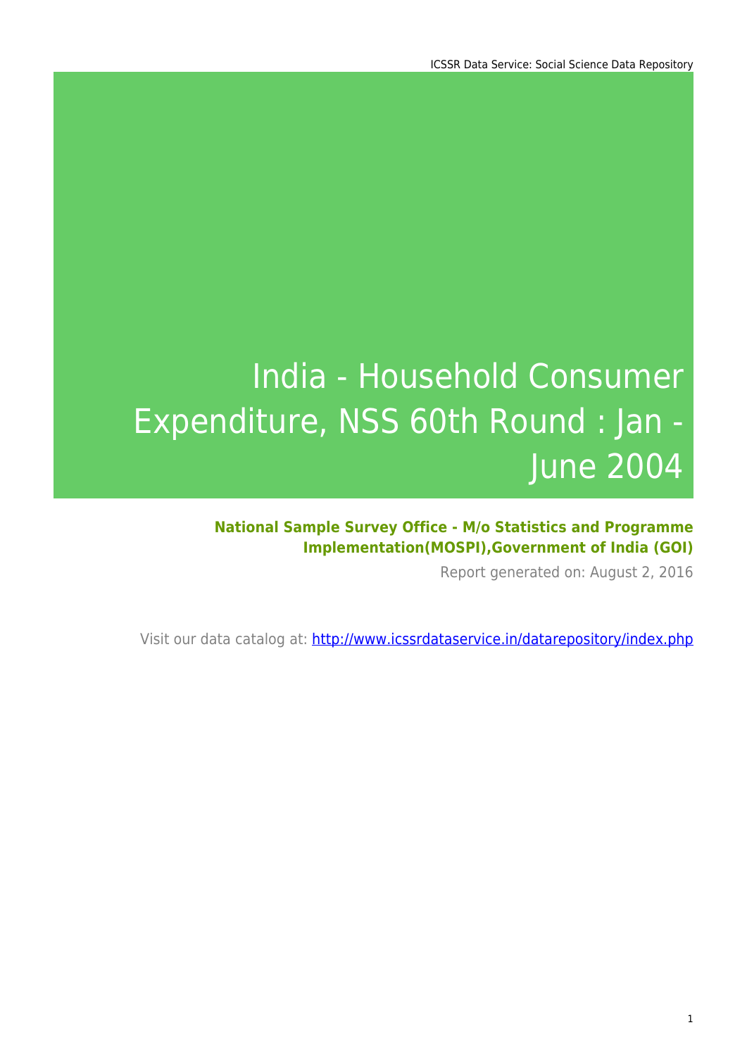# India - Household Consumer Expenditure, NSS 60th Round : Jan - June 2004

**National Sample Survey Office - M/o Statistics and Programme Implementation(MOSPI),Government of India (GOI)**

Report generated on: August 2, 2016

Visit our data catalog at: http://www.icssrdataservice.in/datarepository/index.php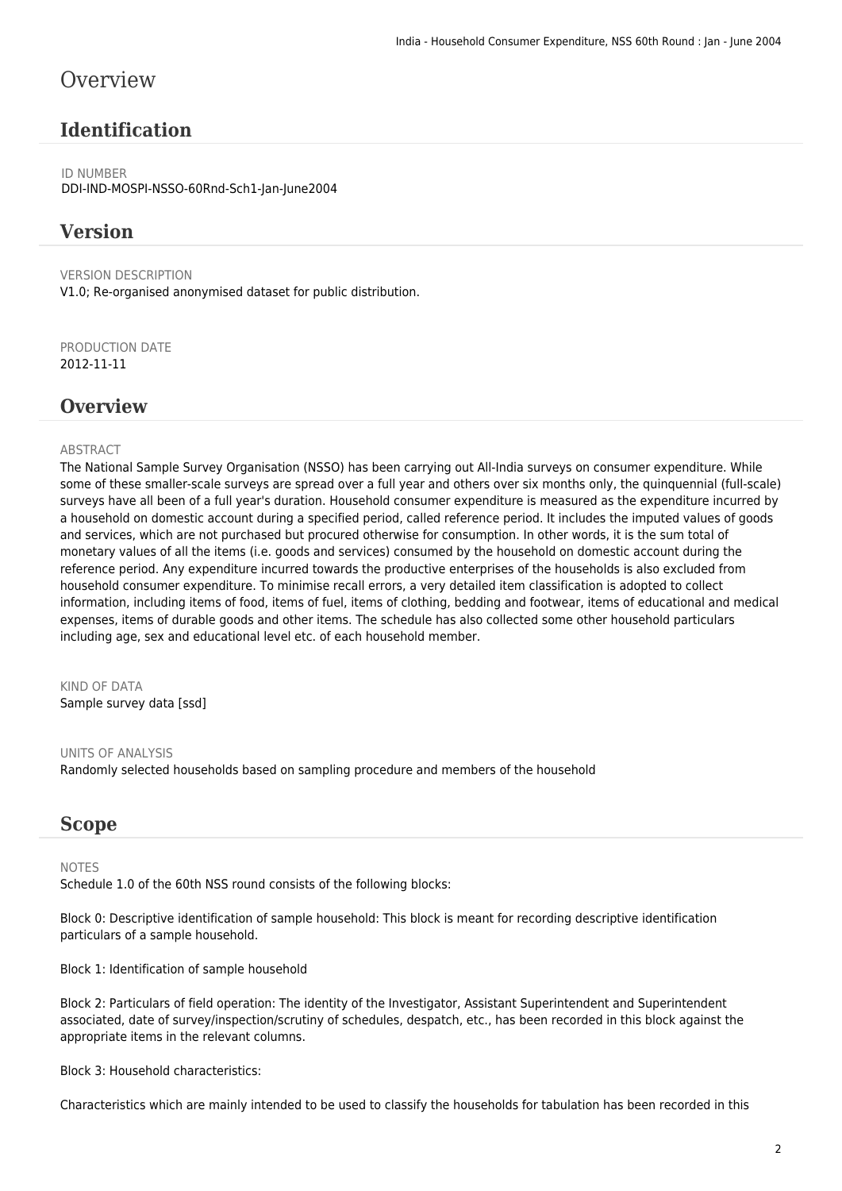# Overview

## Identification

ID NUMBER
DDI-IND-MOSPI-NSSO-60Rnd-Sch1-Jan-June2004

## Version

VERSION DESCRIPTION
V1.0; Re-organised anonymised dataset for public distribution.

PRODUCTION DATE
2012-11-11

## Overview

ABSTRACT
The National Sample Survey Organisation (NSSO) has been carrying out All-India surveys on consumer expenditure. While some of these smaller-scale surveys are spread over a full year and others over six months only, the quinquennial (full-scale) surveys have all been of a full year's duration. Household consumer expenditure is measured as the expenditure incurred by a household on domestic account during a specified period, called reference period. It includes the imputed values of goods and services, which are not purchased but procured otherwise for consumption. In other words, it is the sum total of monetary values of all the items (i.e. goods and services) consumed by the household on domestic account during the reference period. Any expenditure incurred towards the productive enterprises of the households is also excluded from household consumer expenditure. To minimise recall errors, a very detailed item classification is adopted to collect information, including items of food, items of fuel, items of clothing, bedding and footwear, items of educational and medical expenses, items of durable goods and other items. The schedule has also collected some other household particulars including age, sex and educational level etc. of each household member.

KIND OF DATA
Sample survey data [ssd]

UNITS OF ANALYSIS
Randomly selected households based on sampling procedure and members of the household

## Scope

NOTES
Schedule 1.0 of the 60th NSS round consists of the following blocks:

Block 0: Descriptive identification of sample household: This block is meant for recording descriptive identification particulars of a sample household.

Block 1: Identification of sample household

Block 2: Particulars of field operation: The identity of the Investigator, Assistant Superintendent and Superintendent associated, date of survey/inspection/scrutiny of schedules, despatch, etc., has been recorded in this block against the appropriate items in the relevant columns.

Block 3: Household characteristics:

Characteristics which are mainly intended to be used to classify the households for tabulation has been recorded in this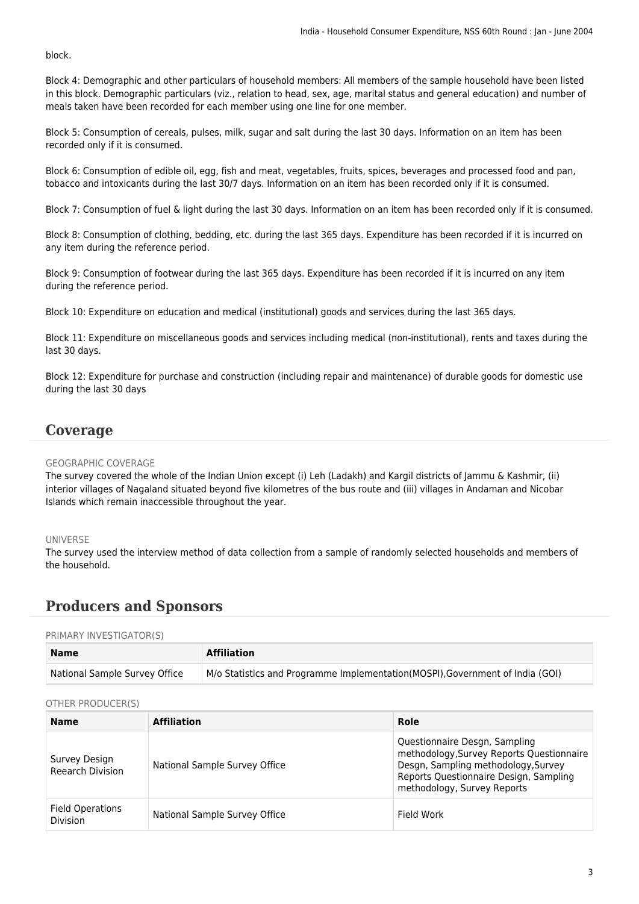block.

Block 4: Demographic and other particulars of household members: All members of the sample household have been listed in this block. Demographic particulars (viz., relation to head, sex, age, marital status and general education) and number of meals taken have been recorded for each member using one line for one member.

Block 5: Consumption of cereals, pulses, milk, sugar and salt during the last 30 days. Information on an item has been recorded only if it is consumed.

Block 6: Consumption of edible oil, egg, fish and meat, vegetables, fruits, spices, beverages and processed food and pan, tobacco and intoxicants during the last 30/7 days. Information on an item has been recorded only if it is consumed.

Block 7: Consumption of fuel & light during the last 30 days. Information on an item has been recorded only if it is consumed.

Block 8: Consumption of clothing, bedding, etc. during the last 365 days. Expenditure has been recorded if it is incurred on any item during the reference period.

Block 9: Consumption of footwear during the last 365 days. Expenditure has been recorded if it is incurred on any item during the reference period.

Block 10: Expenditure on education and medical (institutional) goods and services during the last 365 days.

Block 11: Expenditure on miscellaneous goods and services including medical (non-institutional), rents and taxes during the last 30 days.

Block 12: Expenditure for purchase and construction (including repair and maintenance) of durable goods for domestic use during the last 30 days

## Coverage

GEOGRAPHIC COVERAGE

The survey covered the whole of the Indian Union except (i) Leh (Ladakh) and Kargil districts of Jammu & Kashmir, (ii) interior villages of Nagaland situated beyond five kilometres of the bus route and (iii) villages in Andaman and Nicobar Islands which remain inaccessible throughout the year.

UNIVERSE

The survey used the interview method of data collection from a sample of randomly selected households and members of the household.

## Producers and Sponsors

PRIMARY INVESTIGATOR(S)

| Name | Affiliation |
|---|---|
| National Sample Survey Office | M/o Statistics and Programme Implementation(MOSPI),Government of India (GOI) |

OTHER PRODUCER(S)

| Name | Affiliation | Role |
|---|---|---|
| Survey Design Reearch Division | National Sample Survey Office | Questionnaire Desgn, Sampling methodology,Survey Reports Questionnaire Desgn, Sampling methodology,Survey Reports Questionnaire Design, Sampling methodology, Survey Reports |
| Field Operations Division | National Sample Survey Office | Field Work |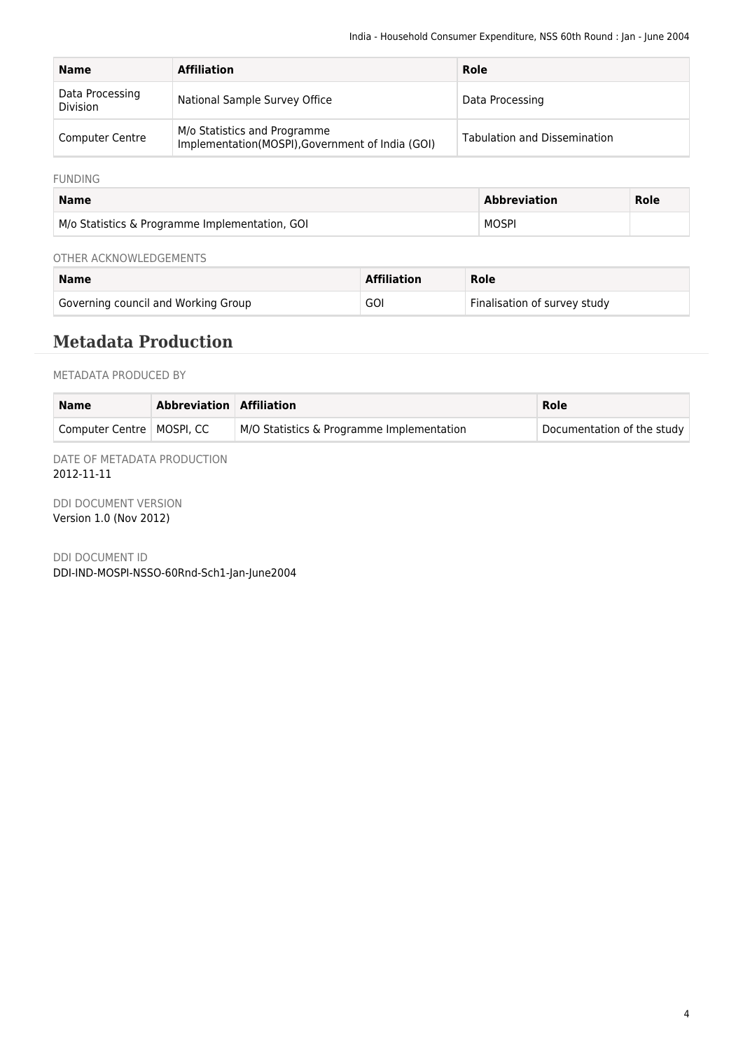| Name | Affiliation | Role |
|---|---|---|
| Data Processing Division | National Sample Survey Office | Data Processing |
| Computer Centre | M/o Statistics and Programme Implementation(MOSPI),Government of India (GOI) | Tabulation and Dissemination |

FUNDING

| Name | Abbreviation | Role |
|---|---|---|
| M/o Statistics & Programme Implementation, GOI | MOSPI | |

OTHER ACKNOWLEDGEMENTS

| Name | Affiliation | Role |
|---|---|---|
| Governing council and Working Group | GOI | Finalisation of survey study |

## Metadata Production

METADATA PRODUCED BY

| Name | Abbreviation | Affiliation | Role |
|---|---|---|---|
| Computer Centre | MOSPI, CC | M/O Statistics & Programme Implementation | Documentation of the study |

DATE OF METADATA PRODUCTION
2012-11-11

DDI DOCUMENT VERSION
Version 1.0 (Nov 2012)

DDI DOCUMENT ID
DDI-IND-MOSPI-NSSO-60Rnd-Sch1-Jan-June2004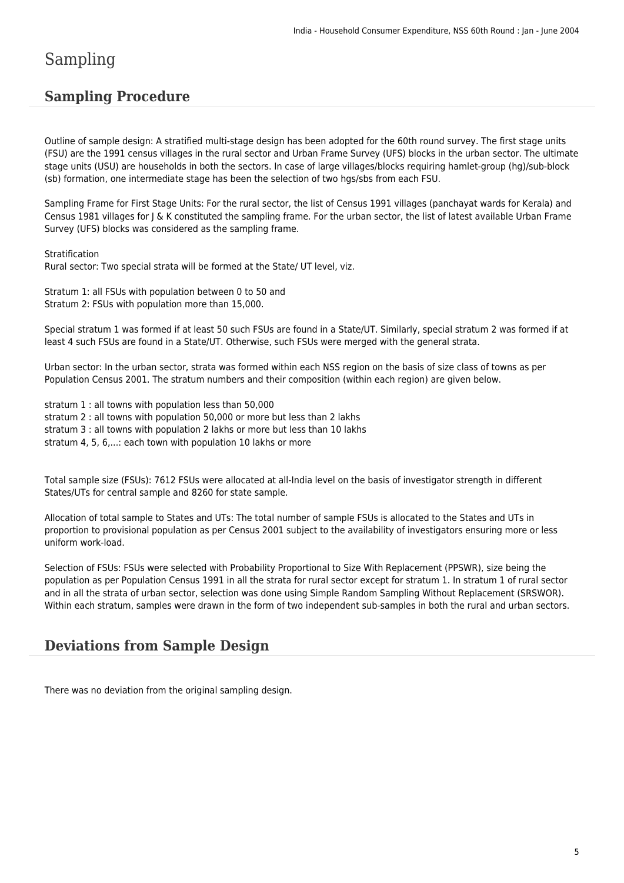# Sampling

## Sampling Procedure

Outline of sample design: A stratified multi-stage design has been adopted for the 60th round survey. The first stage units (FSU) are the 1991 census villages in the rural sector and Urban Frame Survey (UFS) blocks in the urban sector. The ultimate stage units (USU) are households in both the sectors. In case of large villages/blocks requiring hamlet-group (hg)/sub-block (sb) formation, one intermediate stage has been the selection of two hgs/sbs from each FSU.

Sampling Frame for First Stage Units: For the rural sector, the list of Census 1991 villages (panchayat wards for Kerala) and Census 1981 villages for J & K constituted the sampling frame. For the urban sector, the list of latest available Urban Frame Survey (UFS) blocks was considered as the sampling frame.

Stratification
Rural sector: Two special strata will be formed at the State/ UT level, viz.

Stratum 1: all FSUs with population between 0 to 50 and
Stratum 2: FSUs with population more than 15,000.

Special stratum 1 was formed if at least 50 such FSUs are found in a State/UT. Similarly, special stratum 2 was formed if at least 4 such FSUs are found in a State/UT. Otherwise, such FSUs were merged with the general strata.

Urban sector: In the urban sector, strata was formed within each NSS region on the basis of size class of towns as per Population Census 2001. The stratum numbers and their composition (within each region) are given below.

stratum 1 : all towns with population less than 50,000
stratum 2 : all towns with population 50,000 or more but less than 2 lakhs
stratum 3 : all towns with population 2 lakhs or more but less than 10 lakhs
stratum 4, 5, 6,...: each town with population 10 lakhs or more

Total sample size (FSUs): 7612 FSUs were allocated at all-India level on the basis of investigator strength in different States/UTs for central sample and 8260 for state sample.

Allocation of total sample to States and UTs: The total number of sample FSUs is allocated to the States and UTs in proportion to provisional population as per Census 2001 subject to the availability of investigators ensuring more or less uniform work-load.

Selection of FSUs: FSUs were selected with Probability Proportional to Size With Replacement (PPSWR), size being the population as per Population Census 1991 in all the strata for rural sector except for stratum 1. In stratum 1 of rural sector and in all the strata of urban sector, selection was done using Simple Random Sampling Without Replacement (SRSWOR). Within each stratum, samples were drawn in the form of two independent sub-samples in both the rural and urban sectors.

## Deviations from Sample Design

There was no deviation from the original sampling design.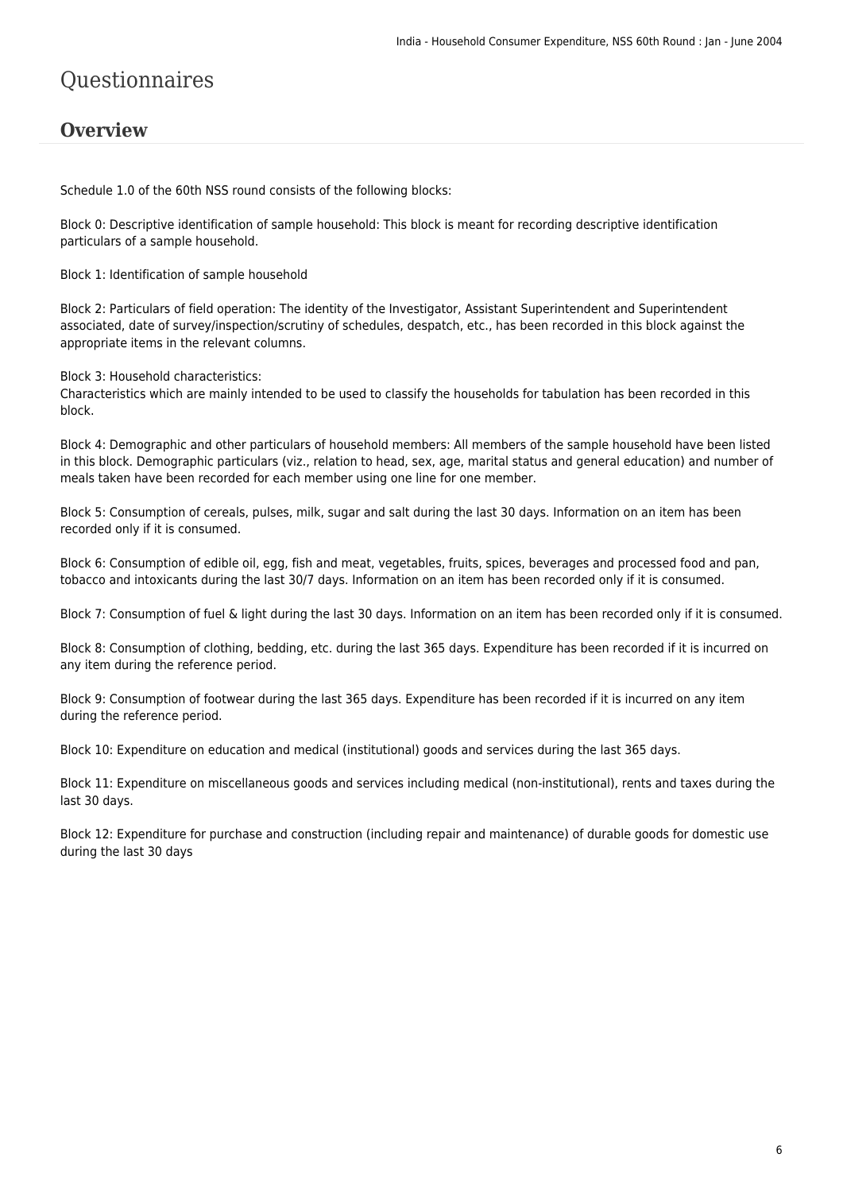# Questionnaires

## Overview

Schedule 1.0 of the 60th NSS round consists of the following blocks:

Block 0: Descriptive identification of sample household: This block is meant for recording descriptive identification particulars of a sample household.

Block 1: Identification of sample household

Block 2: Particulars of field operation: The identity of the Investigator, Assistant Superintendent and Superintendent associated, date of survey/inspection/scrutiny of schedules, despatch, etc., has been recorded in this block against the appropriate items in the relevant columns.

Block 3: Household characteristics:
Characteristics which are mainly intended to be used to classify the households for tabulation has been recorded in this block.

Block 4: Demographic and other particulars of household members: All members of the sample household have been listed in this block. Demographic particulars (viz., relation to head, sex, age, marital status and general education) and number of meals taken have been recorded for each member using one line for one member.

Block 5: Consumption of cereals, pulses, milk, sugar and salt during the last 30 days. Information on an item has been recorded only if it is consumed.

Block 6: Consumption of edible oil, egg, fish and meat, vegetables, fruits, spices, beverages and processed food and pan, tobacco and intoxicants during the last 30/7 days. Information on an item has been recorded only if it is consumed.

Block 7: Consumption of fuel & light during the last 30 days. Information on an item has been recorded only if it is consumed.

Block 8: Consumption of clothing, bedding, etc. during the last 365 days. Expenditure has been recorded if it is incurred on any item during the reference period.

Block 9: Consumption of footwear during the last 365 days. Expenditure has been recorded if it is incurred on any item during the reference period.

Block 10: Expenditure on education and medical (institutional) goods and services during the last 365 days.

Block 11: Expenditure on miscellaneous goods and services including medical (non-institutional), rents and taxes during the last 30 days.

Block 12: Expenditure for purchase and construction (including repair and maintenance) of durable goods for domestic use during the last 30 days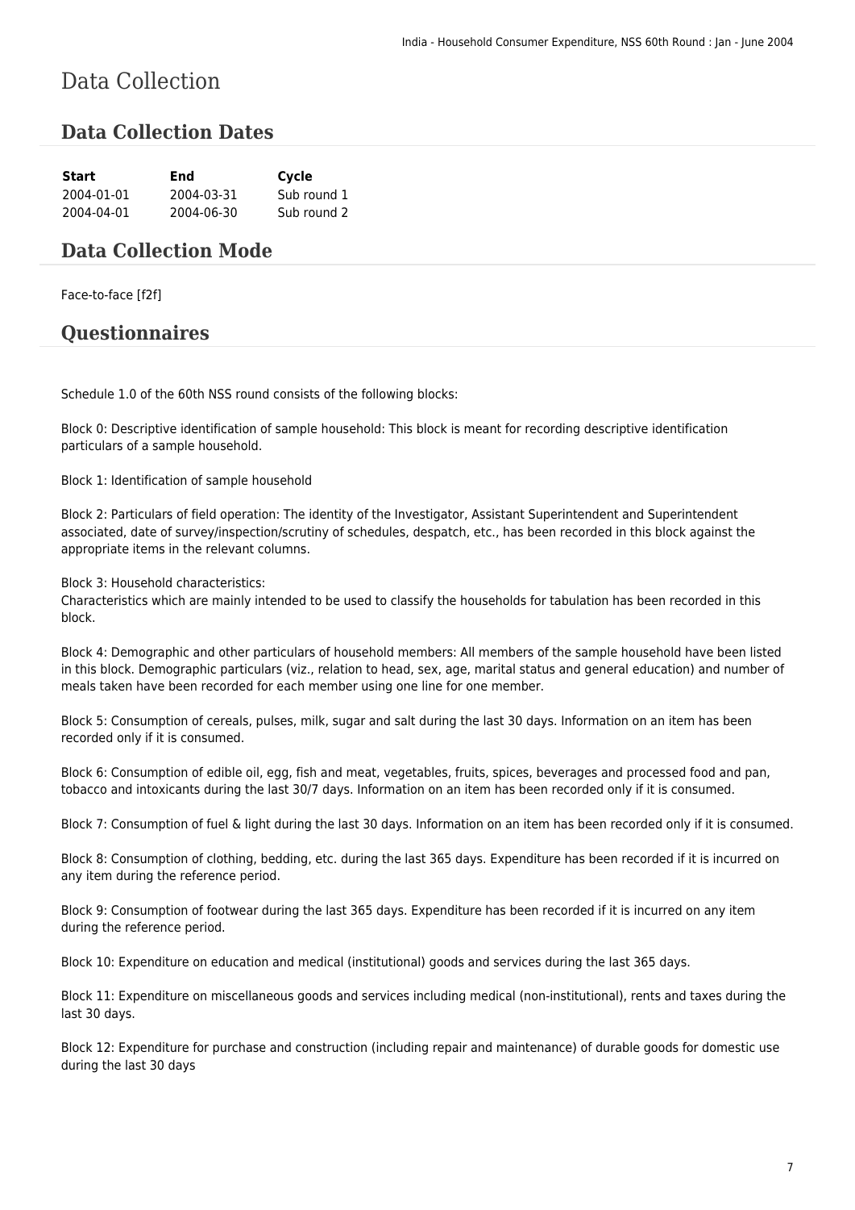# Data Collection

## Data Collection Dates

| Start | End | Cycle |
| --- | --- | --- |
| 2004-01-01 | 2004-03-31 | Sub round 1 |
| 2004-04-01 | 2004-06-30 | Sub round 2 |

## Data Collection Mode

Face-to-face [f2f]

## Questionnaires

Schedule 1.0 of the 60th NSS round consists of the following blocks:

Block 0: Descriptive identification of sample household: This block is meant for recording descriptive identification particulars of a sample household.

Block 1: Identification of sample household

Block 2: Particulars of field operation: The identity of the Investigator, Assistant Superintendent and Superintendent associated, date of survey/inspection/scrutiny of schedules, despatch, etc., has been recorded in this block against the appropriate items in the relevant columns.

Block 3: Household characteristics:
Characteristics which are mainly intended to be used to classify the households for tabulation has been recorded in this block.

Block 4: Demographic and other particulars of household members: All members of the sample household have been listed in this block. Demographic particulars (viz., relation to head, sex, age, marital status and general education) and number of meals taken have been recorded for each member using one line for one member.

Block 5: Consumption of cereals, pulses, milk, sugar and salt during the last 30 days. Information on an item has been recorded only if it is consumed.

Block 6: Consumption of edible oil, egg, fish and meat, vegetables, fruits, spices, beverages and processed food and pan, tobacco and intoxicants during the last 30/7 days. Information on an item has been recorded only if it is consumed.

Block 7: Consumption of fuel & light during the last 30 days. Information on an item has been recorded only if it is consumed.

Block 8: Consumption of clothing, bedding, etc. during the last 365 days. Expenditure has been recorded if it is incurred on any item during the reference period.

Block 9: Consumption of footwear during the last 365 days. Expenditure has been recorded if it is incurred on any item during the reference period.

Block 10: Expenditure on education and medical (institutional) goods and services during the last 365 days.

Block 11: Expenditure on miscellaneous goods and services including medical (non-institutional), rents and taxes during the last 30 days.

Block 12: Expenditure for purchase and construction (including repair and maintenance) of durable goods for domestic use during the last 30 days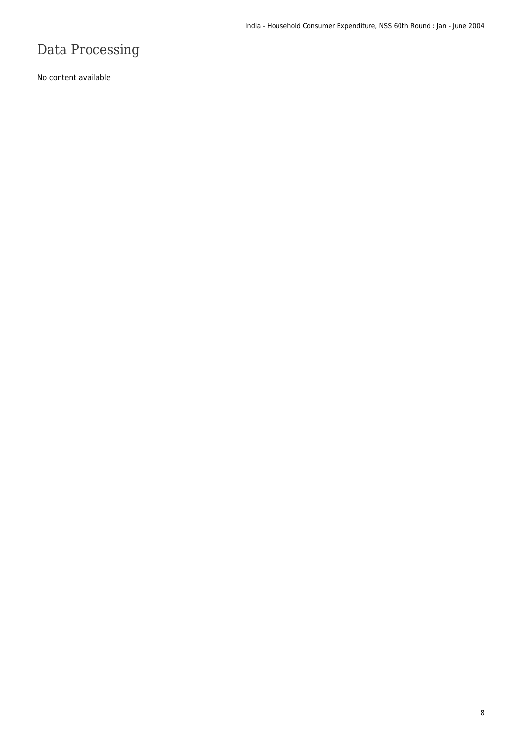# Data Processing

No content available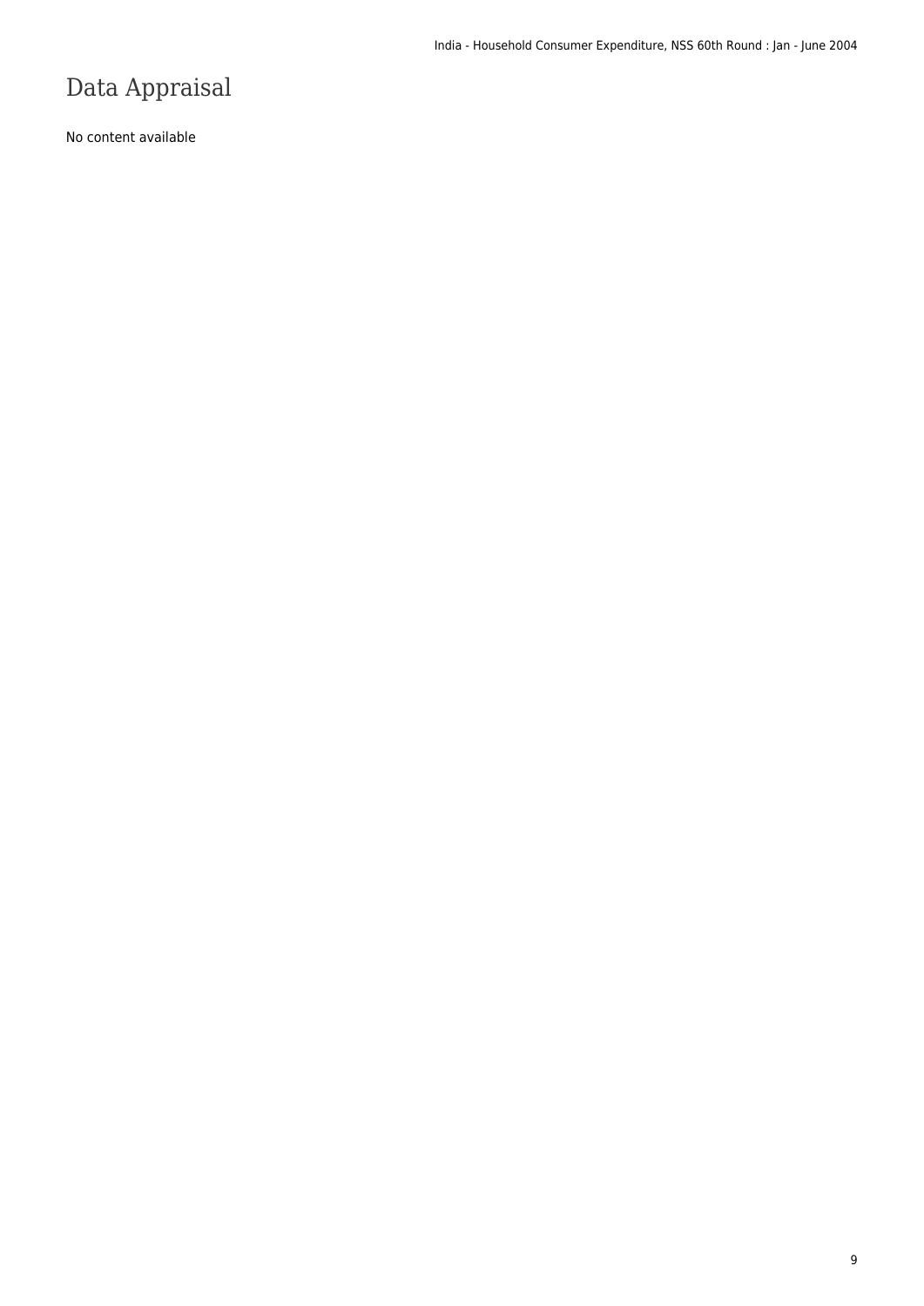# Data Appraisal

No content available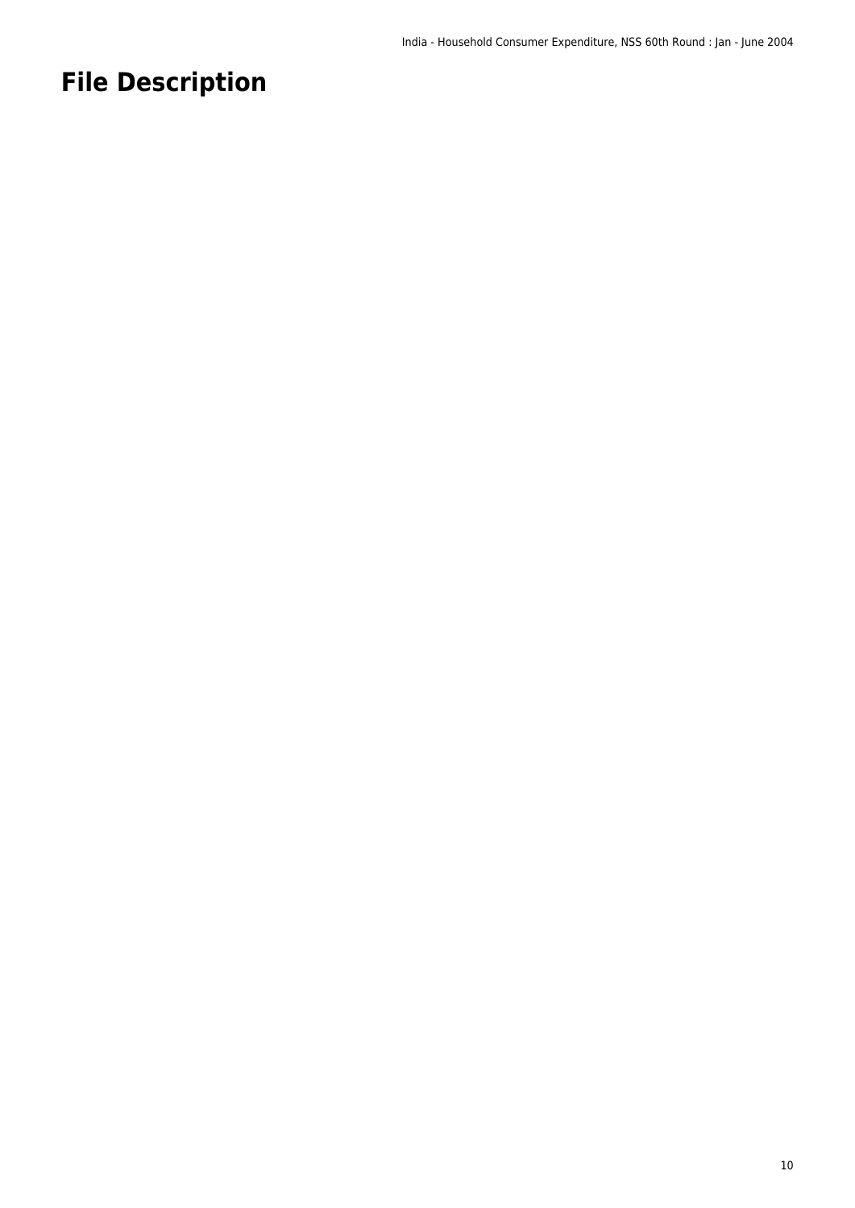# File Description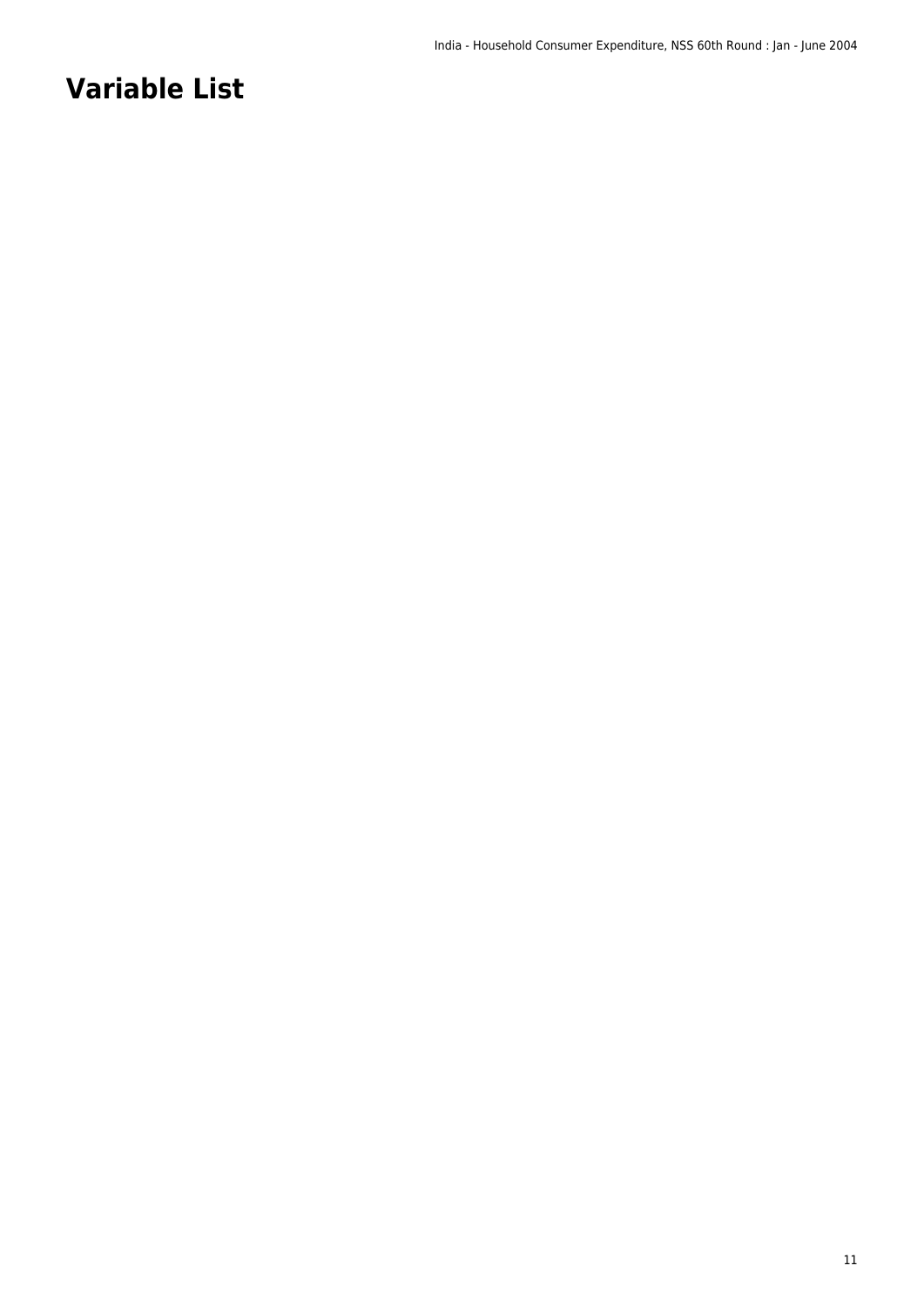# Variable List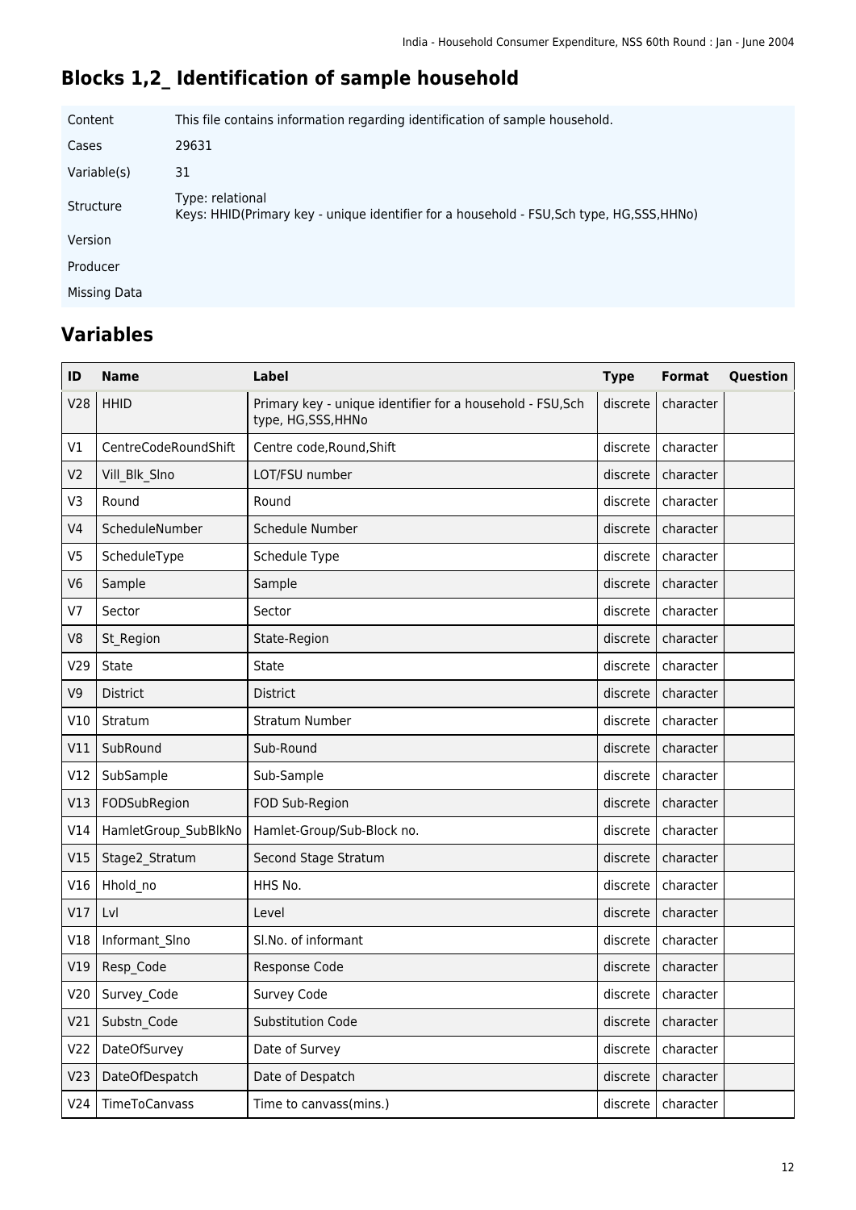# Blocks 1,2_ Identification of sample household

| | |
|---|---|
| Content | This file contains information regarding identification of sample household. |
| Cases | 29631 |
| Variable(s) | 31 |
| Structure | Type: relational<br>Keys: HHID(Primary key - unique identifier for a household - FSU,Sch type, HG,SSS,HHNo) |
| Version | |
| Producer | |
| Missing Data | |

## Variables

| ID | Name | Label | Type | Format | Question |
|---|---|---|---|---|---|
| V28 | HHID | Primary key - unique identifier for a household - FSU,Sch type, HG,SSS,HHNo | discrete | character | |
| V1 | CentreCodeRoundShift | Centre code,Round,Shift | discrete | character | |
| V2 | Vill_Blk_Slno | LOT/FSU number | discrete | character | |
| V3 | Round | Round | discrete | character | |
| V4 | ScheduleNumber | Schedule Number | discrete | character | |
| V5 | ScheduleType | Schedule Type | discrete | character | |
| V6 | Sample | Sample | discrete | character | |
| V7 | Sector | Sector | discrete | character | |
| V8 | St_Region | State-Region | discrete | character | |
| V29 | State | State | discrete | character | |
| V9 | District | District | discrete | character | |
| V10 | Stratum | Stratum Number | discrete | character | |
| V11 | SubRound | Sub-Round | discrete | character | |
| V12 | SubSample | Sub-Sample | discrete | character | |
| V13 | FODSubRegion | FOD Sub-Region | discrete | character | |
| V14 | HamletGroup_SubBlkNo | Hamlet-Group/Sub-Block no. | discrete | character | |
| V15 | Stage2_Stratum | Second Stage Stratum | discrete | character | |
| V16 | Hhold_no | HHS No. | discrete | character | |
| V17 | Lvl | Level | discrete | character | |
| V18 | Informant_Slno | Sl.No. of informant | discrete | character | |
| V19 | Resp_Code | Response Code | discrete | character | |
| V20 | Survey_Code | Survey Code | discrete | character | |
| V21 | Substn_Code | Substitution Code | discrete | character | |
| V22 | DateOfSurvey | Date of Survey | discrete | character | |
| V23 | DateOfDespatch | Date of Despatch | discrete | character | |
| V24 | TimeToCanvass | Time to canvass(mins.) | discrete | character | |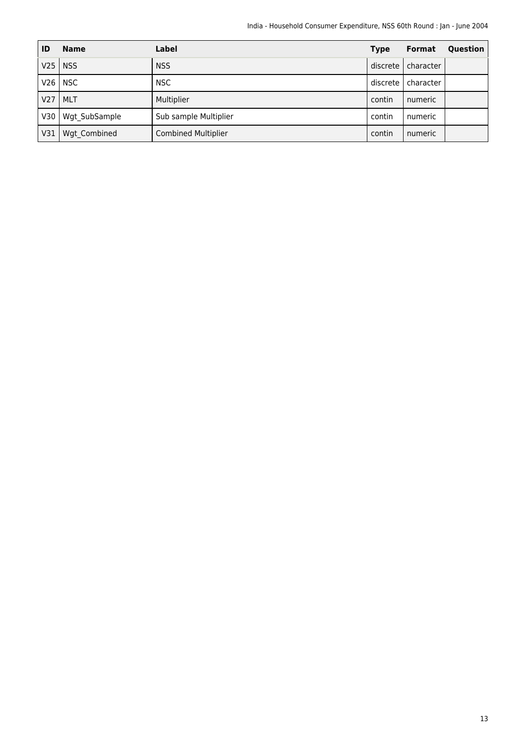| ID | Name | Label | Type | Format | Question |
|---|---|---|---|---|---|
| V25 | NSS | NSS | discrete | character | |
| V26 | NSC | NSC | discrete | character | |
| V27 | MLT | Multiplier | contin | numeric | |
| V30 | Wgt_SubSample | Sub sample Multiplier | contin | numeric | |
| V31 | Wgt_Combined | Combined Multiplier | contin | numeric | |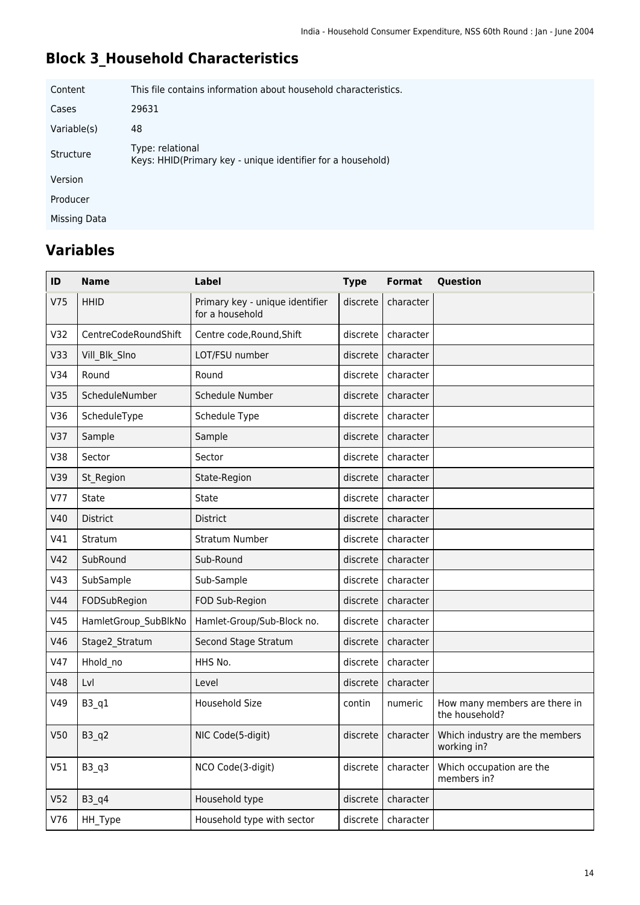## Block 3_Household Characteristics

| | |
|---|---|
| Content | This file contains information about household characteristics. |
| Cases | 29631 |
| Variable(s) | 48 |
| Structure | Type: relational<br>Keys: HHID(Primary key - unique identifier for a household) |
| Version | |
| Producer | |
| Missing Data | |

## Variables

| ID | Name | Label | Type | Format | Question |
|---|---|---|---|---|---|
| V75 | HHID | Primary key - unique identifier for a household | discrete | character | |
| V32 | CentreCodeRoundShift | Centre code,Round,Shift | discrete | character | |
| V33 | Vill_Blk_Slno | LOT/FSU number | discrete | character | |
| V34 | Round | Round | discrete | character | |
| V35 | ScheduleNumber | Schedule Number | discrete | character | |
| V36 | ScheduleType | Schedule Type | discrete | character | |
| V37 | Sample | Sample | discrete | character | |
| V38 | Sector | Sector | discrete | character | |
| V39 | St_Region | State-Region | discrete | character | |
| V77 | State | State | discrete | character | |
| V40 | District | District | discrete | character | |
| V41 | Stratum | Stratum Number | discrete | character | |
| V42 | SubRound | Sub-Round | discrete | character | |
| V43 | SubSample | Sub-Sample | discrete | character | |
| V44 | FODSubRegion | FOD Sub-Region | discrete | character | |
| V45 | HamletGroup_SubBlkNo | Hamlet-Group/Sub-Block no. | discrete | character | |
| V46 | Stage2_Stratum | Second Stage Stratum | discrete | character | |
| V47 | Hhold_no | HHS No. | discrete | character | |
| V48 | Lvl | Level | discrete | character | |
| V49 | B3_q1 | Household Size | contin | numeric | How many members are there in the household? |
| V50 | B3_q2 | NIC Code(5-digit) | discrete | character | Which industry are the members working in? |
| V51 | B3_q3 | NCO Code(3-digit) | discrete | character | Which occupation are the members in? |
| V52 | B3_q4 | Household type | discrete | character | |
| V76 | HH_Type | Household type with sector | discrete | character | |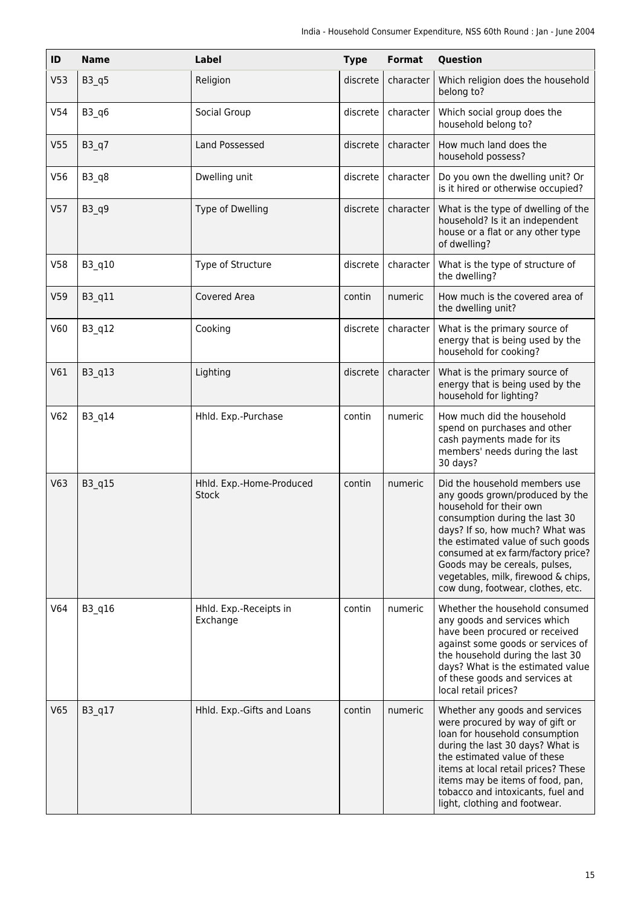| ID | Name | Label | Type | Format | Question |
| --- | --- | --- | --- | --- | --- |
| V53 | B3_q5 | Religion | discrete | character | Which religion does the household belong to? |
| V54 | B3_q6 | Social Group | discrete | character | Which social group does the household belong to? |
| V55 | B3_q7 | Land Possessed | discrete | character | How much land does the household possess? |
| V56 | B3_q8 | Dwelling unit | discrete | character | Do you own the dwelling unit? Or is it hired or otherwise occupied? |
| V57 | B3_q9 | Type of Dwelling | discrete | character | What is the type of dwelling of the household? Is it an independent house or a flat or any other type of dwelling? |
| V58 | B3_q10 | Type of Structure | discrete | character | What is the type of structure of the dwelling? |
| V59 | B3_q11 | Covered Area | contin | numeric | How much is the covered area of the dwelling unit? |
| V60 | B3_q12 | Cooking | discrete | character | What is the primary source of energy that is being used by the household for cooking? |
| V61 | B3_q13 | Lighting | discrete | character | What is the primary source of energy that is being used by the household for lighting? |
| V62 | B3_q14 | Hhld. Exp.-Purchase | contin | numeric | How much did the household spend on purchases and other cash payments made for its members' needs during the last 30 days? |
| V63 | B3_q15 | Hhld. Exp.-Home-Produced Stock | contin | numeric | Did the household members use any goods grown/produced by the household for their own consumption during the last 30 days? If so, how much? What was the estimated value of such goods consumed at ex farm/factory price? Goods may be cereals, pulses, vegetables, milk, firewood & chips, cow dung, footwear, clothes, etc. |
| V64 | B3_q16 | Hhld. Exp.-Receipts in Exchange | contin | numeric | Whether the household consumed any goods and services which have been procured or received against some goods or services of the household during the last 30 days? What is the estimated value of these goods and services at local retail prices? |
| V65 | B3_q17 | Hhld. Exp.-Gifts and Loans | contin | numeric | Whether any goods and services were procured by way of gift or loan for household consumption during the last 30 days? What is the estimated value of these items at local retail prices? These items may be items of food, pan, tobacco and intoxicants, fuel and light, clothing and footwear. |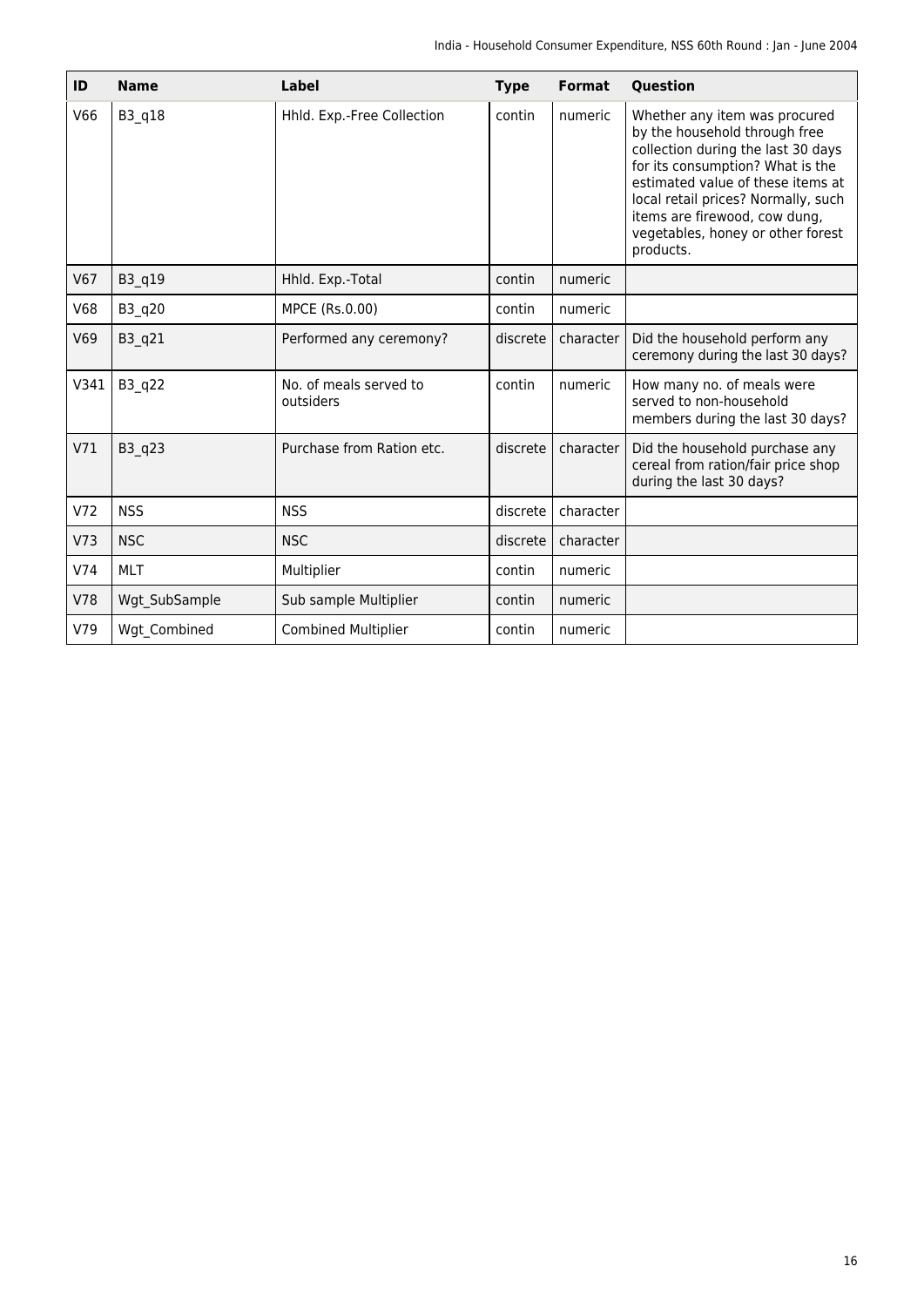| ID | Name | Label | Type | Format | Question |
| --- | --- | --- | --- | --- | --- |
| V66 | B3_q18 | Hhld. Exp.-Free Collection | contin | numeric | Whether any item was procured by the household through free collection during the last 30 days for its consumption? What is the estimated value of these items at local retail prices? Normally, such items are firewood, cow dung, vegetables, honey or other forest products. |
| V67 | B3_q19 | Hhld. Exp.-Total | contin | numeric | |
| V68 | B3_q20 | MPCE (Rs.0.00) | contin | numeric | |
| V69 | B3_q21 | Performed any ceremony? | discrete | character | Did the household perform any ceremony during the last 30 days? |
| V341 | B3_q22 | No. of meals served to outsiders | contin | numeric | How many no. of meals were served to non-household members during the last 30 days? |
| V71 | B3_q23 | Purchase from Ration etc. | discrete | character | Did the household purchase any cereal from ration/fair price shop during the last 30 days? |
| V72 | NSS | NSS | discrete | character | |
| V73 | NSC | NSC | discrete | character | |
| V74 | MLT | Multiplier | contin | numeric | |
| V78 | Wgt_SubSample | Sub sample Multiplier | contin | numeric | |
| V79 | Wgt_Combined | Combined Multiplier | contin | numeric | |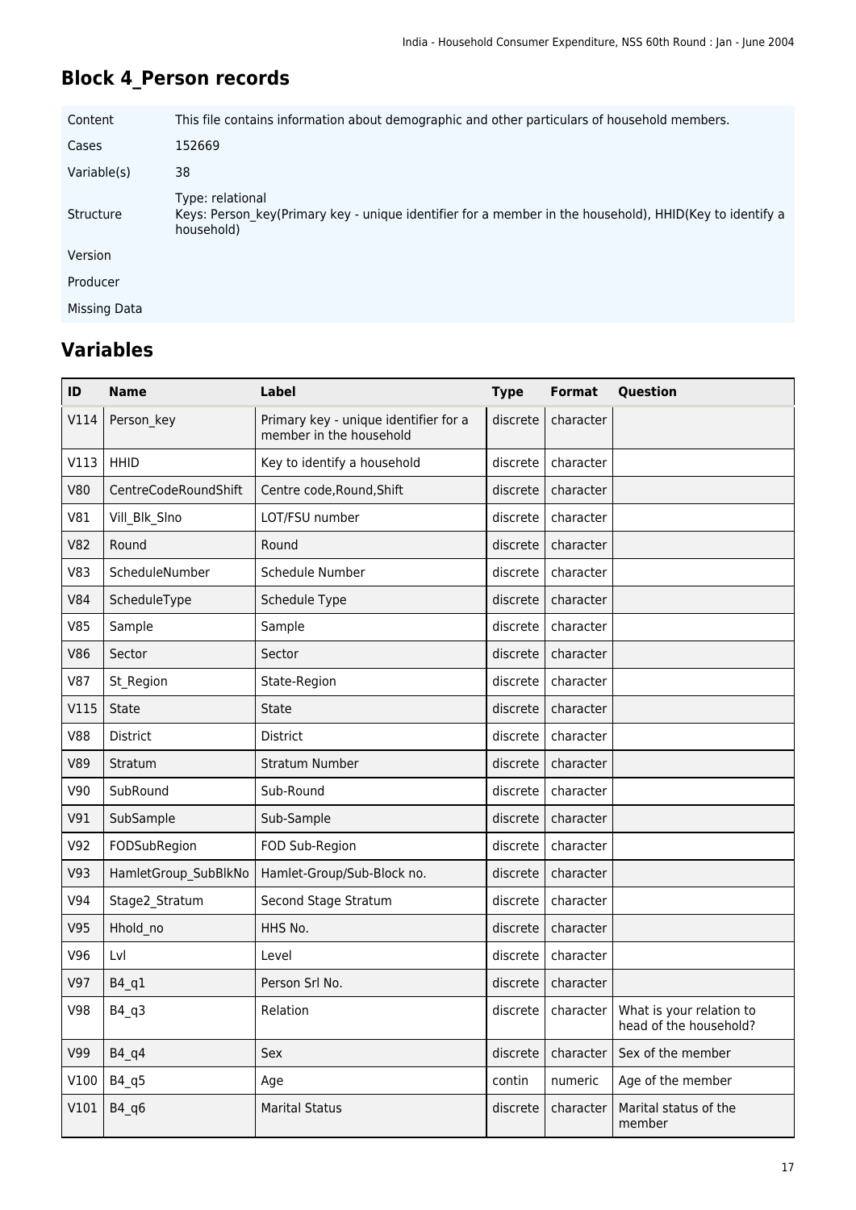## Block 4_Person records

| | |
|---|---|
| Content | This file contains information about demographic and other particulars of household members. |
| Cases | 152669 |
| Variable(s) | 38 |
| Structure | Type: relational<br>Keys: Person_key(Primary key - unique identifier for a member in the household), HHID(Key to identify a household) |
| Version | |
| Producer | |
| Missing Data | |

## Variables

| ID | Name | Label | Type | Format | Question |
|---|---|---|---|---|---|
| V114 | Person_key | Primary key - unique identifier for a member in the household | discrete | character | |
| V113 | HHID | Key to identify a household | discrete | character | |
| V80 | CentreCodeRoundShift | Centre code,Round,Shift | discrete | character | |
| V81 | Vill_Blk_Slno | LOT/FSU number | discrete | character | |
| V82 | Round | Round | discrete | character | |
| V83 | ScheduleNumber | Schedule Number | discrete | character | |
| V84 | ScheduleType | Schedule Type | discrete | character | |
| V85 | Sample | Sample | discrete | character | |
| V86 | Sector | Sector | discrete | character | |
| V87 | St_Region | State-Region | discrete | character | |
| V115 | State | State | discrete | character | |
| V88 | District | District | discrete | character | |
| V89 | Stratum | Stratum Number | discrete | character | |
| V90 | SubRound | Sub-Round | discrete | character | |
| V91 | SubSample | Sub-Sample | discrete | character | |
| V92 | FODSubRegion | FOD Sub-Region | discrete | character | |
| V93 | HamletGroup_SubBlkNo | Hamlet-Group/Sub-Block no. | discrete | character | |
| V94 | Stage2_Stratum | Second Stage Stratum | discrete | character | |
| V95 | Hhold_no | HHS No. | discrete | character | |
| V96 | Lvl | Level | discrete | character | |
| V97 | B4_q1 | Person Srl No. | discrete | character | |
| V98 | B4_q3 | Relation | discrete | character | What is your relation to head of the household? |
| V99 | B4_q4 | Sex | discrete | character | Sex of the member |
| V100 | B4_q5 | Age | contin | numeric | Age of the member |
| V101 | B4_q6 | Marital Status | discrete | character | Marital status of the member |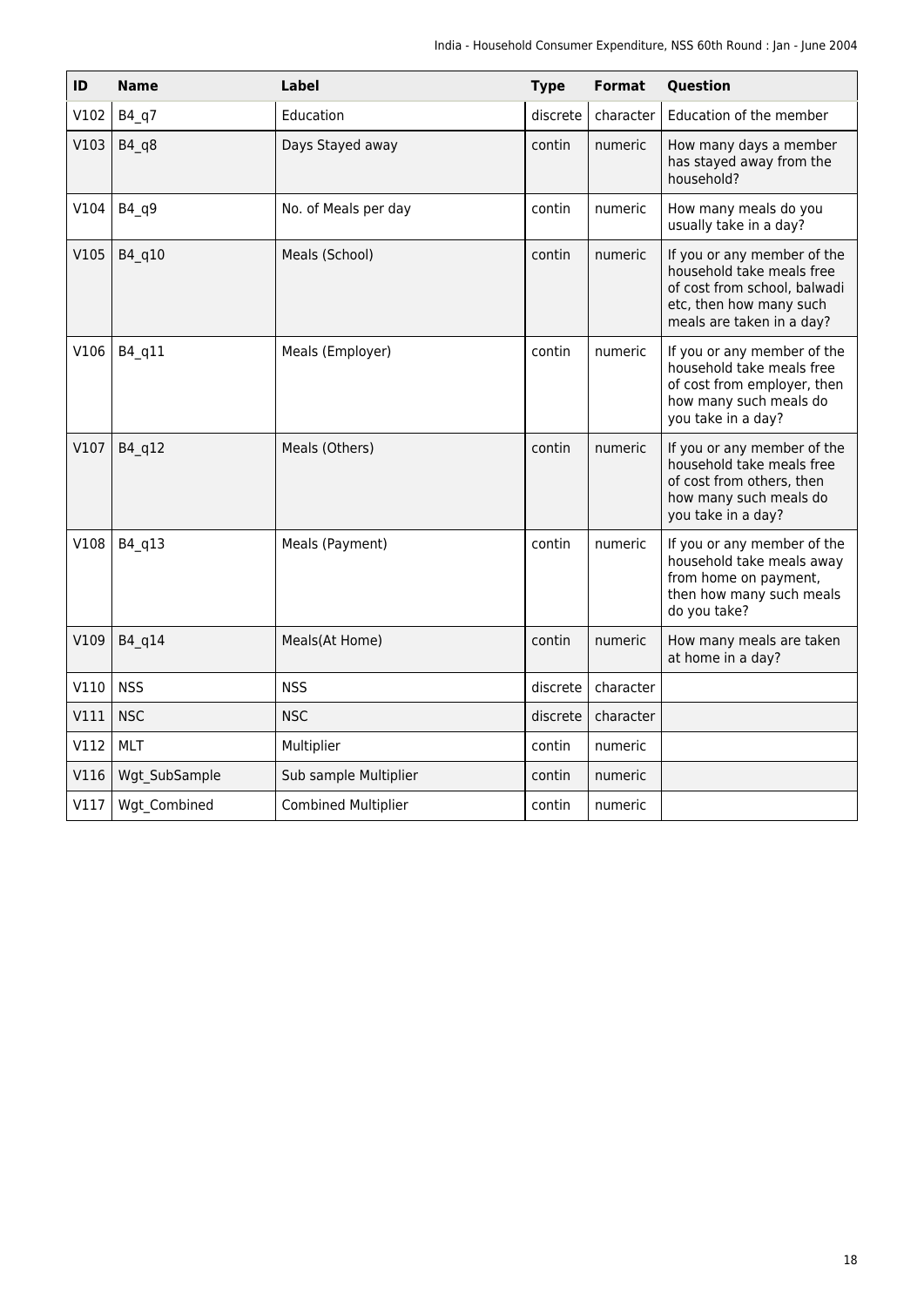| ID | Name | Label | Type | Format | Question |
| --- | --- | --- | --- | --- | --- |
| V102 | B4_q7 | Education | discrete | character | Education of the member |
| V103 | B4_q8 | Days Stayed away | contin | numeric | How many days a member has stayed away from the household? |
| V104 | B4_q9 | No. of Meals per day | contin | numeric | How many meals do you usually take in a day? |
| V105 | B4_q10 | Meals (School) | contin | numeric | If you or any member of the household take meals free of cost from school, balwadi etc, then how many such meals are taken in a day? |
| V106 | B4_q11 | Meals (Employer) | contin | numeric | If you or any member of the household take meals free of cost from employer, then how many such meals do you take in a day? |
| V107 | B4_q12 | Meals (Others) | contin | numeric | If you or any member of the household take meals free of cost from others, then how many such meals do you take in a day? |
| V108 | B4_q13 | Meals (Payment) | contin | numeric | If you or any member of the household take meals away from home on payment, then how many such meals do you take? |
| V109 | B4_q14 | Meals(At Home) | contin | numeric | How many meals are taken at home in a day? |
| V110 | NSS | NSS | discrete | character | |
| V111 | NSC | NSC | discrete | character | |
| V112 | MLT | Multiplier | contin | numeric | |
| V116 | Wgt_SubSample | Sub sample Multiplier | contin | numeric | |
| V117 | Wgt_Combined | Combined Multiplier | contin | numeric | |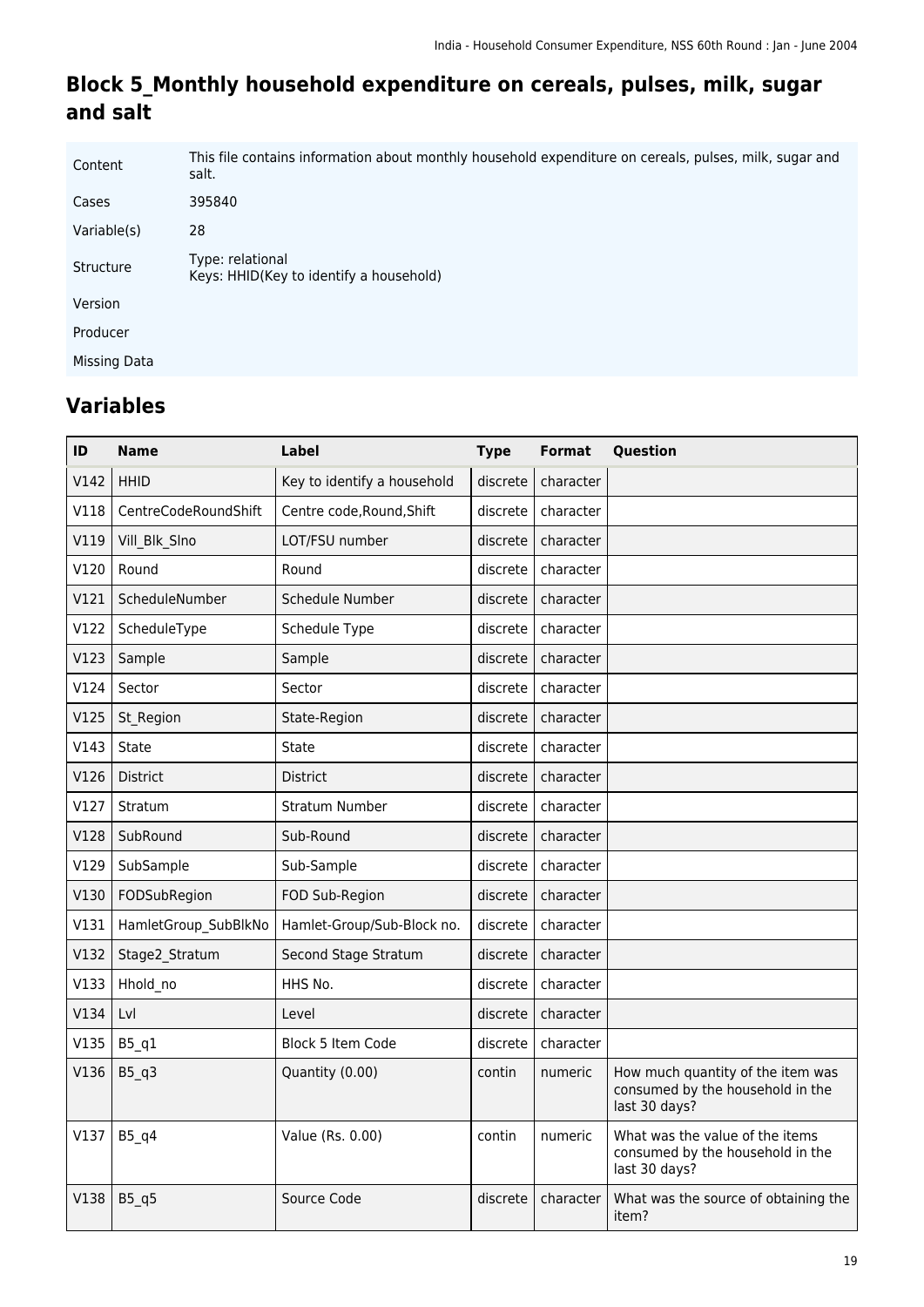## Block 5_Monthly household expenditure on cereals, pulses, milk, sugar and salt

| | |
|---|---|
| Content | This file contains information about monthly household expenditure on cereals, pulses, milk, sugar and salt. |
| Cases | 395840 |
| Variable(s) | 28 |
| Structure | Type: relational<br>Keys: HHID(Key to identify a household) |
| Version | |
| Producer | |
| Missing Data | |

## Variables

| ID | Name | Label | Type | Format | Question |
|---|---|---|---|---|---|
| V142 | HHID | Key to identify a household | discrete | character | |
| V118 | CentreCodeRoundShift | Centre code,Round,Shift | discrete | character | |
| V119 | Vill_Blk_Slno | LOT/FSU number | discrete | character | |
| V120 | Round | Round | discrete | character | |
| V121 | ScheduleNumber | Schedule Number | discrete | character | |
| V122 | ScheduleType | Schedule Type | discrete | character | |
| V123 | Sample | Sample | discrete | character | |
| V124 | Sector | Sector | discrete | character | |
| V125 | St_Region | State-Region | discrete | character | |
| V143 | State | State | discrete | character | |
| V126 | District | District | discrete | character | |
| V127 | Stratum | Stratum Number | discrete | character | |
| V128 | SubRound | Sub-Round | discrete | character | |
| V129 | SubSample | Sub-Sample | discrete | character | |
| V130 | FODSubRegion | FOD Sub-Region | discrete | character | |
| V131 | HamletGroup_SubBlkNo | Hamlet-Group/Sub-Block no. | discrete | character | |
| V132 | Stage2_Stratum | Second Stage Stratum | discrete | character | |
| V133 | Hhold_no | HHS No. | discrete | character | |
| V134 | Lvl | Level | discrete | character | |
| V135 | B5_q1 | Block 5 Item Code | discrete | character | |
| V136 | B5_q3 | Quantity (0.00) | contin | numeric | How much quantity of the item was consumed by the household in the last 30 days? |
| V137 | B5_q4 | Value (Rs. 0.00) | contin | numeric | What was the value of the items consumed by the household in the last 30 days? |
| V138 | B5_q5 | Source Code | discrete | character | What was the source of obtaining the item? |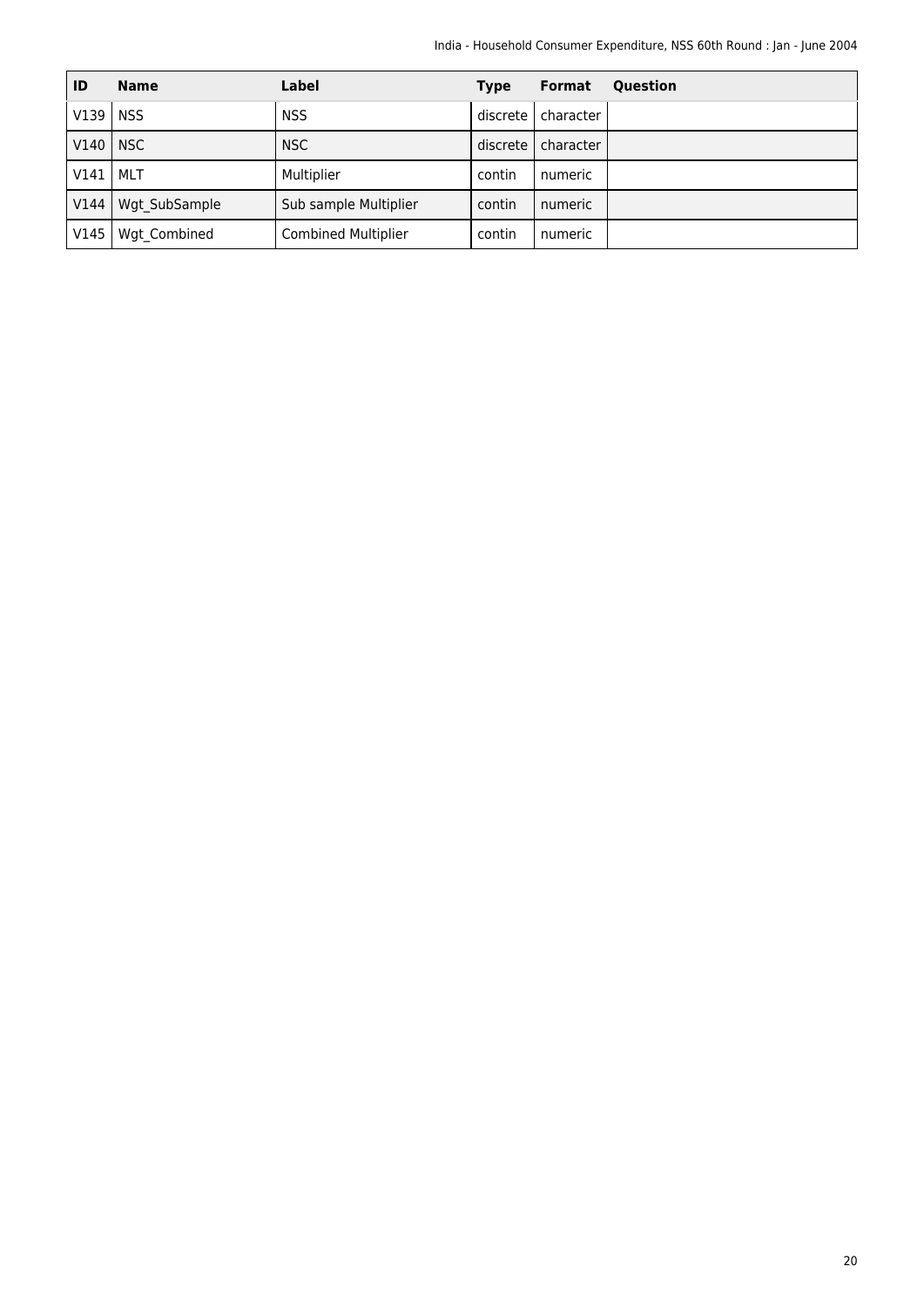| ID | Name | Label | Type | Format | Question |
|---|---|---|---|---|---|
| V139 | NSS | NSS | discrete | character | |
| V140 | NSC | NSC | discrete | character | |
| V141 | MLT | Multiplier | contin | numeric | |
| V144 | Wgt_SubSample | Sub sample Multiplier | contin | numeric | |
| V145 | Wgt_Combined | Combined Multiplier | contin | numeric | |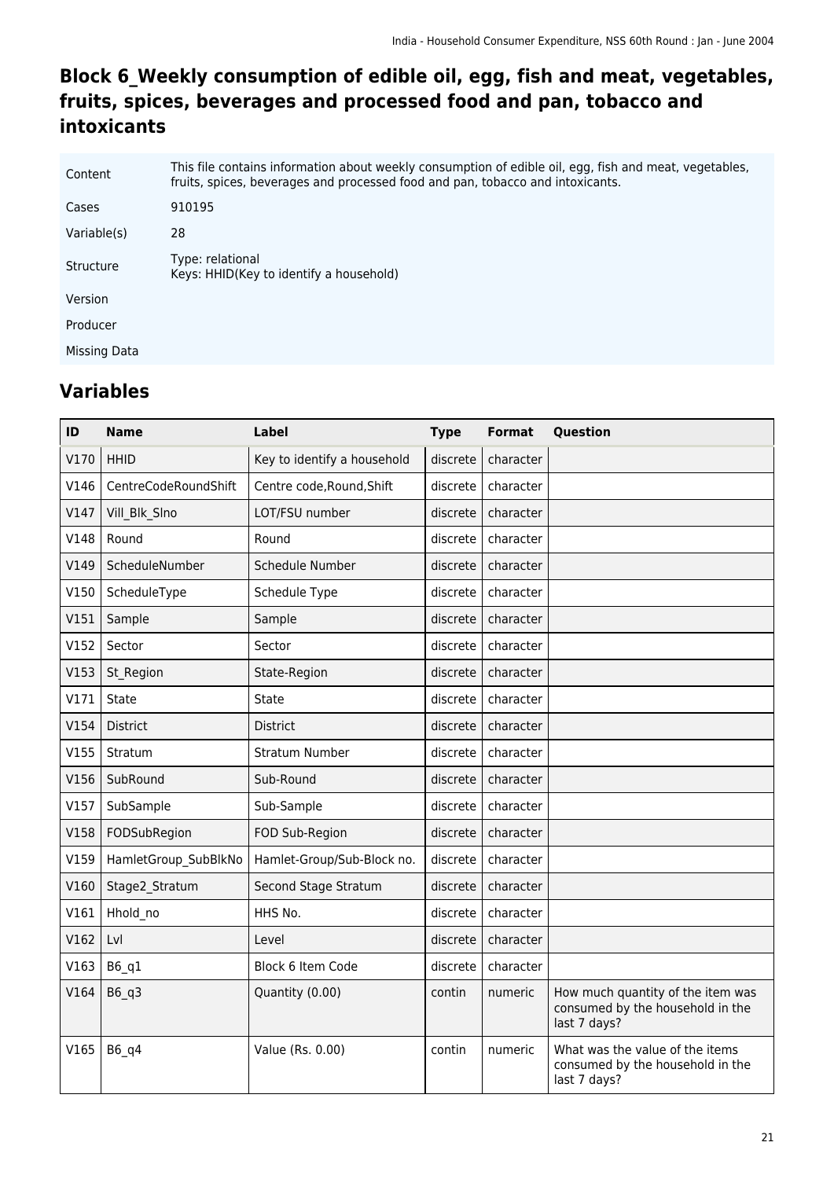## Block 6_Weekly consumption of edible oil, egg, fish and meat, vegetables, fruits, spices, beverages and processed food and pan, tobacco and intoxicants

| | |
|---|---|
| Content | This file contains information about weekly consumption of edible oil, egg, fish and meat, vegetables, fruits, spices, beverages and processed food and pan, tobacco and intoxicants. |
| Cases | 910195 |
| Variable(s) | 28 |
| Structure | Type: relational<br>Keys: HHID(Key to identify a household) |
| Version | |
| Producer | |
| Missing Data | |

## Variables

| ID | Name | Label | Type | Format | Question |
|---|---|---|---|---|---|
| V170 | HHID | Key to identify a household | discrete | character | |
| V146 | CentreCodeRoundShift | Centre code,Round,Shift | discrete | character | |
| V147 | Vill_Blk_Slno | LOT/FSU number | discrete | character | |
| V148 | Round | Round | discrete | character | |
| V149 | ScheduleNumber | Schedule Number | discrete | character | |
| V150 | ScheduleType | Schedule Type | discrete | character | |
| V151 | Sample | Sample | discrete | character | |
| V152 | Sector | Sector | discrete | character | |
| V153 | St_Region | State-Region | discrete | character | |
| V171 | State | State | discrete | character | |
| V154 | District | District | discrete | character | |
| V155 | Stratum | Stratum Number | discrete | character | |
| V156 | SubRound | Sub-Round | discrete | character | |
| V157 | SubSample | Sub-Sample | discrete | character | |
| V158 | FODSubRegion | FOD Sub-Region | discrete | character | |
| V159 | HamletGroup_SubBlkNo | Hamlet-Group/Sub-Block no. | discrete | character | |
| V160 | Stage2_Stratum | Second Stage Stratum | discrete | character | |
| V161 | Hhold_no | HHS No. | discrete | character | |
| V162 | Lvl | Level | discrete | character | |
| V163 | B6_q1 | Block 6 Item Code | discrete | character | |
| V164 | B6_q3 | Quantity (0.00) | contin | numeric | How much quantity of the item was consumed by the household in the last 7 days? |
| V165 | B6_q4 | Value (Rs. 0.00) | contin | numeric | What was the value of the items consumed by the household in the last 7 days? |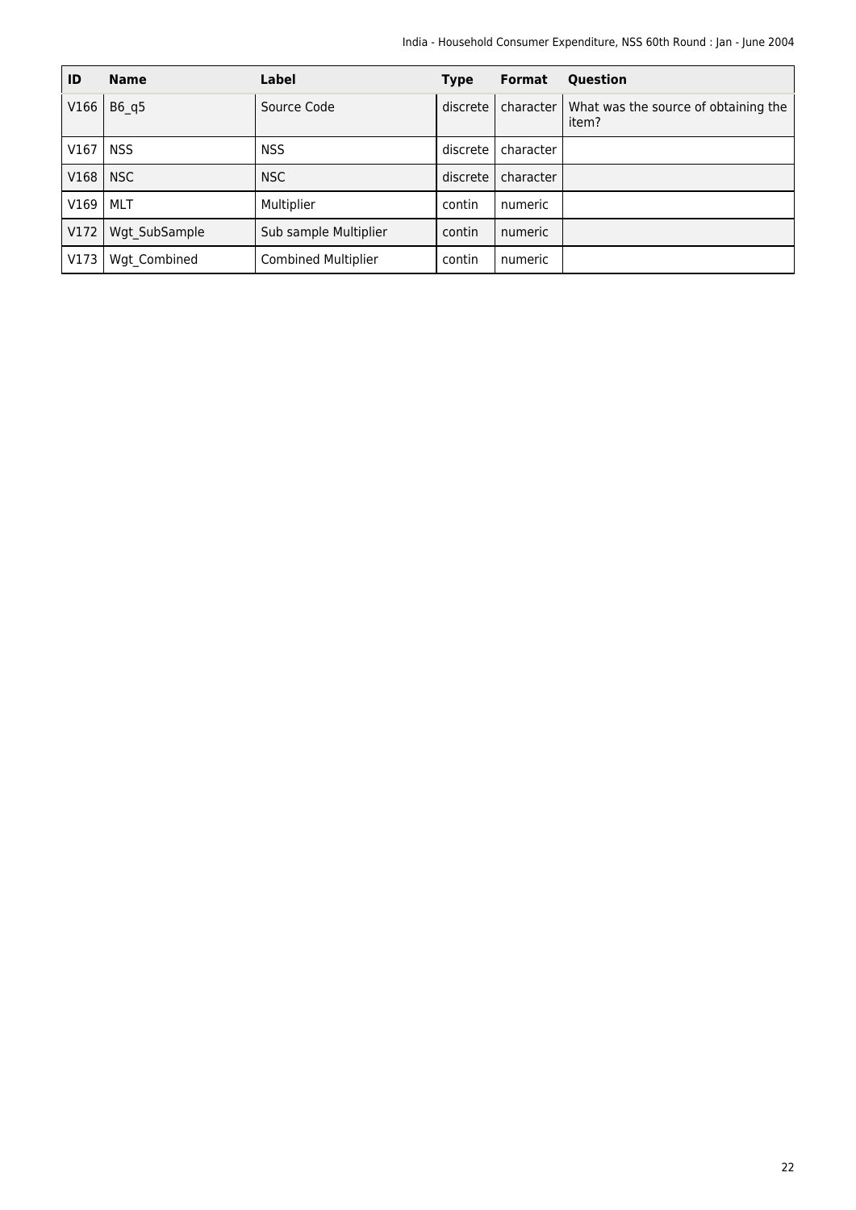| ID | Name | Label | Type | Format | Question |
|---|---|---|---|---|---|
| V166 | B6_q5 | Source Code | discrete | character | What was the source of obtaining the item? |
| V167 | NSS | NSS | discrete | character | |
| V168 | NSC | NSC | discrete | character | |
| V169 | MLT | Multiplier | contin | numeric | |
| V172 | Wgt_SubSample | Sub sample Multiplier | contin | numeric | |
| V173 | Wgt_Combined | Combined Multiplier | contin | numeric | |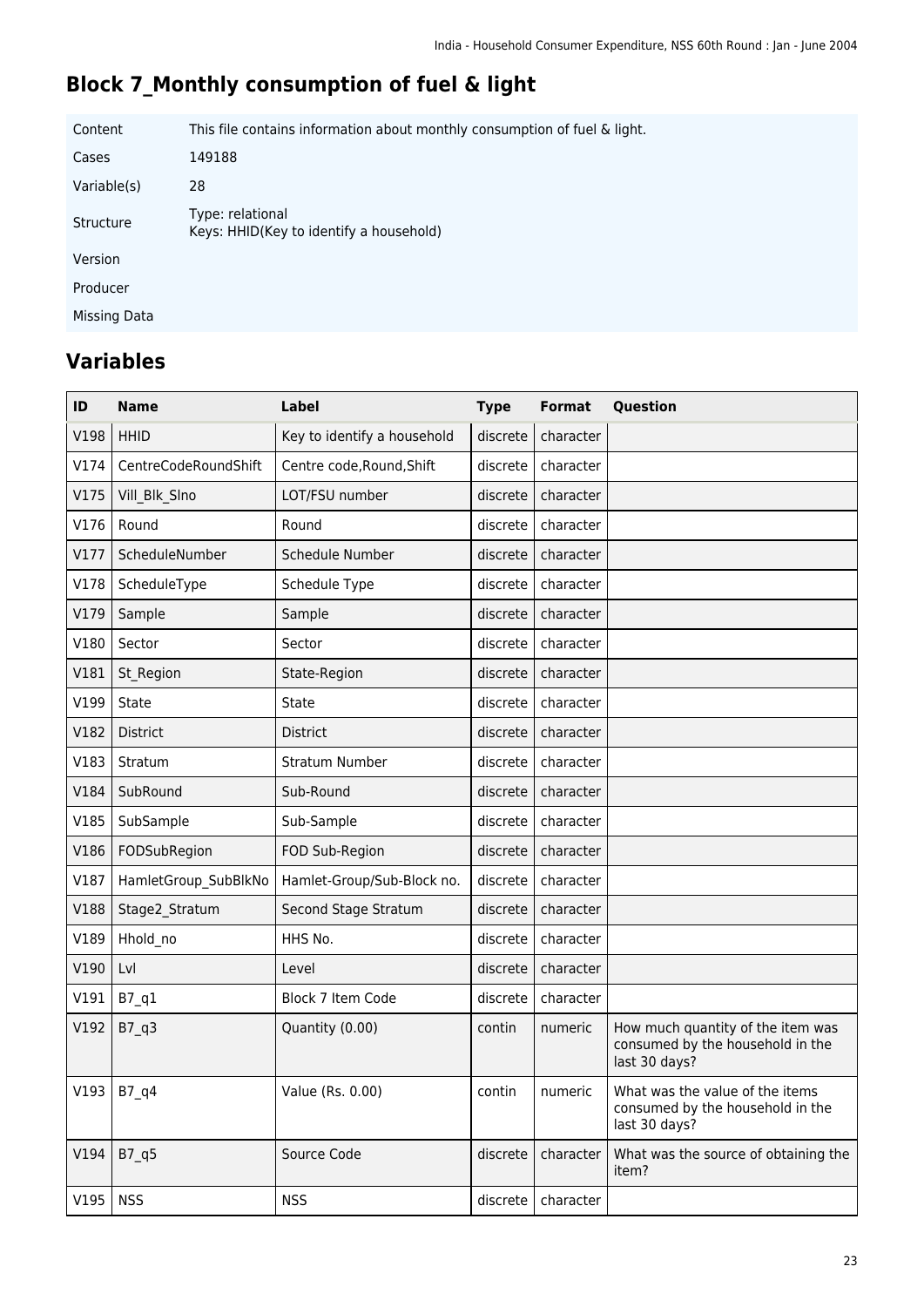## Block 7_Monthly consumption of fuel & light

| | |
|---|---|
| Content | This file contains information about monthly consumption of fuel & light. |
| Cases | 149188 |
| Variable(s) | 28 |
| Structure | Type: relational<br>Keys: HHID(Key to identify a household) |
| Version | |
| Producer | |
| Missing Data | |

## Variables

| ID | Name | Label | Type | Format | Question |
|---|---|---|---|---|---|
| V198 | HHID | Key to identify a household | discrete | character | |
| V174 | CentreCodeRoundShift | Centre code,Round,Shift | discrete | character | |
| V175 | Vill_Blk_Slno | LOT/FSU number | discrete | character | |
| V176 | Round | Round | discrete | character | |
| V177 | ScheduleNumber | Schedule Number | discrete | character | |
| V178 | ScheduleType | Schedule Type | discrete | character | |
| V179 | Sample | Sample | discrete | character | |
| V180 | Sector | Sector | discrete | character | |
| V181 | St_Region | State-Region | discrete | character | |
| V199 | State | State | discrete | character | |
| V182 | District | District | discrete | character | |
| V183 | Stratum | Stratum Number | discrete | character | |
| V184 | SubRound | Sub-Round | discrete | character | |
| V185 | SubSample | Sub-Sample | discrete | character | |
| V186 | FODSubRegion | FOD Sub-Region | discrete | character | |
| V187 | HamletGroup_SubBlkNo | Hamlet-Group/Sub-Block no. | discrete | character | |
| V188 | Stage2_Stratum | Second Stage Stratum | discrete | character | |
| V189 | Hhold_no | HHS No. | discrete | character | |
| V190 | Lvl | Level | discrete | character | |
| V191 | B7_q1 | Block 7 Item Code | discrete | character | |
| V192 | B7_q3 | Quantity (0.00) | contin | numeric | How much quantity of the item was consumed by the household in the last 30 days? |
| V193 | B7_q4 | Value (Rs. 0.00) | contin | numeric | What was the value of the items consumed by the household in the last 30 days? |
| V194 | B7_q5 | Source Code | discrete | character | What was the source of obtaining the item? |
| V195 | NSS | NSS | discrete | character | |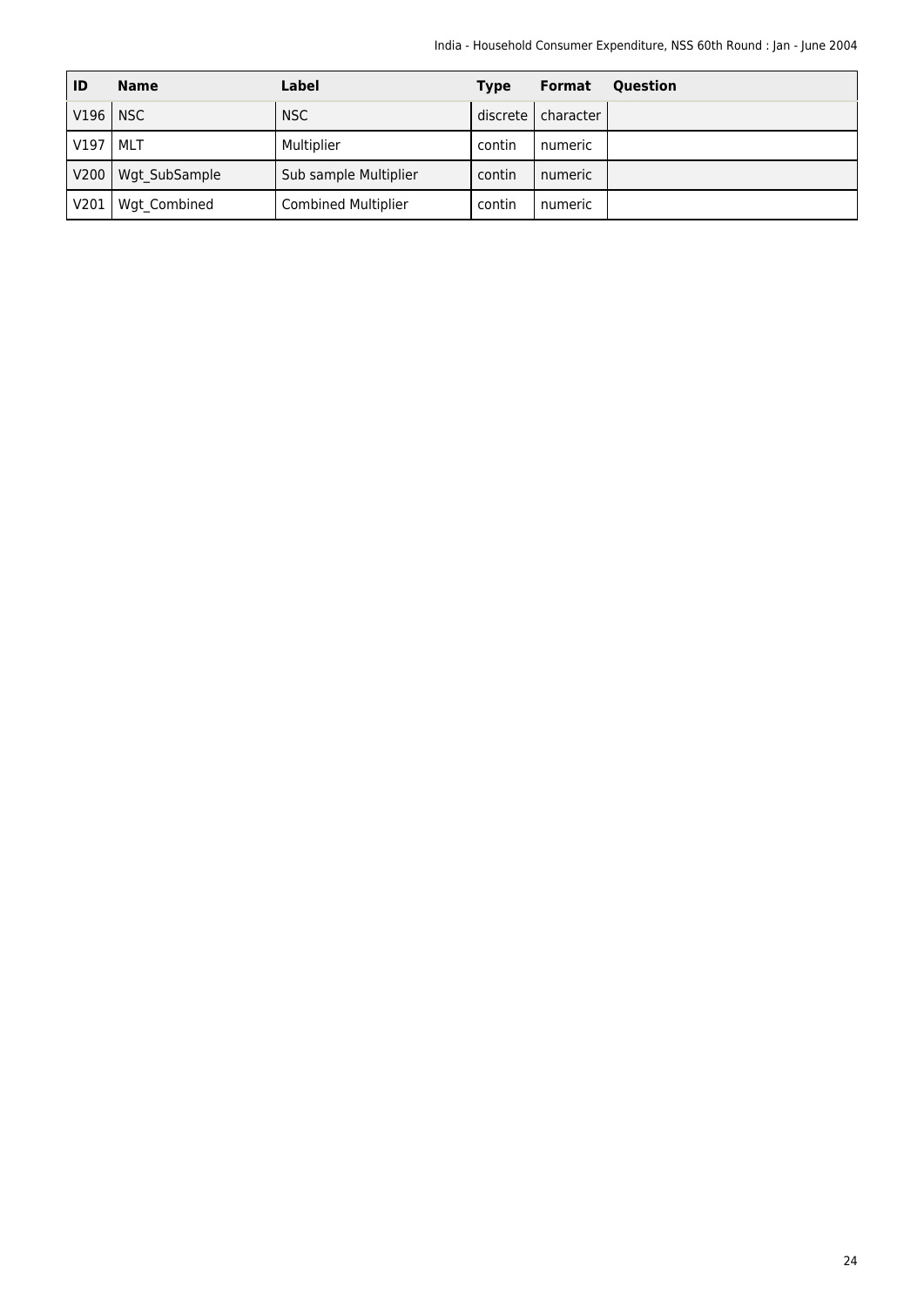| ID | Name | Label | Type | Format | Question |
|---|---|---|---|---|---|
| V196 | NSC | NSC | discrete | character | |
| V197 | MLT | Multiplier | contin | numeric | |
| V200 | Wgt_SubSample | Sub sample Multiplier | contin | numeric | |
| V201 | Wgt_Combined | Combined Multiplier | contin | numeric | |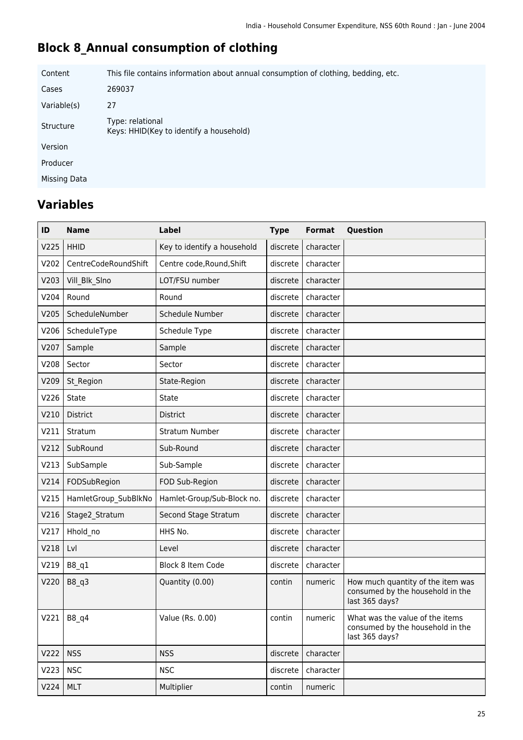# Block 8_Annual consumption of clothing

| | |
|---|---|
| Content | This file contains information about annual consumption of clothing, bedding, etc. |
| Cases | 269037 |
| Variable(s) | 27 |
| Structure | Type: relational<br>Keys: HHID(Key to identify a household) |
| Version | |
| Producer | |
| Missing Data | |

## Variables

| ID | Name | Label | Type | Format | Question |
|---|---|---|---|---|---|
| V225 | HHID | Key to identify a household | discrete | character | |
| V202 | CentreCodeRoundShift | Centre code,Round,Shift | discrete | character | |
| V203 | Vill_Blk_Slno | LOT/FSU number | discrete | character | |
| V204 | Round | Round | discrete | character | |
| V205 | ScheduleNumber | Schedule Number | discrete | character | |
| V206 | ScheduleType | Schedule Type | discrete | character | |
| V207 | Sample | Sample | discrete | character | |
| V208 | Sector | Sector | discrete | character | |
| V209 | St_Region | State-Region | discrete | character | |
| V226 | State | State | discrete | character | |
| V210 | District | District | discrete | character | |
| V211 | Stratum | Stratum Number | discrete | character | |
| V212 | SubRound | Sub-Round | discrete | character | |
| V213 | SubSample | Sub-Sample | discrete | character | |
| V214 | FODSubRegion | FOD Sub-Region | discrete | character | |
| V215 | HamletGroup_SubBlkNo | Hamlet-Group/Sub-Block no. | discrete | character | |
| V216 | Stage2_Stratum | Second Stage Stratum | discrete | character | |
| V217 | Hhold_no | HHS No. | discrete | character | |
| V218 | Lvl | Level | discrete | character | |
| V219 | B8_q1 | Block 8 Item Code | discrete | character | |
| V220 | B8_q3 | Quantity (0.00) | contin | numeric | How much quantity of the item was consumed by the household in the last 365 days? |
| V221 | B8_q4 | Value (Rs. 0.00) | contin | numeric | What was the value of the items consumed by the household in the last 365 days? |
| V222 | NSS | NSS | discrete | character | |
| V223 | NSC | NSC | discrete | character | |
| V224 | MLT | Multiplier | contin | numeric | |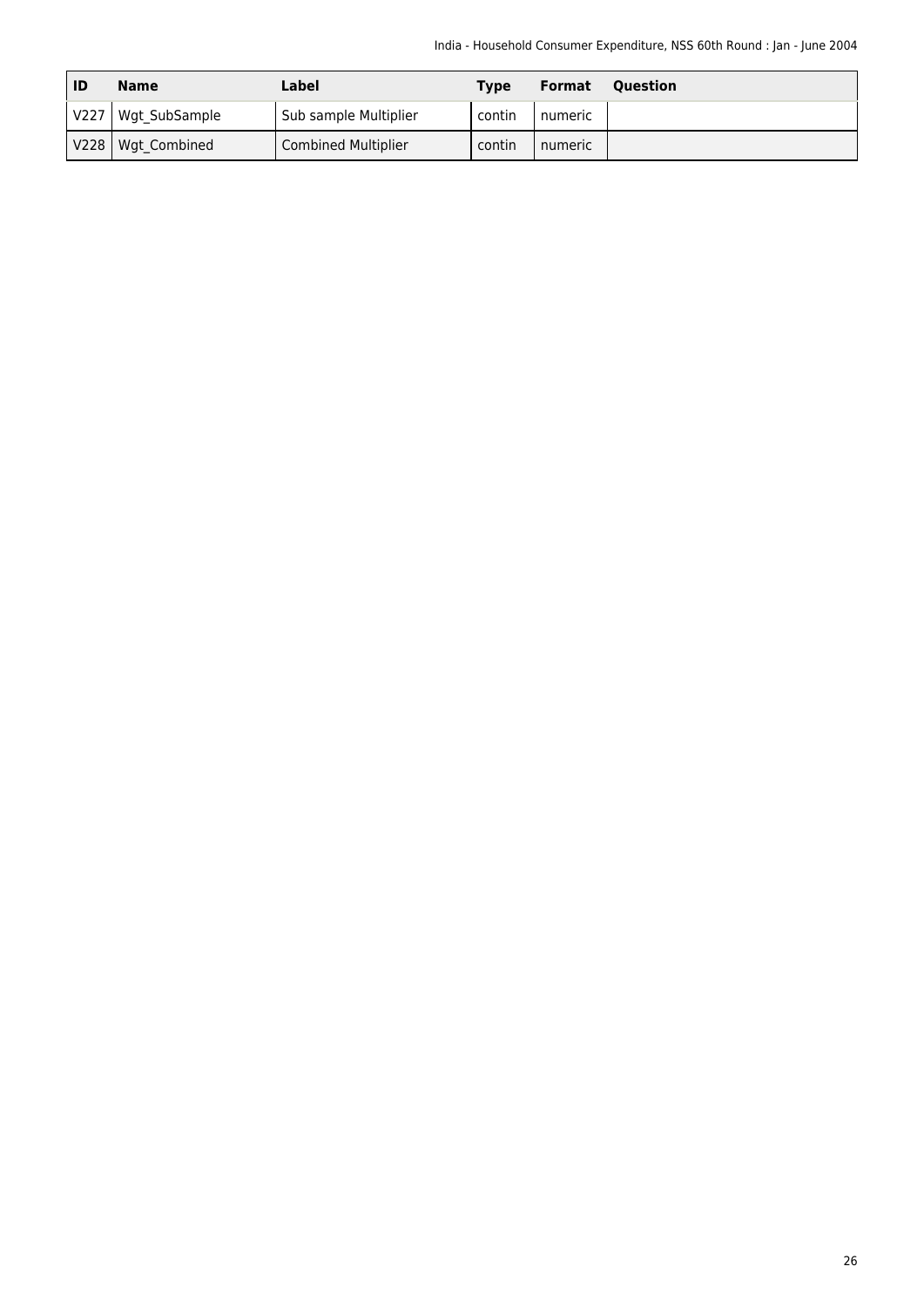| ID | Name | Label | Type | Format | Question |
| --- | --- | --- | --- | --- | --- |
| V227 | Wgt_SubSample | Sub sample Multiplier | contin | numeric | |
| V228 | Wgt_Combined | Combined Multiplier | contin | numeric | |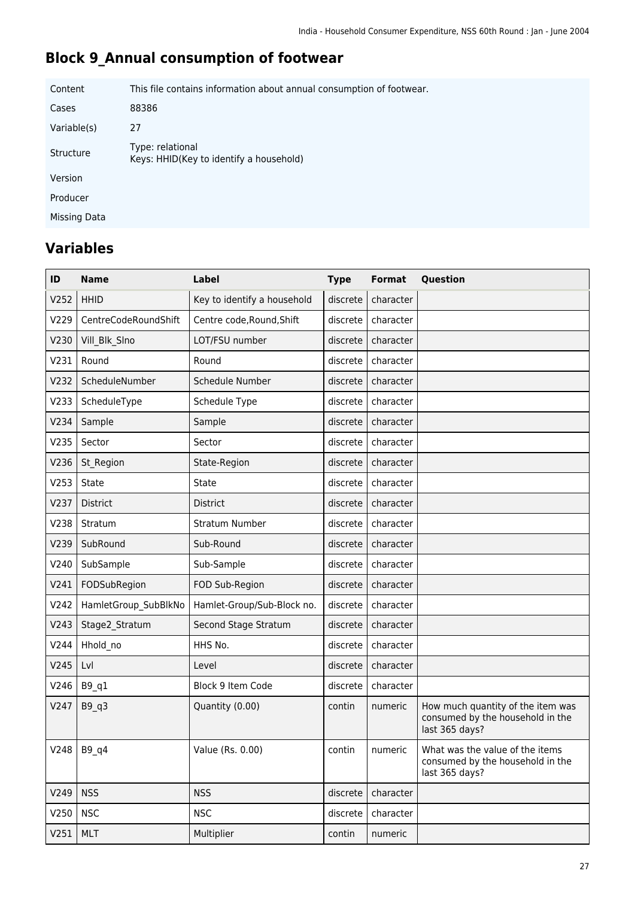# Block 9_Annual consumption of footwear

| | |
|---|---|
| Content | This file contains information about annual consumption of footwear. |
| Cases | 88386 |
| Variable(s) | 27 |
| Structure | Type: relational<br>Keys: HHID(Key to identify a household) |
| Version | |
| Producer | |
| Missing Data | |

## Variables

| ID | Name | Label | Type | Format | Question |
|---|---|---|---|---|---|
| V252 | HHID | Key to identify a household | discrete | character | |
| V229 | CentreCodeRoundShift | Centre code,Round,Shift | discrete | character | |
| V230 | Vill_Blk_Slno | LOT/FSU number | discrete | character | |
| V231 | Round | Round | discrete | character | |
| V232 | ScheduleNumber | Schedule Number | discrete | character | |
| V233 | ScheduleType | Schedule Type | discrete | character | |
| V234 | Sample | Sample | discrete | character | |
| V235 | Sector | Sector | discrete | character | |
| V236 | St_Region | State-Region | discrete | character | |
| V253 | State | State | discrete | character | |
| V237 | District | District | discrete | character | |
| V238 | Stratum | Stratum Number | discrete | character | |
| V239 | SubRound | Sub-Round | discrete | character | |
| V240 | SubSample | Sub-Sample | discrete | character | |
| V241 | FODSubRegion | FOD Sub-Region | discrete | character | |
| V242 | HamletGroup_SubBlkNo | Hamlet-Group/Sub-Block no. | discrete | character | |
| V243 | Stage2_Stratum | Second Stage Stratum | discrete | character | |
| V244 | Hhold_no | HHS No. | discrete | character | |
| V245 | Lvl | Level | discrete | character | |
| V246 | B9_q1 | Block 9 Item Code | discrete | character | |
| V247 | B9_q3 | Quantity (0.00) | contin | numeric | How much quantity of the item was consumed by the household in the last 365 days? |
| V248 | B9_q4 | Value (Rs. 0.00) | contin | numeric | What was the value of the items consumed by the household in the last 365 days? |
| V249 | NSS | NSS | discrete | character | |
| V250 | NSC | NSC | discrete | character | |
| V251 | MLT | Multiplier | contin | numeric | |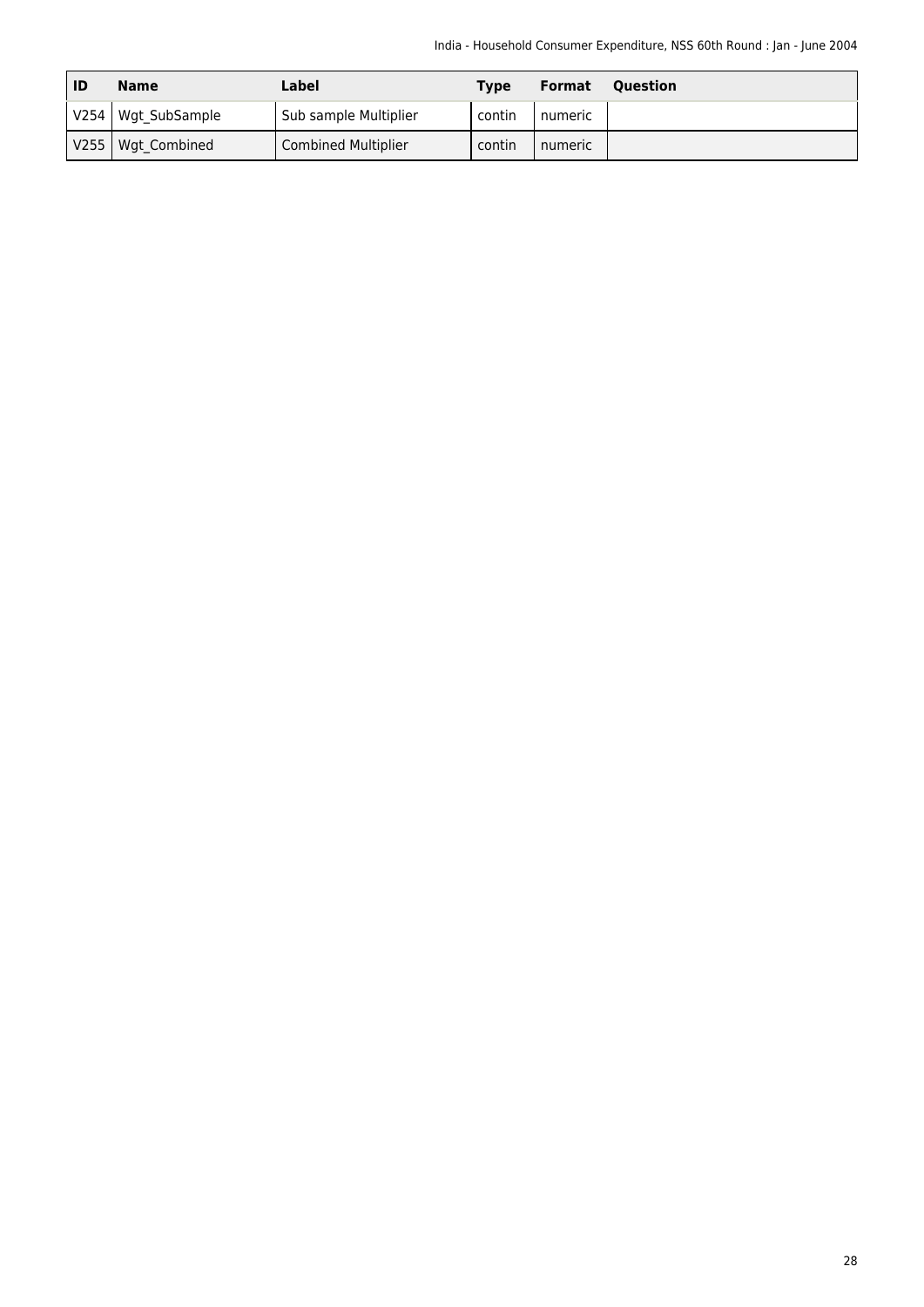| ID | Name | Label | Type | Format | Question |
|---|---|---|---|---|---|
| V254 | Wgt_SubSample | Sub sample Multiplier | contin | numeric | |
| V255 | Wgt_Combined | Combined Multiplier | contin | numeric | |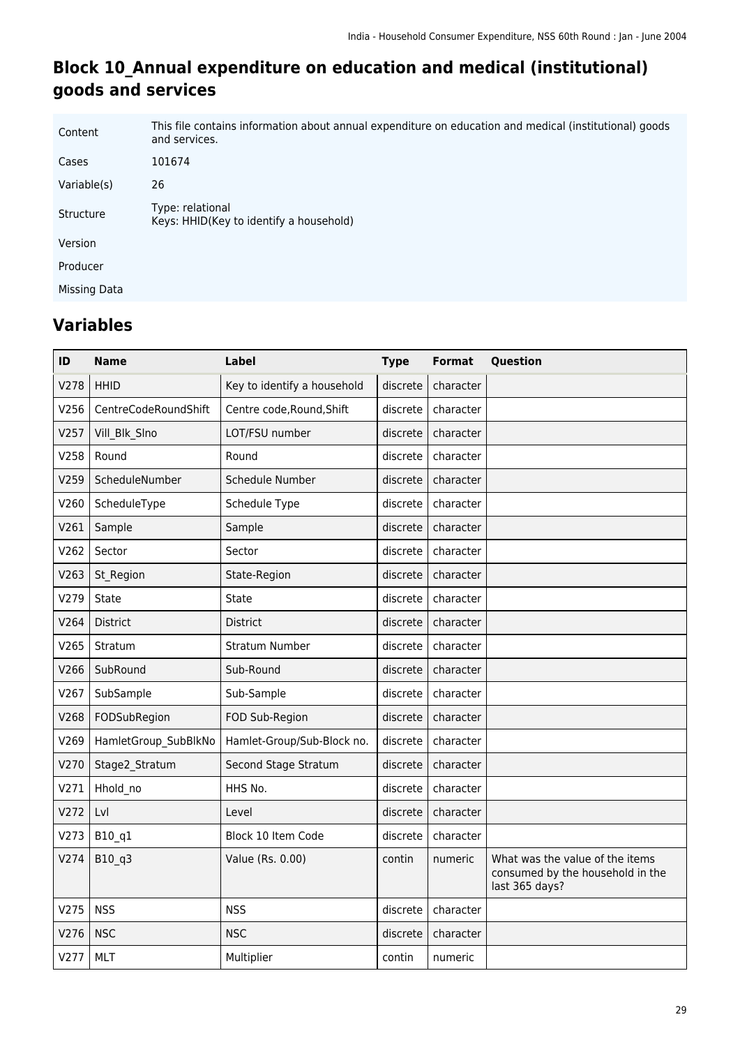# Block 10_Annual expenditure on education and medical (institutional) goods and services

| | |
|---|---|
| Content | This file contains information about annual expenditure on education and medical (institutional) goods and services. |
| Cases | 101674 |
| Variable(s) | 26 |
| Structure | Type: relational<br>Keys: HHID(Key to identify a household) |
| Version | |
| Producer | |
| Missing Data | |

## Variables

| ID | Name | Label | Type | Format | Question |
|---|---|---|---|---|---|
| V278 | HHID | Key to identify a household | discrete | character | |
| V256 | CentreCodeRoundShift | Centre code,Round,Shift | discrete | character | |
| V257 | Vill_Blk_Slno | LOT/FSU number | discrete | character | |
| V258 | Round | Round | discrete | character | |
| V259 | ScheduleNumber | Schedule Number | discrete | character | |
| V260 | ScheduleType | Schedule Type | discrete | character | |
| V261 | Sample | Sample | discrete | character | |
| V262 | Sector | Sector | discrete | character | |
| V263 | St_Region | State-Region | discrete | character | |
| V279 | State | State | discrete | character | |
| V264 | District | District | discrete | character | |
| V265 | Stratum | Stratum Number | discrete | character | |
| V266 | SubRound | Sub-Round | discrete | character | |
| V267 | SubSample | Sub-Sample | discrete | character | |
| V268 | FODSubRegion | FOD Sub-Region | discrete | character | |
| V269 | HamletGroup_SubBlkNo | Hamlet-Group/Sub-Block no. | discrete | character | |
| V270 | Stage2_Stratum | Second Stage Stratum | discrete | character | |
| V271 | Hhold_no | HHS No. | discrete | character | |
| V272 | Lvl | Level | discrete | character | |
| V273 | B10_q1 | Block 10 Item Code | discrete | character | |
| V274 | B10_q3 | Value (Rs. 0.00) | contin | numeric | What was the value of the items consumed by the household in the last 365 days? |
| V275 | NSS | NSS | discrete | character | |
| V276 | NSC | NSC | discrete | character | |
| V277 | MLT | Multiplier | contin | numeric | |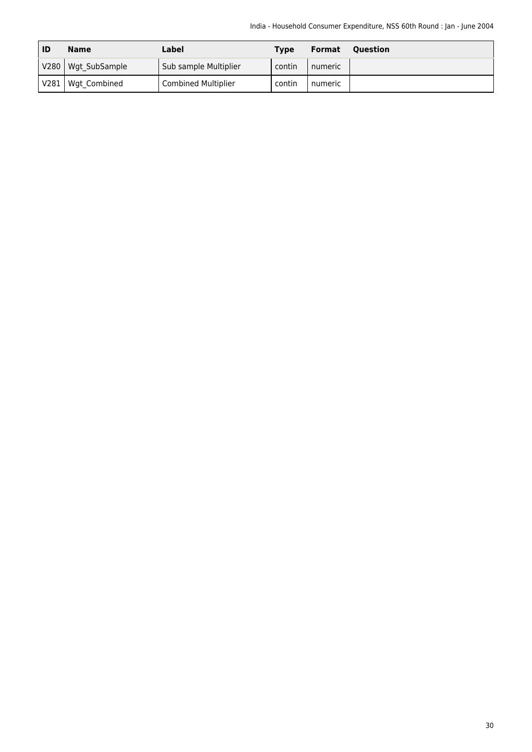| ID | Name | Label | Type | Format | Question |
|---|---|---|---|---|---|
| V280 | Wgt_SubSample | Sub sample Multiplier | contin | numeric | |
| V281 | Wgt_Combined | Combined Multiplier | contin | numeric | |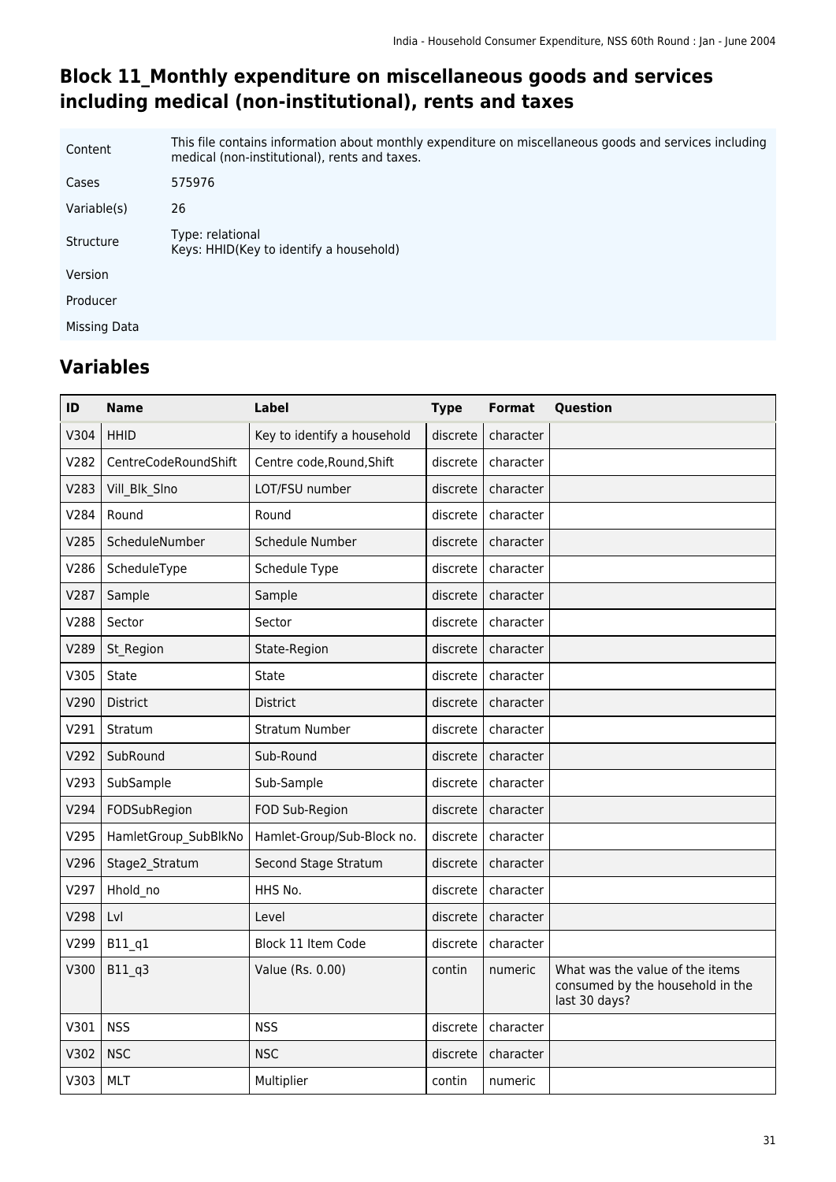## Block 11_Monthly expenditure on miscellaneous goods and services including medical (non-institutional), rents and taxes

| | |
|---|---|
| Content | This file contains information about monthly expenditure on miscellaneous goods and services including medical (non-institutional), rents and taxes. |
| Cases | 575976 |
| Variable(s) | 26 |
| Structure | Type: relational<br>Keys: HHID(Key to identify a household) |
| Version | |
| Producer | |
| Missing Data | |

## Variables

| ID | Name | Label | Type | Format | Question |
|---|---|---|---|---|---|
| V304 | HHID | Key to identify a household | discrete | character | |
| V282 | CentreCodeRoundShift | Centre code,Round,Shift | discrete | character | |
| V283 | Vill_Blk_Slno | LOT/FSU number | discrete | character | |
| V284 | Round | Round | discrete | character | |
| V285 | ScheduleNumber | Schedule Number | discrete | character | |
| V286 | ScheduleType | Schedule Type | discrete | character | |
| V287 | Sample | Sample | discrete | character | |
| V288 | Sector | Sector | discrete | character | |
| V289 | St_Region | State-Region | discrete | character | |
| V305 | State | State | discrete | character | |
| V290 | District | District | discrete | character | |
| V291 | Stratum | Stratum Number | discrete | character | |
| V292 | SubRound | Sub-Round | discrete | character | |
| V293 | SubSample | Sub-Sample | discrete | character | |
| V294 | FODSubRegion | FOD Sub-Region | discrete | character | |
| V295 | HamletGroup_SubBlkNo | Hamlet-Group/Sub-Block no. | discrete | character | |
| V296 | Stage2_Stratum | Second Stage Stratum | discrete | character | |
| V297 | Hhold_no | HHS No. | discrete | character | |
| V298 | Lvl | Level | discrete | character | |
| V299 | B11_q1 | Block 11 Item Code | discrete | character | |
| V300 | B11_q3 | Value (Rs. 0.00) | contin | numeric | What was the value of the items consumed by the household in the last 30 days? |
| V301 | NSS | NSS | discrete | character | |
| V302 | NSC | NSC | discrete | character | |
| V303 | MLT | Multiplier | contin | numeric | |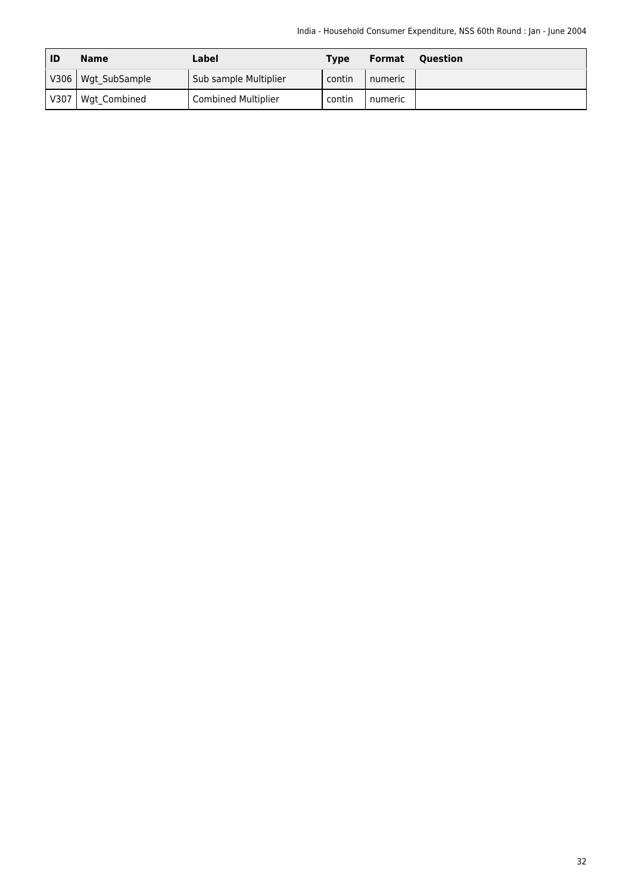| ID | Name | Label | Type | Format | Question |
|---|---|---|---|---|---|
| V306 | Wgt_SubSample | Sub sample Multiplier | contin | numeric | |
| V307 | Wgt_Combined | Combined Multiplier | contin | numeric | |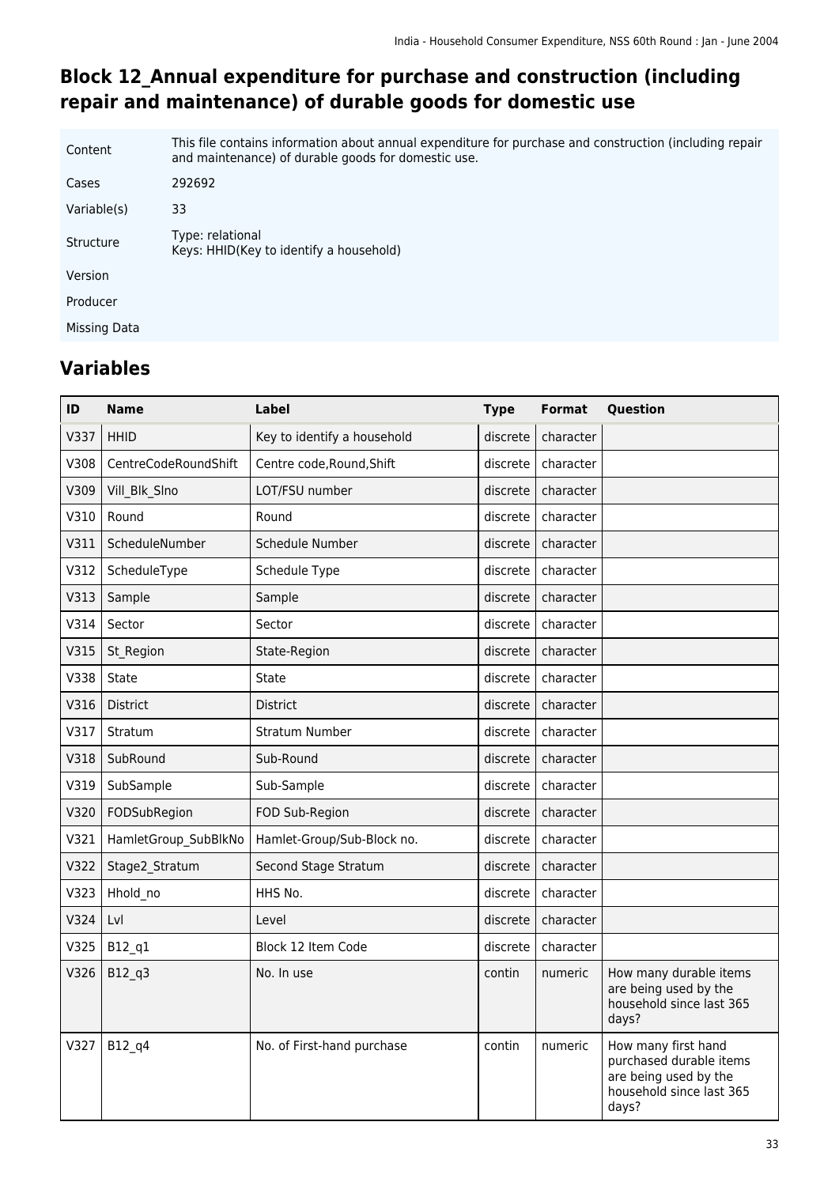## Block 12_Annual expenditure for purchase and construction (including repair and maintenance) of durable goods for domestic use

| | |
|---|---|
| Content | This file contains information about annual expenditure for purchase and construction (including repair and maintenance) of durable goods for domestic use. |
| Cases | 292692 |
| Variable(s) | 33 |
| Structure | Type: relational<br>Keys: HHID(Key to identify a household) |
| Version | |
| Producer | |
| Missing Data | |

## Variables

| ID | Name | Label | Type | Format | Question |
|---|---|---|---|---|---|
| V337 | HHID | Key to identify a household | discrete | character | |
| V308 | CentreCodeRoundShift | Centre code,Round,Shift | discrete | character | |
| V309 | Vill_Blk_Slno | LOT/FSU number | discrete | character | |
| V310 | Round | Round | discrete | character | |
| V311 | ScheduleNumber | Schedule Number | discrete | character | |
| V312 | ScheduleType | Schedule Type | discrete | character | |
| V313 | Sample | Sample | discrete | character | |
| V314 | Sector | Sector | discrete | character | |
| V315 | St_Region | State-Region | discrete | character | |
| V338 | State | State | discrete | character | |
| V316 | District | District | discrete | character | |
| V317 | Stratum | Stratum Number | discrete | character | |
| V318 | SubRound | Sub-Round | discrete | character | |
| V319 | SubSample | Sub-Sample | discrete | character | |
| V320 | FODSubRegion | FOD Sub-Region | discrete | character | |
| V321 | HamletGroup_SubBlkNo | Hamlet-Group/Sub-Block no. | discrete | character | |
| V322 | Stage2_Stratum | Second Stage Stratum | discrete | character | |
| V323 | Hhold_no | HHS No. | discrete | character | |
| V324 | Lvl | Level | discrete | character | |
| V325 | B12_q1 | Block 12 Item Code | discrete | character | |
| V326 | B12_q3 | No. In use | contin | numeric | How many durable items are being used by the household since last 365 days? |
| V327 | B12_q4 | No. of First-hand purchase | contin | numeric | How many first hand purchased durable items are being used by the household since last 365 days? |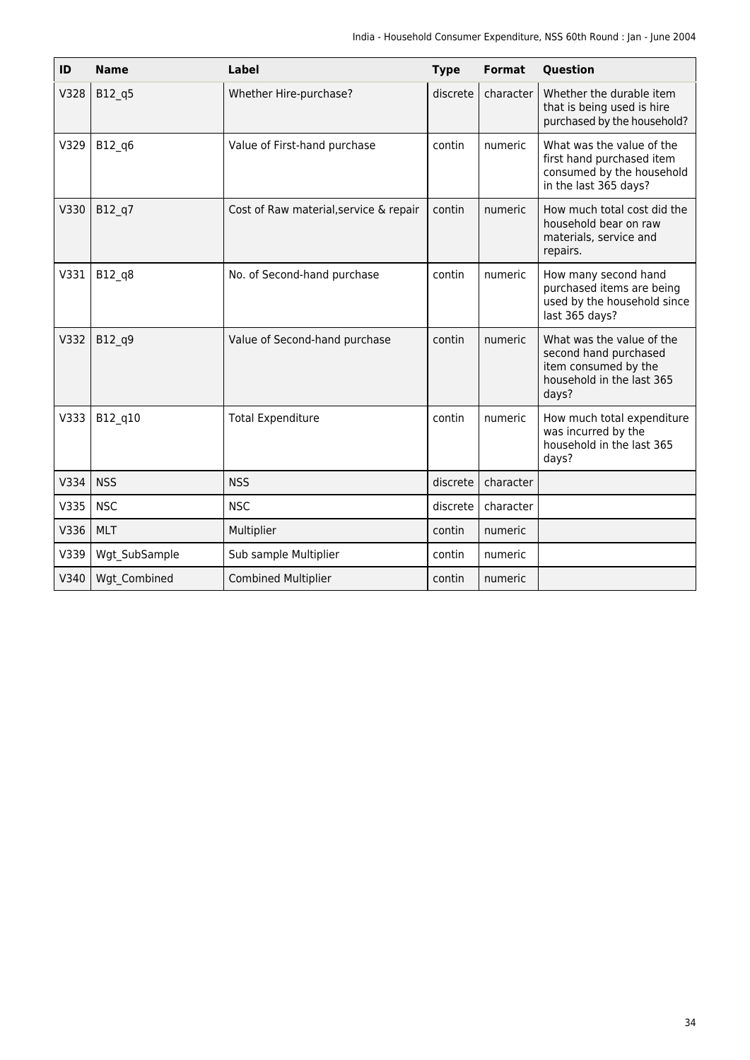| ID | Name | Label | Type | Format | Question |
|---|---|---|---|---|---|
| V328 | B12_q5 | Whether Hire-purchase? | discrete | character | Whether the durable item that is being used is hire purchased by the household? |
| V329 | B12_q6 | Value of First-hand purchase | contin | numeric | What was the value of the first hand purchased item consumed by the household in the last 365 days? |
| V330 | B12_q7 | Cost of Raw material,service & repair | contin | numeric | How much total cost did the household bear on raw materials, service and repairs. |
| V331 | B12_q8 | No. of Second-hand purchase | contin | numeric | How many second hand purchased items are being used by the household since last 365 days? |
| V332 | B12_q9 | Value of Second-hand purchase | contin | numeric | What was the value of the second hand purchased item consumed by the household in the last 365 days? |
| V333 | B12_q10 | Total Expenditure | contin | numeric | How much total expenditure was incurred by the household in the last 365 days? |
| V334 | NSS | NSS | discrete | character | |
| V335 | NSC | NSC | discrete | character | |
| V336 | MLT | Multiplier | contin | numeric | |
| V339 | Wgt_SubSample | Sub sample Multiplier | contin | numeric | |
| V340 | Wgt_Combined | Combined Multiplier | contin | numeric | |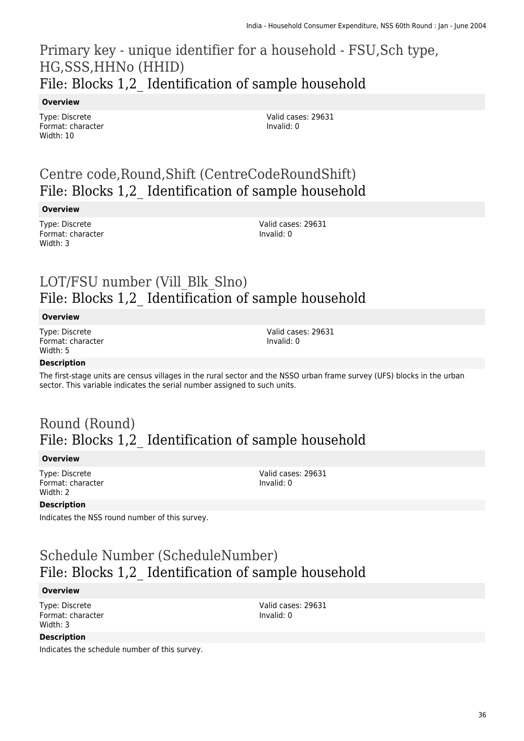## Primary key - unique identifier for a household - FSU,Sch type, HG,SSS,HHNo (HHID)
### File: Blocks 1,2_ Identification of sample household

**Overview**

Type: Discrete
Format: character
Width: 10

Valid cases: 29631
Invalid: 0

## Centre code,Round,Shift (CentreCodeRoundShift)
### File: Blocks 1,2_ Identification of sample household

**Overview**

Type: Discrete
Format: character
Width: 3

Valid cases: 29631
Invalid: 0

## LOT/FSU number (Vill_Blk_Slno)
### File: Blocks 1,2_ Identification of sample household

**Overview**

Type: Discrete
Format: character
Width: 5

Valid cases: 29631
Invalid: 0

**Description**

The first-stage units are census villages in the rural sector and the NSSO urban frame survey (UFS) blocks in the urban sector. This variable indicates the serial number assigned to such units.

## Round (Round)
### File: Blocks 1,2_ Identification of sample household

**Overview**

Type: Discrete
Format: character
Width: 2

Valid cases: 29631
Invalid: 0

**Description**

Indicates the NSS round number of this survey.

## Schedule Number (ScheduleNumber)
### File: Blocks 1,2_ Identification of sample household

**Overview**

Type: Discrete
Format: character
Width: 3

Valid cases: 29631
Invalid: 0

**Description**

Indicates the schedule number of this survey.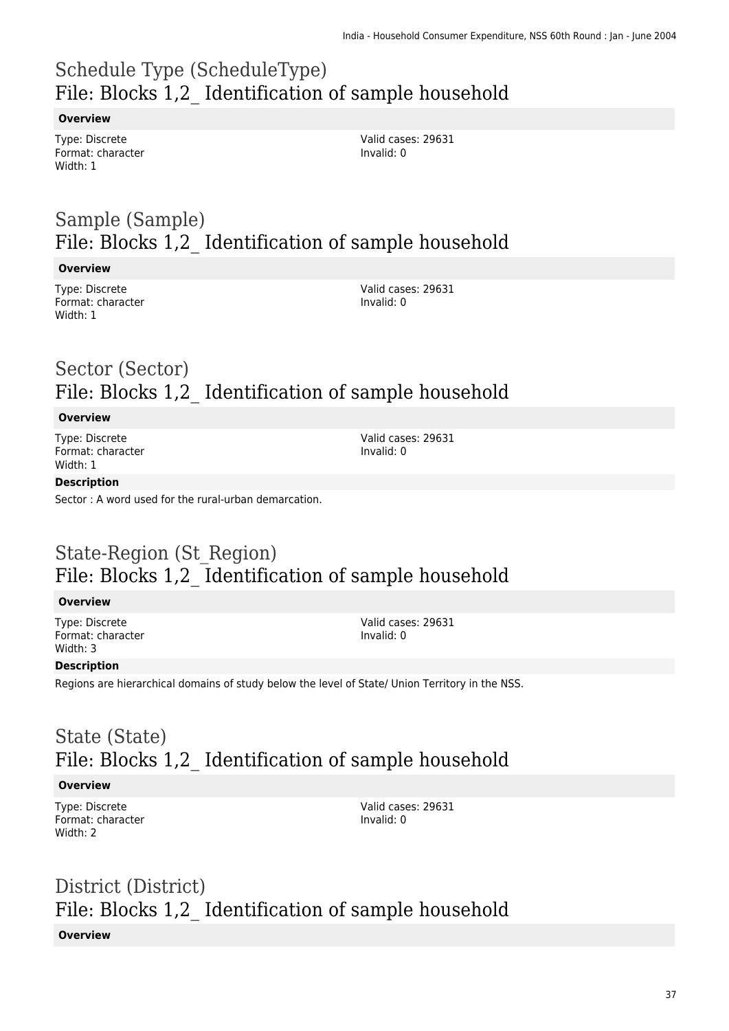# Schedule Type (ScheduleType)
## File: Blocks 1,2_ Identification of sample household

**Overview**

Type: Discrete
Format: character
Width: 1

Valid cases: 29631
Invalid: 0

# Sample (Sample)
## File: Blocks 1,2_ Identification of sample household

**Overview**

Type: Discrete
Format: character
Width: 1

Valid cases: 29631
Invalid: 0

# Sector (Sector)
## File: Blocks 1,2_ Identification of sample household

**Overview**

Type: Discrete
Format: character
Width: 1

Valid cases: 29631
Invalid: 0

**Description**

Sector : A word used for the rural-urban demarcation.

# State-Region (St_Region)
## File: Blocks 1,2_ Identification of sample household

**Overview**

Type: Discrete
Format: character
Width: 3

Valid cases: 29631
Invalid: 0

**Description**

Regions are hierarchical domains of study below the level of State/ Union Territory in the NSS.

# State (State)
## File: Blocks 1,2_ Identification of sample household

**Overview**

Type: Discrete
Format: character
Width: 2

Valid cases: 29631
Invalid: 0

# District (District)
## File: Blocks 1,2_ Identification of sample household

**Overview**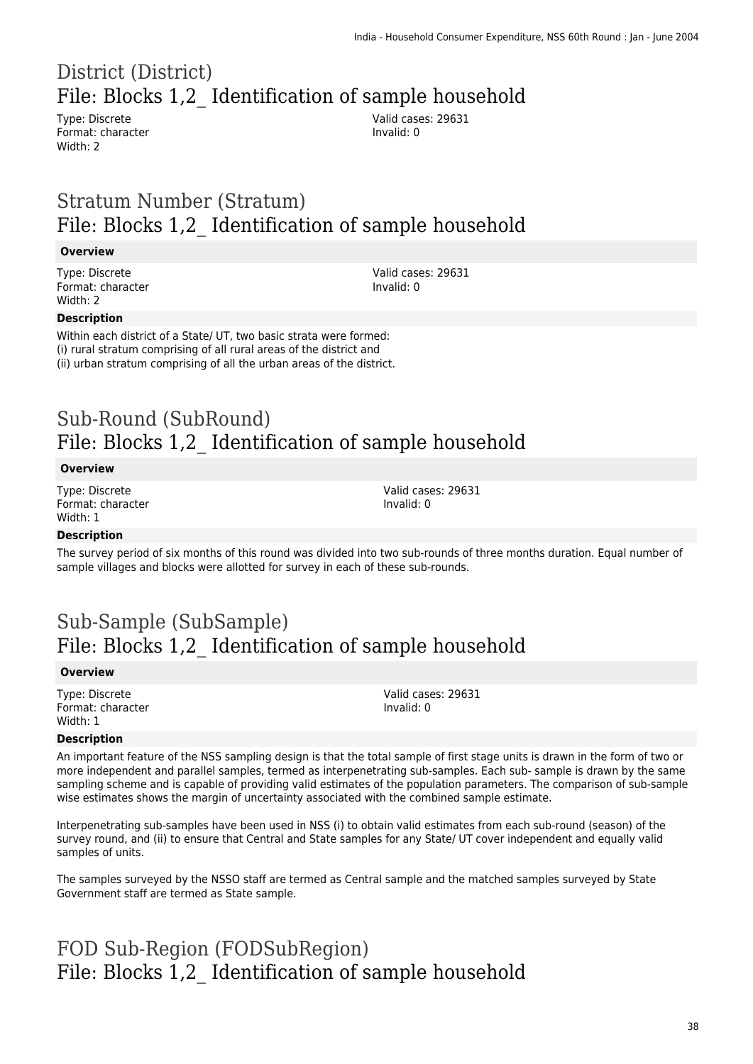# District (District)
## File: Blocks 1,2_ Identification of sample household

Type: Discrete
Format: character
Width: 2

Valid cases: 29631
Invalid: 0

# Stratum Number (Stratum)
## File: Blocks 1,2_ Identification of sample household

**Overview**

Type: Discrete
Format: character
Width: 2

Valid cases: 29631
Invalid: 0

**Description**

Within each district of a State/ UT, two basic strata were formed:
(i) rural stratum comprising of all rural areas of the district and
(ii) urban stratum comprising of all the urban areas of the district.

# Sub-Round (SubRound)
## File: Blocks 1,2_ Identification of sample household

**Overview**

Type: Discrete
Format: character
Width: 1

Valid cases: 29631
Invalid: 0

**Description**

The survey period of six months of this round was divided into two sub-rounds of three months duration. Equal number of sample villages and blocks were allotted for survey in each of these sub-rounds.

# Sub-Sample (SubSample)
## File: Blocks 1,2_ Identification of sample household

**Overview**

Type: Discrete
Format: character
Width: 1

Valid cases: 29631
Invalid: 0

**Description**

An important feature of the NSS sampling design is that the total sample of first stage units is drawn in the form of two or more independent and parallel samples, termed as interpenetrating sub-samples. Each sub- sample is drawn by the same sampling scheme and is capable of providing valid estimates of the population parameters. The comparison of sub-sample wise estimates shows the margin of uncertainty associated with the combined sample estimate.

Interpenetrating sub-samples have been used in NSS (i) to obtain valid estimates from each sub-round (season) of the survey round, and (ii) to ensure that Central and State samples for any State/ UT cover independent and equally valid samples of units.

The samples surveyed by the NSSO staff are termed as Central sample and the matched samples surveyed by State Government staff are termed as State sample.

# FOD Sub-Region (FODSubRegion)
## File: Blocks 1,2_ Identification of sample household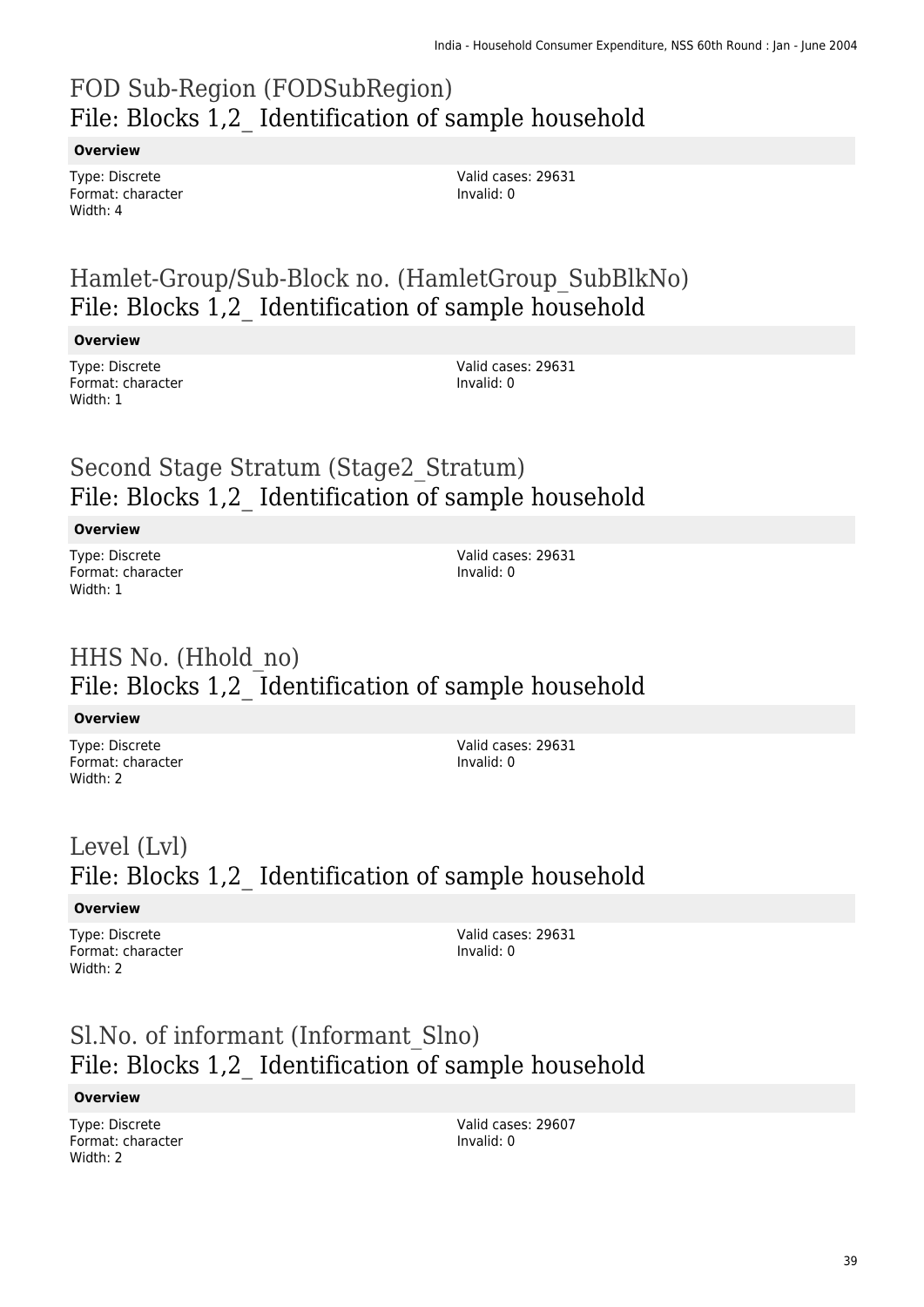# FOD Sub-Region (FODSubRegion)
## File: Blocks 1,2_ Identification of sample household

**Overview**

Type: Discrete
Format: character
Width: 4

Valid cases: 29631
Invalid: 0

# Hamlet-Group/Sub-Block no. (HamletGroup_SubBlkNo)
## File: Blocks 1,2_ Identification of sample household

**Overview**

Type: Discrete
Format: character
Width: 1

Valid cases: 29631
Invalid: 0

# Second Stage Stratum (Stage2_Stratum)
## File: Blocks 1,2_ Identification of sample household

**Overview**

Type: Discrete
Format: character
Width: 1

Valid cases: 29631
Invalid: 0

# HHS No. (Hhold_no)
## File: Blocks 1,2_ Identification of sample household

**Overview**

Type: Discrete
Format: character
Width: 2

Valid cases: 29631
Invalid: 0

# Level (Lvl)
## File: Blocks 1,2_ Identification of sample household

**Overview**

Type: Discrete
Format: character
Width: 2

Valid cases: 29631
Invalid: 0

# Sl.No. of informant (Informant_Slno)
## File: Blocks 1,2_ Identification of sample household

**Overview**

Type: Discrete
Format: character
Width: 2

Valid cases: 29607
Invalid: 0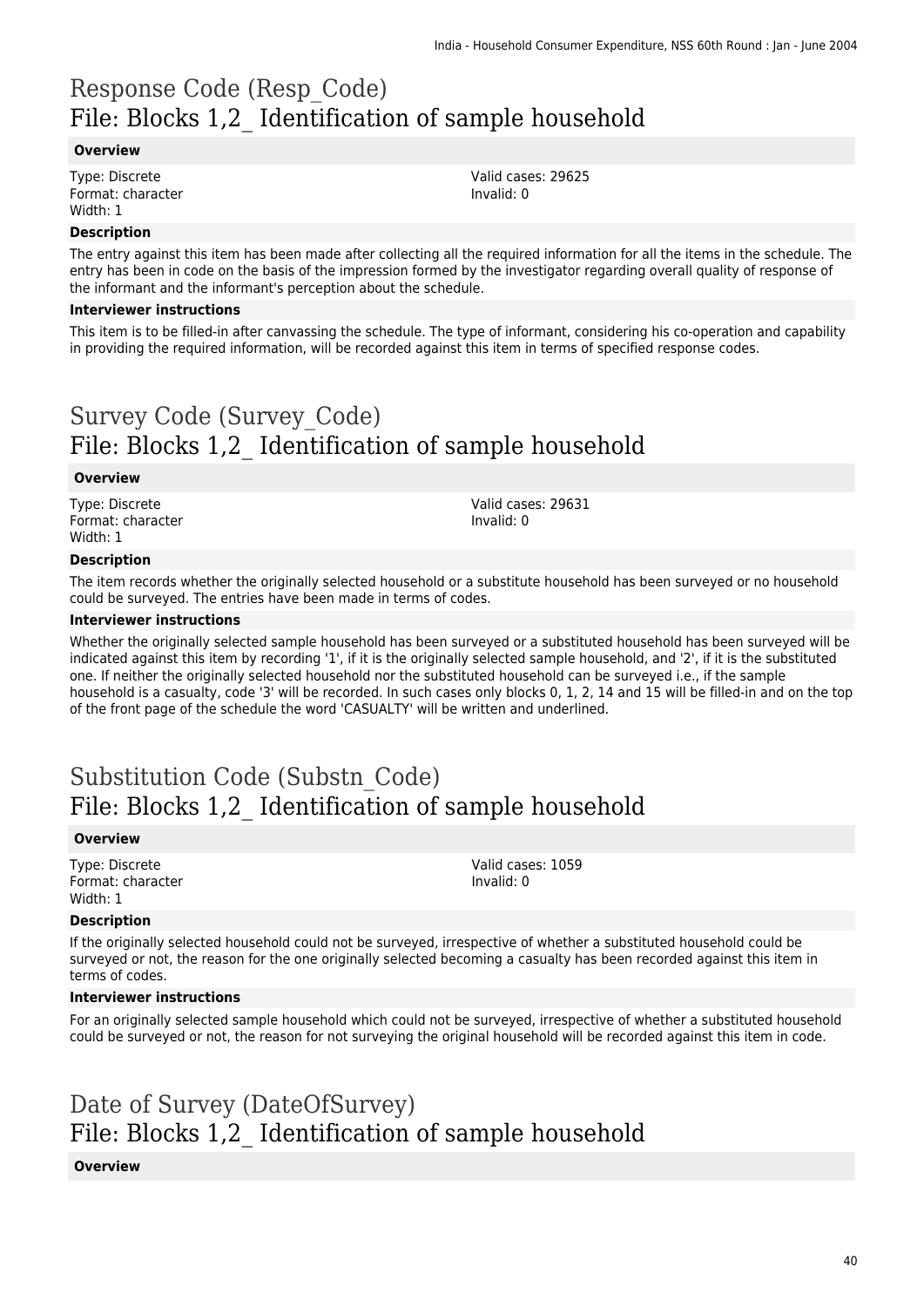# Response Code (Resp_Code)
# File: Blocks 1,2_ Identification of sample household

### Overview

Type: Discrete
Format: character
Width: 1

Valid cases: 29625
Invalid: 0

### Description

The entry against this item has been made after collecting all the required information for all the items in the schedule. The entry has been in code on the basis of the impression formed by the investigator regarding overall quality of response of the informant and the informant's perception about the schedule.

### Interviewer instructions

This item is to be filled-in after canvassing the schedule. The type of informant, considering his co-operation and capability in providing the required information, will be recorded against this item in terms of specified response codes.

# Survey Code (Survey_Code)
# File: Blocks 1,2_ Identification of sample household

### Overview

Type: Discrete
Format: character
Width: 1

Valid cases: 29631
Invalid: 0

### Description

The item records whether the originally selected household or a substitute household has been surveyed or no household could be surveyed. The entries have been made in terms of codes.

### Interviewer instructions

Whether the originally selected sample household has been surveyed or a substituted household has been surveyed will be indicated against this item by recording '1', if it is the originally selected sample household, and '2', if it is the substituted one. If neither the originally selected household nor the substituted household can be surveyed i.e., if the sample household is a casualty, code '3' will be recorded. In such cases only blocks 0, 1, 2, 14 and 15 will be filled-in and on the top of the front page of the schedule the word 'CASUALTY' will be written and underlined.

# Substitution Code (Substn_Code)
# File: Blocks 1,2_ Identification of sample household

### Overview

Type: Discrete
Format: character
Width: 1

Valid cases: 1059
Invalid: 0

### Description

If the originally selected household could not be surveyed, irrespective of whether a substituted household could be surveyed or not, the reason for the one originally selected becoming a casualty has been recorded against this item in terms of codes.

### Interviewer instructions

For an originally selected sample household which could not be surveyed, irrespective of whether a substituted household could be surveyed or not, the reason for not surveying the original household will be recorded against this item in code.

# Date of Survey (DateOfSurvey)
# File: Blocks 1,2_ Identification of sample household

### Overview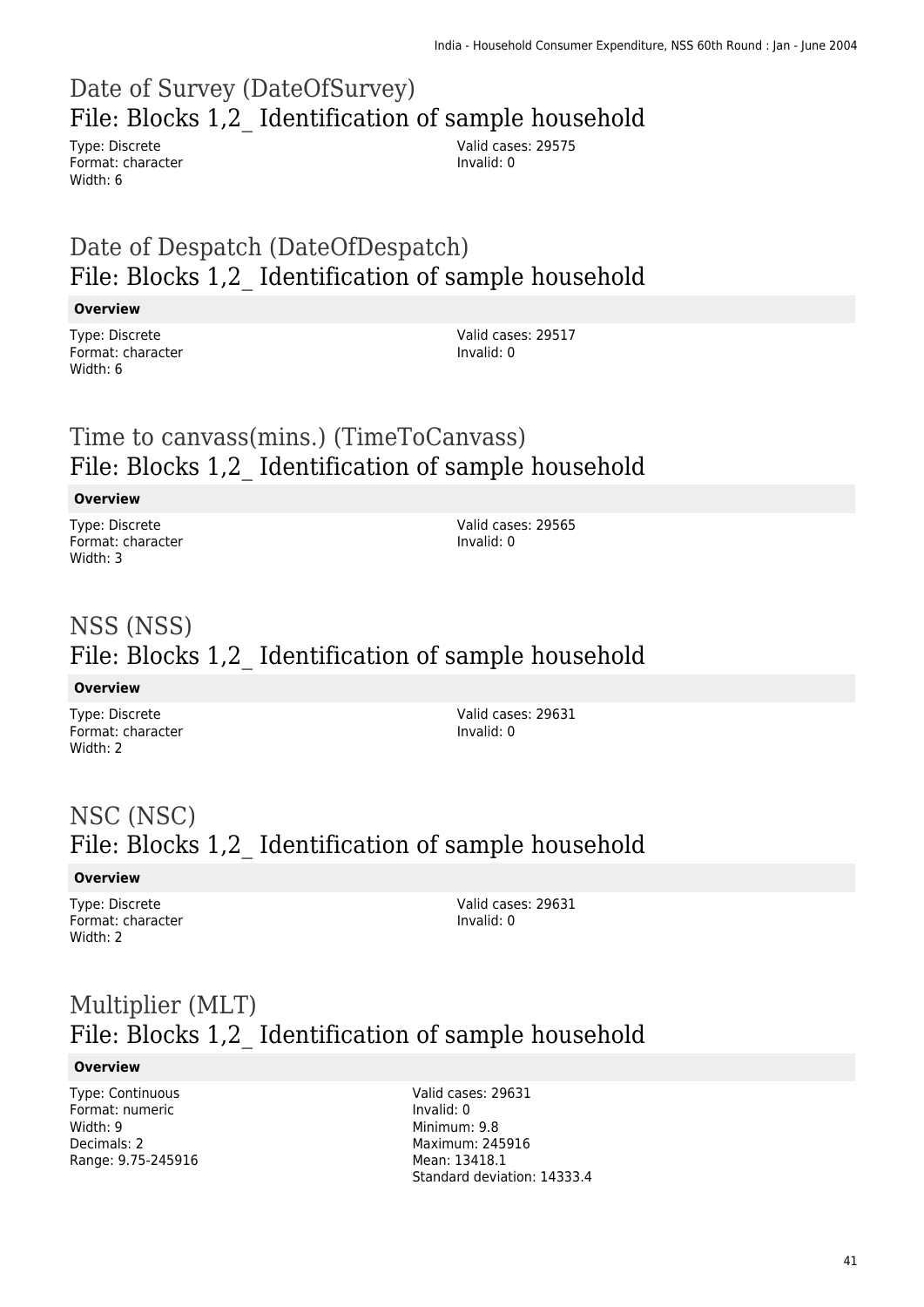## Date of Survey (DateOfSurvey)
## File: Blocks 1,2_ Identification of sample household

Type: Discrete
Format: character
Width: 6

Valid cases: 29575
Invalid: 0

## Date of Despatch (DateOfDespatch)
## File: Blocks 1,2_ Identification of sample household

**Overview**

Type: Discrete
Format: character
Width: 6

Valid cases: 29517
Invalid: 0

## Time to canvass(mins.) (TimeToCanvass)
## File: Blocks 1,2_ Identification of sample household

**Overview**

Type: Discrete
Format: character
Width: 3

Valid cases: 29565
Invalid: 0

## NSS (NSS)
## File: Blocks 1,2_ Identification of sample household

**Overview**

Type: Discrete
Format: character
Width: 2

Valid cases: 29631
Invalid: 0

## NSC (NSC)
## File: Blocks 1,2_ Identification of sample household

**Overview**

Type: Discrete
Format: character
Width: 2

Valid cases: 29631
Invalid: 0

## Multiplier (MLT)
## File: Blocks 1,2_ Identification of sample household

**Overview**

Type: Continuous
Format: numeric
Width: 9
Decimals: 2
Range: 9.75-245916

Valid cases: 29631
Invalid: 0
Minimum: 9.8
Maximum: 245916
Mean: 13418.1
Standard deviation: 14333.4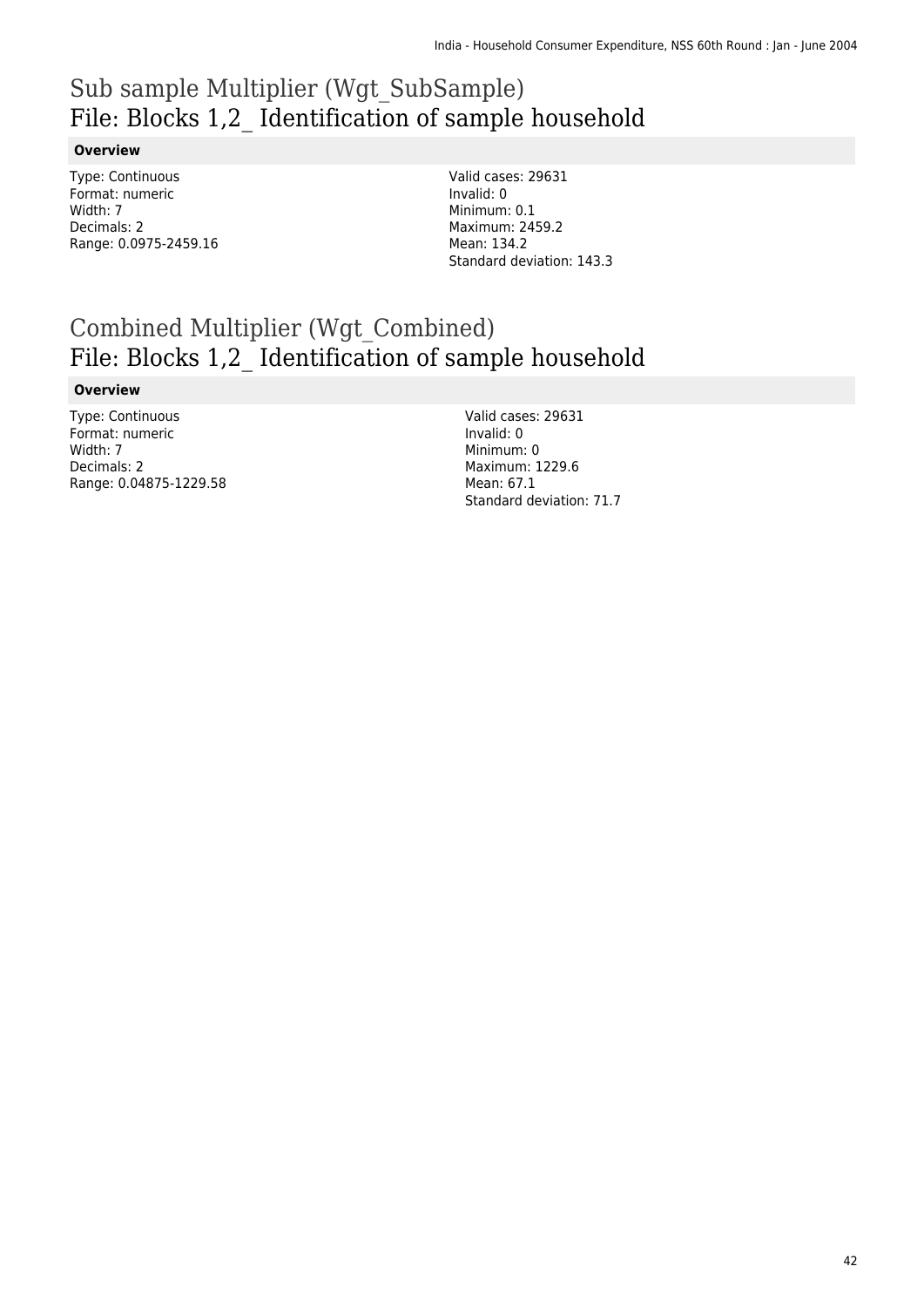# Sub sample Multiplier (Wgt_SubSample)
# File: Blocks 1,2_ Identification of sample household

**Overview**

Type: Continuous
Format: numeric
Width: 7
Decimals: 2
Range: 0.0975-2459.16

Valid cases: 29631
Invalid: 0
Minimum: 0.1
Maximum: 2459.2
Mean: 134.2
Standard deviation: 143.3

# Combined Multiplier (Wgt_Combined)
# File: Blocks 1,2_ Identification of sample household

**Overview**

Type: Continuous
Format: numeric
Width: 7
Decimals: 2
Range: 0.04875-1229.58

Valid cases: 29631
Invalid: 0
Minimum: 0
Maximum: 1229.6
Mean: 67.1
Standard deviation: 71.7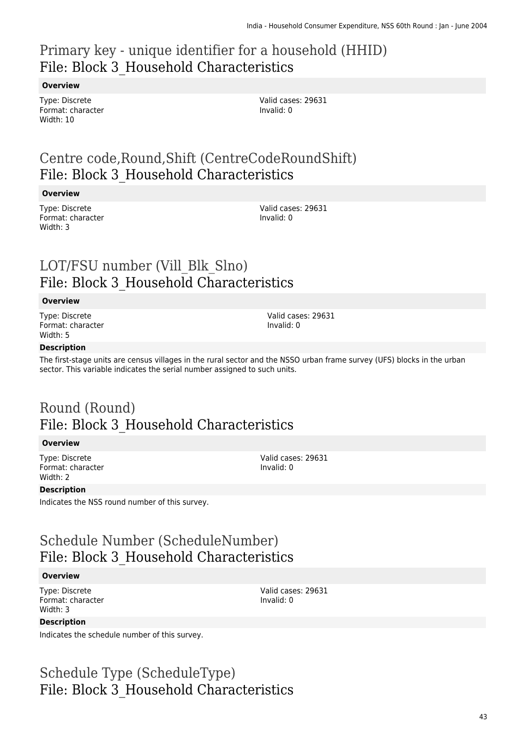## Primary key - unique identifier for a household (HHID)
## File: Block 3_Household Characteristics

**Overview**

Type: Discrete
Format: character
Width: 10

Valid cases: 29631
Invalid: 0

## Centre code,Round,Shift (CentreCodeRoundShift)
## File: Block 3_Household Characteristics

**Overview**

Type: Discrete
Format: character
Width: 3

Valid cases: 29631
Invalid: 0

## LOT/FSU number (Vill_Blk_Slno)
## File: Block 3_Household Characteristics

**Overview**

Type: Discrete
Format: character
Width: 5

Valid cases: 29631
Invalid: 0

**Description**

The first-stage units are census villages in the rural sector and the NSSO urban frame survey (UFS) blocks in the urban sector. This variable indicates the serial number assigned to such units.

## Round (Round)
## File: Block 3_Household Characteristics

**Overview**

Type: Discrete
Format: character
Width: 2

Valid cases: 29631
Invalid: 0

**Description**

Indicates the NSS round number of this survey.

## Schedule Number (ScheduleNumber)
## File: Block 3_Household Characteristics

**Overview**

Type: Discrete
Format: character
Width: 3

Valid cases: 29631
Invalid: 0

**Description**

Indicates the schedule number of this survey.

## Schedule Type (ScheduleType)
## File: Block 3_Household Characteristics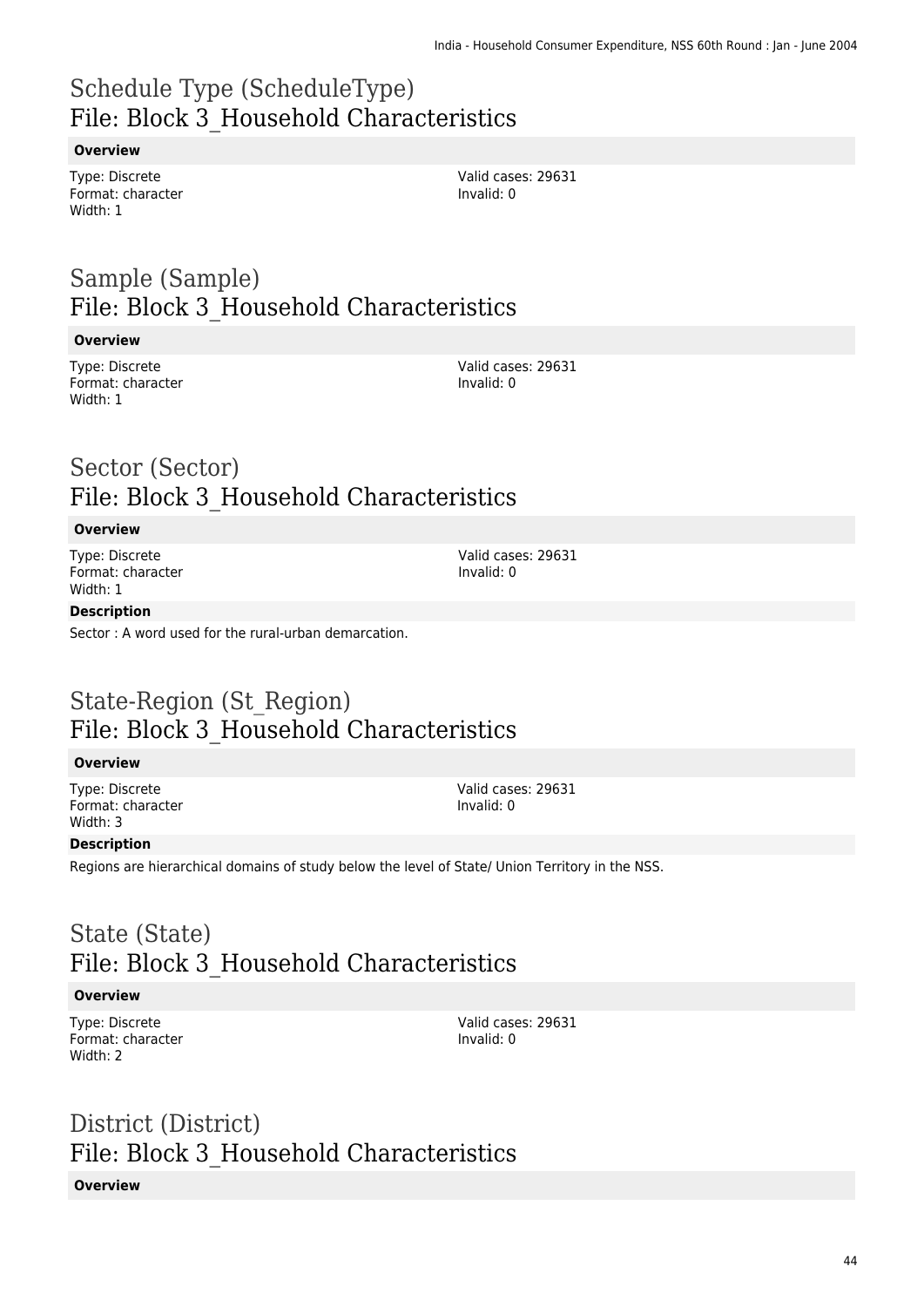# Schedule Type (ScheduleType)
# File: Block 3_Household Characteristics

**Overview**

Type: Discrete
Format: character
Width: 1

Valid cases: 29631
Invalid: 0

# Sample (Sample)
# File: Block 3_Household Characteristics

**Overview**

Type: Discrete
Format: character
Width: 1

Valid cases: 29631
Invalid: 0

# Sector (Sector)
# File: Block 3_Household Characteristics

**Overview**

Type: Discrete
Format: character
Width: 1

Valid cases: 29631
Invalid: 0

**Description**

Sector : A word used for the rural-urban demarcation.

# State-Region (St_Region)
# File: Block 3_Household Characteristics

**Overview**

Type: Discrete
Format: character
Width: 3

Valid cases: 29631
Invalid: 0

**Description**

Regions are hierarchical domains of study below the level of State/ Union Territory in the NSS.

# State (State)
# File: Block 3_Household Characteristics

**Overview**

Type: Discrete
Format: character
Width: 2

Valid cases: 29631
Invalid: 0

# District (District)
# File: Block 3_Household Characteristics

**Overview**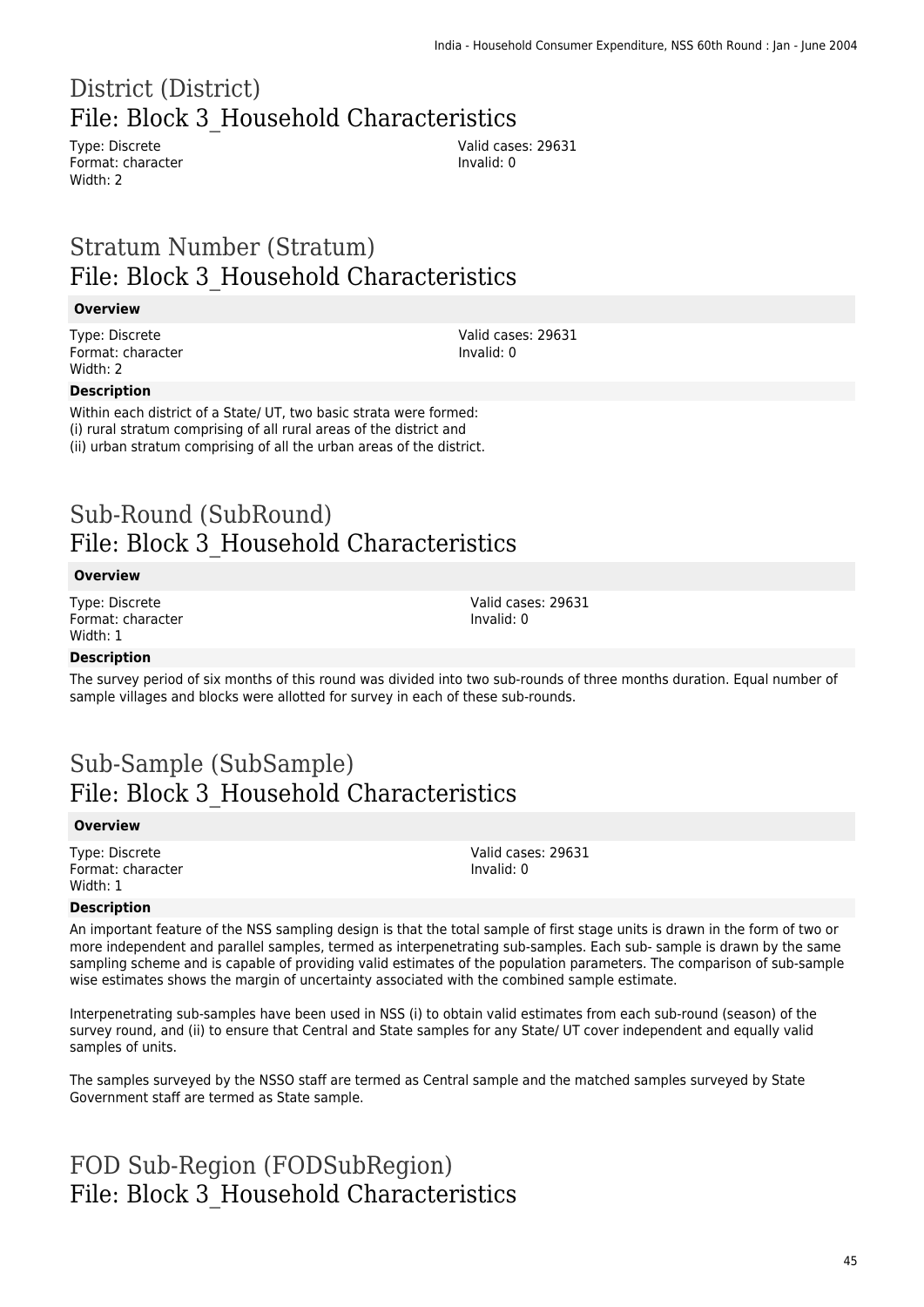# District (District)
## File: Block 3_Household Characteristics

Type: Discrete
Format: character
Width: 2

Valid cases: 29631
Invalid: 0

# Stratum Number (Stratum)
## File: Block 3_Household Characteristics

**Overview**

Type: Discrete
Format: character
Width: 2

Valid cases: 29631
Invalid: 0

**Description**

Within each district of a State/ UT, two basic strata were formed:
(i) rural stratum comprising of all rural areas of the district and
(ii) urban stratum comprising of all the urban areas of the district.

# Sub-Round (SubRound)
## File: Block 3_Household Characteristics

**Overview**

Type: Discrete
Format: character
Width: 1

Valid cases: 29631
Invalid: 0

**Description**

The survey period of six months of this round was divided into two sub-rounds of three months duration. Equal number of sample villages and blocks were allotted for survey in each of these sub-rounds.

# Sub-Sample (SubSample)
## File: Block 3_Household Characteristics

**Overview**

Type: Discrete
Format: character
Width: 1

Valid cases: 29631
Invalid: 0

**Description**

An important feature of the NSS sampling design is that the total sample of first stage units is drawn in the form of two or more independent and parallel samples, termed as interpenetrating sub-samples. Each sub- sample is drawn by the same sampling scheme and is capable of providing valid estimates of the population parameters. The comparison of sub-sample wise estimates shows the margin of uncertainty associated with the combined sample estimate.

Interpenetrating sub-samples have been used in NSS (i) to obtain valid estimates from each sub-round (season) of the survey round, and (ii) to ensure that Central and State samples for any State/ UT cover independent and equally valid samples of units.

The samples surveyed by the NSSO staff are termed as Central sample and the matched samples surveyed by State Government staff are termed as State sample.

# FOD Sub-Region (FODSubRegion)
## File: Block 3_Household Characteristics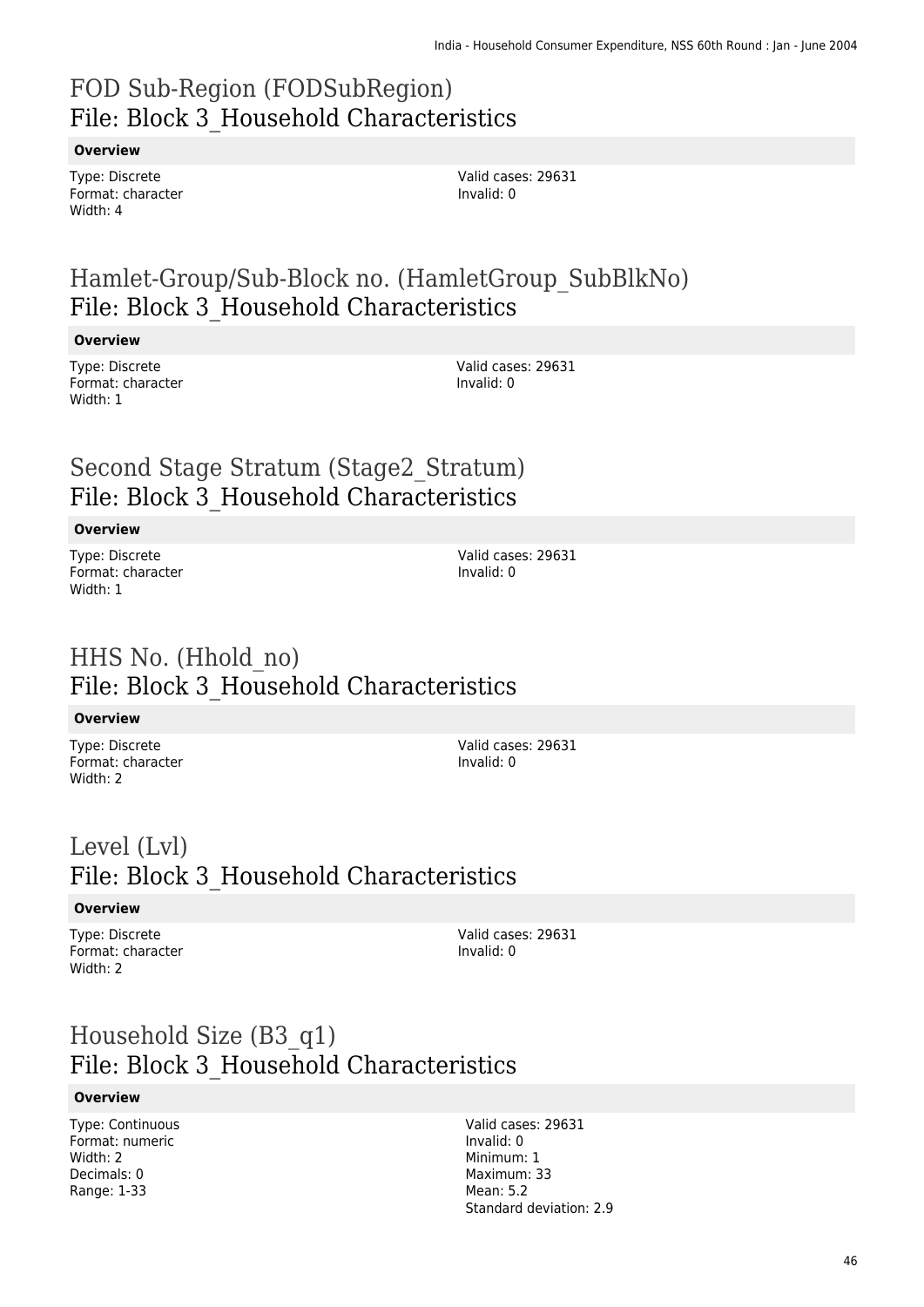# FOD Sub-Region (FODSubRegion)
## File: Block 3_Household Characteristics

**Overview**

Type: Discrete
Format: character
Width: 4

Valid cases: 29631
Invalid: 0

# Hamlet-Group/Sub-Block no. (HamletGroup_SubBlkNo)
## File: Block 3_Household Characteristics

**Overview**

Type: Discrete
Format: character
Width: 1

Valid cases: 29631
Invalid: 0

# Second Stage Stratum (Stage2_Stratum)
## File: Block 3_Household Characteristics

**Overview**

Type: Discrete
Format: character
Width: 1

Valid cases: 29631
Invalid: 0

# HHS No. (Hhold_no)
## File: Block 3_Household Characteristics

**Overview**

Type: Discrete
Format: character
Width: 2

Valid cases: 29631
Invalid: 0

# Level (Lvl)
## File: Block 3_Household Characteristics

**Overview**

Type: Discrete
Format: character
Width: 2

Valid cases: 29631
Invalid: 0

# Household Size (B3_q1)
## File: Block 3_Household Characteristics

**Overview**

Type: Continuous
Format: numeric
Width: 2
Decimals: 0
Range: 1-33

Valid cases: 29631
Invalid: 0
Minimum: 1
Maximum: 33
Mean: 5.2
Standard deviation: 2.9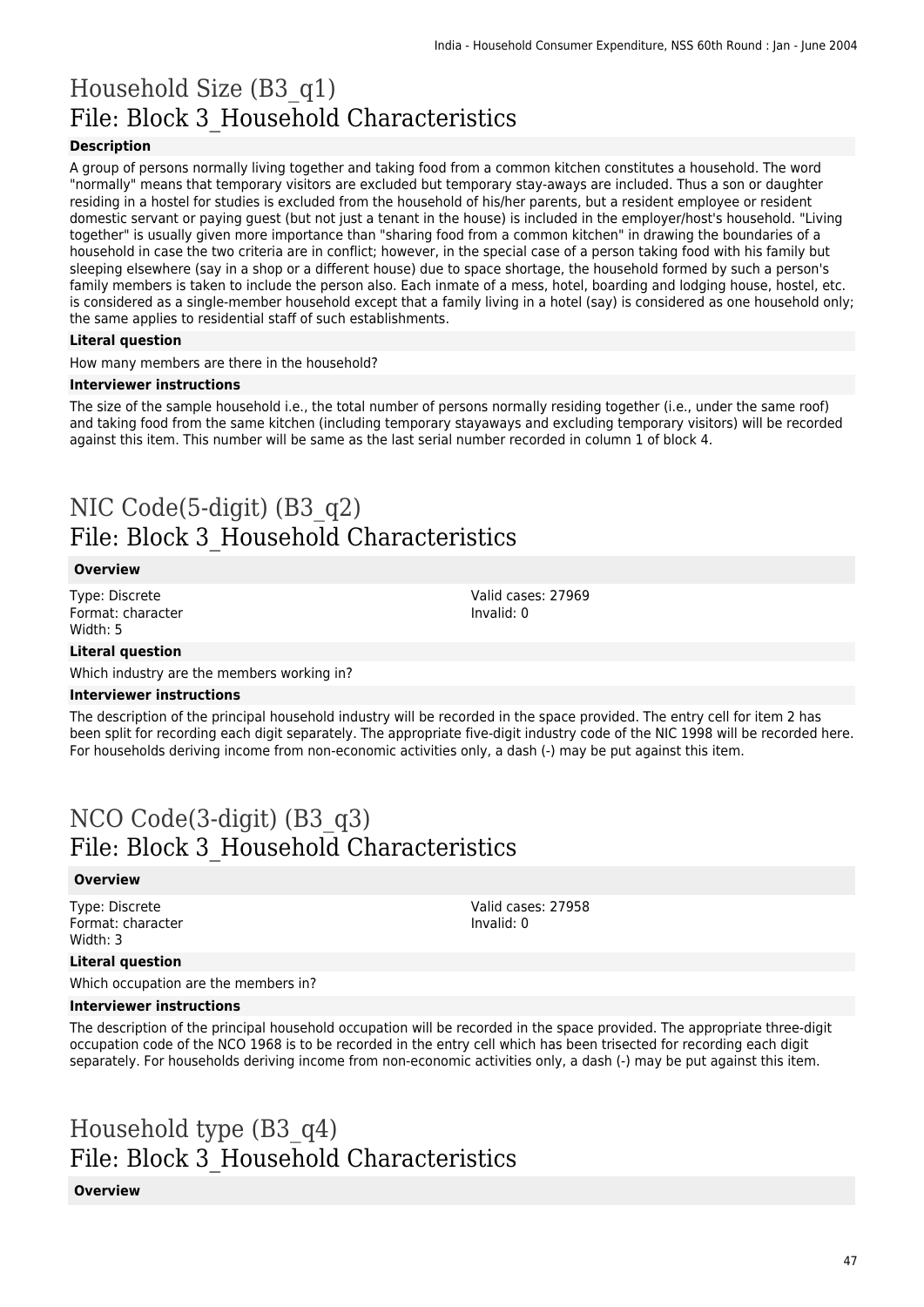# Household Size (B3_q1)
## File: Block 3_Household Characteristics

### Description

A group of persons normally living together and taking food from a common kitchen constitutes a household. The word "normally" means that temporary visitors are excluded but temporary stay-aways are included. Thus a son or daughter residing in a hostel for studies is excluded from the household of his/her parents, but a resident employee or resident domestic servant or paying guest (but not just a tenant in the house) is included in the employer/host's household. "Living together" is usually given more importance than "sharing food from a common kitchen" in drawing the boundaries of a household in case the two criteria are in conflict; however, in the special case of a person taking food with his family but sleeping elsewhere (say in a shop or a different house) due to space shortage, the household formed by such a person's family members is taken to include the person also. Each inmate of a mess, hotel, boarding and lodging house, hostel, etc. is considered as a single-member household except that a family living in a hotel (say) is considered as one household only; the same applies to residential staff of such establishments.

### Literal question

How many members are there in the household?

### Interviewer instructions

The size of the sample household i.e., the total number of persons normally residing together (i.e., under the same roof) and taking food from the same kitchen (including temporary stayaways and excluding temporary visitors) will be recorded against this item. This number will be same as the last serial number recorded in column 1 of block 4.

# NIC Code(5-digit) (B3_q2)
## File: Block 3_Household Characteristics

### Overview

Type: Discrete
Format: character
Width: 5

Valid cases: 27969
Invalid: 0

### Literal question

Which industry are the members working in?

### Interviewer instructions

The description of the principal household industry will be recorded in the space provided. The entry cell for item 2 has been split for recording each digit separately. The appropriate five-digit industry code of the NIC 1998 will be recorded here. For households deriving income from non-economic activities only, a dash (-) may be put against this item.

# NCO Code(3-digit) (B3_q3)
## File: Block 3_Household Characteristics

### Overview

Type: Discrete
Format: character
Width: 3

Valid cases: 27958
Invalid: 0

### Literal question

Which occupation are the members in?

### Interviewer instructions

The description of the principal household occupation will be recorded in the space provided. The appropriate three-digit occupation code of the NCO 1968 is to be recorded in the entry cell which has been trisected for recording each digit separately. For households deriving income from non-economic activities only, a dash (-) may be put against this item.

# Household type (B3_q4)
## File: Block 3_Household Characteristics

### Overview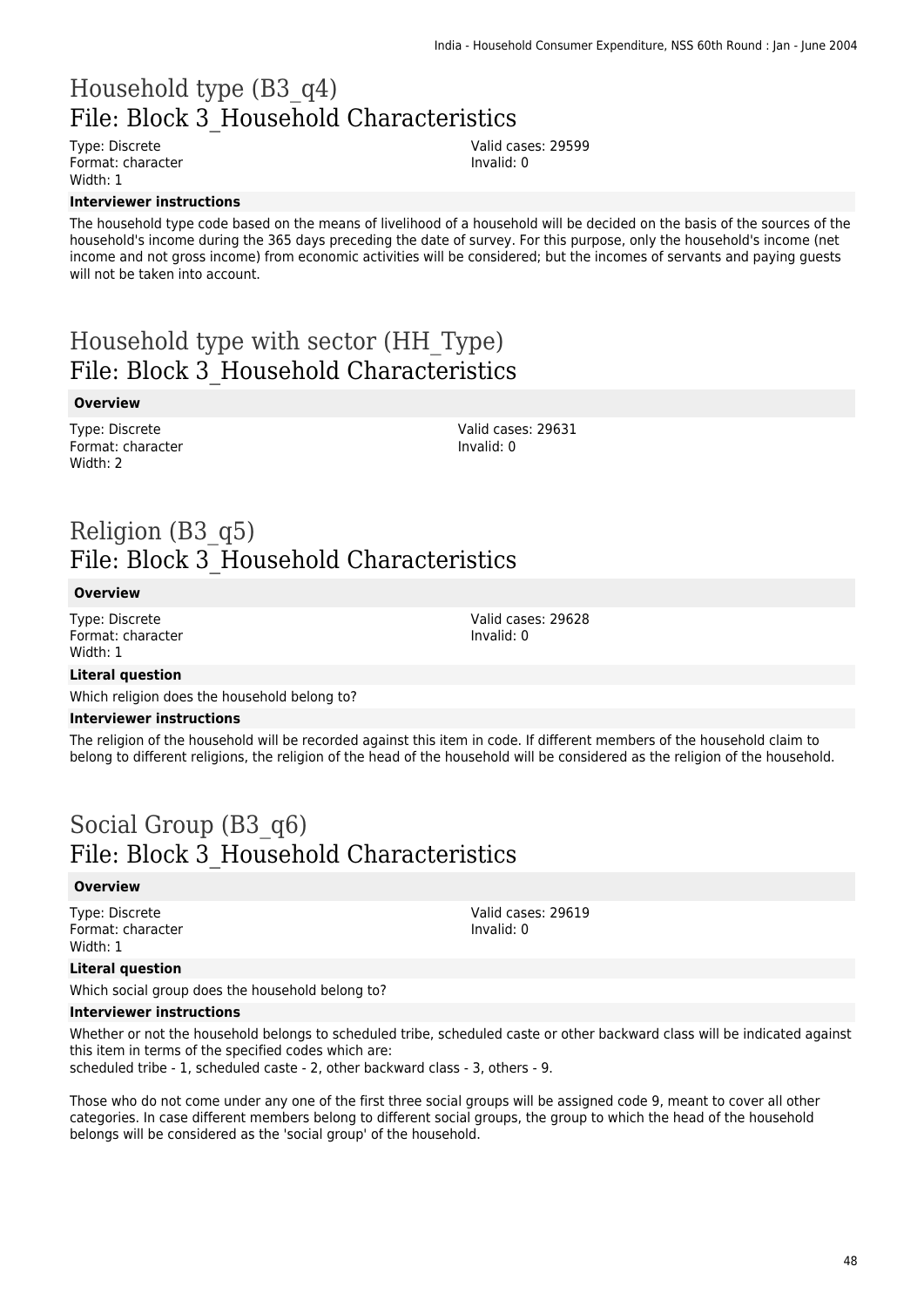# Household type (B3_q4)
## File: Block 3_Household Characteristics

Type: Discrete
Format: character
Width: 1

Valid cases: 29599
Invalid: 0

**Interviewer instructions**

The household type code based on the means of livelihood of a household will be decided on the basis of the sources of the household's income during the 365 days preceding the date of survey. For this purpose, only the household's income (net income and not gross income) from economic activities will be considered; but the incomes of servants and paying guests will not be taken into account.

# Household type with sector (HH_Type)
## File: Block 3_Household Characteristics

**Overview**

Type: Discrete
Format: character
Width: 2

Valid cases: 29631
Invalid: 0

# Religion (B3_q5)
## File: Block 3_Household Characteristics

**Overview**

Type: Discrete
Format: character
Width: 1

Valid cases: 29628
Invalid: 0

**Literal question**

Which religion does the household belong to?

**Interviewer instructions**

The religion of the household will be recorded against this item in code. If different members of the household claim to belong to different religions, the religion of the head of the household will be considered as the religion of the household.

# Social Group (B3_q6)
## File: Block 3_Household Characteristics

**Overview**

Type: Discrete
Format: character
Width: 1

Valid cases: 29619
Invalid: 0

**Literal question**

Which social group does the household belong to?

**Interviewer instructions**

Whether or not the household belongs to scheduled tribe, scheduled caste or other backward class will be indicated against this item in terms of the specified codes which are:
scheduled tribe - 1, scheduled caste - 2, other backward class - 3, others - 9.

Those who do not come under any one of the first three social groups will be assigned code 9, meant to cover all other categories. In case different members belong to different social groups, the group to which the head of the household belongs will be considered as the 'social group' of the household.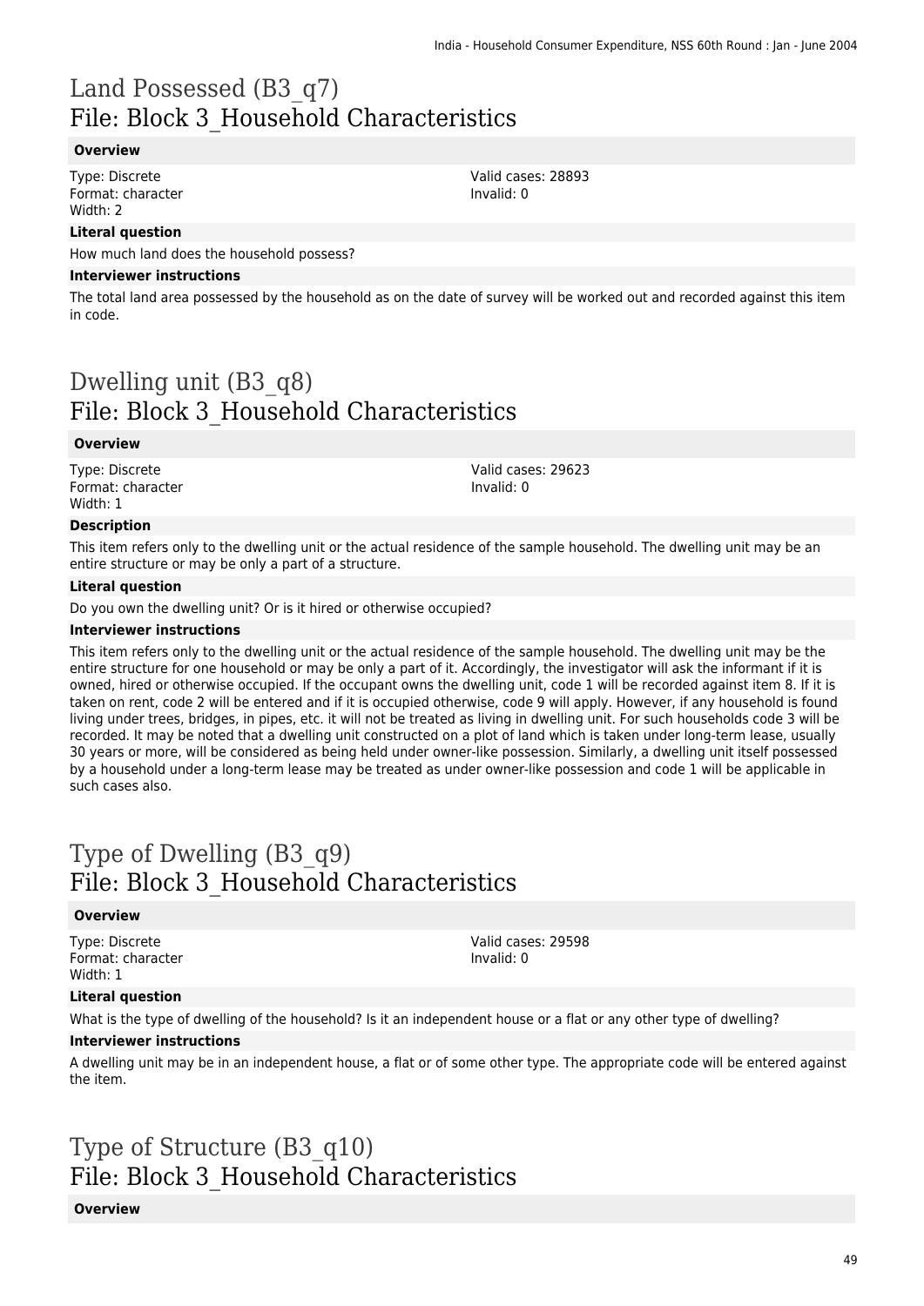# Land Possessed (B3_q7)
## File: Block 3_Household Characteristics

### Overview

Type: Discrete
Format: character
Width: 2

Valid cases: 28893
Invalid: 0

### Literal question

How much land does the household possess?

### Interviewer instructions

The total land area possessed by the household as on the date of survey will be worked out and recorded against this item in code.

# Dwelling unit (B3_q8)
## File: Block 3_Household Characteristics

### Overview

Type: Discrete
Format: character
Width: 1

Valid cases: 29623
Invalid: 0

### Description

This item refers only to the dwelling unit or the actual residence of the sample household. The dwelling unit may be an entire structure or may be only a part of a structure.

### Literal question

Do you own the dwelling unit? Or is it hired or otherwise occupied?

### Interviewer instructions

This item refers only to the dwelling unit or the actual residence of the sample household. The dwelling unit may be the entire structure for one household or may be only a part of it. Accordingly, the investigator will ask the informant if it is owned, hired or otherwise occupied. If the occupant owns the dwelling unit, code 1 will be recorded against item 8. If it is taken on rent, code 2 will be entered and if it is occupied otherwise, code 9 will apply. However, if any household is found living under trees, bridges, in pipes, etc. it will not be treated as living in dwelling unit. For such households code 3 will be recorded. It may be noted that a dwelling unit constructed on a plot of land which is taken under long-term lease, usually 30 years or more, will be considered as being held under owner-like possession. Similarly, a dwelling unit itself possessed by a household under a long-term lease may be treated as under owner-like possession and code 1 will be applicable in such cases also.

# Type of Dwelling (B3_q9)
## File: Block 3_Household Characteristics

### Overview

Type: Discrete
Format: character
Width: 1

Valid cases: 29598
Invalid: 0

### Literal question

What is the type of dwelling of the household? Is it an independent house or a flat or any other type of dwelling?

### Interviewer instructions

A dwelling unit may be in an independent house, a flat or of some other type. The appropriate code will be entered against the item.

# Type of Structure (B3_q10)
## File: Block 3_Household Characteristics

### Overview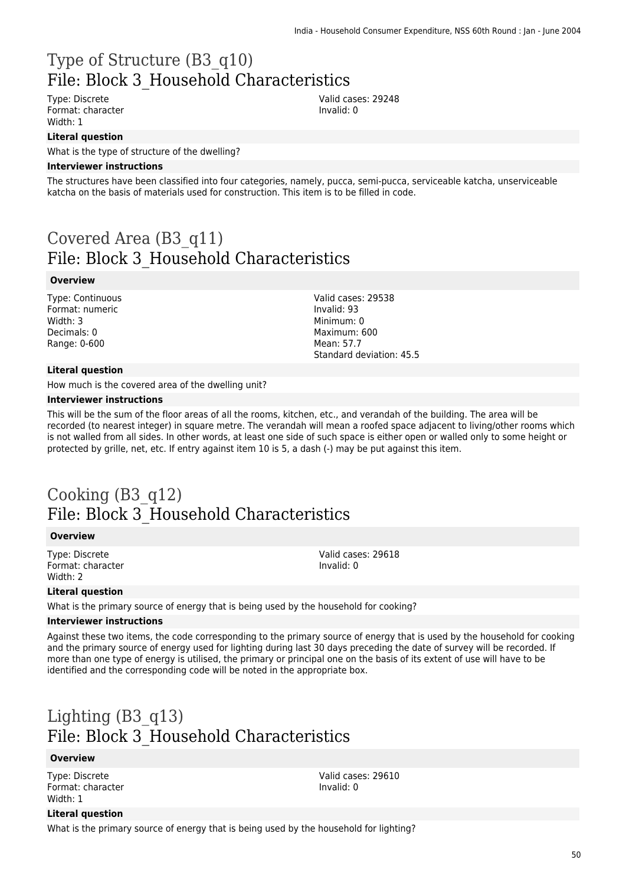# Type of Structure (B3_q10)
## File: Block 3_Household Characteristics

Type: Discrete
Format: character
Width: 1

Valid cases: 29248
Invalid: 0

**Literal question**

What is the type of structure of the dwelling?

**Interviewer instructions**

The structures have been classified into four categories, namely, pucca, semi-pucca, serviceable katcha, unserviceable katcha on the basis of materials used for construction. This item is to be filled in code.

# Covered Area (B3_q11)
## File: Block 3_Household Characteristics

**Overview**

Type: Continuous
Format: numeric
Width: 3
Decimals: 0
Range: 0-600

Valid cases: 29538
Invalid: 93
Minimum: 0
Maximum: 600
Mean: 57.7
Standard deviation: 45.5

**Literal question**

How much is the covered area of the dwelling unit?

**Interviewer instructions**

This will be the sum of the floor areas of all the rooms, kitchen, etc., and verandah of the building. The area will be recorded (to nearest integer) in square metre. The verandah will mean a roofed space adjacent to living/other rooms which is not walled from all sides. In other words, at least one side of such space is either open or walled only to some height or protected by grille, net, etc. If entry against item 10 is 5, a dash (-) may be put against this item.

# Cooking (B3_q12)
## File: Block 3_Household Characteristics

**Overview**

Type: Discrete
Format: character
Width: 2

Valid cases: 29618
Invalid: 0

**Literal question**

What is the primary source of energy that is being used by the household for cooking?

**Interviewer instructions**

Against these two items, the code corresponding to the primary source of energy that is used by the household for cooking and the primary source of energy used for lighting during last 30 days preceding the date of survey will be recorded. If more than one type of energy is utilised, the primary or principal one on the basis of its extent of use will have to be identified and the corresponding code will be noted in the appropriate box.

# Lighting (B3_q13)
## File: Block 3_Household Characteristics

**Overview**

Type: Discrete
Format: character
Width: 1

Valid cases: 29610
Invalid: 0

**Literal question**

What is the primary source of energy that is being used by the household for lighting?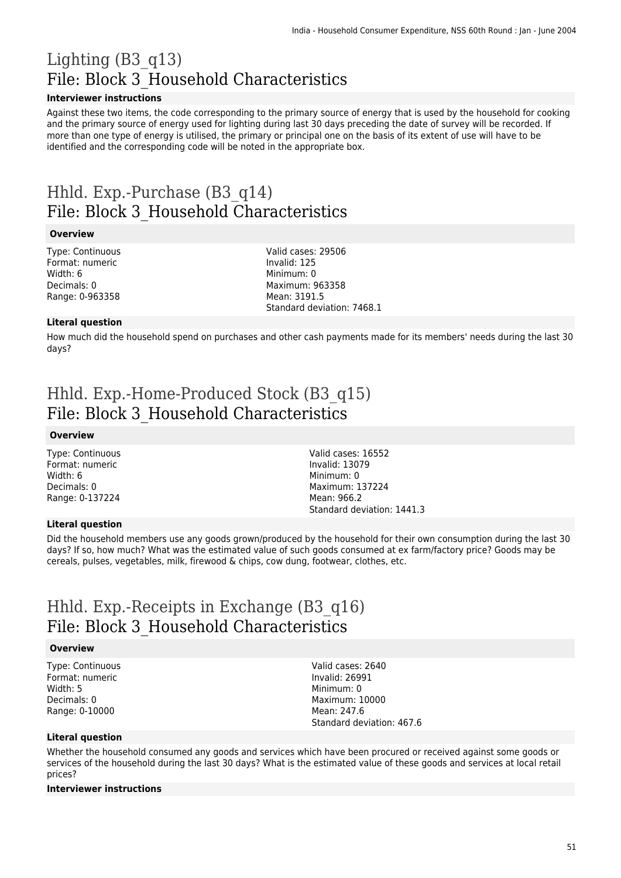# Lighting (B3_q13)
## File: Block 3_Household Characteristics

### Interviewer instructions

Against these two items, the code corresponding to the primary source of energy that is used by the household for cooking and the primary source of energy used for lighting during last 30 days preceding the date of survey will be recorded. If more than one type of energy is utilised, the primary or principal one on the basis of its extent of use will have to be identified and the corresponding code will be noted in the appropriate box.

# Hhld. Exp.-Purchase (B3_q14)
## File: Block 3_Household Characteristics

### Overview

Type: Continuous
Format: numeric
Width: 6
Decimals: 0
Range: 0-963358

Valid cases: 29506
Invalid: 125
Minimum: 0
Maximum: 963358
Mean: 3191.5
Standard deviation: 7468.1

### Literal question

How much did the household spend on purchases and other cash payments made for its members' needs during the last 30 days?

# Hhld. Exp.-Home-Produced Stock (B3_q15)
## File: Block 3_Household Characteristics

### Overview

Type: Continuous
Format: numeric
Width: 6
Decimals: 0
Range: 0-137224

Valid cases: 16552
Invalid: 13079
Minimum: 0
Maximum: 137224
Mean: 966.2
Standard deviation: 1441.3

### Literal question

Did the household members use any goods grown/produced by the household for their own consumption during the last 30 days? If so, how much? What was the estimated value of such goods consumed at ex farm/factory price? Goods may be cereals, pulses, vegetables, milk, firewood & chips, cow dung, footwear, clothes, etc.

# Hhld. Exp.-Receipts in Exchange (B3_q16)
## File: Block 3_Household Characteristics

### Overview

Type: Continuous
Format: numeric
Width: 5
Decimals: 0
Range: 0-10000

Valid cases: 2640
Invalid: 26991
Minimum: 0
Maximum: 10000
Mean: 247.6
Standard deviation: 467.6

### Literal question

Whether the household consumed any goods and services which have been procured or received against some goods or services of the household during the last 30 days? What is the estimated value of these goods and services at local retail prices?

### Interviewer instructions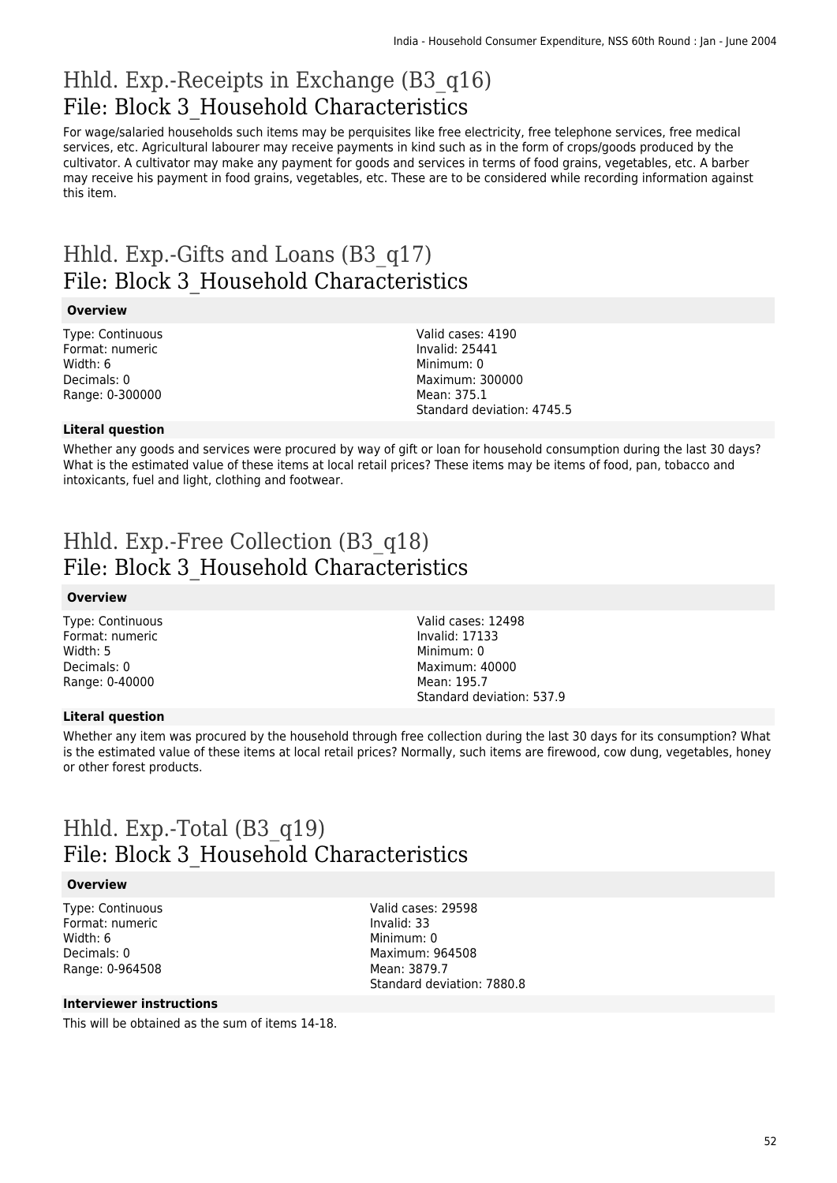# Hhld. Exp.-Receipts in Exchange (B3_q16)
## File: Block 3_Household Characteristics

For wage/salaried households such items may be perquisites like free electricity, free telephone services, free medical services, etc. Agricultural labourer may receive payments in kind such as in the form of crops/goods produced by the cultivator. A cultivator may make any payment for goods and services in terms of food grains, vegetables, etc. A barber may receive his payment in food grains, vegetables, etc. These are to be considered while recording information against this item.

# Hhld. Exp.-Gifts and Loans (B3_q17)
## File: Block 3_Household Characteristics

### Overview

Type: Continuous
Format: numeric
Width: 6
Decimals: 0
Range: 0-300000

Valid cases: 4190
Invalid: 25441
Minimum: 0
Maximum: 300000
Mean: 375.1
Standard deviation: 4745.5

### Literal question

Whether any goods and services were procured by way of gift or loan for household consumption during the last 30 days? What is the estimated value of these items at local retail prices? These items may be items of food, pan, tobacco and intoxicants, fuel and light, clothing and footwear.

# Hhld. Exp.-Free Collection (B3_q18)
## File: Block 3_Household Characteristics

### Overview

Type: Continuous
Format: numeric
Width: 5
Decimals: 0
Range: 0-40000

Valid cases: 12498
Invalid: 17133
Minimum: 0
Maximum: 40000
Mean: 195.7
Standard deviation: 537.9

### Literal question

Whether any item was procured by the household through free collection during the last 30 days for its consumption? What is the estimated value of these items at local retail prices? Normally, such items are firewood, cow dung, vegetables, honey or other forest products.

# Hhld. Exp.-Total (B3_q19)
## File: Block 3_Household Characteristics

### Overview

Type: Continuous
Format: numeric
Width: 6
Decimals: 0
Range: 0-964508

Valid cases: 29598
Invalid: 33
Minimum: 0
Maximum: 964508
Mean: 3879.7
Standard deviation: 7880.8

### Interviewer instructions

This will be obtained as the sum of items 14-18.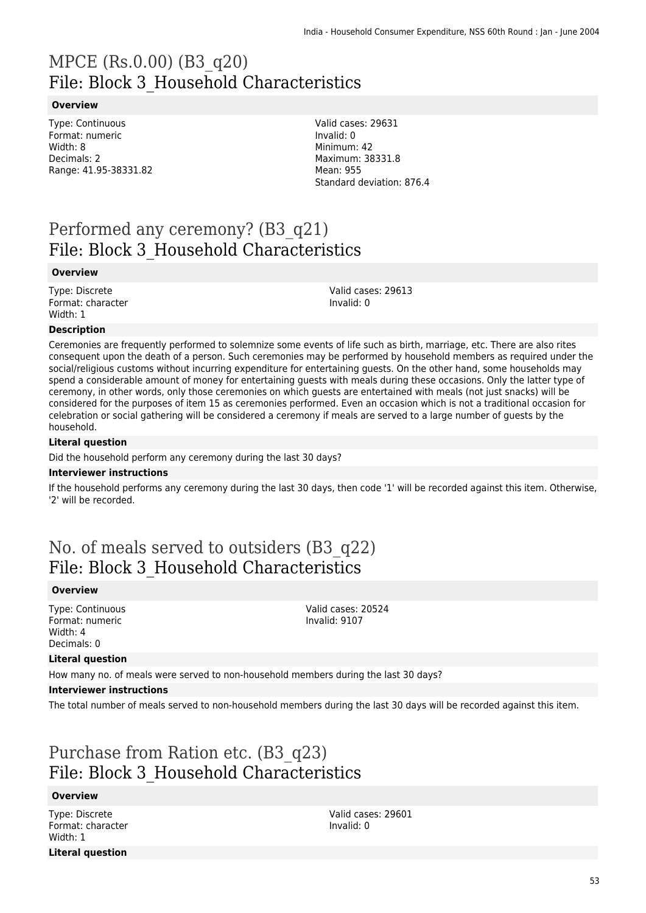# MPCE (Rs.0.00) (B3_q20)
## File: Block 3_Household Characteristics

### Overview

Type: Continuous
Format: numeric
Width: 8
Decimals: 2
Range: 41.95-38331.82

Valid cases: 29631
Invalid: 0
Minimum: 42
Maximum: 38331.8
Mean: 955
Standard deviation: 876.4

# Performed any ceremony? (B3_q21)
## File: Block 3_Household Characteristics

### Overview

Type: Discrete
Format: character
Width: 1

Valid cases: 29613
Invalid: 0

### Description

Ceremonies are frequently performed to solemnize some events of life such as birth, marriage, etc. There are also rites consequent upon the death of a person. Such ceremonies may be performed by household members as required under the social/religious customs without incurring expenditure for entertaining guests. On the other hand, some households may spend a considerable amount of money for entertaining guests with meals during these occasions. Only the latter type of ceremony, in other words, only those ceremonies on which guests are entertained with meals (not just snacks) will be considered for the purposes of item 15 as ceremonies performed. Even an occasion which is not a traditional occasion for celebration or social gathering will be considered a ceremony if meals are served to a large number of guests by the household.

### Literal question

Did the household perform any ceremony during the last 30 days?

### Interviewer instructions

If the household performs any ceremony during the last 30 days, then code '1' will be recorded against this item. Otherwise, '2' will be recorded.

# No. of meals served to outsiders (B3_q22)
## File: Block 3_Household Characteristics

### Overview

Type: Continuous
Format: numeric
Width: 4
Decimals: 0

Valid cases: 20524
Invalid: 9107

### Literal question

How many no. of meals were served to non-household members during the last 30 days?

### Interviewer instructions

The total number of meals served to non-household members during the last 30 days will be recorded against this item.

# Purchase from Ration etc. (B3_q23)
## File: Block 3_Household Characteristics

### Overview

Type: Discrete
Format: character
Width: 1

Valid cases: 29601
Invalid: 0

### Literal question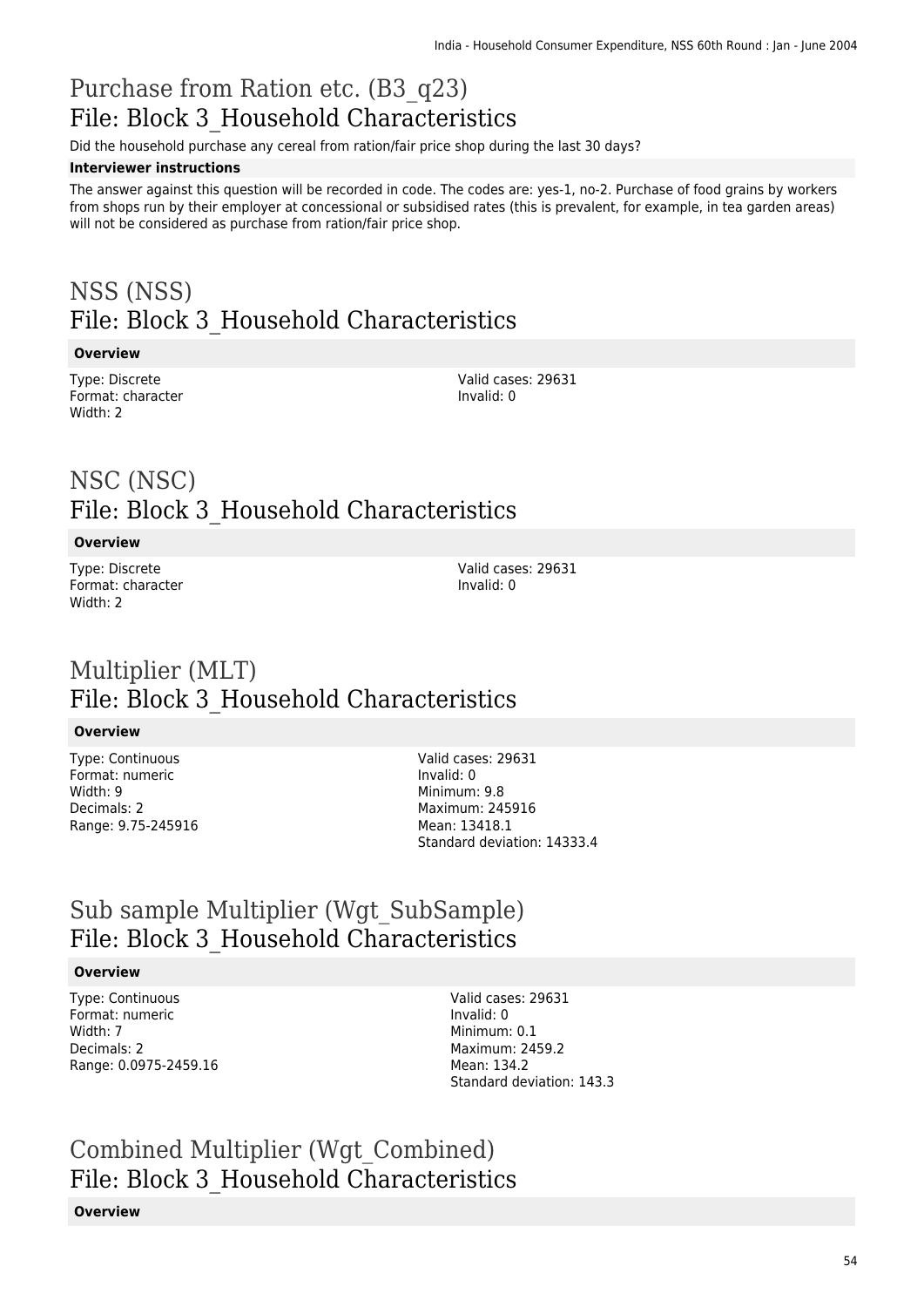# Purchase from Ration etc. (B3_q23)

## File: Block 3_Household Characteristics

Did the household purchase any cereal from ration/fair price shop during the last 30 days?

**Interviewer instructions**

The answer against this question will be recorded in code. The codes are: yes-1, no-2. Purchase of food grains by workers from shops run by their employer at concessional or subsidised rates (this is prevalent, for example, in tea garden areas) will not be considered as purchase from ration/fair price shop.

# NSS (NSS)

## File: Block 3_Household Characteristics

**Overview**

Type: Discrete
Format: character
Width: 2

Valid cases: 29631
Invalid: 0

# NSC (NSC)

## File: Block 3_Household Characteristics

**Overview**

Type: Discrete
Format: character
Width: 2

Valid cases: 29631
Invalid: 0

# Multiplier (MLT)

## File: Block 3_Household Characteristics

**Overview**

Type: Continuous
Format: numeric
Width: 9
Decimals: 2
Range: 9.75-245916

Valid cases: 29631
Invalid: 0
Minimum: 9.8
Maximum: 245916
Mean: 13418.1
Standard deviation: 14333.4

# Sub sample Multiplier (Wgt_SubSample)

## File: Block 3_Household Characteristics

**Overview**

Type: Continuous
Format: numeric
Width: 7
Decimals: 2
Range: 0.0975-2459.16

Valid cases: 29631
Invalid: 0
Minimum: 0.1
Maximum: 2459.2
Mean: 134.2
Standard deviation: 143.3

# Combined Multiplier (Wgt_Combined)

## File: Block 3_Household Characteristics

**Overview**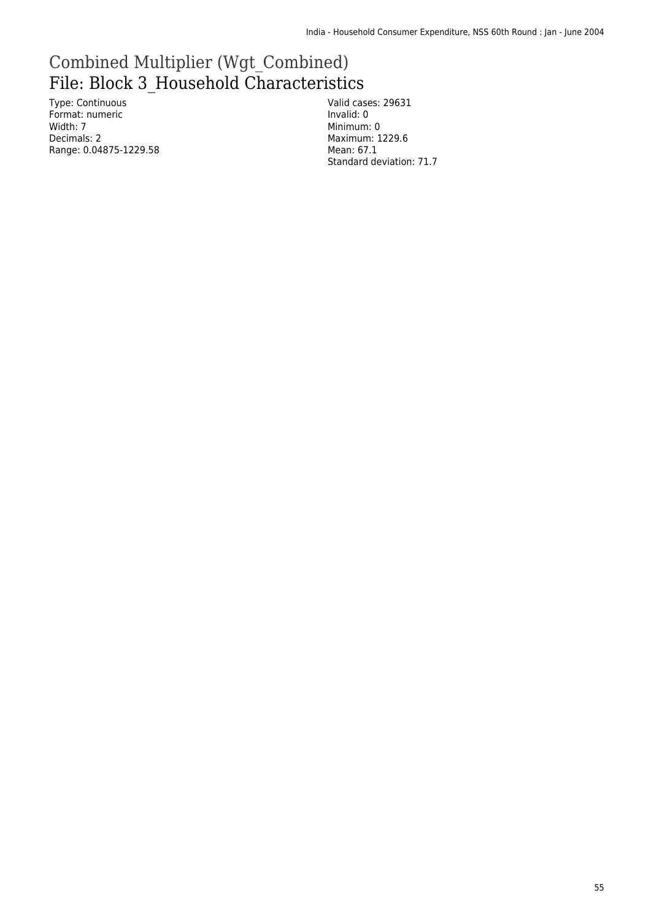# Combined Multiplier (Wgt_Combined)

## File: Block 3_Household Characteristics

Type: Continuous
Format: numeric
Width: 7
Decimals: 2
Range: 0.04875-1229.58

Valid cases: 29631
Invalid: 0
Minimum: 0
Maximum: 1229.6
Mean: 67.1
Standard deviation: 71.7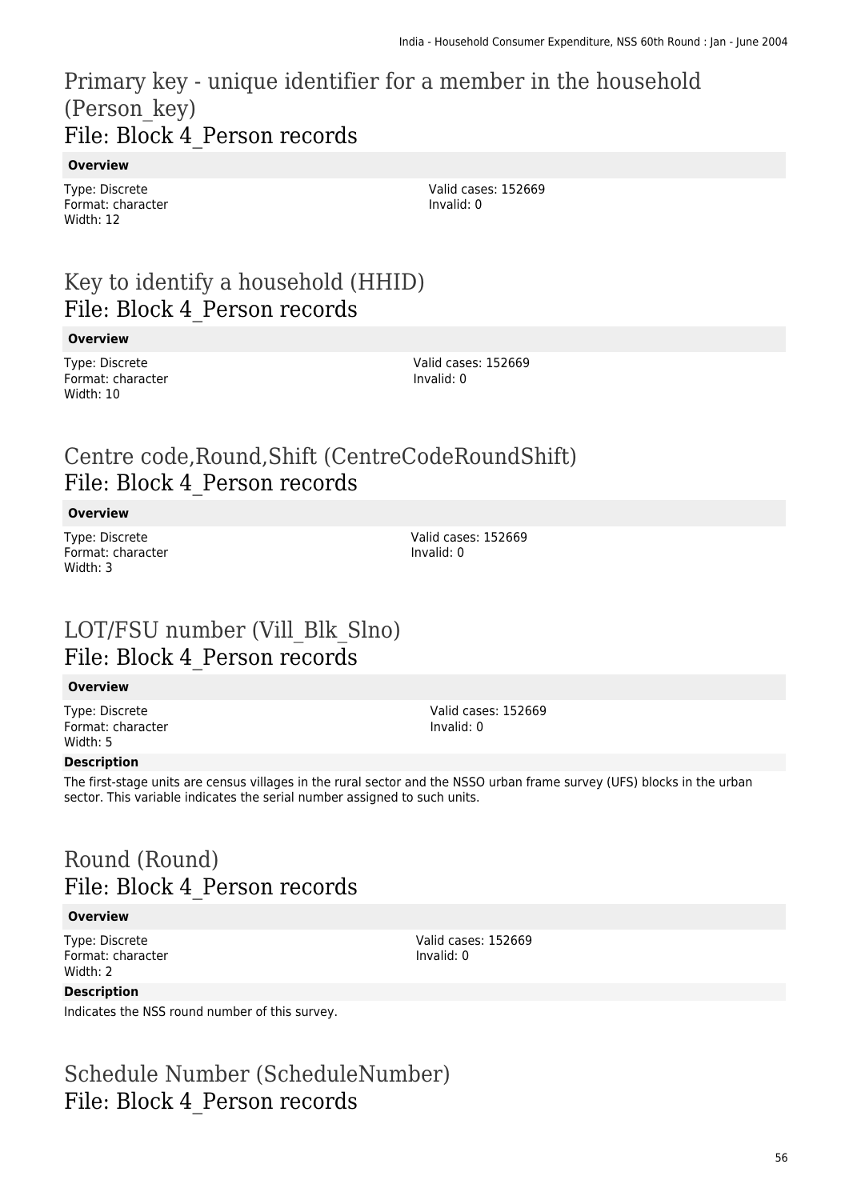# Primary key - unique identifier for a member in the household (Person_key)
## File: Block 4_Person records

**Overview**

Type: Discrete
Format: character
Width: 12

Valid cases: 152669
Invalid: 0

# Key to identify a household (HHID)
## File: Block 4_Person records

**Overview**

Type: Discrete
Format: character
Width: 10

Valid cases: 152669
Invalid: 0

# Centre code,Round,Shift (CentreCodeRoundShift)
## File: Block 4_Person records

**Overview**

Type: Discrete
Format: character
Width: 3

Valid cases: 152669
Invalid: 0

# LOT/FSU number (Vill_Blk_Slno)
## File: Block 4_Person records

**Overview**

Type: Discrete
Format: character
Width: 5

Valid cases: 152669
Invalid: 0

**Description**

The first-stage units are census villages in the rural sector and the NSSO urban frame survey (UFS) blocks in the urban sector. This variable indicates the serial number assigned to such units.

# Round (Round)
## File: Block 4_Person records

**Overview**

Type: Discrete
Format: character
Width: 2

Valid cases: 152669
Invalid: 0

**Description**

Indicates the NSS round number of this survey.

# Schedule Number (ScheduleNumber)
## File: Block 4_Person records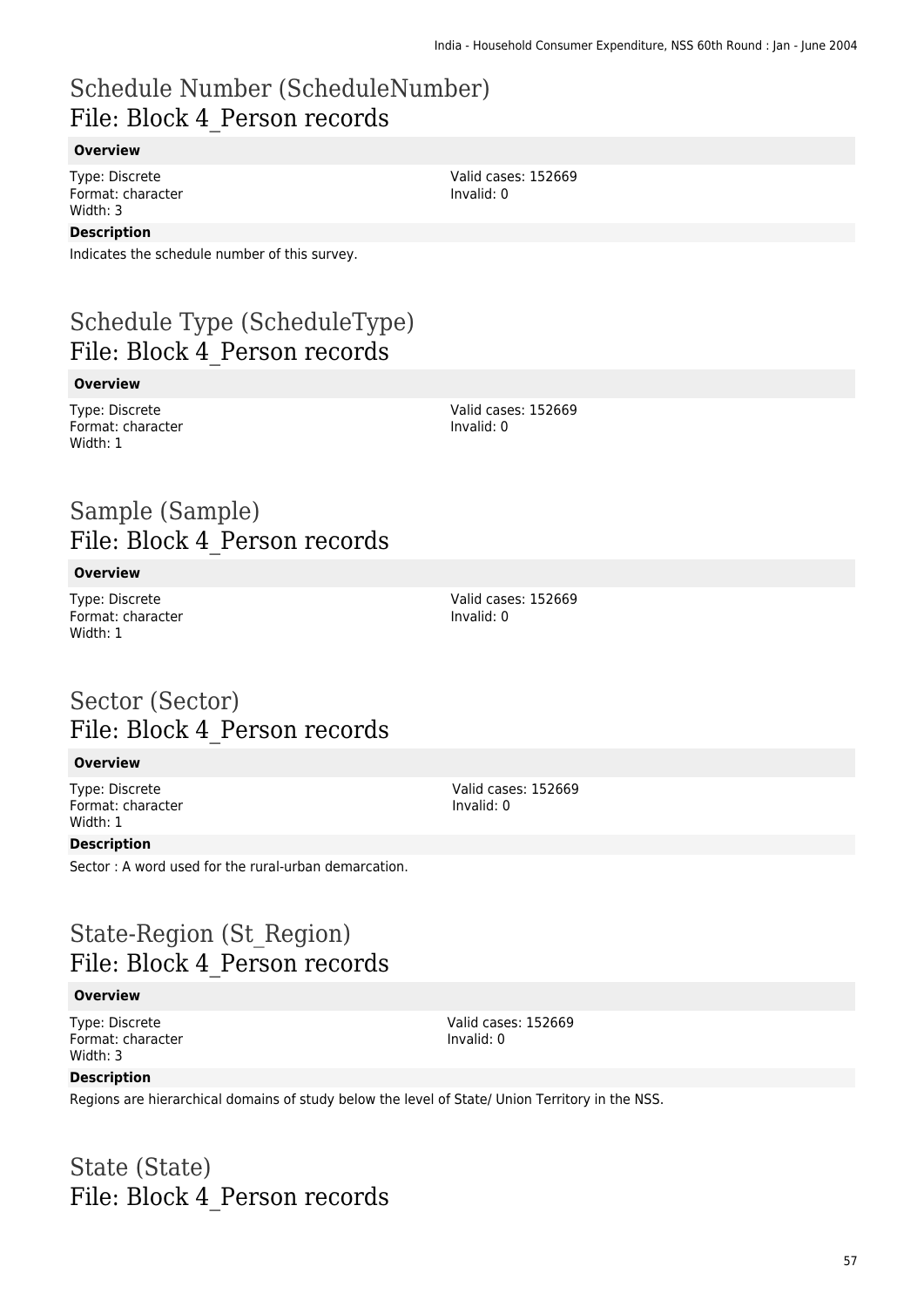# Schedule Number (ScheduleNumber)
## File: Block 4_Person records

**Overview**

Type: Discrete
Format: character
Width: 3

Valid cases: 152669
Invalid: 0

**Description**

Indicates the schedule number of this survey.

# Schedule Type (ScheduleType)
## File: Block 4_Person records

**Overview**

Type: Discrete
Format: character
Width: 1

Valid cases: 152669
Invalid: 0

# Sample (Sample)
## File: Block 4_Person records

**Overview**

Type: Discrete
Format: character
Width: 1

Valid cases: 152669
Invalid: 0

# Sector (Sector)
## File: Block 4_Person records

**Overview**

Type: Discrete
Format: character
Width: 1

Valid cases: 152669
Invalid: 0

**Description**

Sector : A word used for the rural-urban demarcation.

# State-Region (St_Region)
## File: Block 4_Person records

**Overview**

Type: Discrete
Format: character
Width: 3

Valid cases: 152669
Invalid: 0

**Description**

Regions are hierarchical domains of study below the level of State/ Union Territory in the NSS.

# State (State)
## File: Block 4_Person records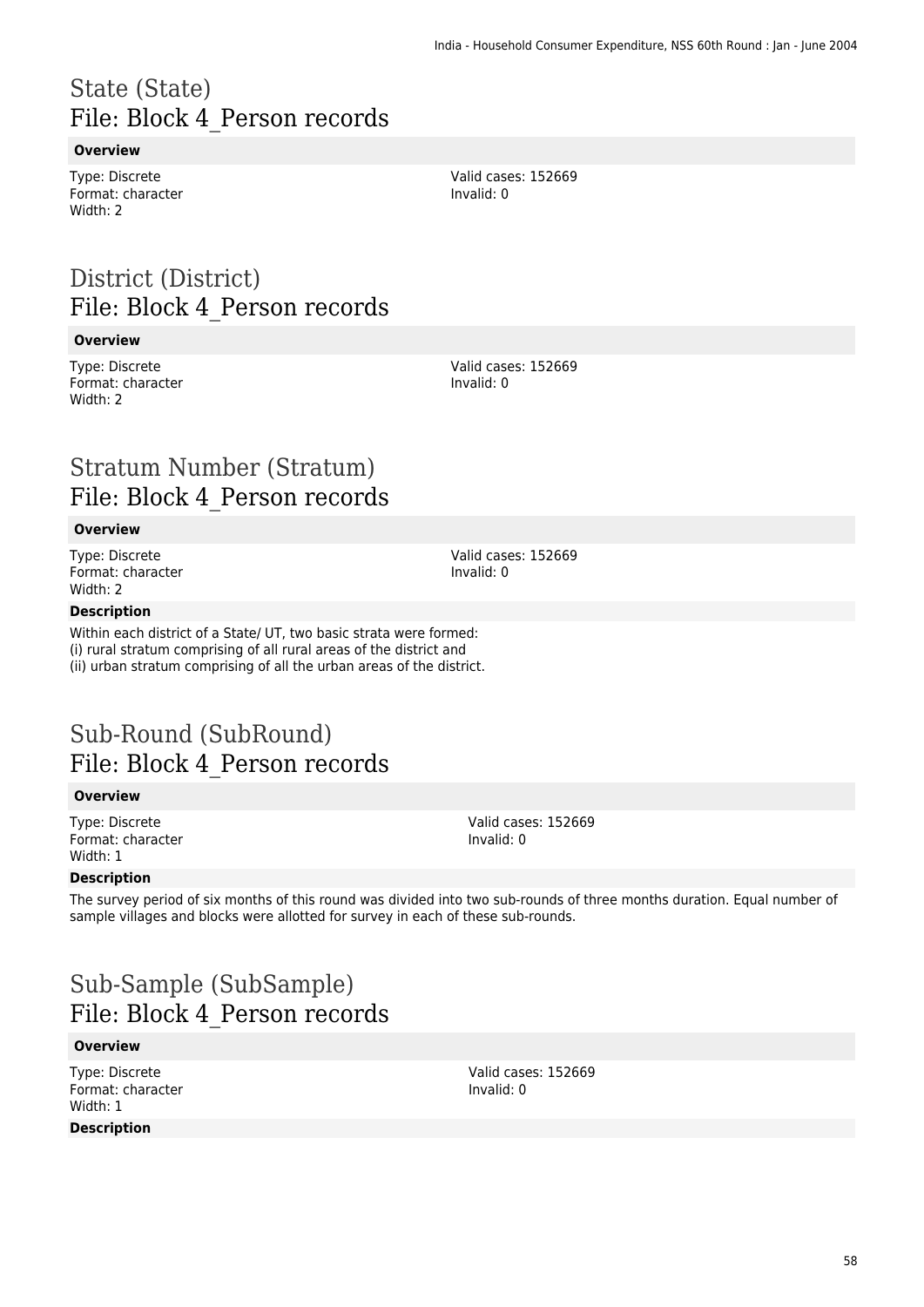# State (State)
## File: Block 4_Person records

**Overview**

Type: Discrete
Format: character
Width: 2

Valid cases: 152669
Invalid: 0

# District (District)
## File: Block 4_Person records

**Overview**

Type: Discrete
Format: character
Width: 2

Valid cases: 152669
Invalid: 0

# Stratum Number (Stratum)
## File: Block 4_Person records

**Overview**

Type: Discrete
Format: character
Width: 2

Valid cases: 152669
Invalid: 0

**Description**

Within each district of a State/ UT, two basic strata were formed:
(i) rural stratum comprising of all rural areas of the district and
(ii) urban stratum comprising of all the urban areas of the district.

# Sub-Round (SubRound)
## File: Block 4_Person records

**Overview**

Type: Discrete
Format: character
Width: 1

Valid cases: 152669
Invalid: 0

**Description**

The survey period of six months of this round was divided into two sub-rounds of three months duration. Equal number of sample villages and blocks were allotted for survey in each of these sub-rounds.

# Sub-Sample (SubSample)
## File: Block 4_Person records

**Overview**

Type: Discrete
Format: character
Width: 1

Valid cases: 152669
Invalid: 0

**Description**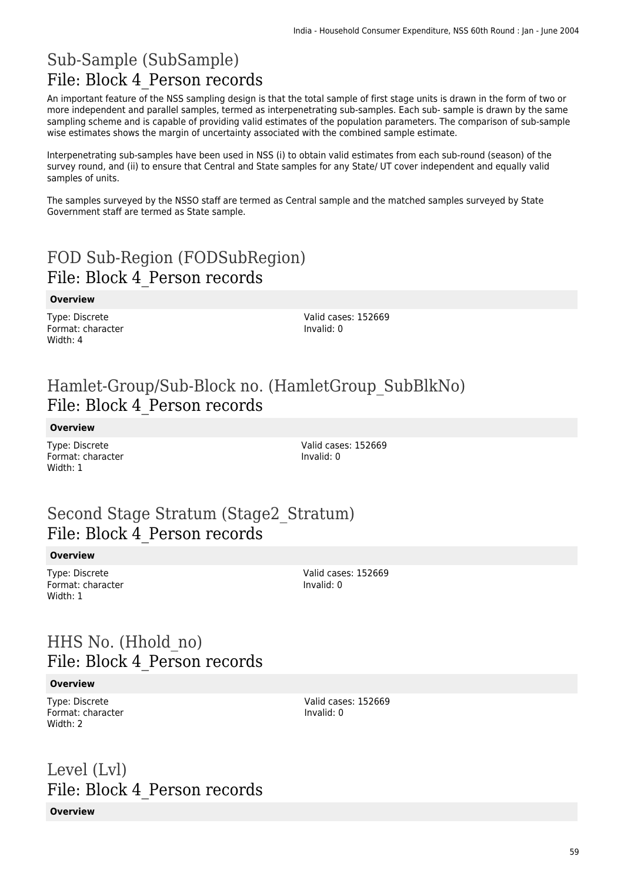# Sub-Sample (SubSample)

## File: Block 4_Person records

An important feature of the NSS sampling design is that the total sample of first stage units is drawn in the form of two or more independent and parallel samples, termed as interpenetrating sub-samples. Each sub- sample is drawn by the same sampling scheme and is capable of providing valid estimates of the population parameters. The comparison of sub-sample wise estimates shows the margin of uncertainty associated with the combined sample estimate.

Interpenetrating sub-samples have been used in NSS (i) to obtain valid estimates from each sub-round (season) of the survey round, and (ii) to ensure that Central and State samples for any State/ UT cover independent and equally valid samples of units.

The samples surveyed by the NSSO staff are termed as Central sample and the matched samples surveyed by State Government staff are termed as State sample.

# FOD Sub-Region (FODSubRegion)

## File: Block 4_Person records

**Overview**

Type: Discrete
Format: character
Width: 4

Valid cases: 152669
Invalid: 0

# Hamlet-Group/Sub-Block no. (HamletGroup_SubBlkNo)

## File: Block 4_Person records

**Overview**

Type: Discrete
Format: character
Width: 1

Valid cases: 152669
Invalid: 0

# Second Stage Stratum (Stage2_Stratum)

## File: Block 4_Person records

**Overview**

Type: Discrete
Format: character
Width: 1

Valid cases: 152669
Invalid: 0

# HHS No. (Hhold_no)

## File: Block 4_Person records

**Overview**

Type: Discrete
Format: character
Width: 2

Valid cases: 152669
Invalid: 0

# Level (Lvl)

## File: Block 4_Person records

**Overview**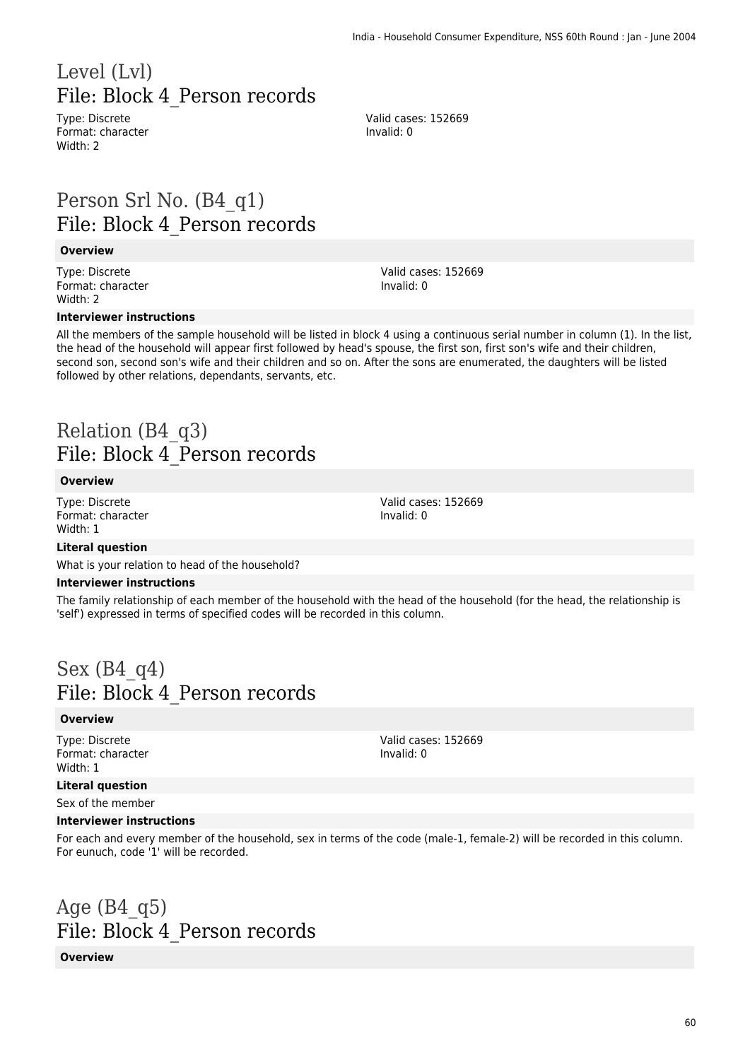# Level (Lvl)
## File: Block 4_Person records

Type: Discrete
Format: character
Width: 2

Valid cases: 152669
Invalid: 0

# Person Srl No. (B4_q1)
## File: Block 4_Person records

**Overview**

Type: Discrete
Format: character
Width: 2

Valid cases: 152669
Invalid: 0

**Interviewer instructions**

All the members of the sample household will be listed in block 4 using a continuous serial number in column (1). In the list, the head of the household will appear first followed by head's spouse, the first son, first son's wife and their children, second son, second son's wife and their children and so on. After the sons are enumerated, the daughters will be listed followed by other relations, dependants, servants, etc.

# Relation (B4_q3)
## File: Block 4_Person records

**Overview**

Type: Discrete
Format: character
Width: 1

Valid cases: 152669
Invalid: 0

**Literal question**

What is your relation to head of the household?

**Interviewer instructions**

The family relationship of each member of the household with the head of the household (for the head, the relationship is 'self') expressed in terms of specified codes will be recorded in this column.

# Sex (B4_q4)
## File: Block 4_Person records

**Overview**

Type: Discrete
Format: character
Width: 1

Valid cases: 152669
Invalid: 0

**Literal question**

Sex of the member

**Interviewer instructions**

For each and every member of the household, sex in terms of the code (male-1, female-2) will be recorded in this column. For eunuch, code '1' will be recorded.

# Age (B4_q5)
## File: Block 4_Person records

**Overview**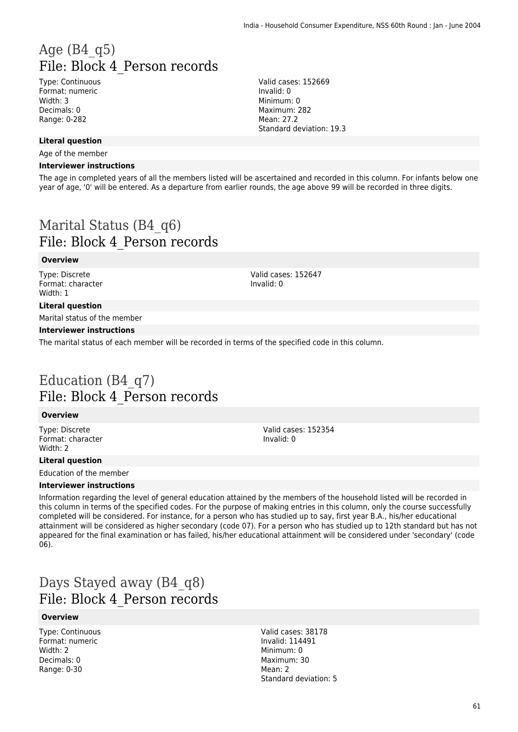# Age (B4_q5)
## File: Block 4_Person records

Type: Continuous
Format: numeric
Width: 3
Decimals: 0
Range: 0-282

Valid cases: 152669
Invalid: 0
Minimum: 0
Maximum: 282
Mean: 27.2
Standard deviation: 19.3

**Literal question**

Age of the member

**Interviewer instructions**

The age in completed years of all the members listed will be ascertained and recorded in this column. For infants below one year of age, '0' will be entered. As a departure from earlier rounds, the age above 99 will be recorded in three digits.

# Marital Status (B4_q6)
## File: Block 4_Person records

**Overview**

Type: Discrete
Format: character
Width: 1

Valid cases: 152647
Invalid: 0

**Literal question**

Marital status of the member

**Interviewer instructions**

The marital status of each member will be recorded in terms of the specified code in this column.

# Education (B4_q7)
## File: Block 4_Person records

**Overview**

Type: Discrete
Format: character
Width: 2

Valid cases: 152354
Invalid: 0

**Literal question**

Education of the member

**Interviewer instructions**

Information regarding the level of general education attained by the members of the household listed will be recorded in this column in terms of the specified codes. For the purpose of making entries in this column, only the course successfully completed will be considered. For instance, for a person who has studied up to say, first year B.A., his/her educational attainment will be considered as higher secondary (code 07). For a person who has studied up to 12th standard but has not appeared for the final examination or has failed, his/her educational attainment will be considered under 'secondary' (code 06).

# Days Stayed away (B4_q8)
## File: Block 4_Person records

**Overview**

Type: Continuous
Format: numeric
Width: 2
Decimals: 0
Range: 0-30

Valid cases: 38178
Invalid: 114491
Minimum: 0
Maximum: 30
Mean: 2
Standard deviation: 5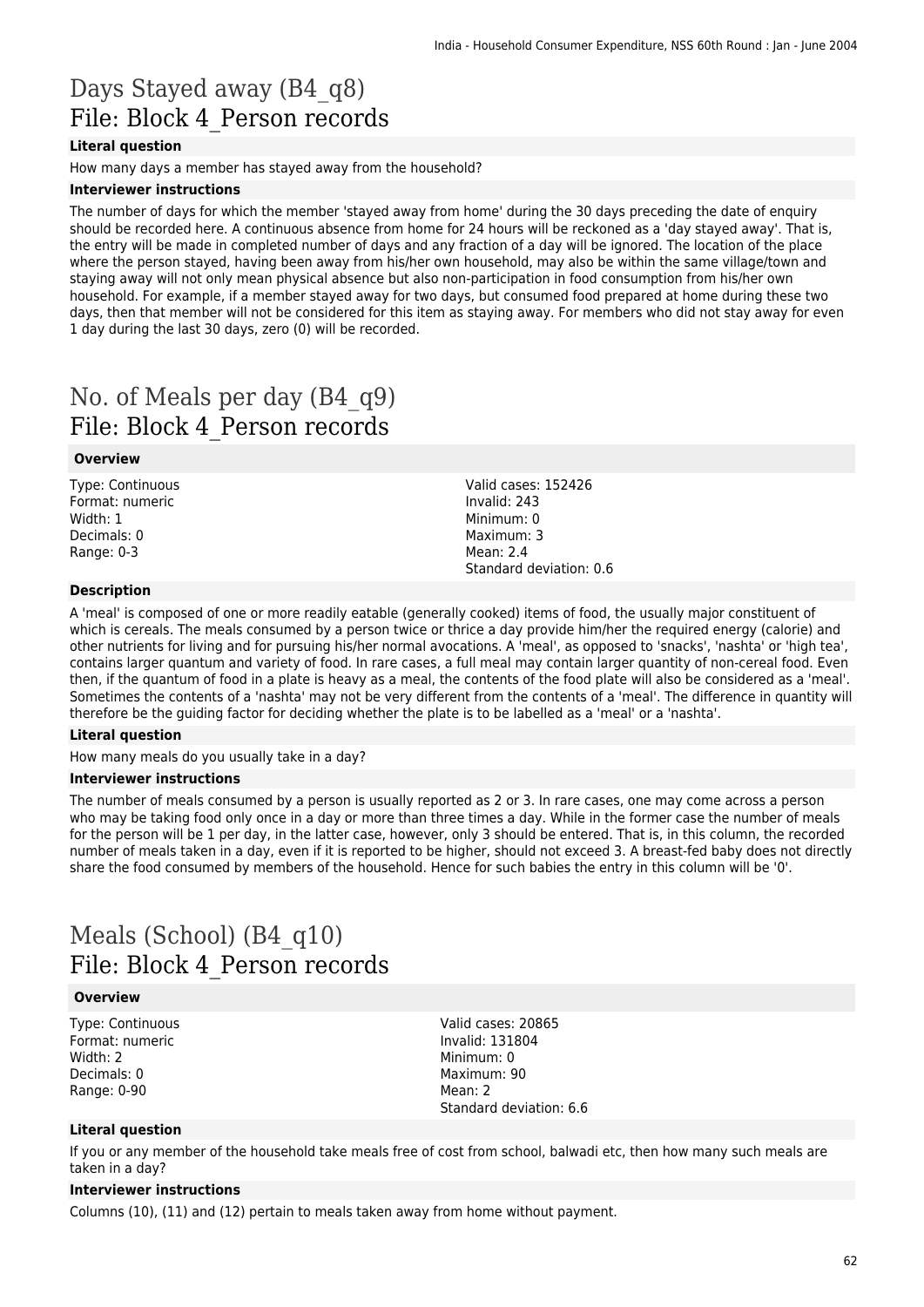# Days Stayed away (B4_q8)
## File: Block 4_Person records

**Literal question**

How many days a member has stayed away from the household?

**Interviewer instructions**

The number of days for which the member 'stayed away from home' during the 30 days preceding the date of enquiry should be recorded here. A continuous absence from home for 24 hours will be reckoned as a 'day stayed away'. That is, the entry will be made in completed number of days and any fraction of a day will be ignored. The location of the place where the person stayed, having been away from his/her own household, may also be within the same village/town and staying away will not only mean physical absence but also non-participation in food consumption from his/her own household. For example, if a member stayed away for two days, but consumed food prepared at home during these two days, then that member will not be considered for this item as staying away. For members who did not stay away for even 1 day during the last 30 days, zero (0) will be recorded.

# No. of Meals per day (B4_q9)
## File: Block 4_Person records

**Overview**

Type: Continuous
Format: numeric
Width: 1
Decimals: 0
Range: 0-3

Valid cases: 152426
Invalid: 243
Minimum: 0
Maximum: 3
Mean: 2.4
Standard deviation: 0.6

**Description**

A 'meal' is composed of one or more readily eatable (generally cooked) items of food, the usually major constituent of which is cereals. The meals consumed by a person twice or thrice a day provide him/her the required energy (calorie) and other nutrients for living and for pursuing his/her normal avocations. A 'meal', as opposed to 'snacks', 'nashta' or 'high tea', contains larger quantum and variety of food. In rare cases, a full meal may contain larger quantity of non-cereal food. Even then, if the quantum of food in a plate is heavy as a meal, the contents of the food plate will also be considered as a 'meal'. Sometimes the contents of a 'nashta' may not be very different from the contents of a 'meal'. The difference in quantity will therefore be the guiding factor for deciding whether the plate is to be labelled as a 'meal' or a 'nashta'.

**Literal question**

How many meals do you usually take in a day?

**Interviewer instructions**

The number of meals consumed by a person is usually reported as 2 or 3. In rare cases, one may come across a person who may be taking food only once in a day or more than three times a day. While in the former case the number of meals for the person will be 1 per day, in the latter case, however, only 3 should be entered. That is, in this column, the recorded number of meals taken in a day, even if it is reported to be higher, should not exceed 3. A breast-fed baby does not directly share the food consumed by members of the household. Hence for such babies the entry in this column will be '0'.

# Meals (School) (B4_q10)
## File: Block 4_Person records

**Overview**

Type: Continuous
Format: numeric
Width: 2
Decimals: 0
Range: 0-90

Valid cases: 20865
Invalid: 131804
Minimum: 0
Maximum: 90
Mean: 2
Standard deviation: 6.6

**Literal question**

If you or any member of the household take meals free of cost from school, balwadi etc, then how many such meals are taken in a day?

**Interviewer instructions**

Columns (10), (11) and (12) pertain to meals taken away from home without payment.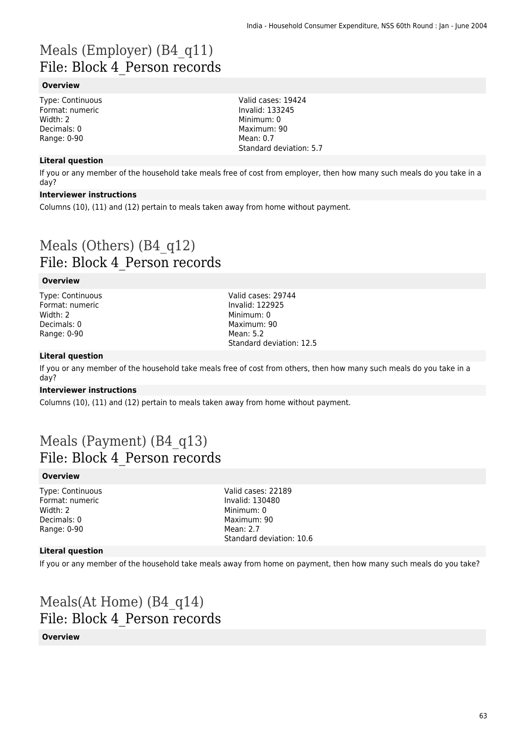# Meals (Employer) (B4_q11)
## File: Block 4_Person records

### Overview

Type: Continuous
Format: numeric
Width: 2
Decimals: 0
Range: 0-90

Valid cases: 19424
Invalid: 133245
Minimum: 0
Maximum: 90
Mean: 0.7
Standard deviation: 5.7

### Literal question

If you or any member of the household take meals free of cost from employer, then how many such meals do you take in a day?

### Interviewer instructions

Columns (10), (11) and (12) pertain to meals taken away from home without payment.

# Meals (Others) (B4_q12)
## File: Block 4_Person records

### Overview

Type: Continuous
Format: numeric
Width: 2
Decimals: 0
Range: 0-90

Valid cases: 29744
Invalid: 122925
Minimum: 0
Maximum: 90
Mean: 5.2
Standard deviation: 12.5

### Literal question

If you or any member of the household take meals free of cost from others, then how many such meals do you take in a day?

### Interviewer instructions

Columns (10), (11) and (12) pertain to meals taken away from home without payment.

# Meals (Payment) (B4_q13)
## File: Block 4_Person records

### Overview

Type: Continuous
Format: numeric
Width: 2
Decimals: 0
Range: 0-90

Valid cases: 22189
Invalid: 130480
Minimum: 0
Maximum: 90
Mean: 2.7
Standard deviation: 10.6

### Literal question

If you or any member of the household take meals away from home on payment, then how many such meals do you take?

# Meals(At Home) (B4_q14)
## File: Block 4_Person records

### Overview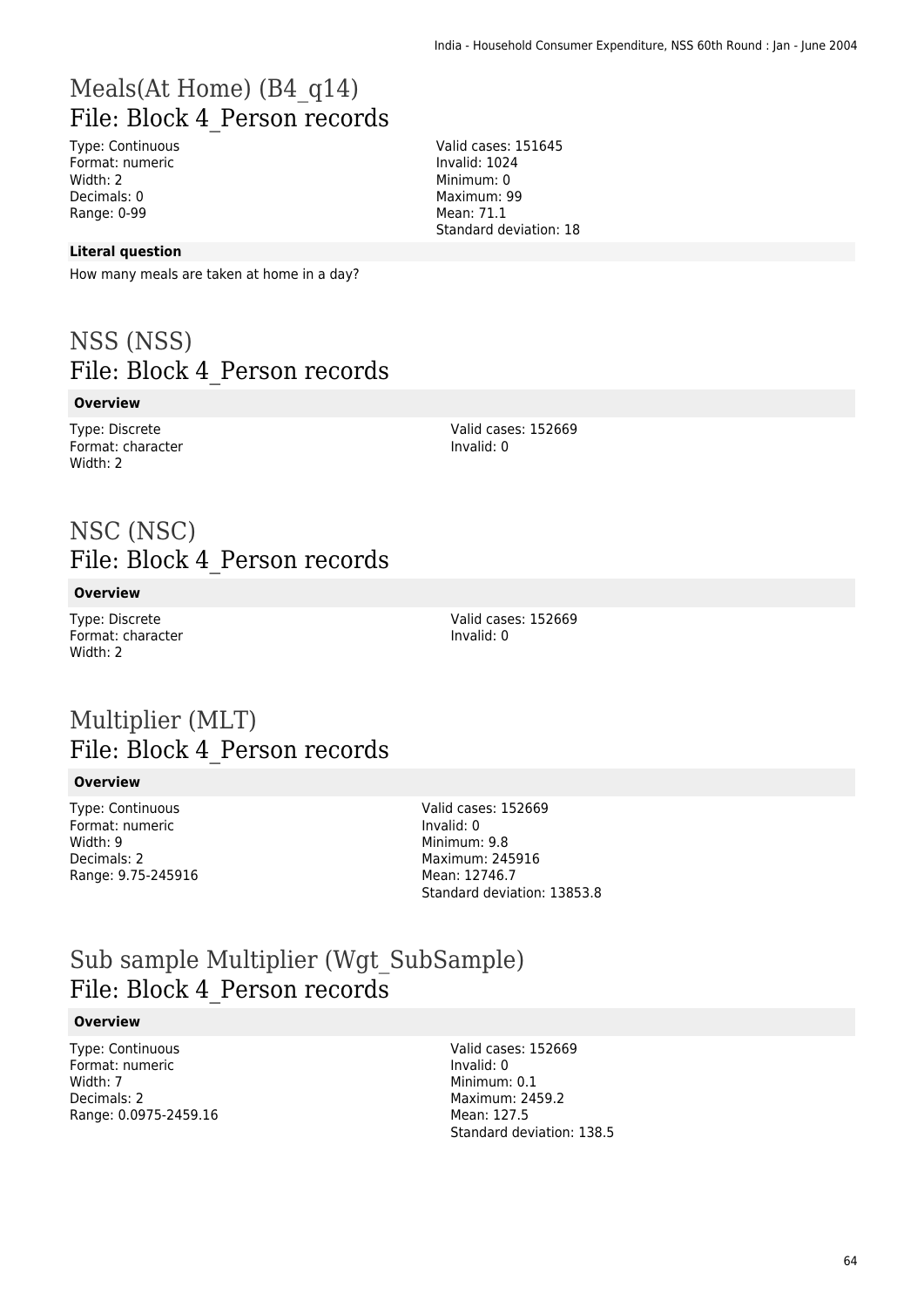# Meals(At Home) (B4_q14)
## File: Block 4_Person records

Type: Continuous
Format: numeric
Width: 2
Decimals: 0
Range: 0-99

Valid cases: 151645
Invalid: 1024
Minimum: 0
Maximum: 99
Mean: 71.1
Standard deviation: 18

**Literal question**

How many meals are taken at home in a day?

# NSS (NSS)
## File: Block 4_Person records

**Overview**

Type: Discrete
Format: character
Width: 2

Valid cases: 152669
Invalid: 0

# NSC (NSC)
## File: Block 4_Person records

**Overview**

Type: Discrete
Format: character
Width: 2

Valid cases: 152669
Invalid: 0

# Multiplier (MLT)
## File: Block 4_Person records

**Overview**

Type: Continuous
Format: numeric
Width: 9
Decimals: 2
Range: 9.75-245916

Valid cases: 152669
Invalid: 0
Minimum: 9.8
Maximum: 245916
Mean: 12746.7
Standard deviation: 13853.8

# Sub sample Multiplier (Wgt_SubSample)
## File: Block 4_Person records

**Overview**

Type: Continuous
Format: numeric
Width: 7
Decimals: 2
Range: 0.0975-2459.16

Valid cases: 152669
Invalid: 0
Minimum: 0.1
Maximum: 2459.2
Mean: 127.5
Standard deviation: 138.5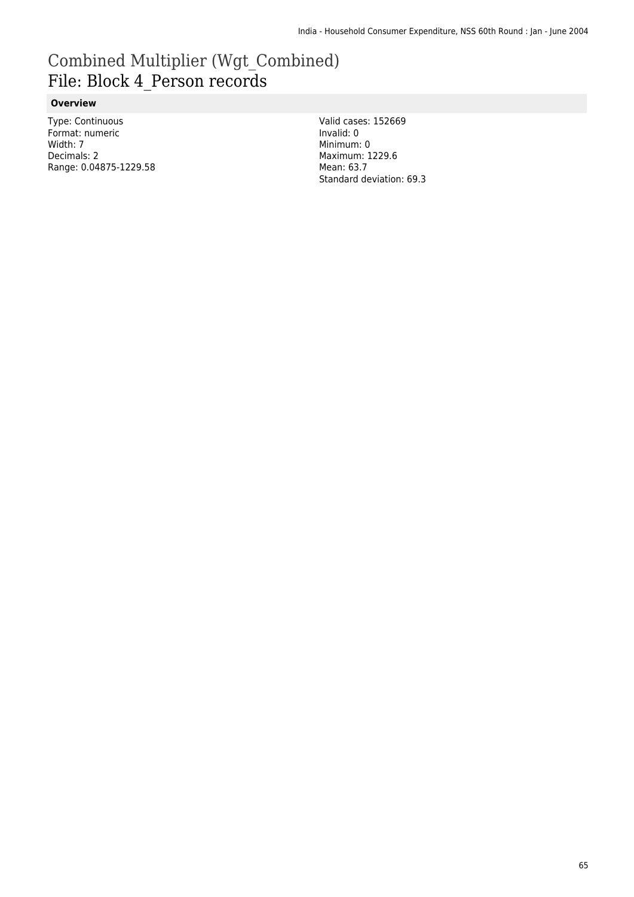# Combined Multiplier (Wgt_Combined)
## File: Block 4_Person records

### Overview

Type: Continuous
Format: numeric
Width: 7
Decimals: 2
Range: 0.04875-1229.58

Valid cases: 152669
Invalid: 0
Minimum: 0
Maximum: 1229.6
Mean: 63.7
Standard deviation: 69.3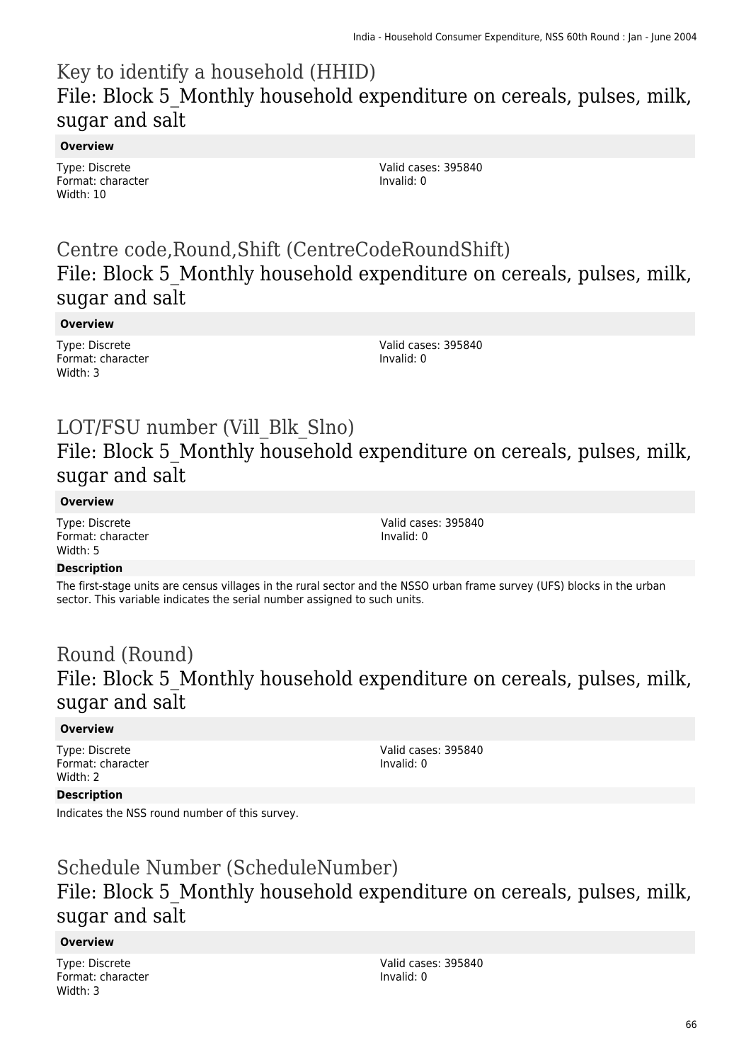## Key to identify a household (HHID)
## File: Block 5_Monthly household expenditure on cereals, pulses, milk, sugar and salt

**Overview**

Type: Discrete
Format: character
Width: 10

Valid cases: 395840
Invalid: 0

## Centre code,Round,Shift (CentreCodeRoundShift)
## File: Block 5_Monthly household expenditure on cereals, pulses, milk, sugar and salt

**Overview**

Type: Discrete
Format: character
Width: 3

Valid cases: 395840
Invalid: 0

## LOT/FSU number (Vill_Blk_Slno)
## File: Block 5_Monthly household expenditure on cereals, pulses, milk, sugar and salt

**Overview**

Type: Discrete
Format: character
Width: 5

Valid cases: 395840
Invalid: 0

**Description**

The first-stage units are census villages in the rural sector and the NSSO urban frame survey (UFS) blocks in the urban sector. This variable indicates the serial number assigned to such units.

## Round (Round)
## File: Block 5_Monthly household expenditure on cereals, pulses, milk, sugar and salt

**Overview**

Type: Discrete
Format: character
Width: 2

Valid cases: 395840
Invalid: 0

**Description**

Indicates the NSS round number of this survey.

## Schedule Number (ScheduleNumber)
## File: Block 5_Monthly household expenditure on cereals, pulses, milk, sugar and salt

**Overview**

Type: Discrete
Format: character
Width: 3

Valid cases: 395840
Invalid: 0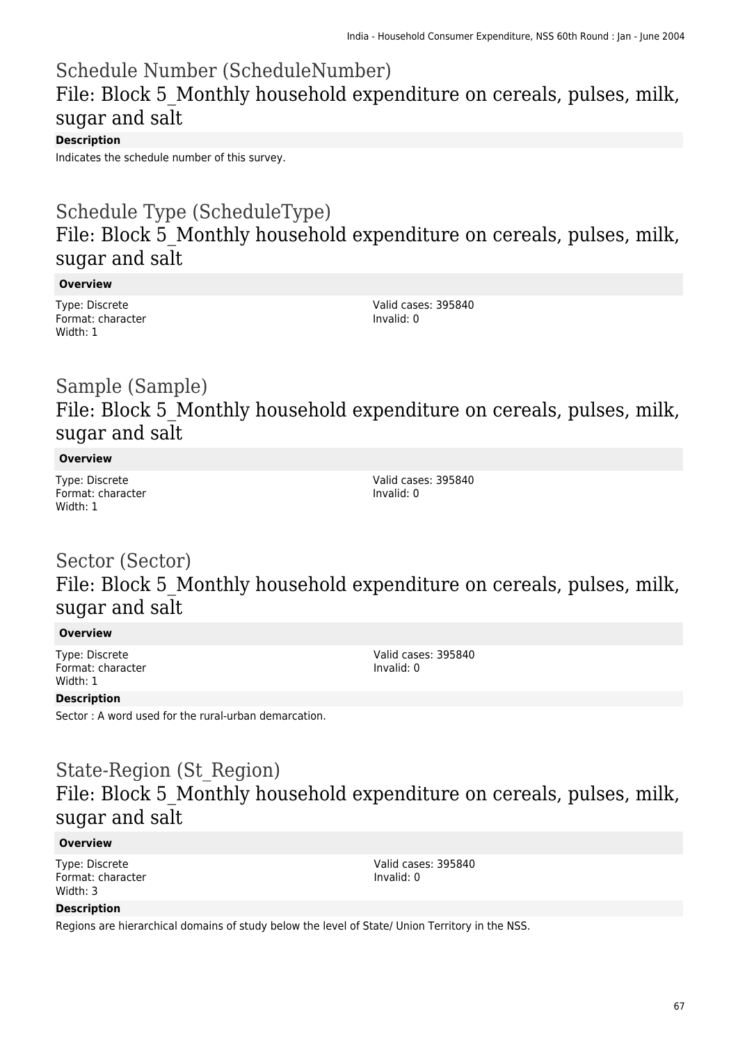## Schedule Number (ScheduleNumber)

### File: Block 5_Monthly household expenditure on cereals, pulses, milk, sugar and salt

**Description**

Indicates the schedule number of this survey.

## Schedule Type (ScheduleType)

### File: Block 5_Monthly household expenditure on cereals, pulses, milk, sugar and salt

**Overview**

Type: Discrete
Format: character
Width: 1

Valid cases: 395840
Invalid: 0

## Sample (Sample)

### File: Block 5_Monthly household expenditure on cereals, pulses, milk, sugar and salt

**Overview**

Type: Discrete
Format: character
Width: 1

Valid cases: 395840
Invalid: 0

## Sector (Sector)

### File: Block 5_Monthly household expenditure on cereals, pulses, milk, sugar and salt

**Overview**

Type: Discrete
Format: character
Width: 1

Valid cases: 395840
Invalid: 0

**Description**

Sector : A word used for the rural-urban demarcation.

## State-Region (St_Region)

### File: Block 5_Monthly household expenditure on cereals, pulses, milk, sugar and salt

**Overview**

Type: Discrete
Format: character
Width: 3

Valid cases: 395840
Invalid: 0

**Description**

Regions are hierarchical domains of study below the level of State/ Union Territory in the NSS.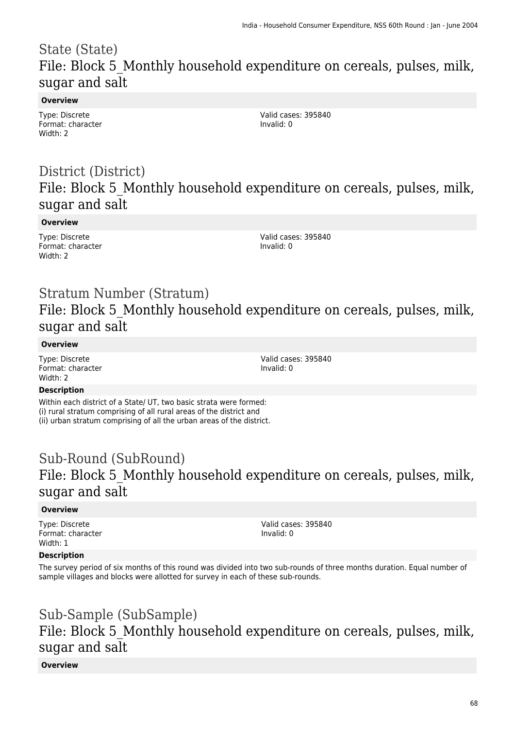# State (State)
## File: Block 5_Monthly household expenditure on cereals, pulses, milk, sugar and salt

**Overview**

Type: Discrete
Format: character
Width: 2

Valid cases: 395840
Invalid: 0

# District (District)
## File: Block 5_Monthly household expenditure on cereals, pulses, milk, sugar and salt

**Overview**

Type: Discrete
Format: character
Width: 2

Valid cases: 395840
Invalid: 0

# Stratum Number (Stratum)
## File: Block 5_Monthly household expenditure on cereals, pulses, milk, sugar and salt

**Overview**

Type: Discrete
Format: character
Width: 2

Valid cases: 395840
Invalid: 0

**Description**

Within each district of a State/ UT, two basic strata were formed:
(i) rural stratum comprising of all rural areas of the district and
(ii) urban stratum comprising of all the urban areas of the district.

# Sub-Round (SubRound)
## File: Block 5_Monthly household expenditure on cereals, pulses, milk, sugar and salt

**Overview**

Type: Discrete
Format: character
Width: 1

Valid cases: 395840
Invalid: 0

**Description**

The survey period of six months of this round was divided into two sub-rounds of three months duration. Equal number of sample villages and blocks were allotted for survey in each of these sub-rounds.

# Sub-Sample (SubSample)
## File: Block 5_Monthly household expenditure on cereals, pulses, milk, sugar and salt

**Overview**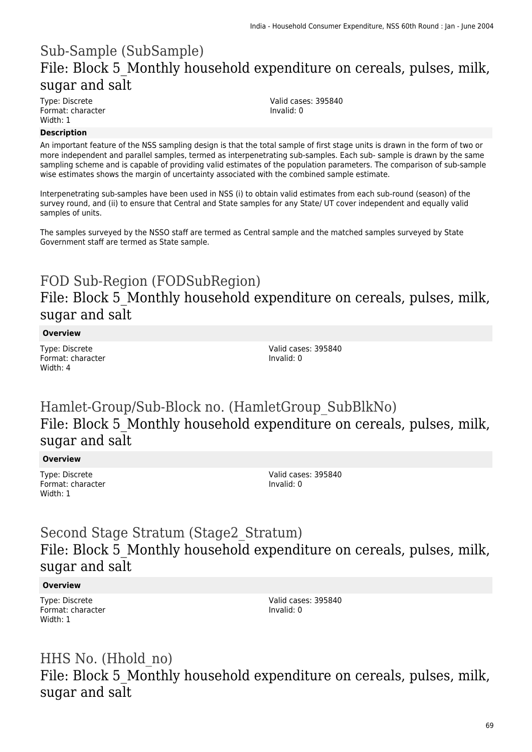# Sub-Sample (SubSample)

## File: Block 5_Monthly household expenditure on cereals, pulses, milk, sugar and salt

Type: Discrete
Format: character
Width: 1

Valid cases: 395840
Invalid: 0

**Description**

An important feature of the NSS sampling design is that the total sample of first stage units is drawn in the form of two or more independent and parallel samples, termed as interpenetrating sub-samples. Each sub- sample is drawn by the same sampling scheme and is capable of providing valid estimates of the population parameters. The comparison of sub-sample wise estimates shows the margin of uncertainty associated with the combined sample estimate.

Interpenetrating sub-samples have been used in NSS (i) to obtain valid estimates from each sub-round (season) of the survey round, and (ii) to ensure that Central and State samples for any State/ UT cover independent and equally valid samples of units.

The samples surveyed by the NSSO staff are termed as Central sample and the matched samples surveyed by State Government staff are termed as State sample.

# FOD Sub-Region (FODSubRegion)

## File: Block 5_Monthly household expenditure on cereals, pulses, milk, sugar and salt

**Overview**

Type: Discrete
Format: character
Width: 4

Valid cases: 395840
Invalid: 0

# Hamlet-Group/Sub-Block no. (HamletGroup_SubBlkNo)

## File: Block 5_Monthly household expenditure on cereals, pulses, milk, sugar and salt

**Overview**

Type: Discrete
Format: character
Width: 1

Valid cases: 395840
Invalid: 0

# Second Stage Stratum (Stage2_Stratum)

## File: Block 5_Monthly household expenditure on cereals, pulses, milk, sugar and salt

**Overview**

Type: Discrete
Format: character
Width: 1

Valid cases: 395840
Invalid: 0

# HHS No. (Hhold_no)

## File: Block 5_Monthly household expenditure on cereals, pulses, milk, sugar and salt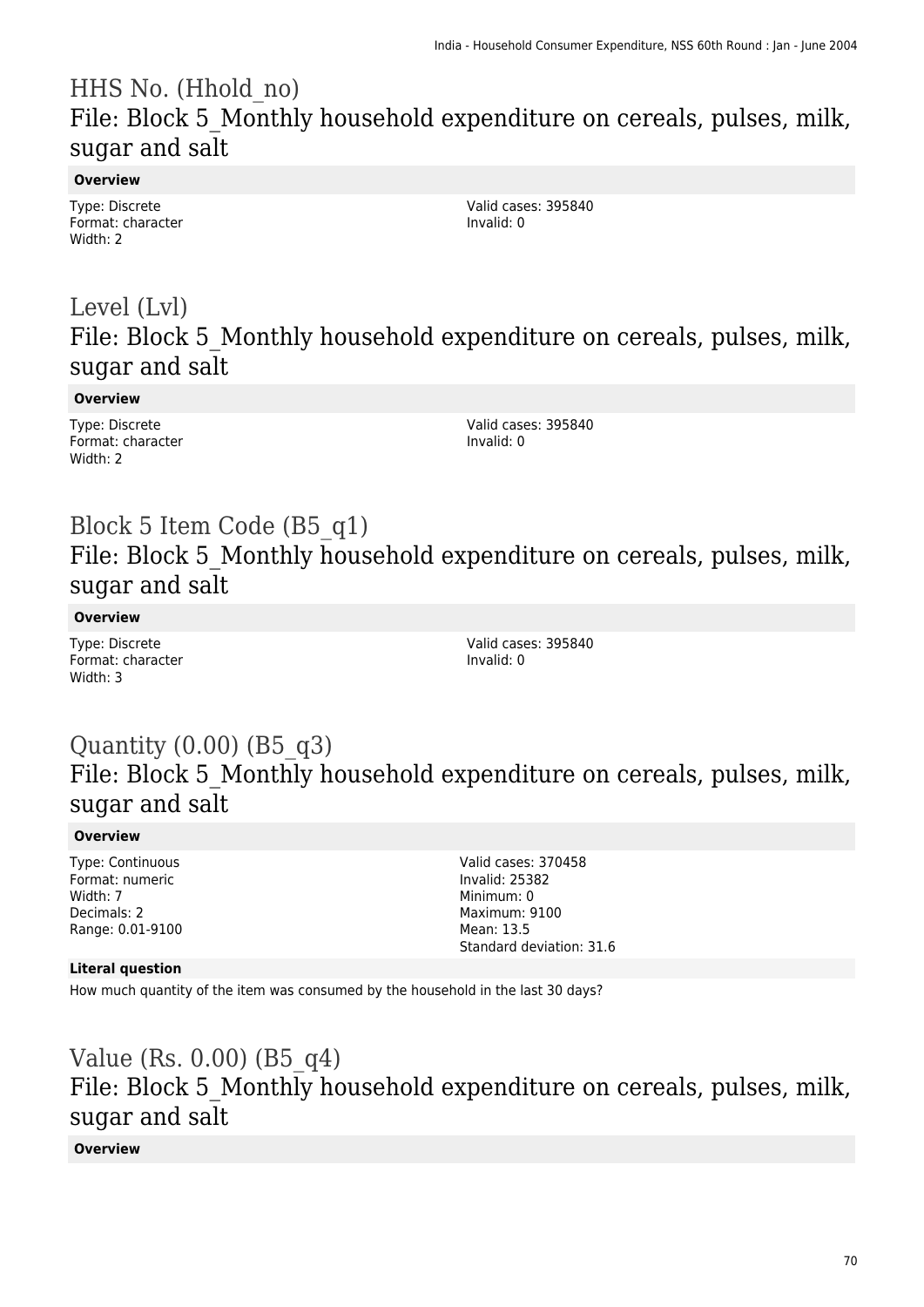## HHS No. (Hhold_no)
### File: Block 5_Monthly household expenditure on cereals, pulses, milk, sugar and salt

**Overview**

Type: Discrete
Format: character
Width: 2

Valid cases: 395840
Invalid: 0

## Level (Lvl)
### File: Block 5_Monthly household expenditure on cereals, pulses, milk, sugar and salt

**Overview**

Type: Discrete
Format: character
Width: 2

Valid cases: 395840
Invalid: 0

## Block 5 Item Code (B5_q1)
### File: Block 5_Monthly household expenditure on cereals, pulses, milk, sugar and salt

**Overview**

Type: Discrete
Format: character
Width: 3

Valid cases: 395840
Invalid: 0

## Quantity (0.00) (B5_q3)
### File: Block 5_Monthly household expenditure on cereals, pulses, milk, sugar and salt

**Overview**

Type: Continuous
Format: numeric
Width: 7
Decimals: 2
Range: 0.01-9100

Valid cases: 370458
Invalid: 25382
Minimum: 0
Maximum: 9100
Mean: 13.5
Standard deviation: 31.6

**Literal question**

How much quantity of the item was consumed by the household in the last 30 days?

## Value (Rs. 0.00) (B5_q4)
### File: Block 5_Monthly household expenditure on cereals, pulses, milk, sugar and salt

**Overview**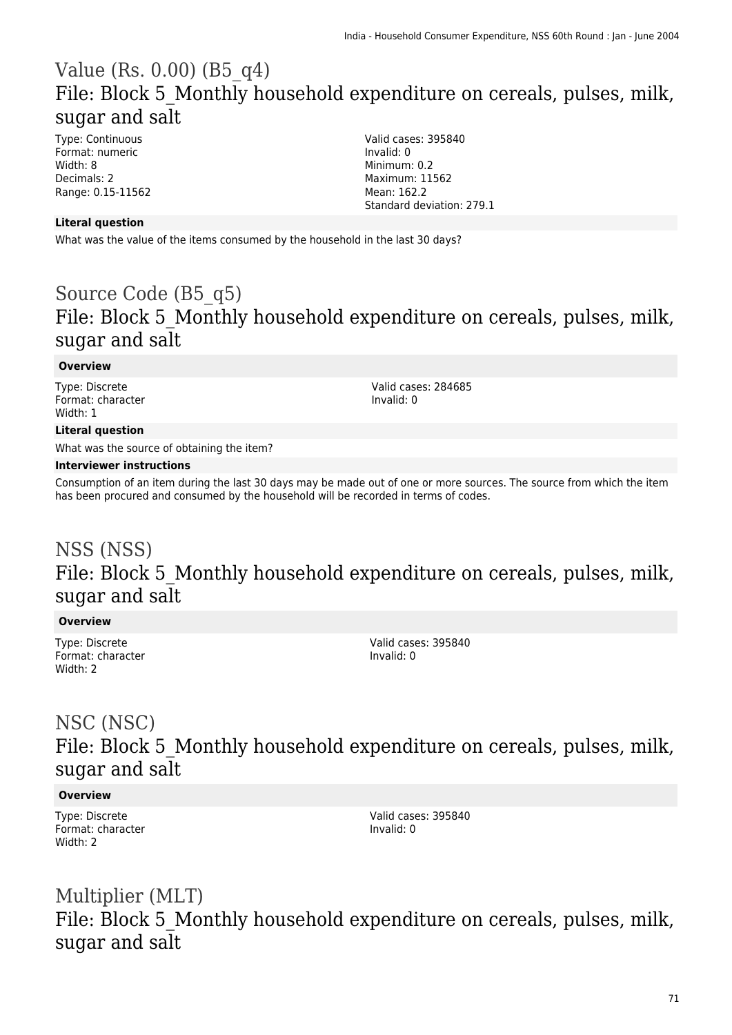## Value (Rs. 0.00) (B5_q4)

### File: Block 5_Monthly household expenditure on cereals, pulses, milk, sugar and salt

Type: Continuous
Format: numeric
Width: 8
Decimals: 2
Range: 0.15-11562

Valid cases: 395840
Invalid: 0
Minimum: 0.2
Maximum: 11562
Mean: 162.2
Standard deviation: 279.1

**Literal question**

What was the value of the items consumed by the household in the last 30 days?

## Source Code (B5_q5)

### File: Block 5_Monthly household expenditure on cereals, pulses, milk, sugar and salt

**Overview**

Type: Discrete
Format: character
Width: 1

Valid cases: 284685
Invalid: 0

**Literal question**

What was the source of obtaining the item?

**Interviewer instructions**

Consumption of an item during the last 30 days may be made out of one or more sources. The source from which the item has been procured and consumed by the household will be recorded in terms of codes.

## NSS (NSS)

### File: Block 5_Monthly household expenditure on cereals, pulses, milk, sugar and salt

**Overview**

Type: Discrete
Format: character
Width: 2

Valid cases: 395840
Invalid: 0

## NSC (NSC)

### File: Block 5_Monthly household expenditure on cereals, pulses, milk, sugar and salt

**Overview**

Type: Discrete
Format: character
Width: 2

Valid cases: 395840
Invalid: 0

## Multiplier (MLT)

### File: Block 5_Monthly household expenditure on cereals, pulses, milk, sugar and salt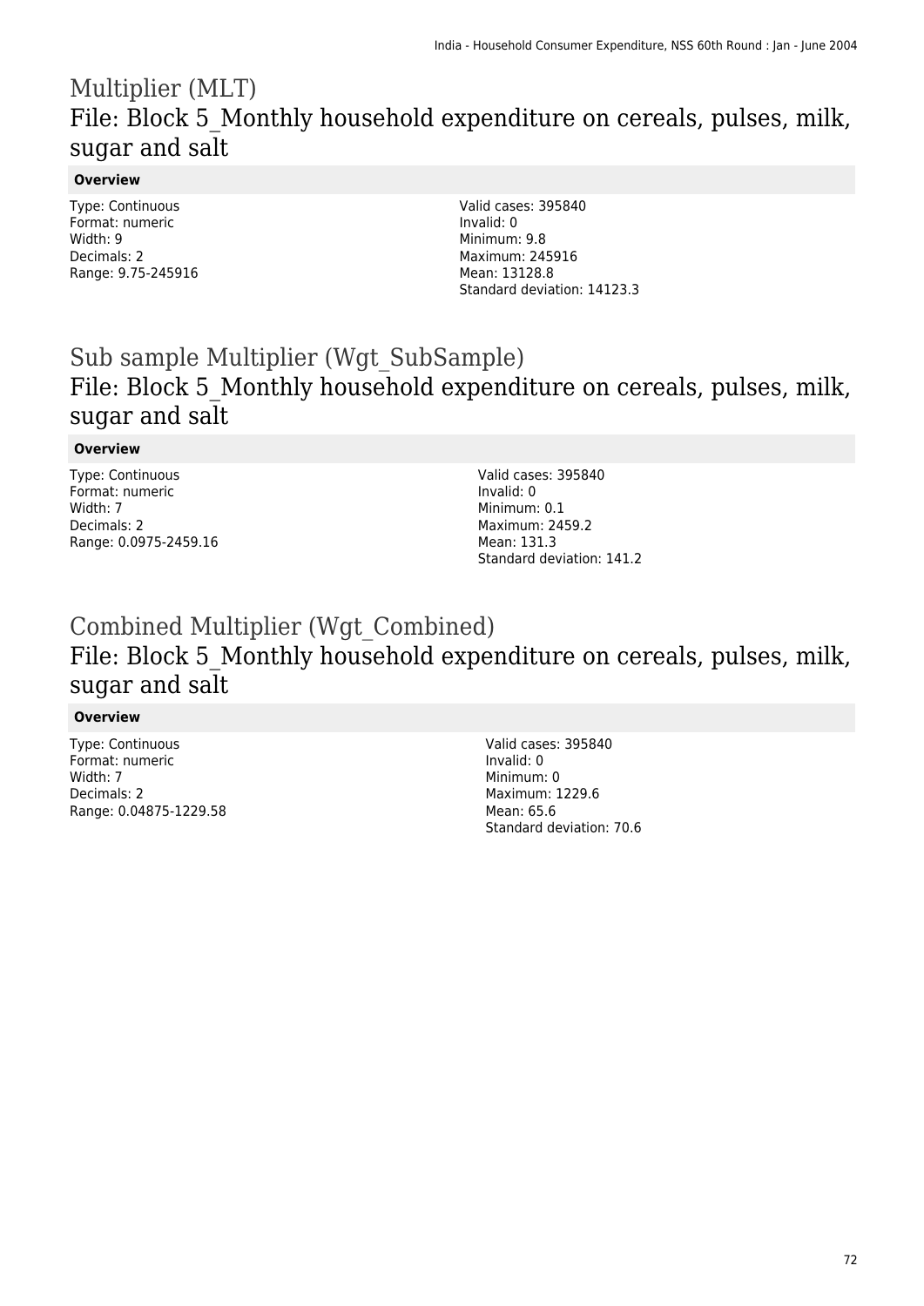# Multiplier (MLT)

## File: Block 5_Monthly household expenditure on cereals, pulses, milk, sugar and salt

**Overview**

Type: Continuous
Format: numeric
Width: 9
Decimals: 2
Range: 9.75-245916

Valid cases: 395840
Invalid: 0
Minimum: 9.8
Maximum: 245916
Mean: 13128.8
Standard deviation: 14123.3

# Sub sample Multiplier (Wgt_SubSample)

## File: Block 5_Monthly household expenditure on cereals, pulses, milk, sugar and salt

**Overview**

Type: Continuous
Format: numeric
Width: 7
Decimals: 2
Range: 0.0975-2459.16

Valid cases: 395840
Invalid: 0
Minimum: 0.1
Maximum: 2459.2
Mean: 131.3
Standard deviation: 141.2

# Combined Multiplier (Wgt_Combined)

## File: Block 5_Monthly household expenditure on cereals, pulses, milk, sugar and salt

**Overview**

Type: Continuous
Format: numeric
Width: 7
Decimals: 2
Range: 0.04875-1229.58

Valid cases: 395840
Invalid: 0
Minimum: 0
Maximum: 1229.6
Mean: 65.6
Standard deviation: 70.6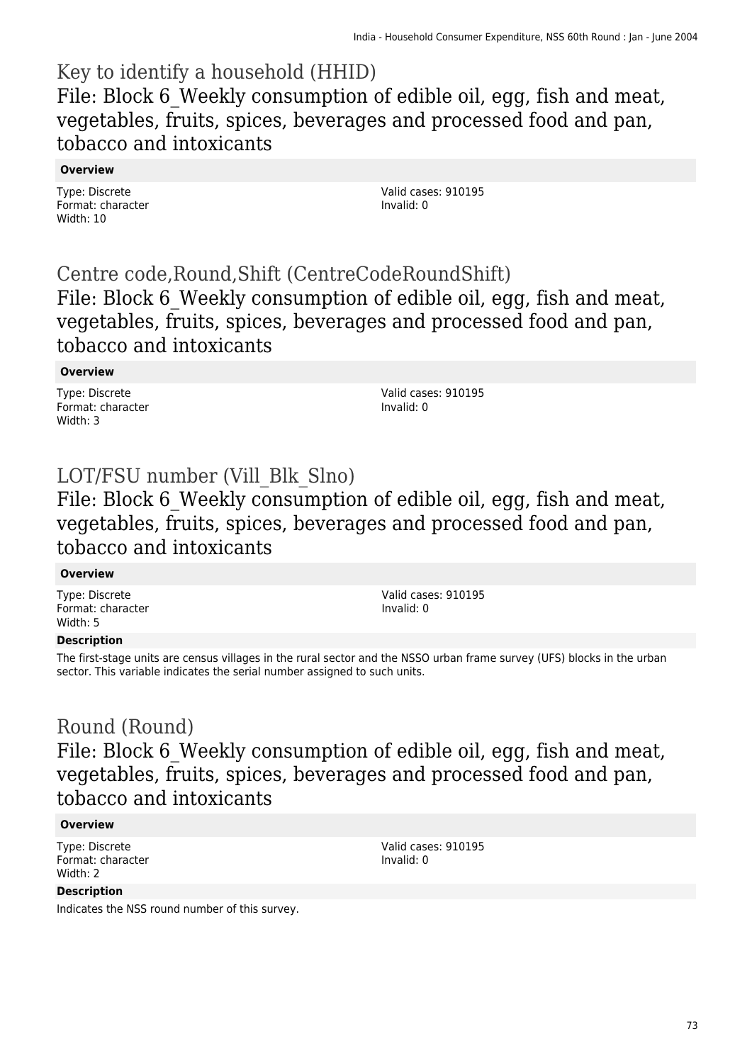# Key to identify a household (HHID)

## File: Block 6_Weekly consumption of edible oil, egg, fish and meat, vegetables, fruits, spices, beverages and processed food and pan, tobacco and intoxicants

**Overview**

Type: Discrete
Format: character
Width: 10

Valid cases: 910195
Invalid: 0

# Centre code,Round,Shift (CentreCodeRoundShift)

## File: Block 6_Weekly consumption of edible oil, egg, fish and meat, vegetables, fruits, spices, beverages and processed food and pan, tobacco and intoxicants

**Overview**

Type: Discrete
Format: character
Width: 3

Valid cases: 910195
Invalid: 0

# LOT/FSU number (Vill_Blk_Slno)

## File: Block 6_Weekly consumption of edible oil, egg, fish and meat, vegetables, fruits, spices, beverages and processed food and pan, tobacco and intoxicants

**Overview**

Type: Discrete
Format: character
Width: 5

Valid cases: 910195
Invalid: 0

**Description**

The first-stage units are census villages in the rural sector and the NSSO urban frame survey (UFS) blocks in the urban sector. This variable indicates the serial number assigned to such units.

# Round (Round)

## File: Block 6_Weekly consumption of edible oil, egg, fish and meat, vegetables, fruits, spices, beverages and processed food and pan, tobacco and intoxicants

**Overview**

Type: Discrete
Format: character
Width: 2

Valid cases: 910195
Invalid: 0

**Description**

Indicates the NSS round number of this survey.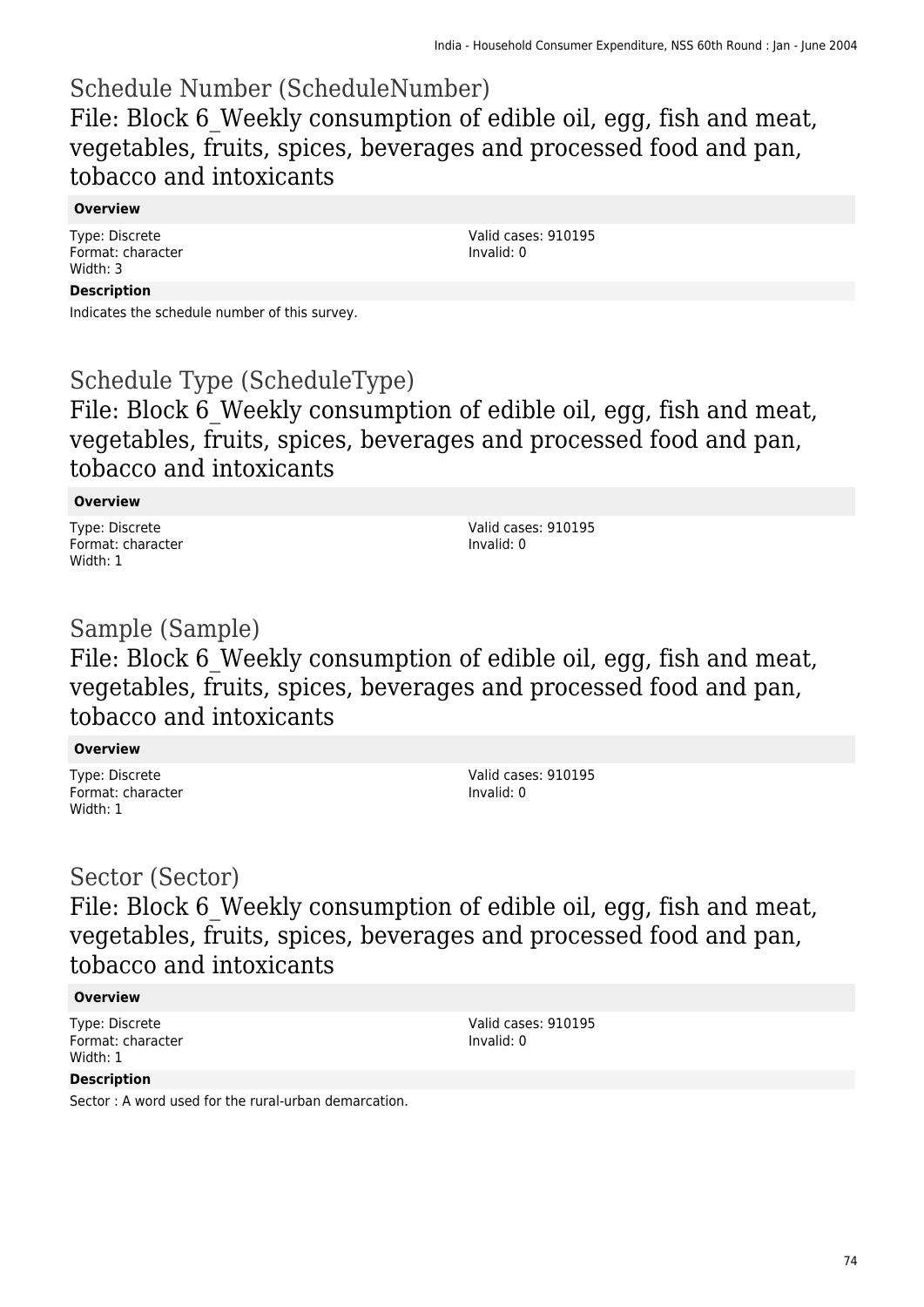## Schedule Number (ScheduleNumber)

### File: Block 6_Weekly consumption of edible oil, egg, fish and meat, vegetables, fruits, spices, beverages and processed food and pan, tobacco and intoxicants

#### Overview

Type: Discrete
Format: character
Width: 3

Valid cases: 910195
Invalid: 0

#### Description

Indicates the schedule number of this survey.

## Schedule Type (ScheduleType)

### File: Block 6_Weekly consumption of edible oil, egg, fish and meat, vegetables, fruits, spices, beverages and processed food and pan, tobacco and intoxicants

#### Overview

Type: Discrete
Format: character
Width: 1

Valid cases: 910195
Invalid: 0

## Sample (Sample)

### File: Block 6_Weekly consumption of edible oil, egg, fish and meat, vegetables, fruits, spices, beverages and processed food and pan, tobacco and intoxicants

#### Overview

Type: Discrete
Format: character
Width: 1

Valid cases: 910195
Invalid: 0

## Sector (Sector)

### File: Block 6_Weekly consumption of edible oil, egg, fish and meat, vegetables, fruits, spices, beverages and processed food and pan, tobacco and intoxicants

#### Overview

Type: Discrete
Format: character
Width: 1

Valid cases: 910195
Invalid: 0

#### Description

Sector : A word used for the rural-urban demarcation.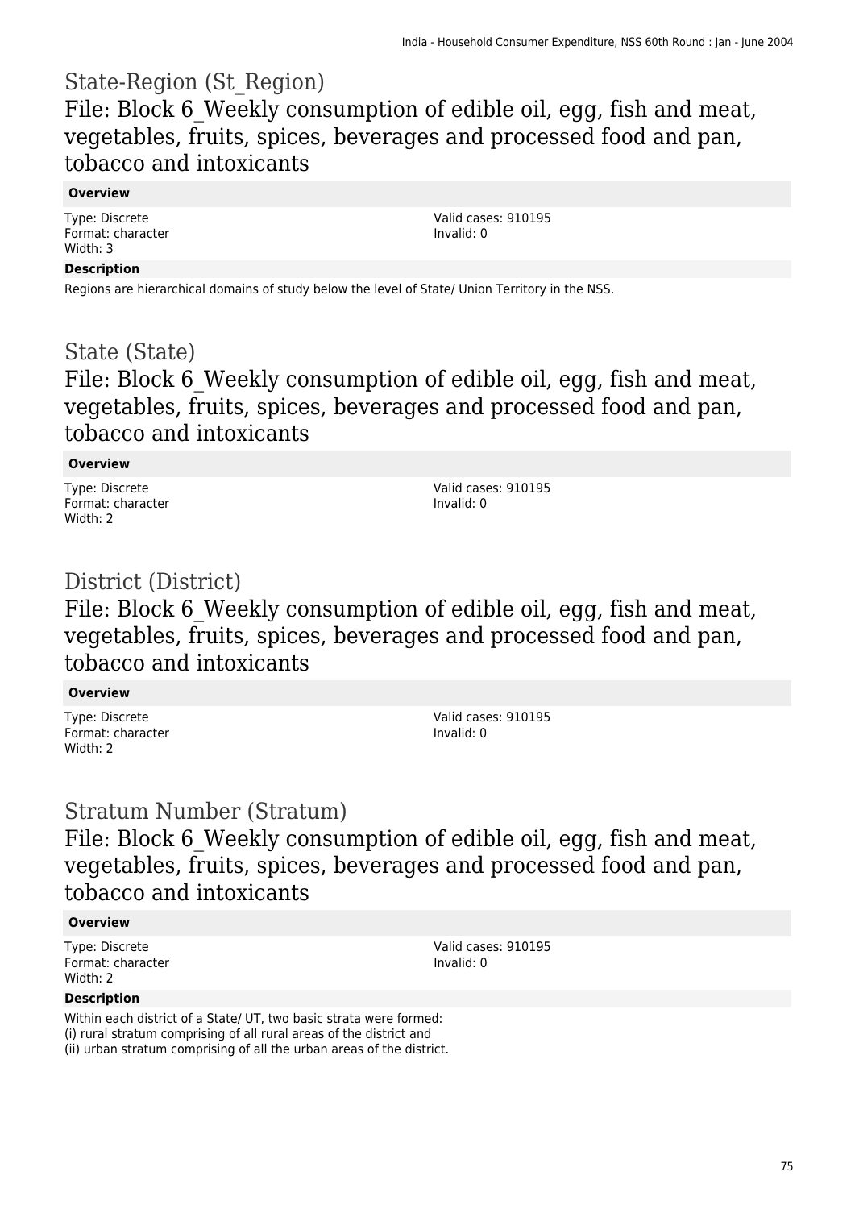# State-Region (St_Region)

## File: Block 6_Weekly consumption of edible oil, egg, fish and meat, vegetables, fruits, spices, beverages and processed food and pan, tobacco and intoxicants

**Overview**

Type: Discrete
Format: character
Width: 3

Valid cases: 910195
Invalid: 0

**Description**

Regions are hierarchical domains of study below the level of State/ Union Territory in the NSS.

# State (State)

## File: Block 6_Weekly consumption of edible oil, egg, fish and meat, vegetables, fruits, spices, beverages and processed food and pan, tobacco and intoxicants

**Overview**

Type: Discrete
Format: character
Width: 2

Valid cases: 910195
Invalid: 0

# District (District)

## File: Block 6_Weekly consumption of edible oil, egg, fish and meat, vegetables, fruits, spices, beverages and processed food and pan, tobacco and intoxicants

**Overview**

Type: Discrete
Format: character
Width: 2

Valid cases: 910195
Invalid: 0

# Stratum Number (Stratum)

## File: Block 6_Weekly consumption of edible oil, egg, fish and meat, vegetables, fruits, spices, beverages and processed food and pan, tobacco and intoxicants

**Overview**

Type: Discrete
Format: character
Width: 2

Valid cases: 910195
Invalid: 0

**Description**

Within each district of a State/ UT, two basic strata were formed:
(i) rural stratum comprising of all rural areas of the district and
(ii) urban stratum comprising of all the urban areas of the district.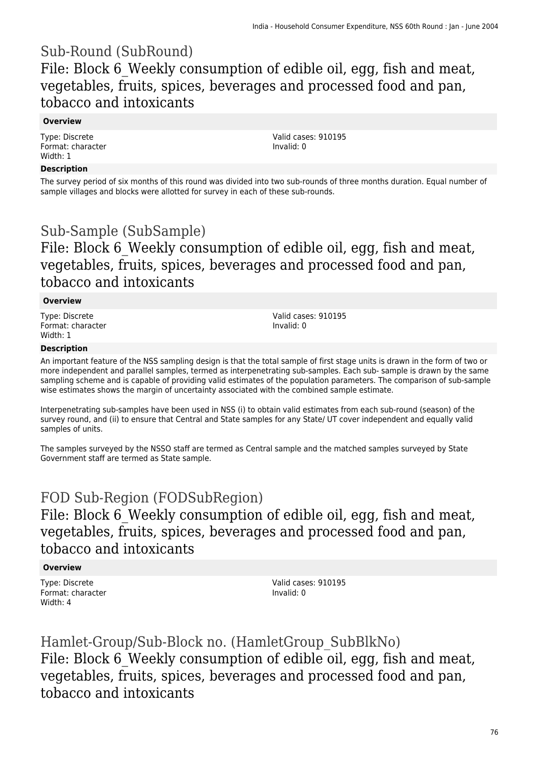# Sub-Round (SubRound)

## File: Block 6_Weekly consumption of edible oil, egg, fish and meat, vegetables, fruits, spices, beverages and processed food and pan, tobacco and intoxicants

### Overview

Type: Discrete
Format: character
Width: 1

Valid cases: 910195
Invalid: 0

### Description

The survey period of six months of this round was divided into two sub-rounds of three months duration. Equal number of sample villages and blocks were allotted for survey in each of these sub-rounds.

# Sub-Sample (SubSample)

## File: Block 6_Weekly consumption of edible oil, egg, fish and meat, vegetables, fruits, spices, beverages and processed food and pan, tobacco and intoxicants

### Overview

Type: Discrete
Format: character
Width: 1

Valid cases: 910195
Invalid: 0

### Description

An important feature of the NSS sampling design is that the total sample of first stage units is drawn in the form of two or more independent and parallel samples, termed as interpenetrating sub-samples. Each sub- sample is drawn by the same sampling scheme and is capable of providing valid estimates of the population parameters. The comparison of sub-sample wise estimates shows the margin of uncertainty associated with the combined sample estimate.

Interpenetrating sub-samples have been used in NSS (i) to obtain valid estimates from each sub-round (season) of the survey round, and (ii) to ensure that Central and State samples for any State/ UT cover independent and equally valid samples of units.

The samples surveyed by the NSSO staff are termed as Central sample and the matched samples surveyed by State Government staff are termed as State sample.

# FOD Sub-Region (FODSubRegion)

## File: Block 6_Weekly consumption of edible oil, egg, fish and meat, vegetables, fruits, spices, beverages and processed food and pan, tobacco and intoxicants

### Overview

Type: Discrete
Format: character
Width: 4

Valid cases: 910195
Invalid: 0

# Hamlet-Group/Sub-Block no. (HamletGroup_SubBlkNo)

## File: Block 6_Weekly consumption of edible oil, egg, fish and meat, vegetables, fruits, spices, beverages and processed food and pan, tobacco and intoxicants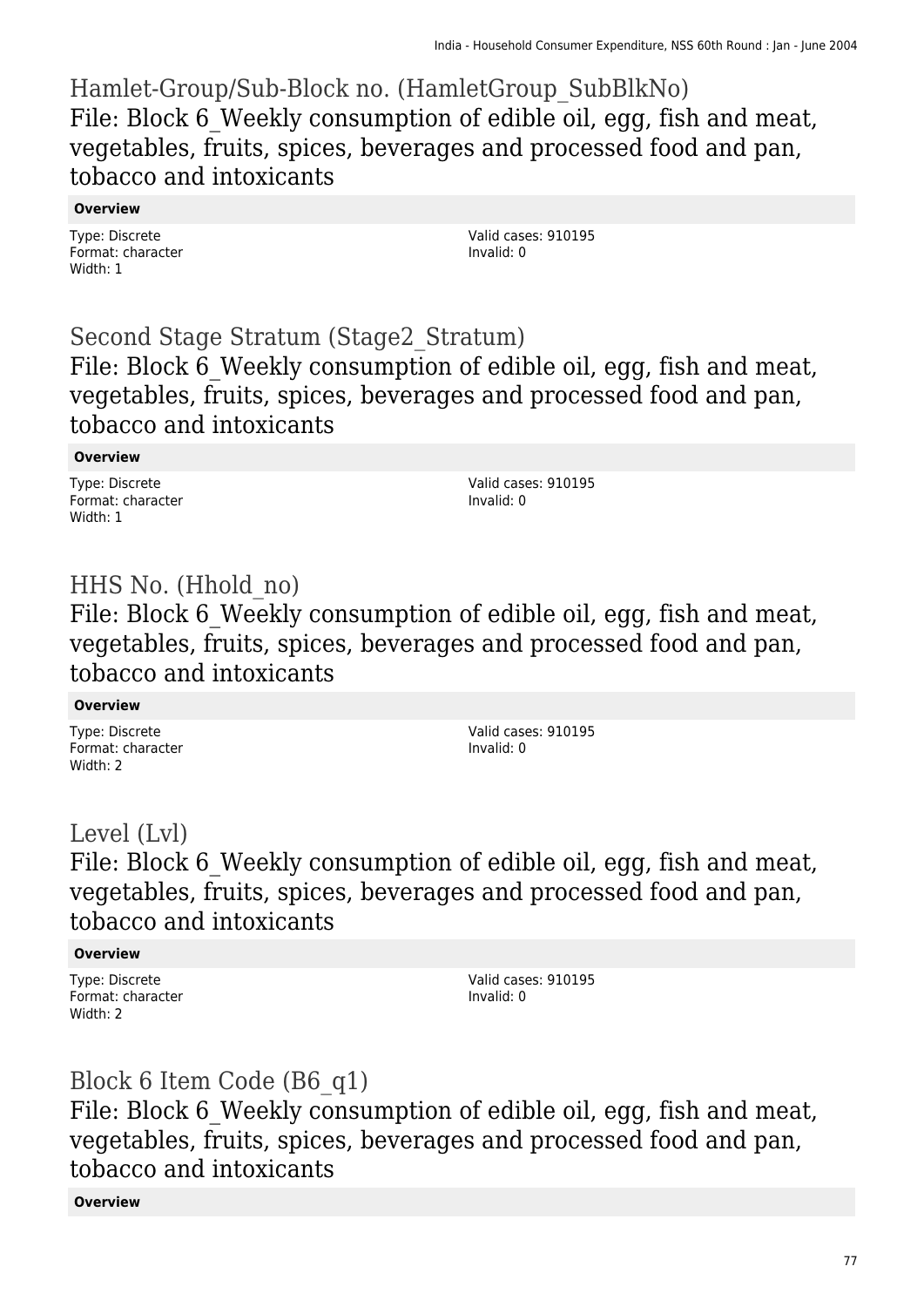## Hamlet-Group/Sub-Block no. (HamletGroup_SubBlkNo)

### File: Block 6_Weekly consumption of edible oil, egg, fish and meat, vegetables, fruits, spices, beverages and processed food and pan, tobacco and intoxicants

**Overview**

Type: Discrete
Format: character
Width: 1

Valid cases: 910195
Invalid: 0

## Second Stage Stratum (Stage2_Stratum)

### File: Block 6_Weekly consumption of edible oil, egg, fish and meat, vegetables, fruits, spices, beverages and processed food and pan, tobacco and intoxicants

**Overview**

Type: Discrete
Format: character
Width: 1

Valid cases: 910195
Invalid: 0

## HHS No. (Hhold_no)

### File: Block 6_Weekly consumption of edible oil, egg, fish and meat, vegetables, fruits, spices, beverages and processed food and pan, tobacco and intoxicants

**Overview**

Type: Discrete
Format: character
Width: 2

Valid cases: 910195
Invalid: 0

## Level (Lvl)

### File: Block 6_Weekly consumption of edible oil, egg, fish and meat, vegetables, fruits, spices, beverages and processed food and pan, tobacco and intoxicants

**Overview**

Type: Discrete
Format: character
Width: 2

Valid cases: 910195
Invalid: 0

## Block 6 Item Code (B6_q1)

### File: Block 6_Weekly consumption of edible oil, egg, fish and meat, vegetables, fruits, spices, beverages and processed food and pan, tobacco and intoxicants

**Overview**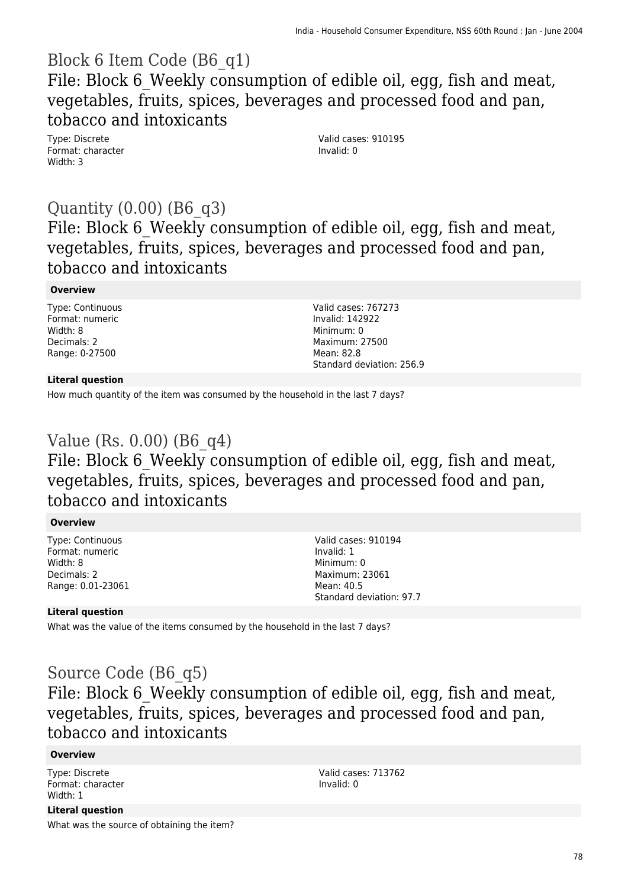# Block 6 Item Code (B6_q1)

## File: Block 6_Weekly consumption of edible oil, egg, fish and meat, vegetables, fruits, spices, beverages and processed food and pan, tobacco and intoxicants

Type: Discrete
Format: character
Width: 3

Valid cases: 910195
Invalid: 0

# Quantity (0.00) (B6_q3)

## File: Block 6_Weekly consumption of edible oil, egg, fish and meat, vegetables, fruits, spices, beverages and processed food and pan, tobacco and intoxicants

**Overview**

Type: Continuous
Format: numeric
Width: 8
Decimals: 2
Range: 0-27500

Valid cases: 767273
Invalid: 142922
Minimum: 0
Maximum: 27500
Mean: 82.8
Standard deviation: 256.9

**Literal question**

How much quantity of the item was consumed by the household in the last 7 days?

# Value (Rs. 0.00) (B6_q4)

## File: Block 6_Weekly consumption of edible oil, egg, fish and meat, vegetables, fruits, spices, beverages and processed food and pan, tobacco and intoxicants

**Overview**

Type: Continuous
Format: numeric
Width: 8
Decimals: 2
Range: 0.01-23061

Valid cases: 910194
Invalid: 1
Minimum: 0
Maximum: 23061
Mean: 40.5
Standard deviation: 97.7

**Literal question**

What was the value of the items consumed by the household in the last 7 days?

# Source Code (B6_q5)

## File: Block 6_Weekly consumption of edible oil, egg, fish and meat, vegetables, fruits, spices, beverages and processed food and pan, tobacco and intoxicants

**Overview**

Type: Discrete
Format: character
Width: 1

Valid cases: 713762
Invalid: 0

**Literal question**

What was the source of obtaining the item?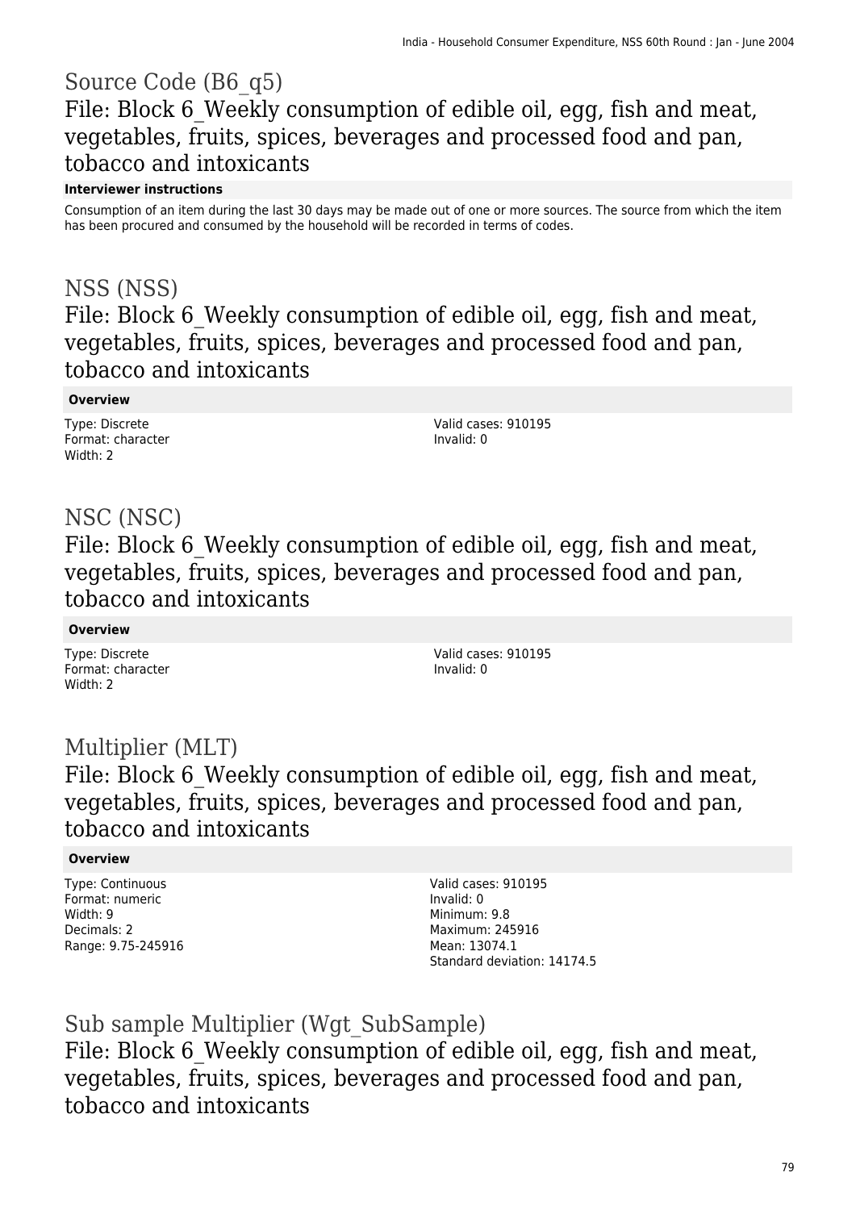# Source Code (B6_q5)

## File: Block 6_Weekly consumption of edible oil, egg, fish and meat, vegetables, fruits, spices, beverages and processed food and pan, tobacco and intoxicants

**Interviewer instructions**

Consumption of an item during the last 30 days may be made out of one or more sources. The source from which the item has been procured and consumed by the household will be recorded in terms of codes.

# NSS (NSS)

## File: Block 6_Weekly consumption of edible oil, egg, fish and meat, vegetables, fruits, spices, beverages and processed food and pan, tobacco and intoxicants

**Overview**

Type: Discrete
Format: character
Width: 2

Valid cases: 910195
Invalid: 0

# NSC (NSC)

## File: Block 6_Weekly consumption of edible oil, egg, fish and meat, vegetables, fruits, spices, beverages and processed food and pan, tobacco and intoxicants

**Overview**

Type: Discrete
Format: character
Width: 2

Valid cases: 910195
Invalid: 0

# Multiplier (MLT)

## File: Block 6_Weekly consumption of edible oil, egg, fish and meat, vegetables, fruits, spices, beverages and processed food and pan, tobacco and intoxicants

**Overview**

Type: Continuous
Format: numeric
Width: 9
Decimals: 2
Range: 9.75-245916

Valid cases: 910195
Invalid: 0
Minimum: 9.8
Maximum: 245916
Mean: 13074.1
Standard deviation: 14174.5

# Sub sample Multiplier (Wgt_SubSample)

## File: Block 6_Weekly consumption of edible oil, egg, fish and meat, vegetables, fruits, spices, beverages and processed food and pan, tobacco and intoxicants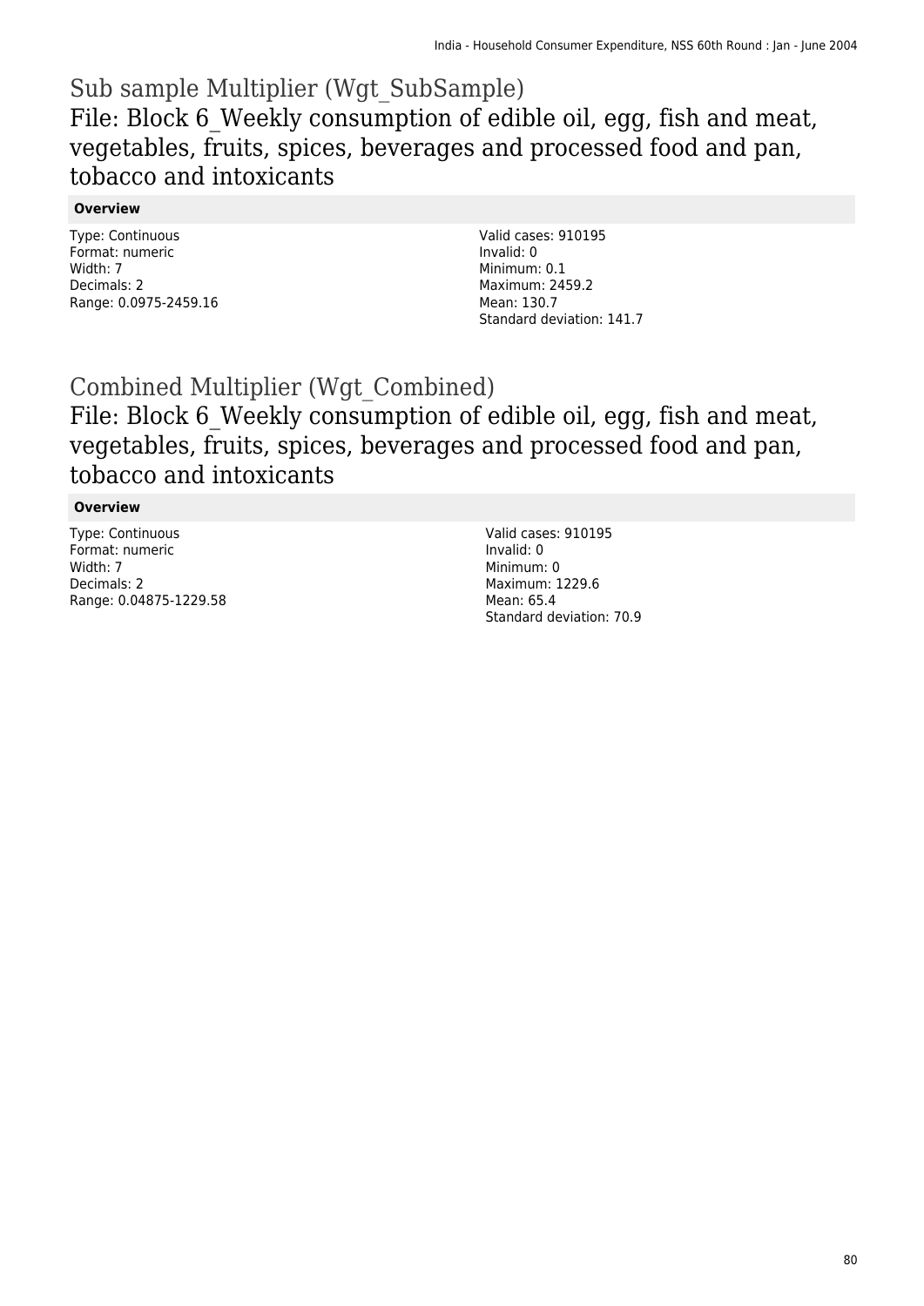# Sub sample Multiplier (Wgt_SubSample)

## File: Block 6_Weekly consumption of edible oil, egg, fish and meat, vegetables, fruits, spices, beverages and processed food and pan, tobacco and intoxicants

### Overview

Type: Continuous
Format: numeric
Width: 7
Decimals: 2
Range: 0.0975-2459.16

Valid cases: 910195
Invalid: 0
Minimum: 0.1
Maximum: 2459.2
Mean: 130.7
Standard deviation: 141.7

# Combined Multiplier (Wgt_Combined)

## File: Block 6_Weekly consumption of edible oil, egg, fish and meat, vegetables, fruits, spices, beverages and processed food and pan, tobacco and intoxicants

### Overview

Type: Continuous
Format: numeric
Width: 7
Decimals: 2
Range: 0.04875-1229.58

Valid cases: 910195
Invalid: 0
Minimum: 0
Maximum: 1229.6
Mean: 65.4
Standard deviation: 70.9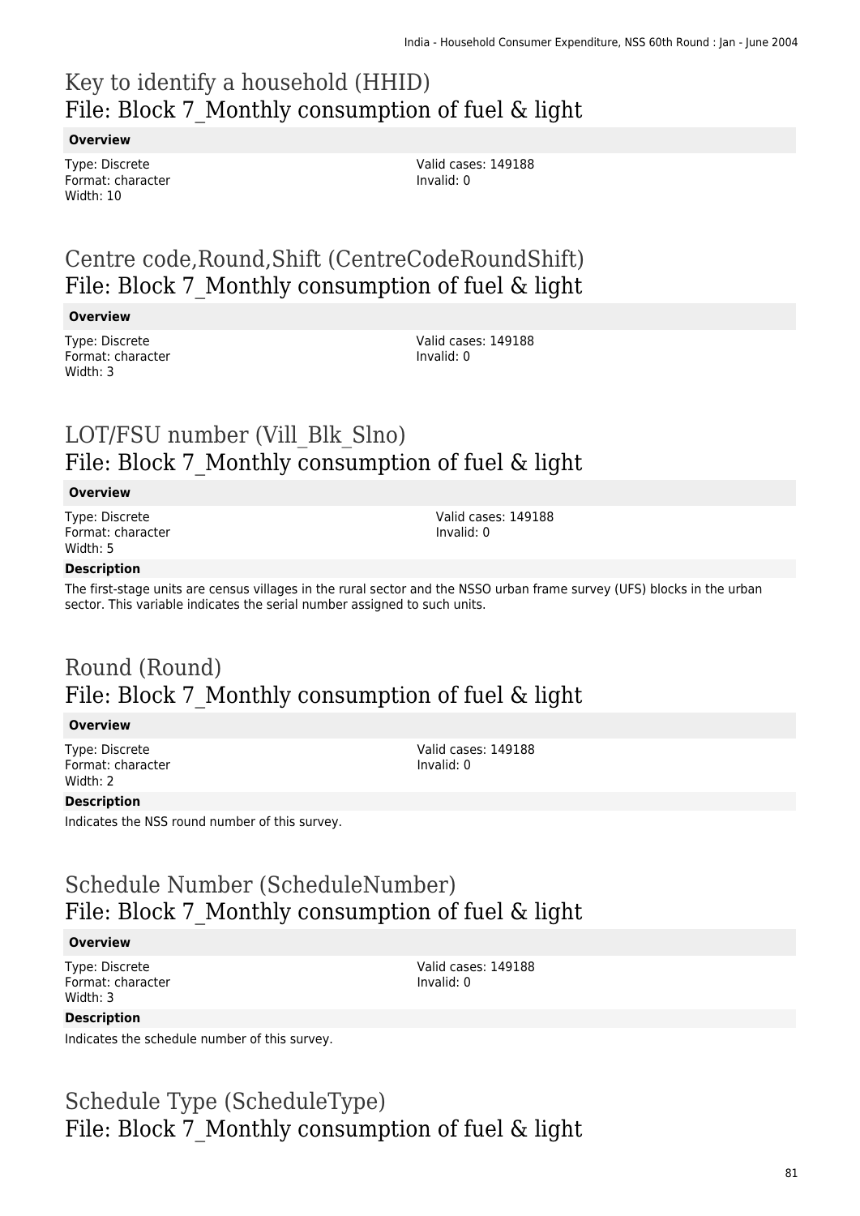# Key to identify a household (HHID)
## File: Block 7_Monthly consumption of fuel & light

**Overview**

Type: Discrete
Format: character
Width: 10

Valid cases: 149188
Invalid: 0

# Centre code,Round,Shift (CentreCodeRoundShift)
## File: Block 7_Monthly consumption of fuel & light

**Overview**

Type: Discrete
Format: character
Width: 3

Valid cases: 149188
Invalid: 0

# LOT/FSU number (Vill_Blk_Slno)
## File: Block 7_Monthly consumption of fuel & light

**Overview**

Type: Discrete
Format: character
Width: 5

Valid cases: 149188
Invalid: 0

**Description**

The first-stage units are census villages in the rural sector and the NSSO urban frame survey (UFS) blocks in the urban sector. This variable indicates the serial number assigned to such units.

# Round (Round)
## File: Block 7_Monthly consumption of fuel & light

**Overview**

Type: Discrete
Format: character
Width: 2

Valid cases: 149188
Invalid: 0

**Description**

Indicates the NSS round number of this survey.

# Schedule Number (ScheduleNumber)
## File: Block 7_Monthly consumption of fuel & light

**Overview**

Type: Discrete
Format: character
Width: 3

Valid cases: 149188
Invalid: 0

**Description**

Indicates the schedule number of this survey.

# Schedule Type (ScheduleType)
## File: Block 7_Monthly consumption of fuel & light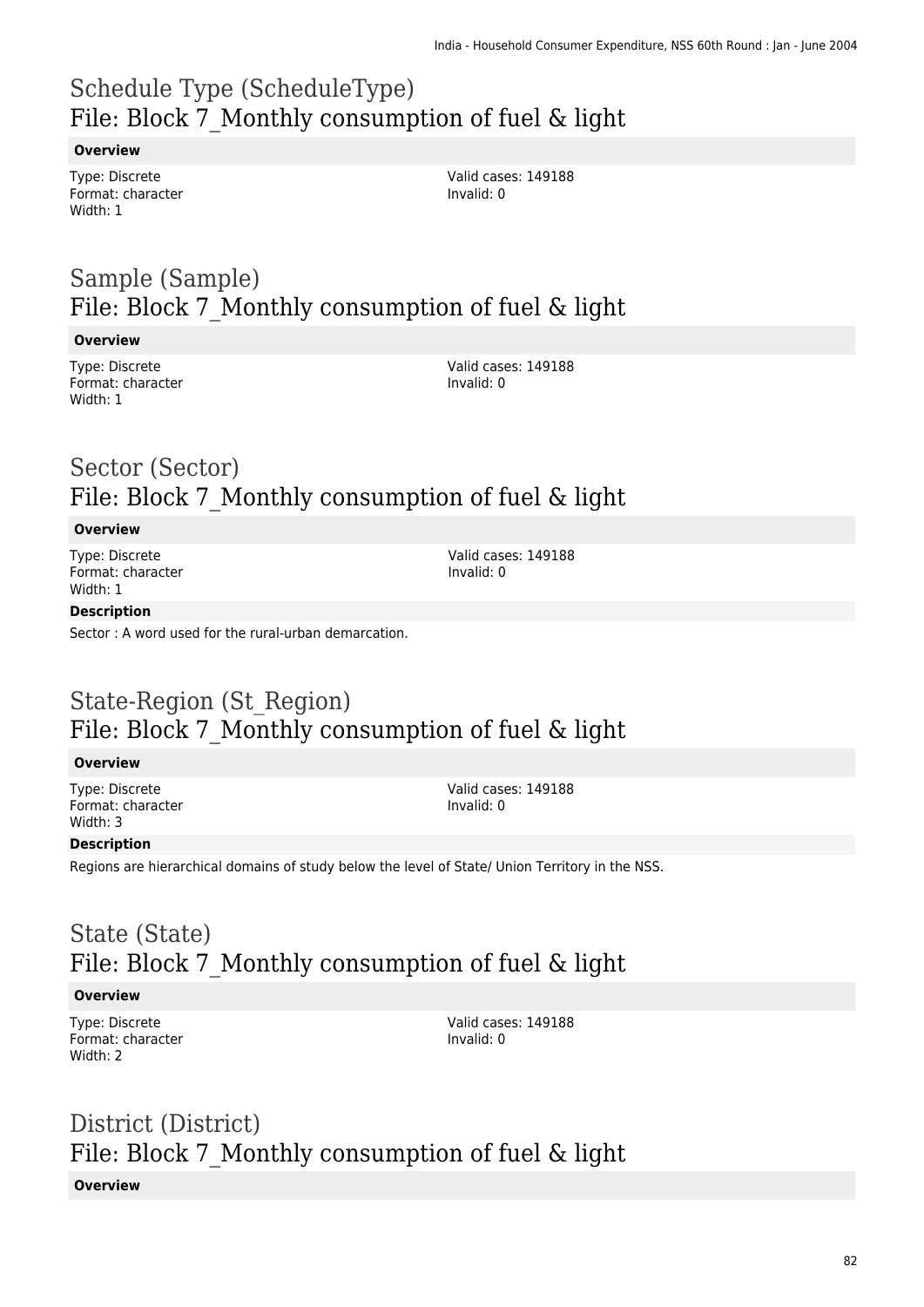# Schedule Type (ScheduleType)

## File: Block 7_Monthly consumption of fuel & light

**Overview**

Type: Discrete
Format: character
Width: 1

Valid cases: 149188
Invalid: 0

# Sample (Sample)

## File: Block 7_Monthly consumption of fuel & light

**Overview**

Type: Discrete
Format: character
Width: 1

Valid cases: 149188
Invalid: 0

# Sector (Sector)

## File: Block 7_Monthly consumption of fuel & light

**Overview**

Type: Discrete
Format: character
Width: 1

Valid cases: 149188
Invalid: 0

**Description**

Sector : A word used for the rural-urban demarcation.

# State-Region (St_Region)

## File: Block 7_Monthly consumption of fuel & light

**Overview**

Type: Discrete
Format: character
Width: 3

Valid cases: 149188
Invalid: 0

**Description**

Regions are hierarchical domains of study below the level of State/ Union Territory in the NSS.

# State (State)

## File: Block 7_Monthly consumption of fuel & light

**Overview**

Type: Discrete
Format: character
Width: 2

Valid cases: 149188
Invalid: 0

# District (District)

## File: Block 7_Monthly consumption of fuel & light

**Overview**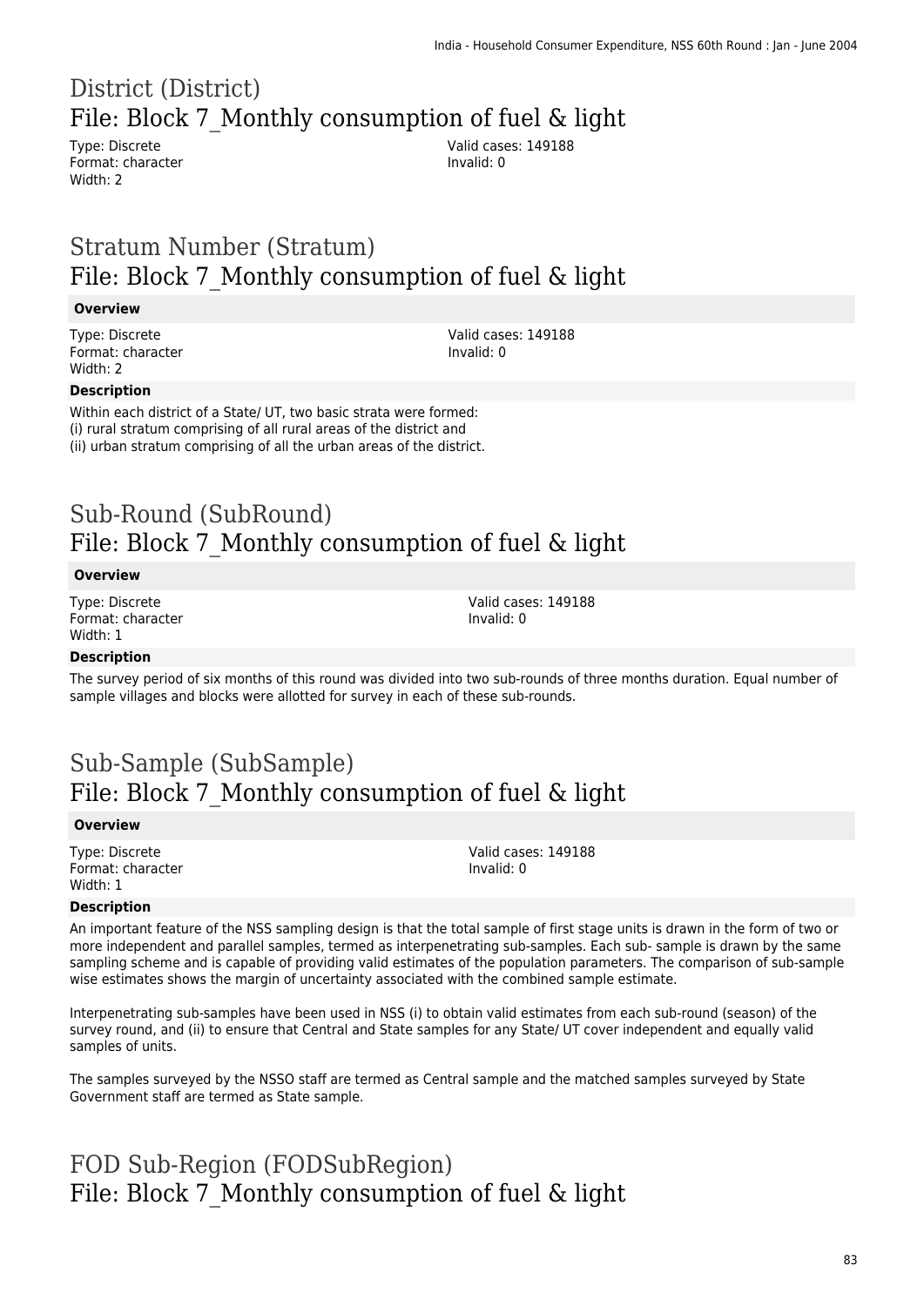# District (District)
## File: Block 7_Monthly consumption of fuel & light

Type: Discrete
Format: character
Width: 2

Valid cases: 149188
Invalid: 0

# Stratum Number (Stratum)
## File: Block 7_Monthly consumption of fuel & light

**Overview**

Type: Discrete
Format: character
Width: 2

Valid cases: 149188
Invalid: 0

**Description**

Within each district of a State/ UT, two basic strata were formed:
(i) rural stratum comprising of all rural areas of the district and
(ii) urban stratum comprising of all the urban areas of the district.

# Sub-Round (SubRound)
## File: Block 7_Monthly consumption of fuel & light

**Overview**

Type: Discrete
Format: character
Width: 1

Valid cases: 149188
Invalid: 0

**Description**

The survey period of six months of this round was divided into two sub-rounds of three months duration. Equal number of sample villages and blocks were allotted for survey in each of these sub-rounds.

# Sub-Sample (SubSample)
## File: Block 7_Monthly consumption of fuel & light

**Overview**

Type: Discrete
Format: character
Width: 1

Valid cases: 149188
Invalid: 0

**Description**

An important feature of the NSS sampling design is that the total sample of first stage units is drawn in the form of two or more independent and parallel samples, termed as interpenetrating sub-samples. Each sub- sample is drawn by the same sampling scheme and is capable of providing valid estimates of the population parameters. The comparison of sub-sample wise estimates shows the margin of uncertainty associated with the combined sample estimate.

Interpenetrating sub-samples have been used in NSS (i) to obtain valid estimates from each sub-round (season) of the survey round, and (ii) to ensure that Central and State samples for any State/ UT cover independent and equally valid samples of units.

The samples surveyed by the NSSO staff are termed as Central sample and the matched samples surveyed by State Government staff are termed as State sample.

# FOD Sub-Region (FODSubRegion)
## File: Block 7_Monthly consumption of fuel & light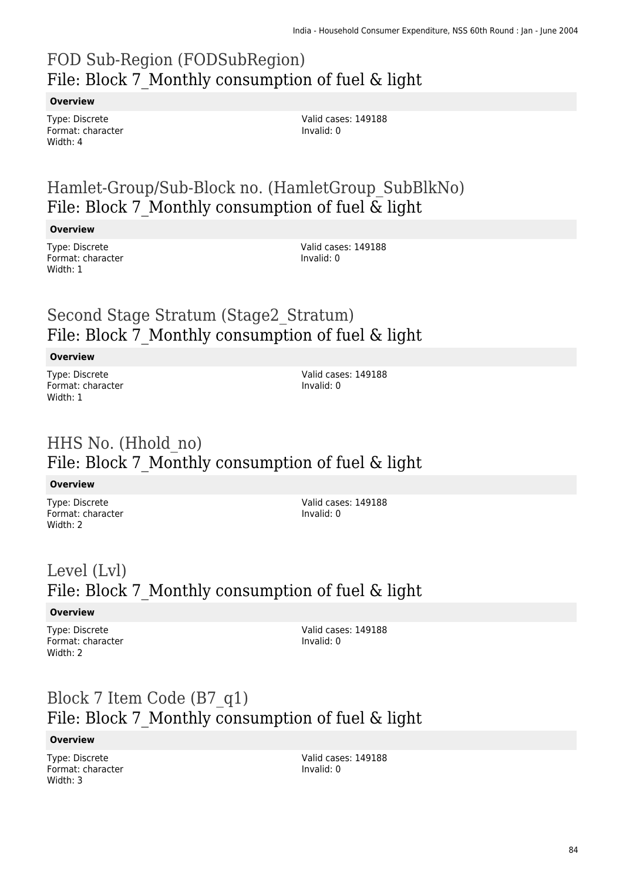## FOD Sub-Region (FODSubRegion)
## File: Block 7_Monthly consumption of fuel & light

**Overview**

Type: Discrete
Format: character
Width: 4

Valid cases: 149188
Invalid: 0

## Hamlet-Group/Sub-Block no. (HamletGroup_SubBlkNo)
## File: Block 7_Monthly consumption of fuel & light

**Overview**

Type: Discrete
Format: character
Width: 1

Valid cases: 149188
Invalid: 0

## Second Stage Stratum (Stage2_Stratum)
## File: Block 7_Monthly consumption of fuel & light

**Overview**

Type: Discrete
Format: character
Width: 1

Valid cases: 149188
Invalid: 0

## HHS No. (Hhold_no)
## File: Block 7_Monthly consumption of fuel & light

**Overview**

Type: Discrete
Format: character
Width: 2

Valid cases: 149188
Invalid: 0

## Level (Lvl)
## File: Block 7_Monthly consumption of fuel & light

**Overview**

Type: Discrete
Format: character
Width: 2

Valid cases: 149188
Invalid: 0

## Block 7 Item Code (B7_q1)
## File: Block 7_Monthly consumption of fuel & light

**Overview**

Type: Discrete
Format: character
Width: 3

Valid cases: 149188
Invalid: 0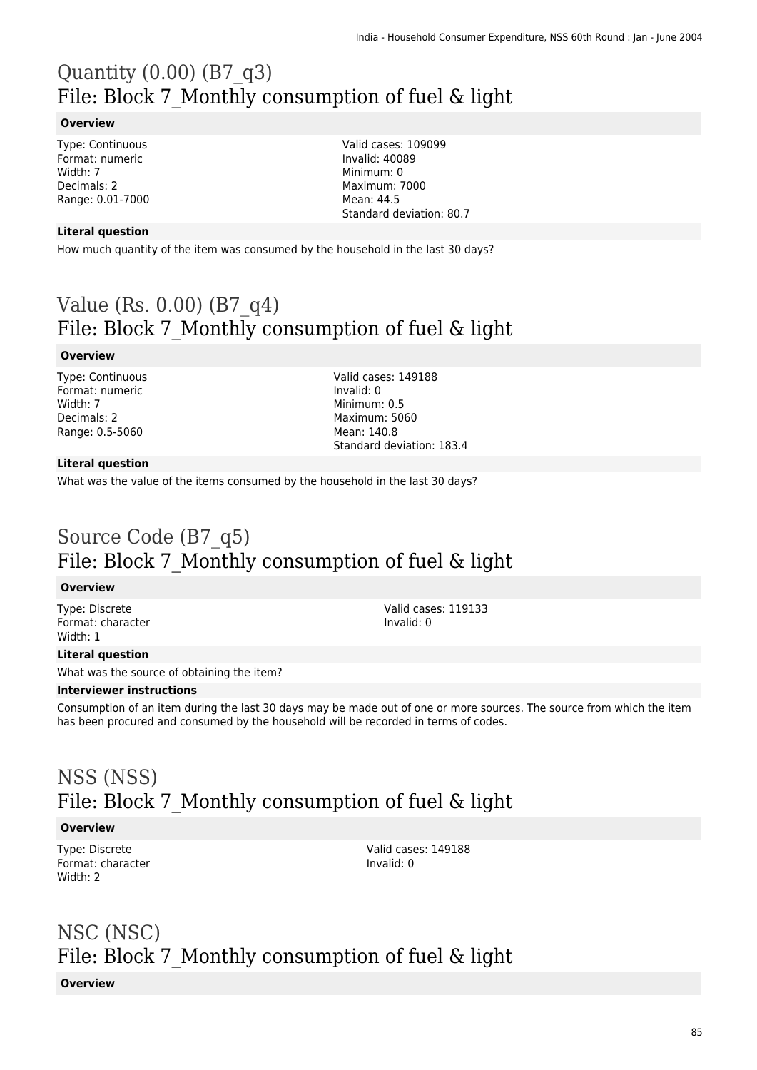# Quantity (0.00) (B7_q3)
## File: Block 7_Monthly consumption of fuel & light

**Overview**

Type: Continuous
Format: numeric
Width: 7
Decimals: 2
Range: 0.01-7000

Valid cases: 109099
Invalid: 40089
Minimum: 0
Maximum: 7000
Mean: 44.5
Standard deviation: 80.7

**Literal question**

How much quantity of the item was consumed by the household in the last 30 days?

# Value (Rs. 0.00) (B7_q4)
## File: Block 7_Monthly consumption of fuel & light

**Overview**

Type: Continuous
Format: numeric
Width: 7
Decimals: 2
Range: 0.5-5060

Valid cases: 149188
Invalid: 0
Minimum: 0.5
Maximum: 5060
Mean: 140.8
Standard deviation: 183.4

**Literal question**

What was the value of the items consumed by the household in the last 30 days?

# Source Code (B7_q5)
## File: Block 7_Monthly consumption of fuel & light

**Overview**

Type: Discrete
Format: character
Width: 1

Valid cases: 119133
Invalid: 0

**Literal question**

What was the source of obtaining the item?

**Interviewer instructions**

Consumption of an item during the last 30 days may be made out of one or more sources. The source from which the item has been procured and consumed by the household will be recorded in terms of codes.

# NSS (NSS)
## File: Block 7_Monthly consumption of fuel & light

**Overview**

Type: Discrete
Format: character
Width: 2

Valid cases: 149188
Invalid: 0

# NSC (NSC)
## File: Block 7_Monthly consumption of fuel & light

**Overview**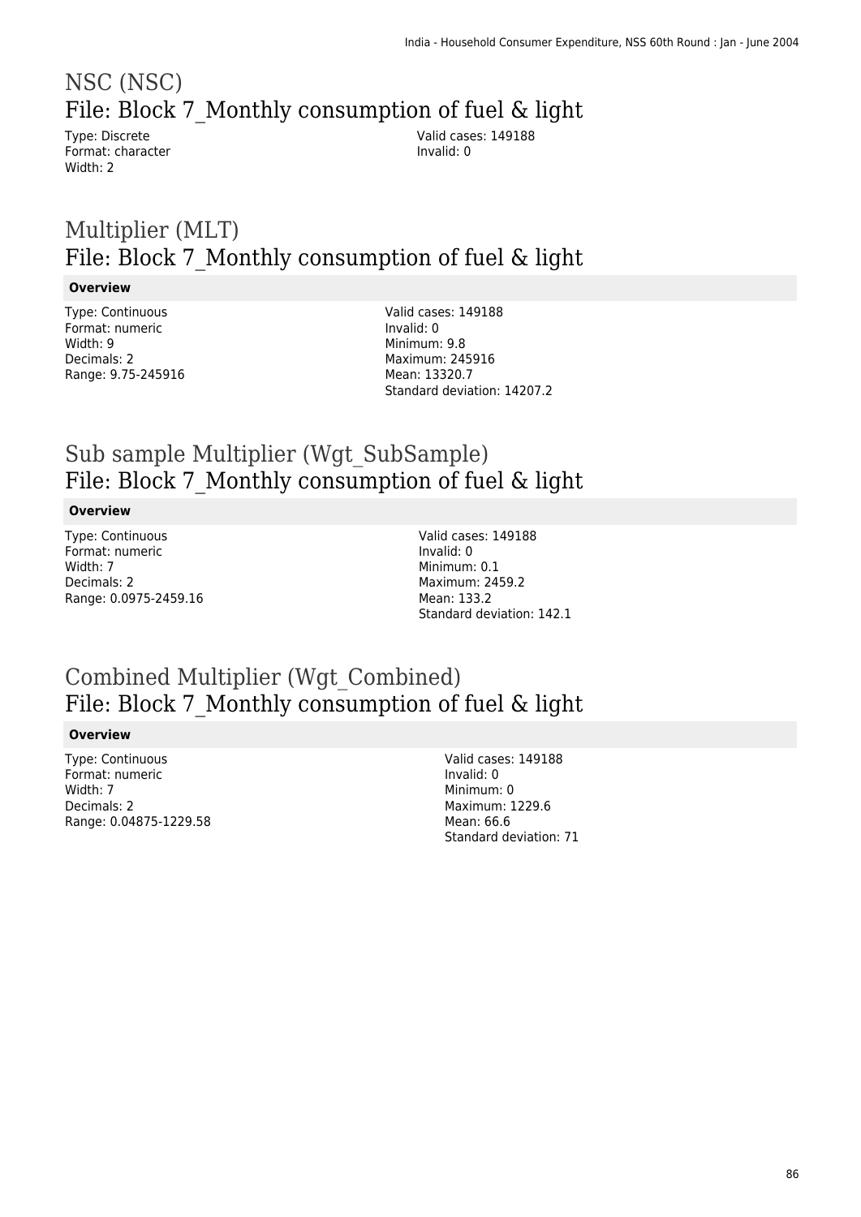# NSC (NSC)
## File: Block 7_Monthly consumption of fuel & light

Type: Discrete
Format: character
Width: 2

Valid cases: 149188
Invalid: 0

# Multiplier (MLT)
## File: Block 7_Monthly consumption of fuel & light

**Overview**

Type: Continuous
Format: numeric
Width: 9
Decimals: 2
Range: 9.75-245916

Valid cases: 149188
Invalid: 0
Minimum: 9.8
Maximum: 245916
Mean: 13320.7
Standard deviation: 14207.2

# Sub sample Multiplier (Wgt_SubSample)
## File: Block 7_Monthly consumption of fuel & light

**Overview**

Type: Continuous
Format: numeric
Width: 7
Decimals: 2
Range: 0.0975-2459.16

Valid cases: 149188
Invalid: 0
Minimum: 0.1
Maximum: 2459.2
Mean: 133.2
Standard deviation: 142.1

# Combined Multiplier (Wgt_Combined)
## File: Block 7_Monthly consumption of fuel & light

**Overview**

Type: Continuous
Format: numeric
Width: 7
Decimals: 2
Range: 0.04875-1229.58

Valid cases: 149188
Invalid: 0
Minimum: 0
Maximum: 1229.6
Mean: 66.6
Standard deviation: 71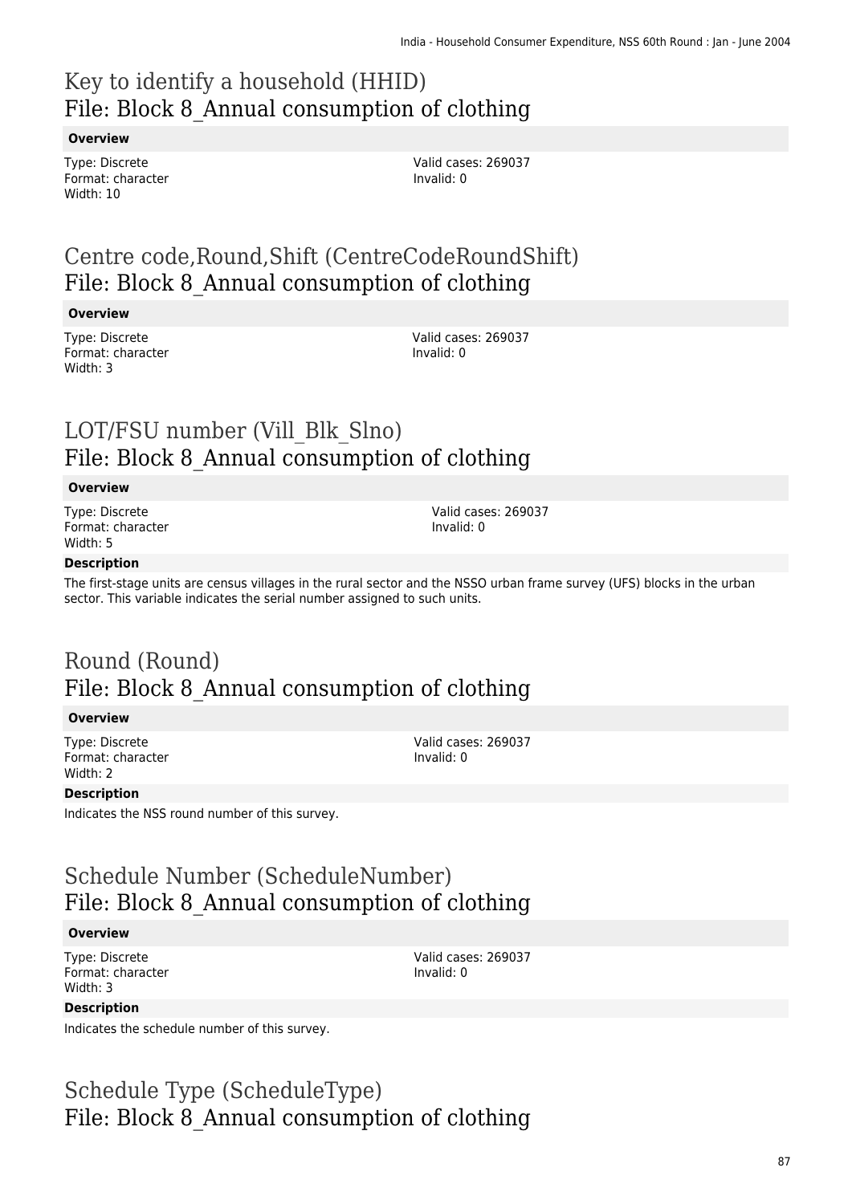# Key to identify a household (HHID)
## File: Block 8_Annual consumption of clothing

**Overview**

Type: Discrete
Format: character
Width: 10

Valid cases: 269037
Invalid: 0

# Centre code,Round,Shift (CentreCodeRoundShift)
## File: Block 8_Annual consumption of clothing

**Overview**

Type: Discrete
Format: character
Width: 3

Valid cases: 269037
Invalid: 0

# LOT/FSU number (Vill_Blk_Slno)
## File: Block 8_Annual consumption of clothing

**Overview**

Type: Discrete
Format: character
Width: 5

Valid cases: 269037
Invalid: 0

**Description**

The first-stage units are census villages in the rural sector and the NSSO urban frame survey (UFS) blocks in the urban sector. This variable indicates the serial number assigned to such units.

# Round (Round)
## File: Block 8_Annual consumption of clothing

**Overview**

Type: Discrete
Format: character
Width: 2

Valid cases: 269037
Invalid: 0

**Description**

Indicates the NSS round number of this survey.

# Schedule Number (ScheduleNumber)
## File: Block 8_Annual consumption of clothing

**Overview**

Type: Discrete
Format: character
Width: 3

Valid cases: 269037
Invalid: 0

**Description**

Indicates the schedule number of this survey.

# Schedule Type (ScheduleType)
## File: Block 8_Annual consumption of clothing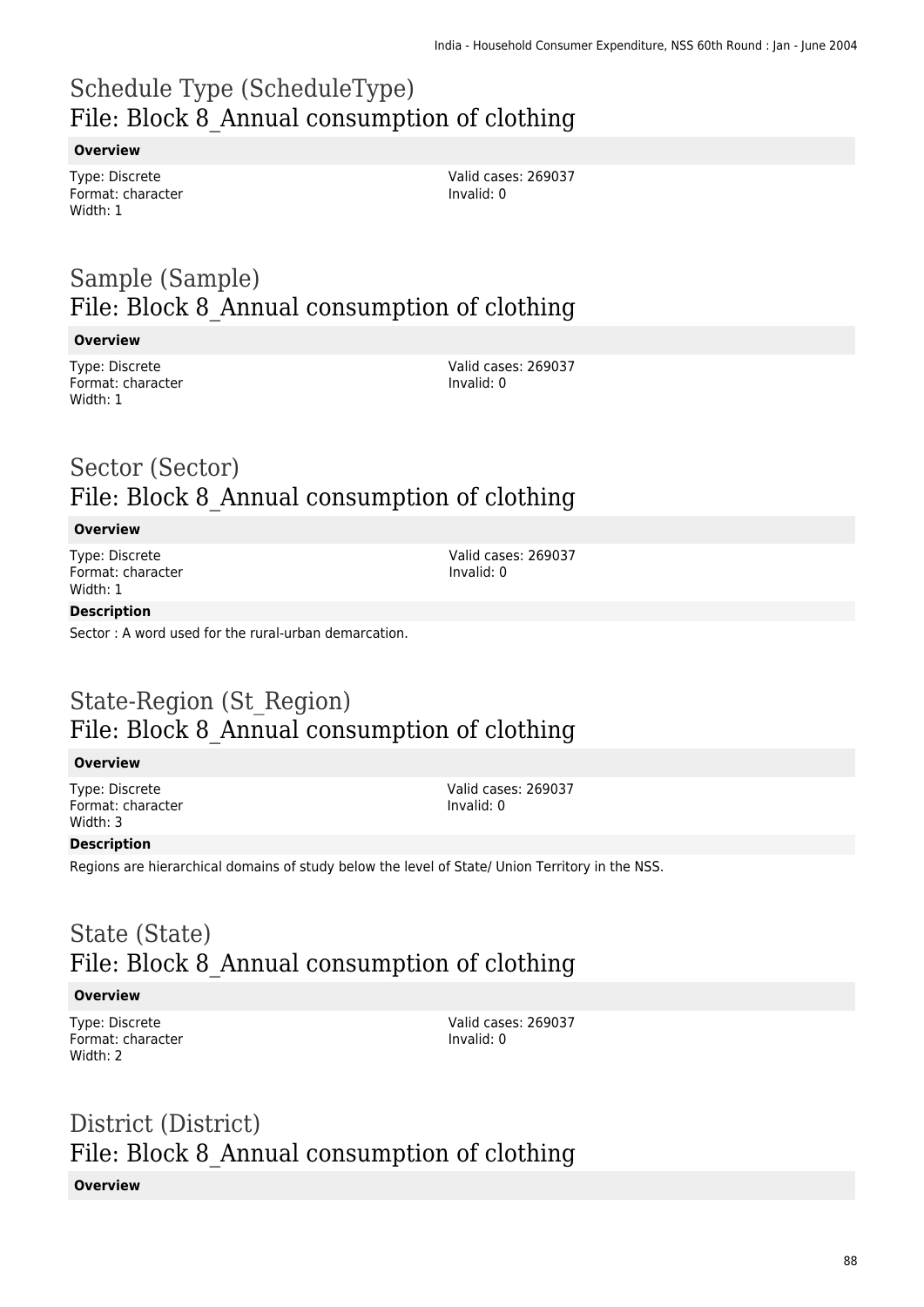## Schedule Type (ScheduleType)
## File: Block 8_Annual consumption of clothing

**Overview**

Type: Discrete
Format: character
Width: 1

Valid cases: 269037
Invalid: 0

## Sample (Sample)
## File: Block 8_Annual consumption of clothing

**Overview**

Type: Discrete
Format: character
Width: 1

Valid cases: 269037
Invalid: 0

## Sector (Sector)
## File: Block 8_Annual consumption of clothing

**Overview**

Type: Discrete
Format: character
Width: 1

Valid cases: 269037
Invalid: 0

**Description**

Sector : A word used for the rural-urban demarcation.

## State-Region (St_Region)
## File: Block 8_Annual consumption of clothing

**Overview**

Type: Discrete
Format: character
Width: 3

Valid cases: 269037
Invalid: 0

**Description**

Regions are hierarchical domains of study below the level of State/ Union Territory in the NSS.

## State (State)
## File: Block 8_Annual consumption of clothing

**Overview**

Type: Discrete
Format: character
Width: 2

Valid cases: 269037
Invalid: 0

## District (District)
## File: Block 8_Annual consumption of clothing

**Overview**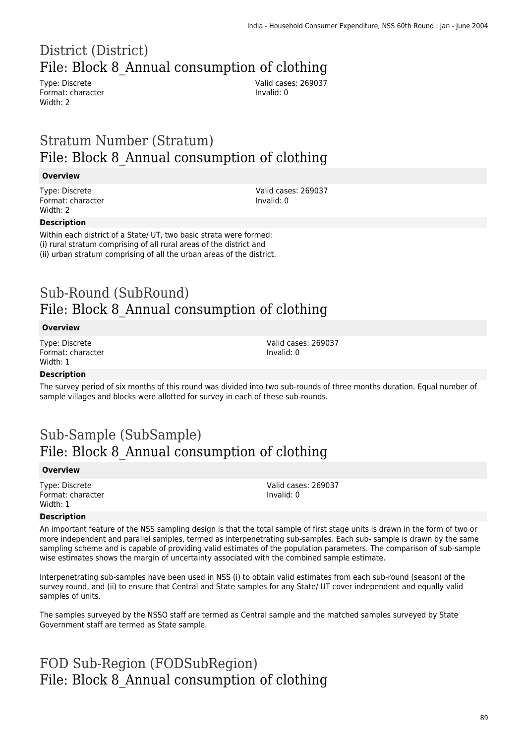# District (District)
## File: Block 8_Annual consumption of clothing

Type: Discrete
Format: character
Width: 2

Valid cases: 269037
Invalid: 0

# Stratum Number (Stratum)
## File: Block 8_Annual consumption of clothing

**Overview**

Type: Discrete
Format: character
Width: 2

Valid cases: 269037
Invalid: 0

**Description**

Within each district of a State/ UT, two basic strata were formed:
(i) rural stratum comprising of all rural areas of the district and
(ii) urban stratum comprising of all the urban areas of the district.

# Sub-Round (SubRound)
## File: Block 8_Annual consumption of clothing

**Overview**

Type: Discrete
Format: character
Width: 1

Valid cases: 269037
Invalid: 0

**Description**

The survey period of six months of this round was divided into two sub-rounds of three months duration. Equal number of sample villages and blocks were allotted for survey in each of these sub-rounds.

# Sub-Sample (SubSample)
## File: Block 8_Annual consumption of clothing

**Overview**

Type: Discrete
Format: character
Width: 1

Valid cases: 269037
Invalid: 0

**Description**

An important feature of the NSS sampling design is that the total sample of first stage units is drawn in the form of two or more independent and parallel samples, termed as interpenetrating sub-samples. Each sub- sample is drawn by the same sampling scheme and is capable of providing valid estimates of the population parameters. The comparison of sub-sample wise estimates shows the margin of uncertainty associated with the combined sample estimate.

Interpenetrating sub-samples have been used in NSS (i) to obtain valid estimates from each sub-round (season) of the survey round, and (ii) to ensure that Central and State samples for any State/ UT cover independent and equally valid samples of units.

The samples surveyed by the NSSO staff are termed as Central sample and the matched samples surveyed by State Government staff are termed as State sample.

# FOD Sub-Region (FODSubRegion)
## File: Block 8_Annual consumption of clothing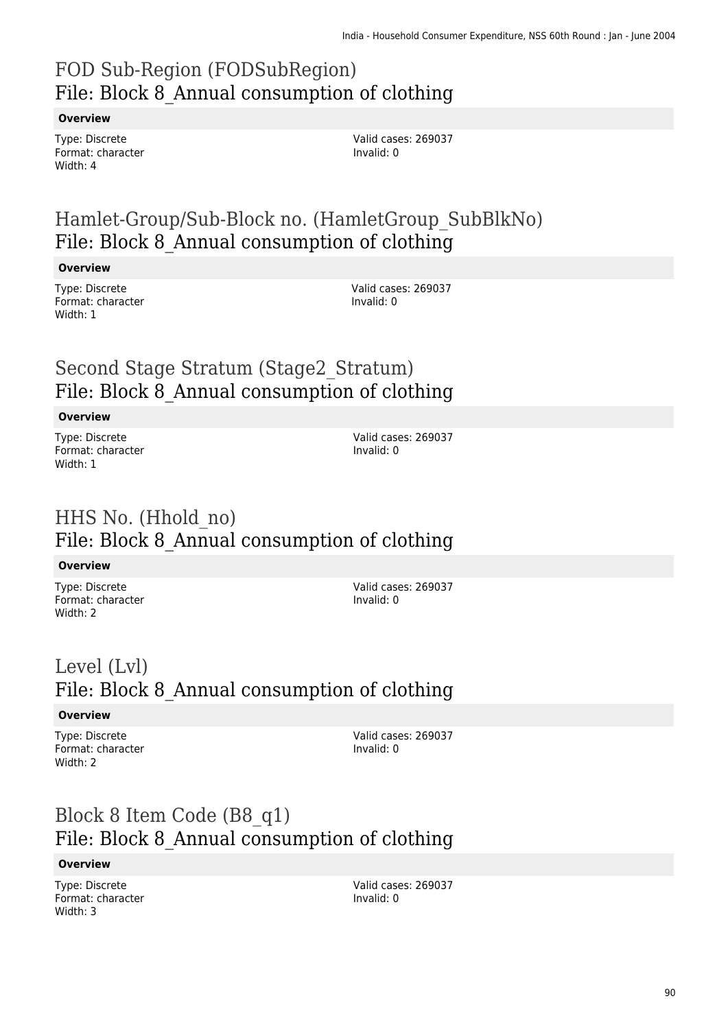# FOD Sub-Region (FODSubRegion)
## File: Block 8_Annual consumption of clothing

**Overview**

Type: Discrete
Format: character
Width: 4

Valid cases: 269037
Invalid: 0

# Hamlet-Group/Sub-Block no. (HamletGroup_SubBlkNo)
## File: Block 8_Annual consumption of clothing

**Overview**

Type: Discrete
Format: character
Width: 1

Valid cases: 269037
Invalid: 0

# Second Stage Stratum (Stage2_Stratum)
## File: Block 8_Annual consumption of clothing

**Overview**

Type: Discrete
Format: character
Width: 1

Valid cases: 269037
Invalid: 0

# HHS No. (Hhold_no)
## File: Block 8_Annual consumption of clothing

**Overview**

Type: Discrete
Format: character
Width: 2

Valid cases: 269037
Invalid: 0

# Level (Lvl)
## File: Block 8_Annual consumption of clothing

**Overview**

Type: Discrete
Format: character
Width: 2

Valid cases: 269037
Invalid: 0

# Block 8 Item Code (B8_q1)
## File: Block 8_Annual consumption of clothing

**Overview**

Type: Discrete
Format: character
Width: 3

Valid cases: 269037
Invalid: 0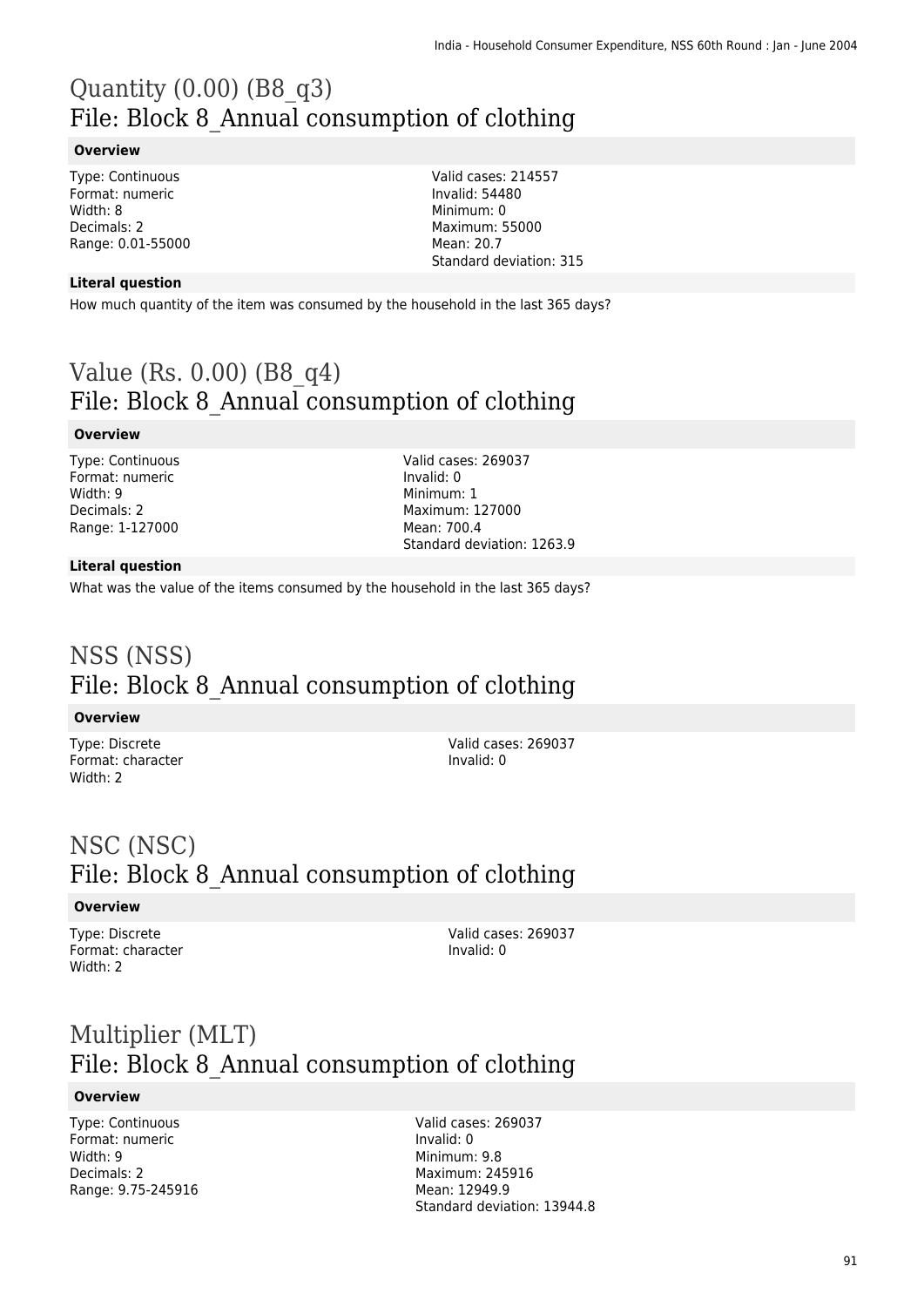# Quantity (0.00) (B8_q3)
## File: Block 8_Annual consumption of clothing

**Overview**

Type: Continuous
Format: numeric
Width: 8
Decimals: 2
Range: 0.01-55000

Valid cases: 214557
Invalid: 54480
Minimum: 0
Maximum: 55000
Mean: 20.7
Standard deviation: 315

**Literal question**

How much quantity of the item was consumed by the household in the last 365 days?

# Value (Rs. 0.00) (B8_q4)
## File: Block 8_Annual consumption of clothing

**Overview**

Type: Continuous
Format: numeric
Width: 9
Decimals: 2
Range: 1-127000

Valid cases: 269037
Invalid: 0
Minimum: 1
Maximum: 127000
Mean: 700.4
Standard deviation: 1263.9

**Literal question**

What was the value of the items consumed by the household in the last 365 days?

# NSS (NSS)
## File: Block 8_Annual consumption of clothing

**Overview**

Type: Discrete
Format: character
Width: 2

Valid cases: 269037
Invalid: 0

# NSC (NSC)
## File: Block 8_Annual consumption of clothing

**Overview**

Type: Discrete
Format: character
Width: 2

Valid cases: 269037
Invalid: 0

# Multiplier (MLT)
## File: Block 8_Annual consumption of clothing

**Overview**

Type: Continuous
Format: numeric
Width: 9
Decimals: 2
Range: 9.75-245916

Valid cases: 269037
Invalid: 0
Minimum: 9.8
Maximum: 245916
Mean: 12949.9
Standard deviation: 13944.8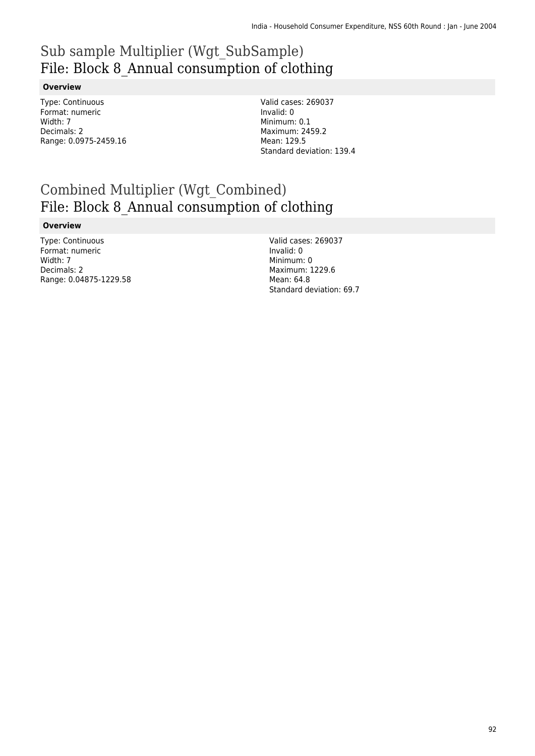# Sub sample Multiplier (Wgt_SubSample)
## File: Block 8_Annual consumption of clothing

**Overview**

Type: Continuous
Format: numeric
Width: 7
Decimals: 2
Range: 0.0975-2459.16

Valid cases: 269037
Invalid: 0
Minimum: 0.1
Maximum: 2459.2
Mean: 129.5
Standard deviation: 139.4

# Combined Multiplier (Wgt_Combined)
## File: Block 8_Annual consumption of clothing

**Overview**

Type: Continuous
Format: numeric
Width: 7
Decimals: 2
Range: 0.04875-1229.58

Valid cases: 269037
Invalid: 0
Minimum: 0
Maximum: 1229.6
Mean: 64.8
Standard deviation: 69.7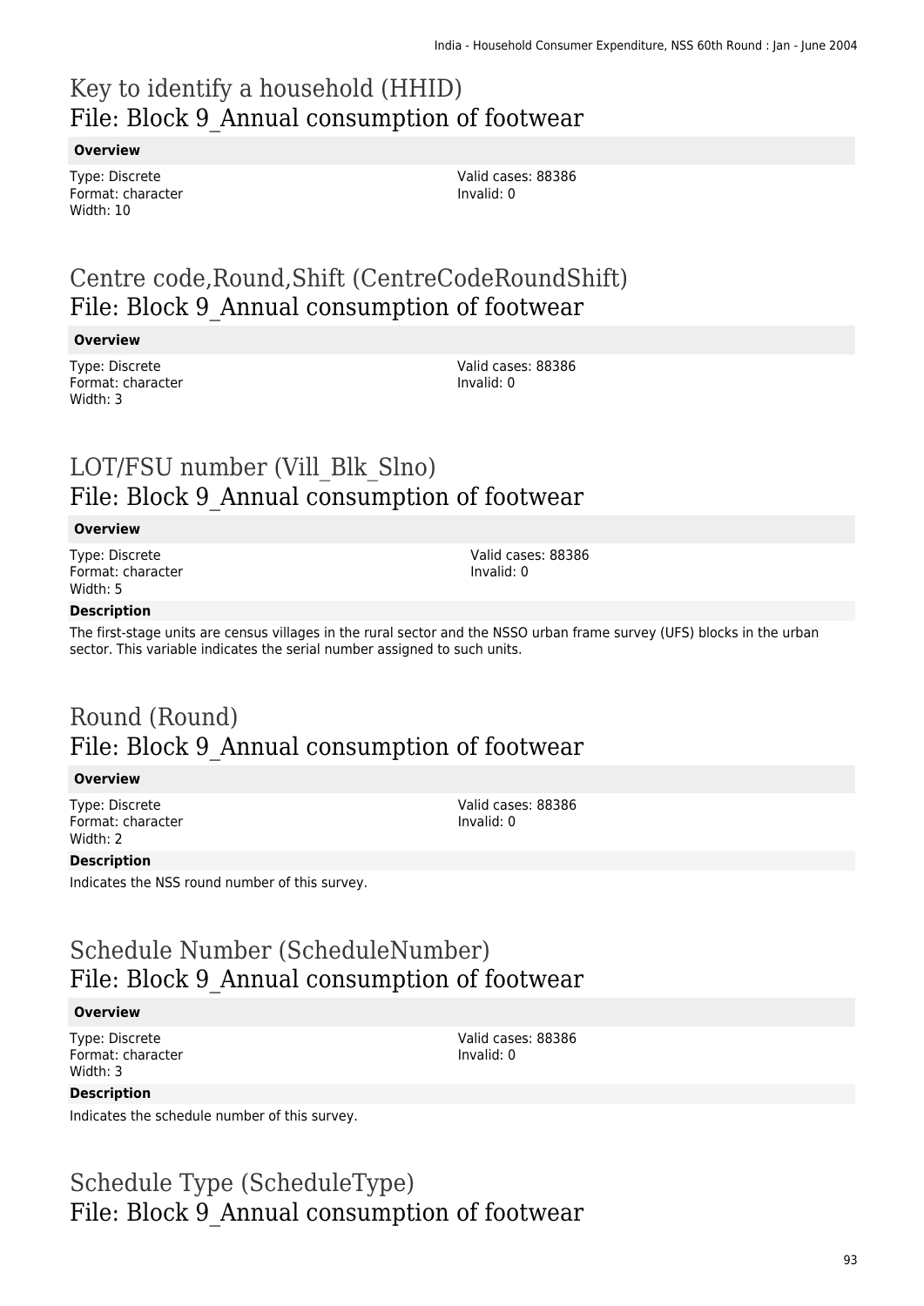# Key to identify a household (HHID)
## File: Block 9_Annual consumption of footwear

**Overview**

Type: Discrete
Format: character
Width: 10

Valid cases: 88386
Invalid: 0

# Centre code,Round,Shift (CentreCodeRoundShift)
## File: Block 9_Annual consumption of footwear

**Overview**

Type: Discrete
Format: character
Width: 3

Valid cases: 88386
Invalid: 0

# LOT/FSU number (Vill_Blk_Slno)
## File: Block 9_Annual consumption of footwear

**Overview**

Type: Discrete
Format: character
Width: 5

Valid cases: 88386
Invalid: 0

**Description**

The first-stage units are census villages in the rural sector and the NSSO urban frame survey (UFS) blocks in the urban sector. This variable indicates the serial number assigned to such units.

# Round (Round)
## File: Block 9_Annual consumption of footwear

**Overview**

Type: Discrete
Format: character
Width: 2

Valid cases: 88386
Invalid: 0

**Description**

Indicates the NSS round number of this survey.

# Schedule Number (ScheduleNumber)
## File: Block 9_Annual consumption of footwear

**Overview**

Type: Discrete
Format: character
Width: 3

Valid cases: 88386
Invalid: 0

**Description**

Indicates the schedule number of this survey.

# Schedule Type (ScheduleType)
## File: Block 9_Annual consumption of footwear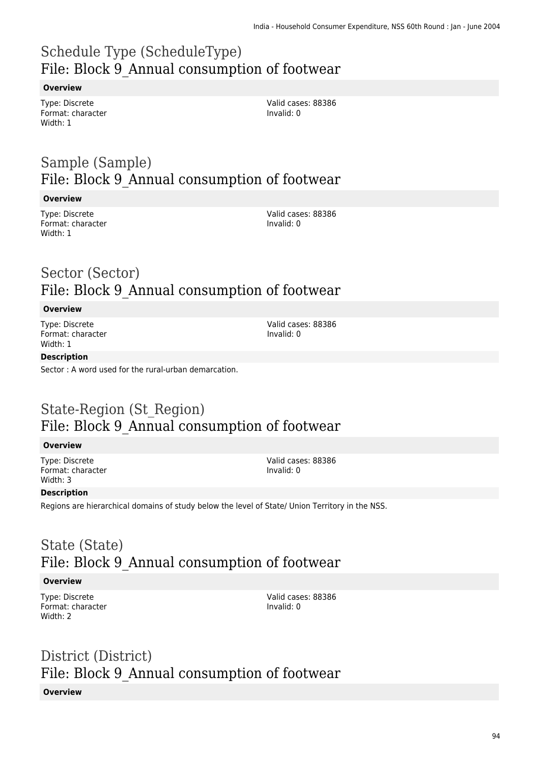# Schedule Type (ScheduleType)
## File: Block 9_Annual consumption of footwear

**Overview**

Type: Discrete
Format: character
Width: 1

Valid cases: 88386
Invalid: 0

# Sample (Sample)
## File: Block 9_Annual consumption of footwear

**Overview**

Type: Discrete
Format: character
Width: 1

Valid cases: 88386
Invalid: 0

# Sector (Sector)
## File: Block 9_Annual consumption of footwear

**Overview**

Type: Discrete
Format: character
Width: 1

Valid cases: 88386
Invalid: 0

**Description**

Sector : A word used for the rural-urban demarcation.

# State-Region (St_Region)
## File: Block 9_Annual consumption of footwear

**Overview**

Type: Discrete
Format: character
Width: 3

Valid cases: 88386
Invalid: 0

**Description**

Regions are hierarchical domains of study below the level of State/ Union Territory in the NSS.

# State (State)
## File: Block 9_Annual consumption of footwear

**Overview**

Type: Discrete
Format: character
Width: 2

Valid cases: 88386
Invalid: 0

# District (District)
## File: Block 9_Annual consumption of footwear

**Overview**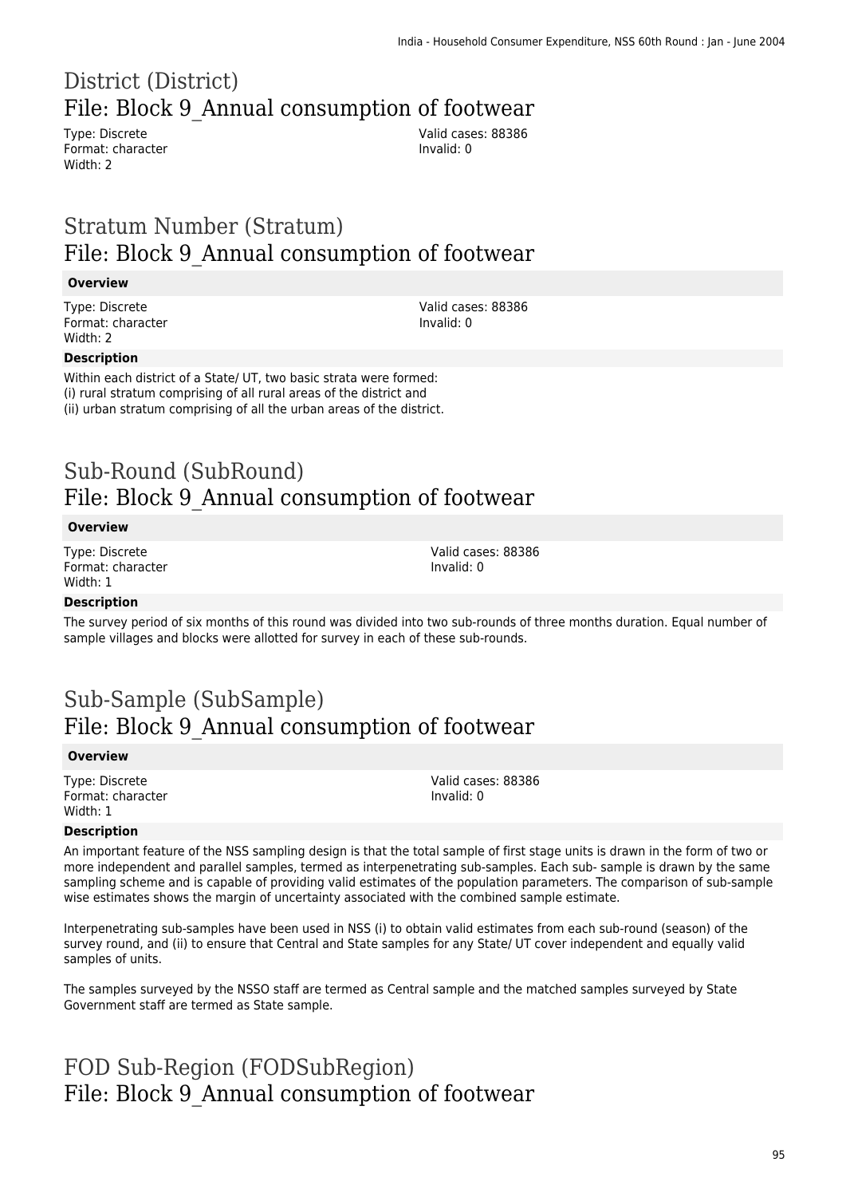# District (District)
## File: Block 9_Annual consumption of footwear

Type: Discrete
Format: character
Width: 2

Valid cases: 88386
Invalid: 0

# Stratum Number (Stratum)
## File: Block 9_Annual consumption of footwear

**Overview**

Type: Discrete
Format: character
Width: 2

Valid cases: 88386
Invalid: 0

**Description**

Within each district of a State/ UT, two basic strata were formed:
(i) rural stratum comprising of all rural areas of the district and
(ii) urban stratum comprising of all the urban areas of the district.

# Sub-Round (SubRound)
## File: Block 9_Annual consumption of footwear

**Overview**

Type: Discrete
Format: character
Width: 1

Valid cases: 88386
Invalid: 0

**Description**

The survey period of six months of this round was divided into two sub-rounds of three months duration. Equal number of sample villages and blocks were allotted for survey in each of these sub-rounds.

# Sub-Sample (SubSample)
## File: Block 9_Annual consumption of footwear

**Overview**

Type: Discrete
Format: character
Width: 1

Valid cases: 88386
Invalid: 0

**Description**

An important feature of the NSS sampling design is that the total sample of first stage units is drawn in the form of two or more independent and parallel samples, termed as interpenetrating sub-samples. Each sub- sample is drawn by the same sampling scheme and is capable of providing valid estimates of the population parameters. The comparison of sub-sample wise estimates shows the margin of uncertainty associated with the combined sample estimate.

Interpenetrating sub-samples have been used in NSS (i) to obtain valid estimates from each sub-round (season) of the survey round, and (ii) to ensure that Central and State samples for any State/ UT cover independent and equally valid samples of units.

The samples surveyed by the NSSO staff are termed as Central sample and the matched samples surveyed by State Government staff are termed as State sample.

# FOD Sub-Region (FODSubRegion)
## File: Block 9_Annual consumption of footwear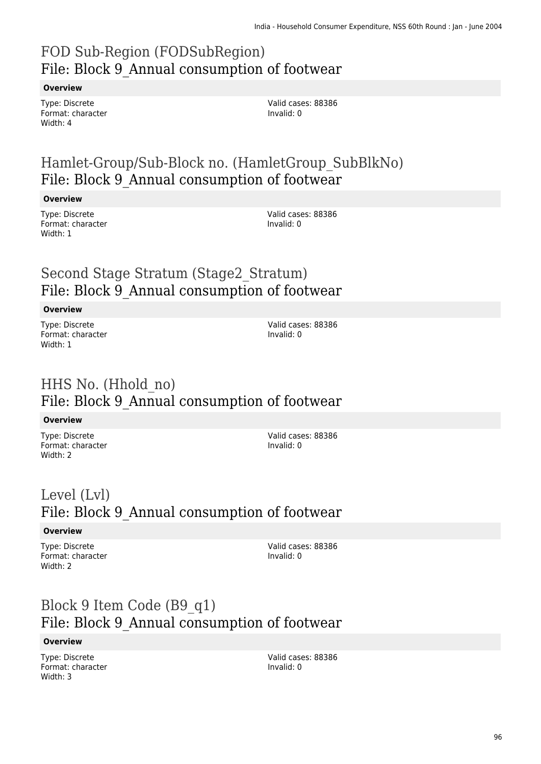## FOD Sub-Region (FODSubRegion)
## File: Block 9_Annual consumption of footwear

**Overview**

Type: Discrete
Format: character
Width: 4

Valid cases: 88386
Invalid: 0

## Hamlet-Group/Sub-Block no. (HamletGroup_SubBlkNo)
## File: Block 9_Annual consumption of footwear

**Overview**

Type: Discrete
Format: character
Width: 1

Valid cases: 88386
Invalid: 0

## Second Stage Stratum (Stage2_Stratum)
## File: Block 9_Annual consumption of footwear

**Overview**

Type: Discrete
Format: character
Width: 1

Valid cases: 88386
Invalid: 0

## HHS No. (Hhold_no)
## File: Block 9_Annual consumption of footwear

**Overview**

Type: Discrete
Format: character
Width: 2

Valid cases: 88386
Invalid: 0

## Level (Lvl)
## File: Block 9_Annual consumption of footwear

**Overview**

Type: Discrete
Format: character
Width: 2

Valid cases: 88386
Invalid: 0

## Block 9 Item Code (B9_q1)
## File: Block 9_Annual consumption of footwear

**Overview**

Type: Discrete
Format: character
Width: 3

Valid cases: 88386
Invalid: 0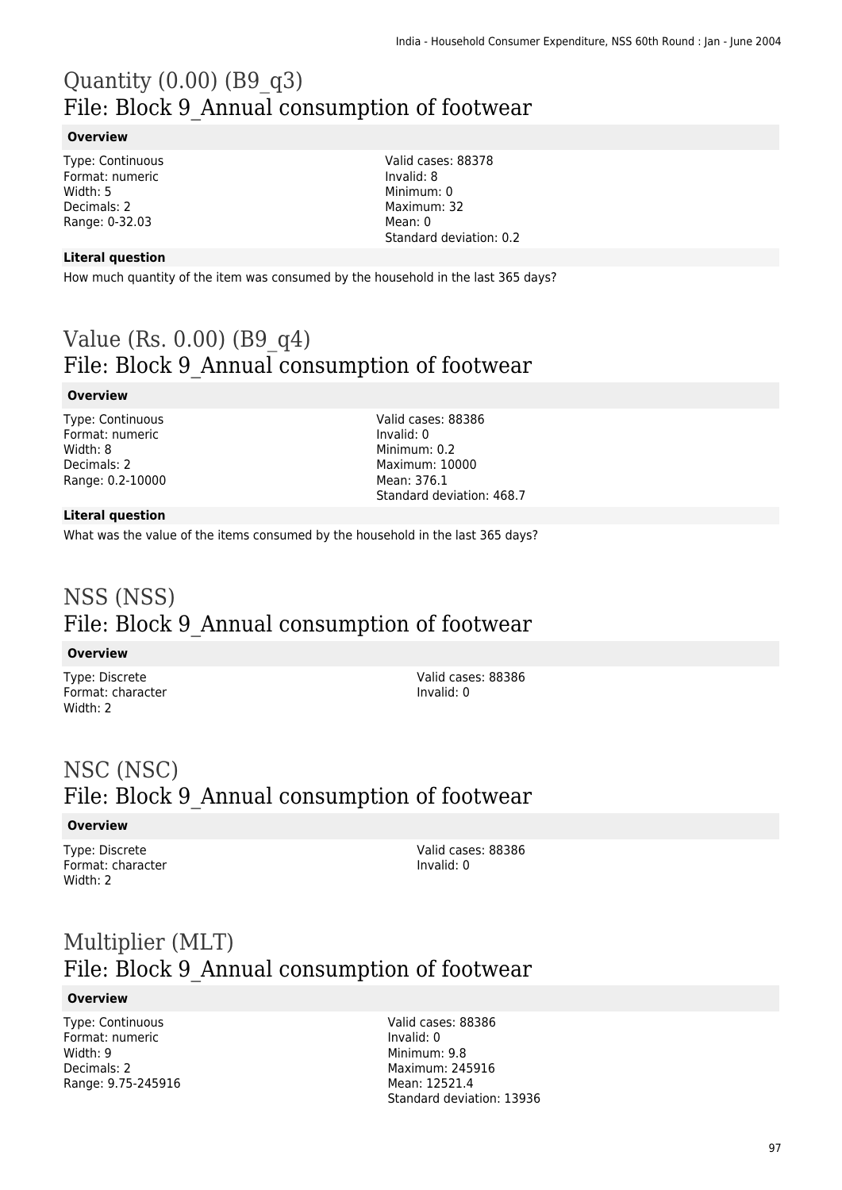# Quantity (0.00) (B9_q3)
## File: Block 9_Annual consumption of footwear

**Overview**

Type: Continuous
Format: numeric
Width: 5
Decimals: 2
Range: 0-32.03

Valid cases: 88378
Invalid: 8
Minimum: 0
Maximum: 32
Mean: 0
Standard deviation: 0.2

**Literal question**

How much quantity of the item was consumed by the household in the last 365 days?

# Value (Rs. 0.00) (B9_q4)
## File: Block 9_Annual consumption of footwear

**Overview**

Type: Continuous
Format: numeric
Width: 8
Decimals: 2
Range: 0.2-10000

Valid cases: 88386
Invalid: 0
Minimum: 0.2
Maximum: 10000
Mean: 376.1
Standard deviation: 468.7

**Literal question**

What was the value of the items consumed by the household in the last 365 days?

# NSS (NSS)
## File: Block 9_Annual consumption of footwear

**Overview**

Type: Discrete
Format: character
Width: 2

Valid cases: 88386
Invalid: 0

# NSC (NSC)
## File: Block 9_Annual consumption of footwear

**Overview**

Type: Discrete
Format: character
Width: 2

Valid cases: 88386
Invalid: 0

# Multiplier (MLT)
## File: Block 9_Annual consumption of footwear

**Overview**

Type: Continuous
Format: numeric
Width: 9
Decimals: 2
Range: 9.75-245916

Valid cases: 88386
Invalid: 0
Minimum: 9.8
Maximum: 245916
Mean: 12521.4
Standard deviation: 13936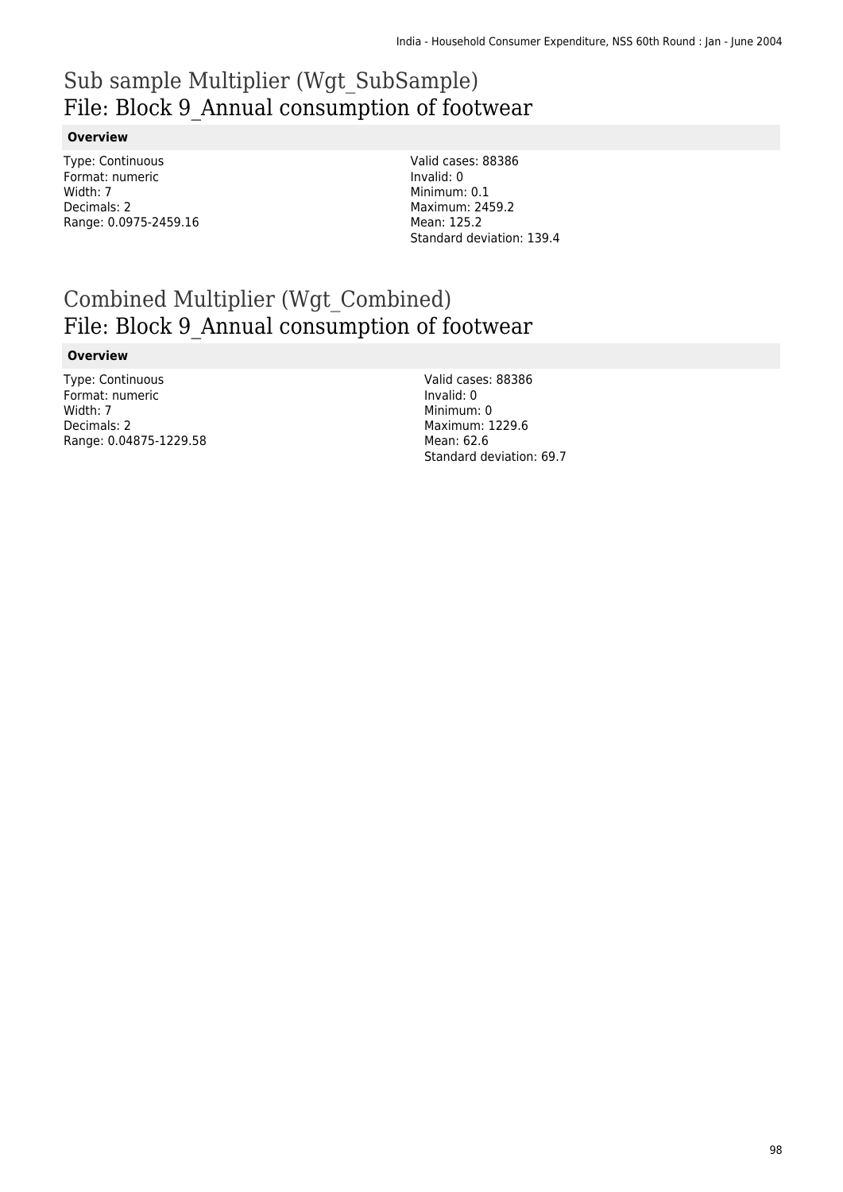# Sub sample Multiplier (Wgt_SubSample)
## File: Block 9_Annual consumption of footwear

**Overview**

Type: Continuous
Format: numeric
Width: 7
Decimals: 2
Range: 0.0975-2459.16

Valid cases: 88386
Invalid: 0
Minimum: 0.1
Maximum: 2459.2
Mean: 125.2
Standard deviation: 139.4

# Combined Multiplier (Wgt_Combined)
## File: Block 9_Annual consumption of footwear

**Overview**

Type: Continuous
Format: numeric
Width: 7
Decimals: 2
Range: 0.04875-1229.58

Valid cases: 88386
Invalid: 0
Minimum: 0
Maximum: 1229.6
Mean: 62.6
Standard deviation: 69.7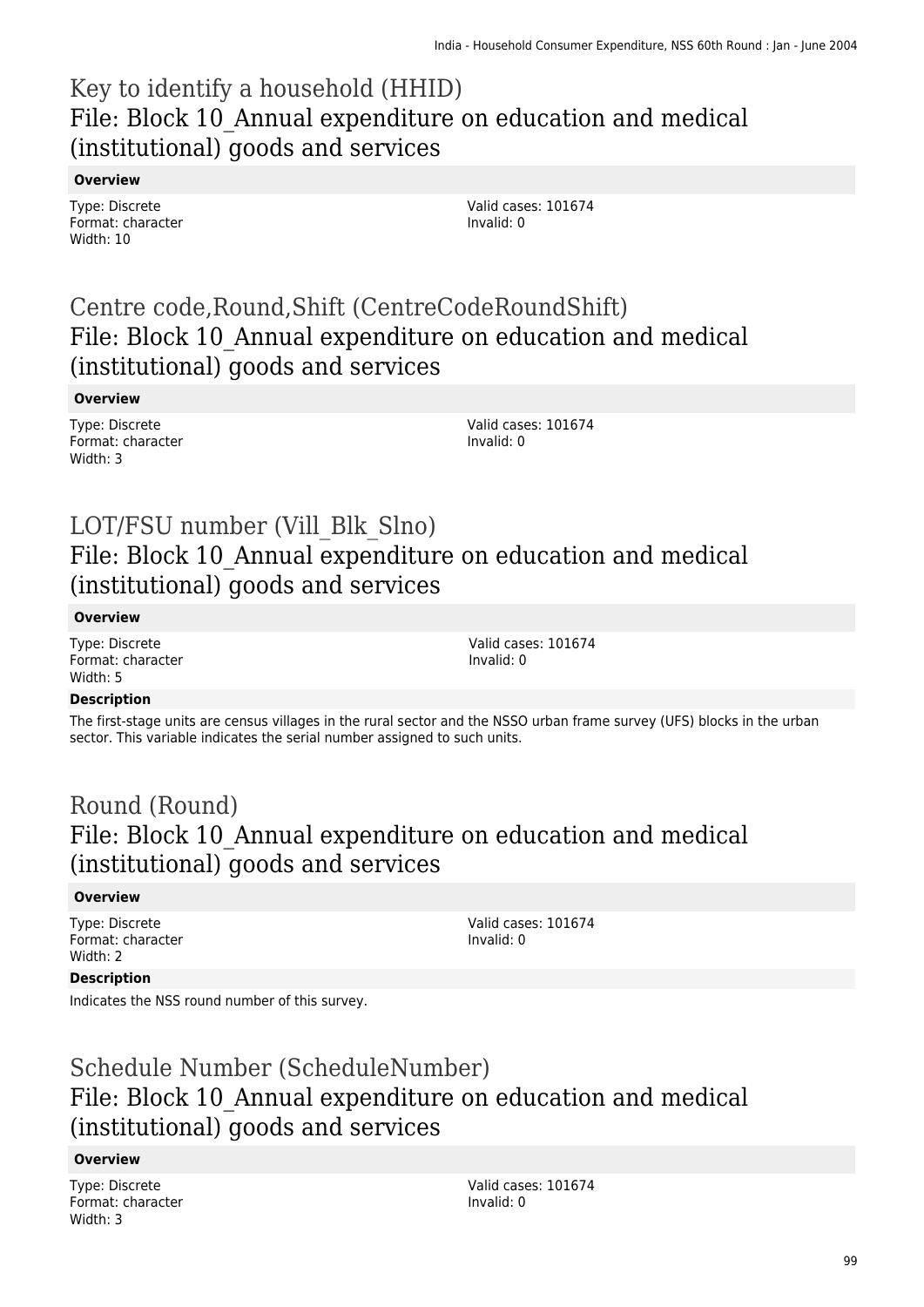## Key to identify a household (HHID)
## File: Block 10_Annual expenditure on education and medical (institutional) goods and services

**Overview**

Type: Discrete
Format: character
Width: 10

Valid cases: 101674
Invalid: 0

## Centre code,Round,Shift (CentreCodeRoundShift)
## File: Block 10_Annual expenditure on education and medical (institutional) goods and services

**Overview**

Type: Discrete
Format: character
Width: 3

Valid cases: 101674
Invalid: 0

## LOT/FSU number (Vill_Blk_Slno)
## File: Block 10_Annual expenditure on education and medical (institutional) goods and services

**Overview**

Type: Discrete
Format: character
Width: 5

Valid cases: 101674
Invalid: 0

**Description**

The first-stage units are census villages in the rural sector and the NSSO urban frame survey (UFS) blocks in the urban sector. This variable indicates the serial number assigned to such units.

## Round (Round)
## File: Block 10_Annual expenditure on education and medical (institutional) goods and services

**Overview**

Type: Discrete
Format: character
Width: 2

Valid cases: 101674
Invalid: 0

**Description**

Indicates the NSS round number of this survey.

## Schedule Number (ScheduleNumber)
## File: Block 10_Annual expenditure on education and medical (institutional) goods and services

**Overview**

Type: Discrete
Format: character
Width: 3

Valid cases: 101674
Invalid: 0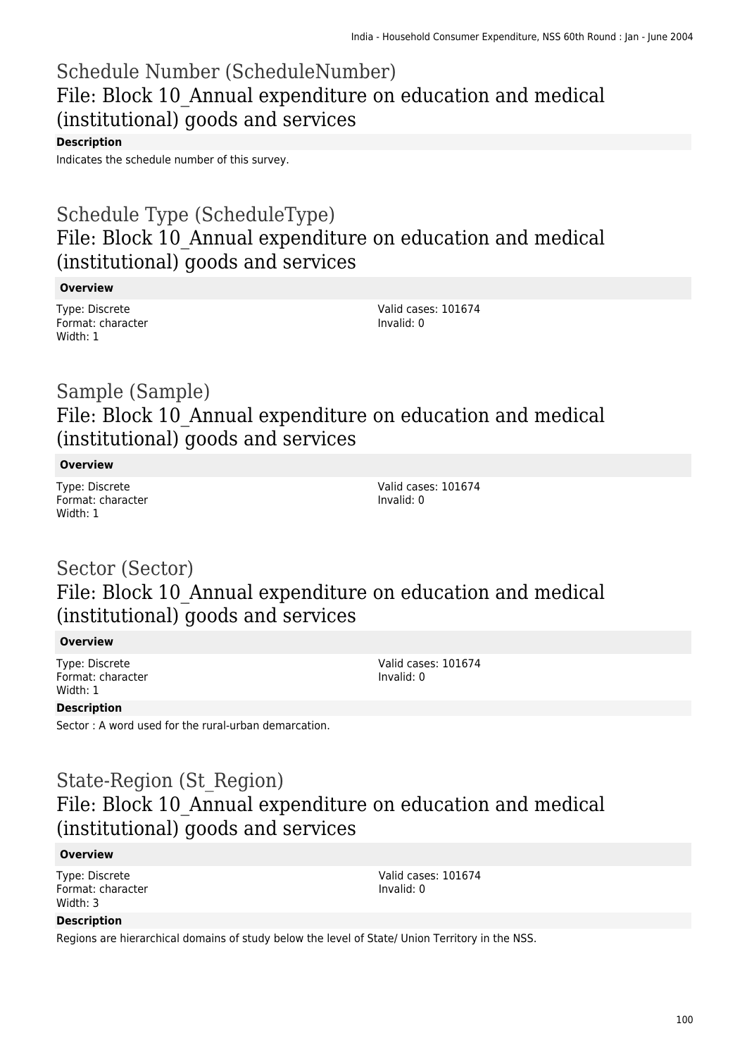## Schedule Number (ScheduleNumber)
## File: Block 10_Annual expenditure on education and medical (institutional) goods and services

**Description**

Indicates the schedule number of this survey.

## Schedule Type (ScheduleType)
## File: Block 10_Annual expenditure on education and medical (institutional) goods and services

**Overview**

Type: Discrete
Format: character
Width: 1

Valid cases: 101674
Invalid: 0

## Sample (Sample)
## File: Block 10_Annual expenditure on education and medical (institutional) goods and services

**Overview**

Type: Discrete
Format: character
Width: 1

Valid cases: 101674
Invalid: 0

## Sector (Sector)
## File: Block 10_Annual expenditure on education and medical (institutional) goods and services

**Overview**

Type: Discrete
Format: character
Width: 1

Valid cases: 101674
Invalid: 0

**Description**

Sector : A word used for the rural-urban demarcation.

## State-Region (St_Region)
## File: Block 10_Annual expenditure on education and medical (institutional) goods and services

**Overview**

Type: Discrete
Format: character
Width: 3

Valid cases: 101674
Invalid: 0

**Description**

Regions are hierarchical domains of study below the level of State/ Union Territory in the NSS.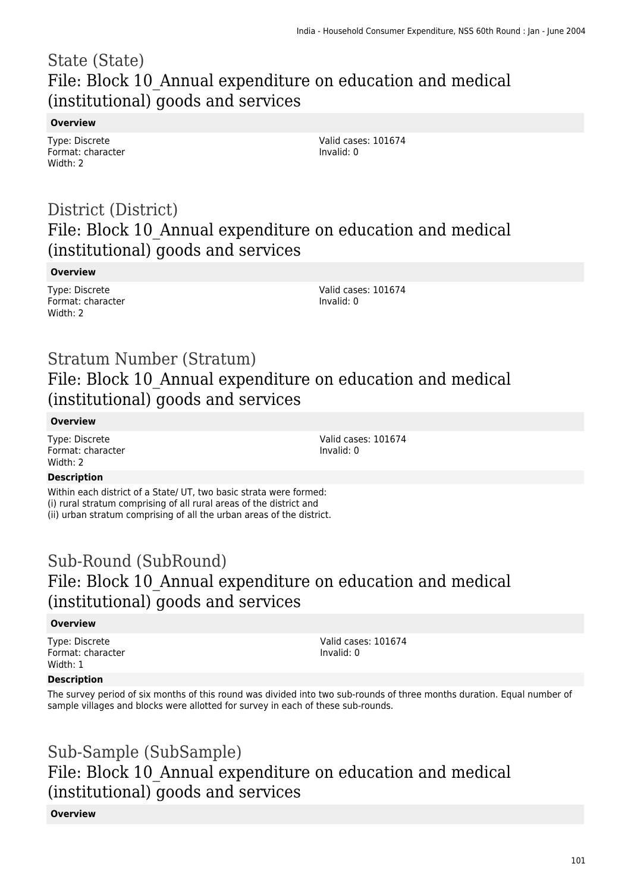## State (State)
## File: Block 10_Annual expenditure on education and medical (institutional) goods and services

**Overview**

Type: Discrete
Format: character
Width: 2

Valid cases: 101674
Invalid: 0

## District (District)
## File: Block 10_Annual expenditure on education and medical (institutional) goods and services

**Overview**

Type: Discrete
Format: character
Width: 2

Valid cases: 101674
Invalid: 0

## Stratum Number (Stratum)
## File: Block 10_Annual expenditure on education and medical (institutional) goods and services

**Overview**

Type: Discrete
Format: character
Width: 2

Valid cases: 101674
Invalid: 0

**Description**

Within each district of a State/ UT, two basic strata were formed:
(i) rural stratum comprising of all rural areas of the district and
(ii) urban stratum comprising of all the urban areas of the district.

## Sub-Round (SubRound)
## File: Block 10_Annual expenditure on education and medical (institutional) goods and services

**Overview**

Type: Discrete
Format: character
Width: 1

Valid cases: 101674
Invalid: 0

**Description**

The survey period of six months of this round was divided into two sub-rounds of three months duration. Equal number of sample villages and blocks were allotted for survey in each of these sub-rounds.

## Sub-Sample (SubSample)
## File: Block 10_Annual expenditure on education and medical (institutional) goods and services

**Overview**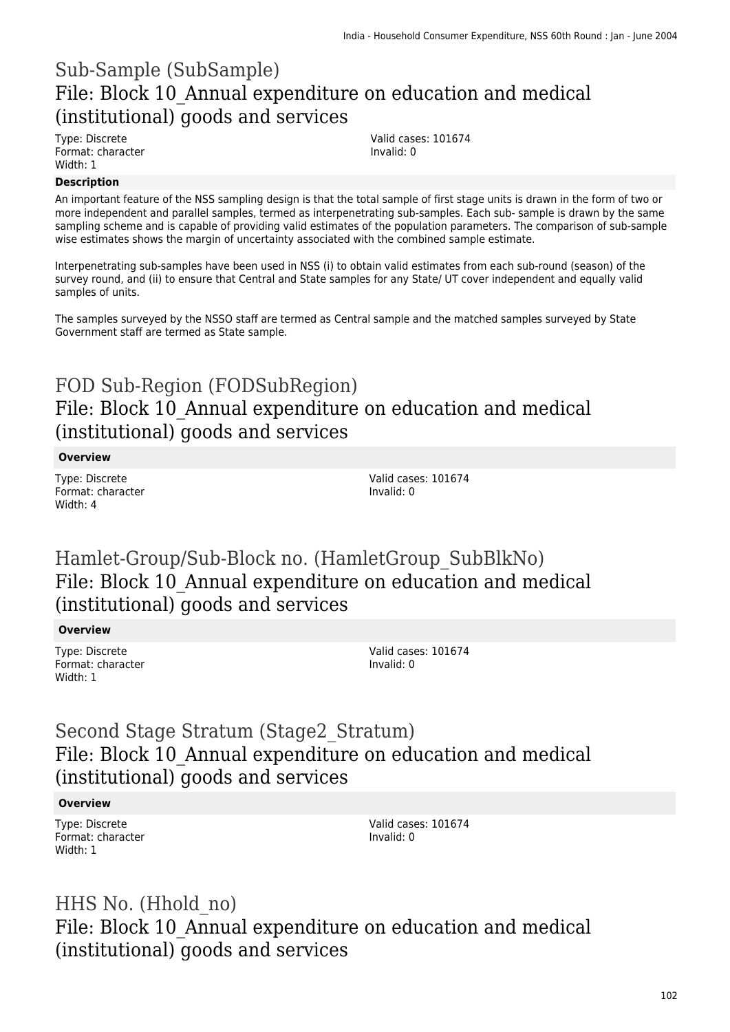## Sub-Sample (SubSample)

### File: Block 10_Annual expenditure on education and medical (institutional) goods and services

Type: Discrete
Format: character
Width: 1

Valid cases: 101674
Invalid: 0

**Description**

An important feature of the NSS sampling design is that the total sample of first stage units is drawn in the form of two or more independent and parallel samples, termed as interpenetrating sub-samples. Each sub- sample is drawn by the same sampling scheme and is capable of providing valid estimates of the population parameters. The comparison of sub-sample wise estimates shows the margin of uncertainty associated with the combined sample estimate.

Interpenetrating sub-samples have been used in NSS (i) to obtain valid estimates from each sub-round (season) of the survey round, and (ii) to ensure that Central and State samples for any State/ UT cover independent and equally valid samples of units.

The samples surveyed by the NSSO staff are termed as Central sample and the matched samples surveyed by State Government staff are termed as State sample.

## FOD Sub-Region (FODSubRegion)

### File: Block 10_Annual expenditure on education and medical (institutional) goods and services

**Overview**

Type: Discrete
Format: character
Width: 4

Valid cases: 101674
Invalid: 0

## Hamlet-Group/Sub-Block no. (HamletGroup_SubBlkNo)

### File: Block 10_Annual expenditure on education and medical (institutional) goods and services

**Overview**

Type: Discrete
Format: character
Width: 1

Valid cases: 101674
Invalid: 0

## Second Stage Stratum (Stage2_Stratum)

### File: Block 10_Annual expenditure on education and medical (institutional) goods and services

**Overview**

Type: Discrete
Format: character
Width: 1

Valid cases: 101674
Invalid: 0

## HHS No. (Hhold_no)

### File: Block 10_Annual expenditure on education and medical (institutional) goods and services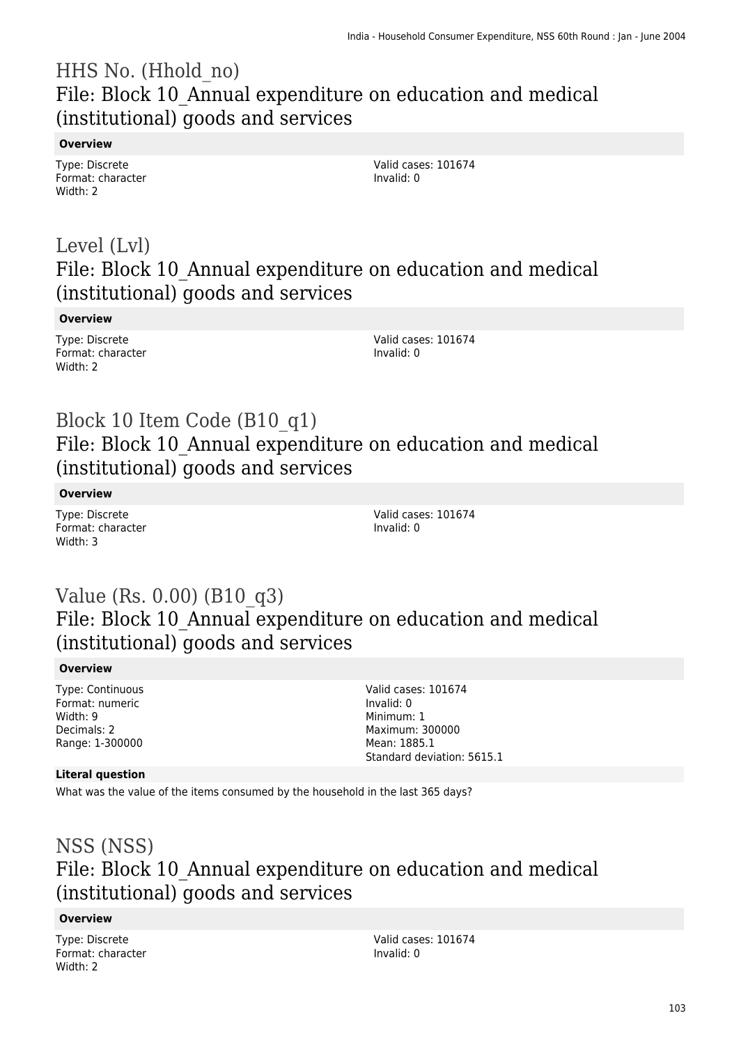# HHS No. (Hhold_no)
## File: Block 10_Annual expenditure on education and medical (institutional) goods and services

**Overview**

Type: Discrete
Format: character
Width: 2

Valid cases: 101674
Invalid: 0

# Level (Lvl)
## File: Block 10_Annual expenditure on education and medical (institutional) goods and services

**Overview**

Type: Discrete
Format: character
Width: 2

Valid cases: 101674
Invalid: 0

# Block 10 Item Code (B10_q1)
## File: Block 10_Annual expenditure on education and medical (institutional) goods and services

**Overview**

Type: Discrete
Format: character
Width: 3

Valid cases: 101674
Invalid: 0

# Value (Rs. 0.00) (B10_q3)
## File: Block 10_Annual expenditure on education and medical (institutional) goods and services

**Overview**

Type: Continuous
Format: numeric
Width: 9
Decimals: 2
Range: 1-300000

Valid cases: 101674
Invalid: 0
Minimum: 1
Maximum: 300000
Mean: 1885.1
Standard deviation: 5615.1

**Literal question**

What was the value of the items consumed by the household in the last 365 days?

# NSS (NSS)
## File: Block 10_Annual expenditure on education and medical (institutional) goods and services

**Overview**

Type: Discrete
Format: character
Width: 2

Valid cases: 101674
Invalid: 0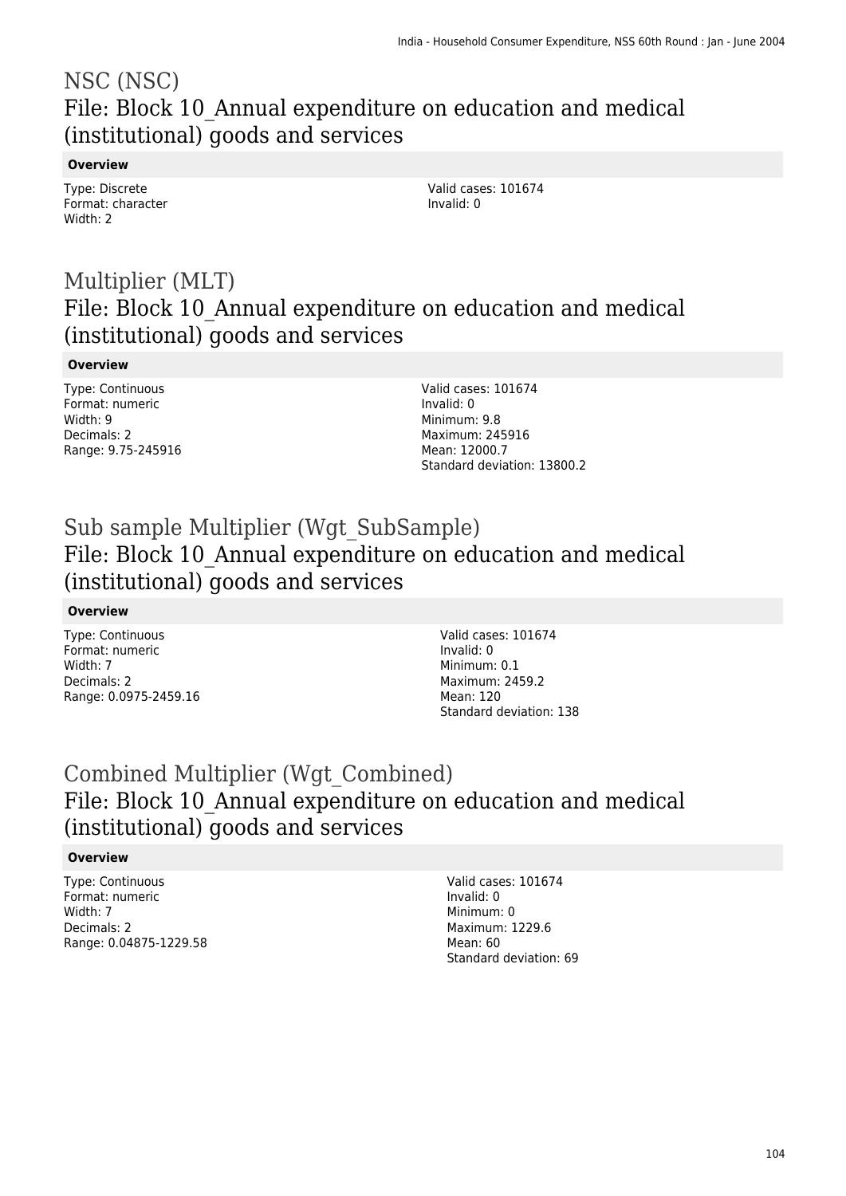# NSC (NSC)

## File: Block 10_Annual expenditure on education and medical (institutional) goods and services

**Overview**

Type: Discrete
Format: character
Width: 2

Valid cases: 101674
Invalid: 0

# Multiplier (MLT)

## File: Block 10_Annual expenditure on education and medical (institutional) goods and services

**Overview**

Type: Continuous
Format: numeric
Width: 9
Decimals: 2
Range: 9.75-245916

Valid cases: 101674
Invalid: 0
Minimum: 9.8
Maximum: 245916
Mean: 12000.7
Standard deviation: 13800.2

# Sub sample Multiplier (Wgt_SubSample)

## File: Block 10_Annual expenditure on education and medical (institutional) goods and services

**Overview**

Type: Continuous
Format: numeric
Width: 7
Decimals: 2
Range: 0.0975-2459.16

Valid cases: 101674
Invalid: 0
Minimum: 0.1
Maximum: 2459.2
Mean: 120
Standard deviation: 138

# Combined Multiplier (Wgt_Combined)

## File: Block 10_Annual expenditure on education and medical (institutional) goods and services

**Overview**

Type: Continuous
Format: numeric
Width: 7
Decimals: 2
Range: 0.04875-1229.58

Valid cases: 101674
Invalid: 0
Minimum: 0
Maximum: 1229.6
Mean: 60
Standard deviation: 69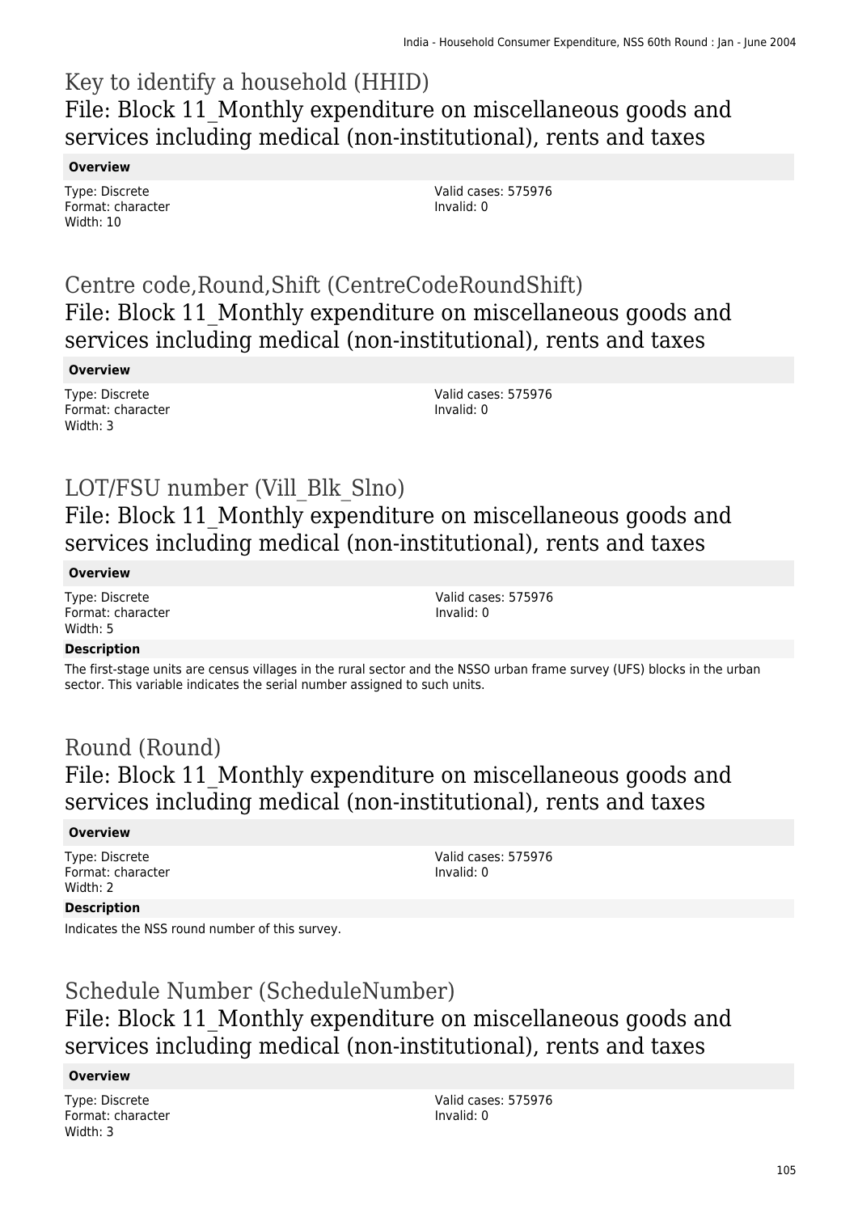# Key to identify a household (HHID)
## File: Block 11_Monthly expenditure on miscellaneous goods and services including medical (non-institutional), rents and taxes

**Overview**

Type: Discrete
Format: character
Width: 10

Valid cases: 575976
Invalid: 0

# Centre code,Round,Shift (CentreCodeRoundShift)
## File: Block 11_Monthly expenditure on miscellaneous goods and services including medical (non-institutional), rents and taxes

**Overview**

Type: Discrete
Format: character
Width: 3

Valid cases: 575976
Invalid: 0

# LOT/FSU number (Vill_Blk_Slno)
## File: Block 11_Monthly expenditure on miscellaneous goods and services including medical (non-institutional), rents and taxes

**Overview**

Type: Discrete
Format: character
Width: 5

Valid cases: 575976
Invalid: 0

**Description**

The first-stage units are census villages in the rural sector and the NSSO urban frame survey (UFS) blocks in the urban sector. This variable indicates the serial number assigned to such units.

# Round (Round)
## File: Block 11_Monthly expenditure on miscellaneous goods and services including medical (non-institutional), rents and taxes

**Overview**

Type: Discrete
Format: character
Width: 2

Valid cases: 575976
Invalid: 0

**Description**

Indicates the NSS round number of this survey.

# Schedule Number (ScheduleNumber)
## File: Block 11_Monthly expenditure on miscellaneous goods and services including medical (non-institutional), rents and taxes

**Overview**

Type: Discrete
Format: character
Width: 3

Valid cases: 575976
Invalid: 0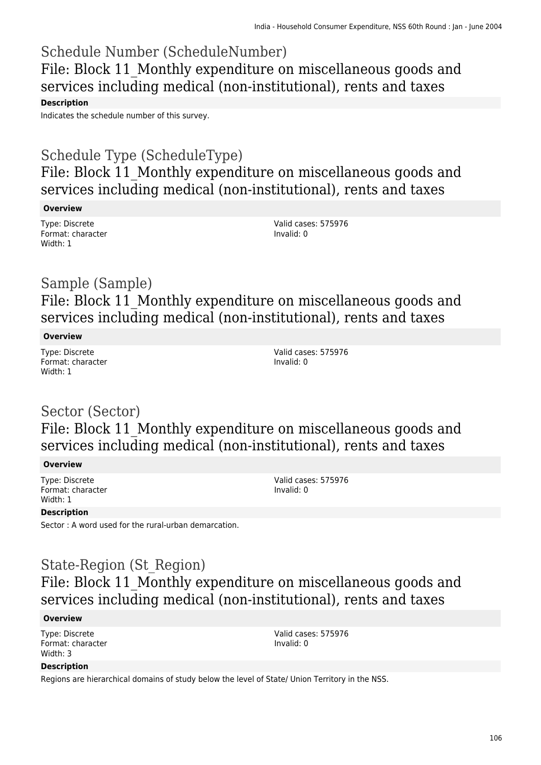# Schedule Number (ScheduleNumber)

## File: Block 11_Monthly expenditure on miscellaneous goods and services including medical (non-institutional), rents and taxes

**Description**

Indicates the schedule number of this survey.

# Schedule Type (ScheduleType)

## File: Block 11_Monthly expenditure on miscellaneous goods and services including medical (non-institutional), rents and taxes

**Overview**

Type: Discrete
Format: character
Width: 1

Valid cases: 575976
Invalid: 0

# Sample (Sample)

## File: Block 11_Monthly expenditure on miscellaneous goods and services including medical (non-institutional), rents and taxes

**Overview**

Type: Discrete
Format: character
Width: 1

Valid cases: 575976
Invalid: 0

# Sector (Sector)

## File: Block 11_Monthly expenditure on miscellaneous goods and services including medical (non-institutional), rents and taxes

**Overview**

Type: Discrete
Format: character
Width: 1

Valid cases: 575976
Invalid: 0

**Description**

Sector : A word used for the rural-urban demarcation.

# State-Region (St_Region)

## File: Block 11_Monthly expenditure on miscellaneous goods and services including medical (non-institutional), rents and taxes

**Overview**

Type: Discrete
Format: character
Width: 3

Valid cases: 575976
Invalid: 0

**Description**

Regions are hierarchical domains of study below the level of State/ Union Territory in the NSS.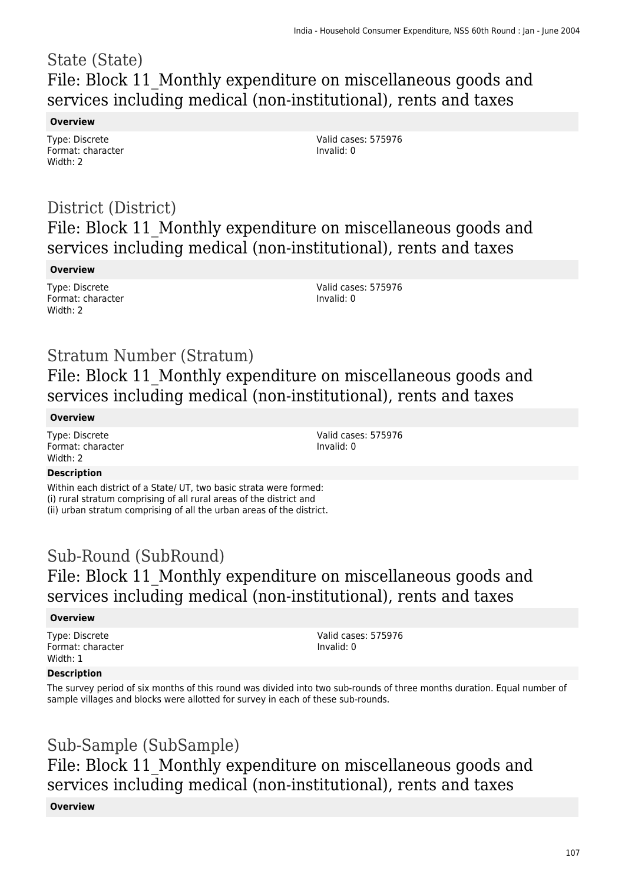## State (State)

## File: Block 11_Monthly expenditure on miscellaneous goods and services including medical (non-institutional), rents and taxes

**Overview**

Type: Discrete
Format: character
Width: 2

Valid cases: 575976
Invalid: 0

## District (District)

## File: Block 11_Monthly expenditure on miscellaneous goods and services including medical (non-institutional), rents and taxes

**Overview**

Type: Discrete
Format: character
Width: 2

Valid cases: 575976
Invalid: 0

## Stratum Number (Stratum)

## File: Block 11_Monthly expenditure on miscellaneous goods and services including medical (non-institutional), rents and taxes

**Overview**

Type: Discrete
Format: character
Width: 2

Valid cases: 575976
Invalid: 0

**Description**

Within each district of a State/ UT, two basic strata were formed:
(i) rural stratum comprising of all rural areas of the district and
(ii) urban stratum comprising of all the urban areas of the district.

## Sub-Round (SubRound)

## File: Block 11_Monthly expenditure on miscellaneous goods and services including medical (non-institutional), rents and taxes

**Overview**

Type: Discrete
Format: character
Width: 1

Valid cases: 575976
Invalid: 0

**Description**

The survey period of six months of this round was divided into two sub-rounds of three months duration. Equal number of sample villages and blocks were allotted for survey in each of these sub-rounds.

## Sub-Sample (SubSample)

## File: Block 11_Monthly expenditure on miscellaneous goods and services including medical (non-institutional), rents and taxes

**Overview**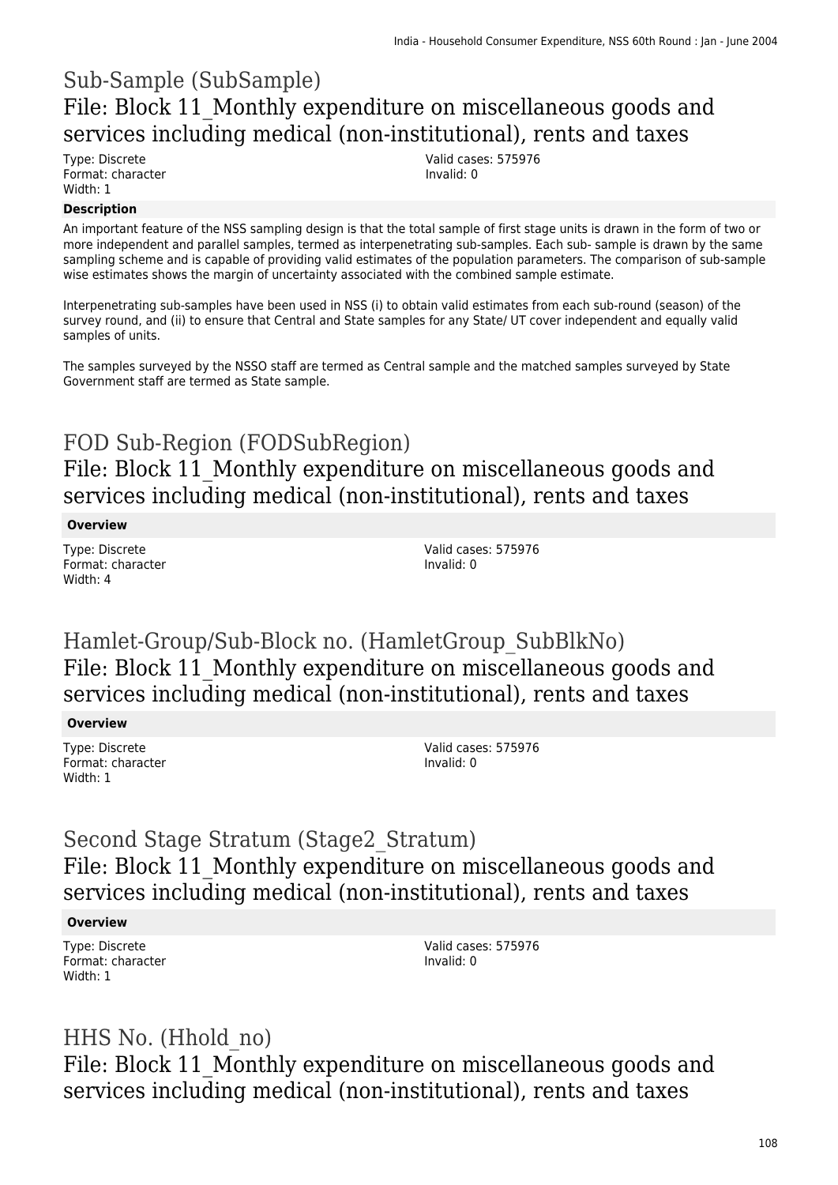# Sub-Sample (SubSample)

## File: Block 11_Monthly expenditure on miscellaneous goods and services including medical (non-institutional), rents and taxes

Type: Discrete
Format: character
Width: 1

Valid cases: 575976
Invalid: 0

**Description**

An important feature of the NSS sampling design is that the total sample of first stage units is drawn in the form of two or more independent and parallel samples, termed as interpenetrating sub-samples. Each sub- sample is drawn by the same sampling scheme and is capable of providing valid estimates of the population parameters. The comparison of sub-sample wise estimates shows the margin of uncertainty associated with the combined sample estimate.

Interpenetrating sub-samples have been used in NSS (i) to obtain valid estimates from each sub-round (season) of the survey round, and (ii) to ensure that Central and State samples for any State/ UT cover independent and equally valid samples of units.

The samples surveyed by the NSSO staff are termed as Central sample and the matched samples surveyed by State Government staff are termed as State sample.

# FOD Sub-Region (FODSubRegion)

## File: Block 11_Monthly expenditure on miscellaneous goods and services including medical (non-institutional), rents and taxes

**Overview**

Type: Discrete
Format: character
Width: 4

Valid cases: 575976
Invalid: 0

# Hamlet-Group/Sub-Block no. (HamletGroup_SubBlkNo)

## File: Block 11_Monthly expenditure on miscellaneous goods and services including medical (non-institutional), rents and taxes

**Overview**

Type: Discrete
Format: character
Width: 1

Valid cases: 575976
Invalid: 0

# Second Stage Stratum (Stage2_Stratum)

## File: Block 11_Monthly expenditure on miscellaneous goods and services including medical (non-institutional), rents and taxes

**Overview**

Type: Discrete
Format: character
Width: 1

Valid cases: 575976
Invalid: 0

# HHS No. (Hhold_no)

## File: Block 11_Monthly expenditure on miscellaneous goods and services including medical (non-institutional), rents and taxes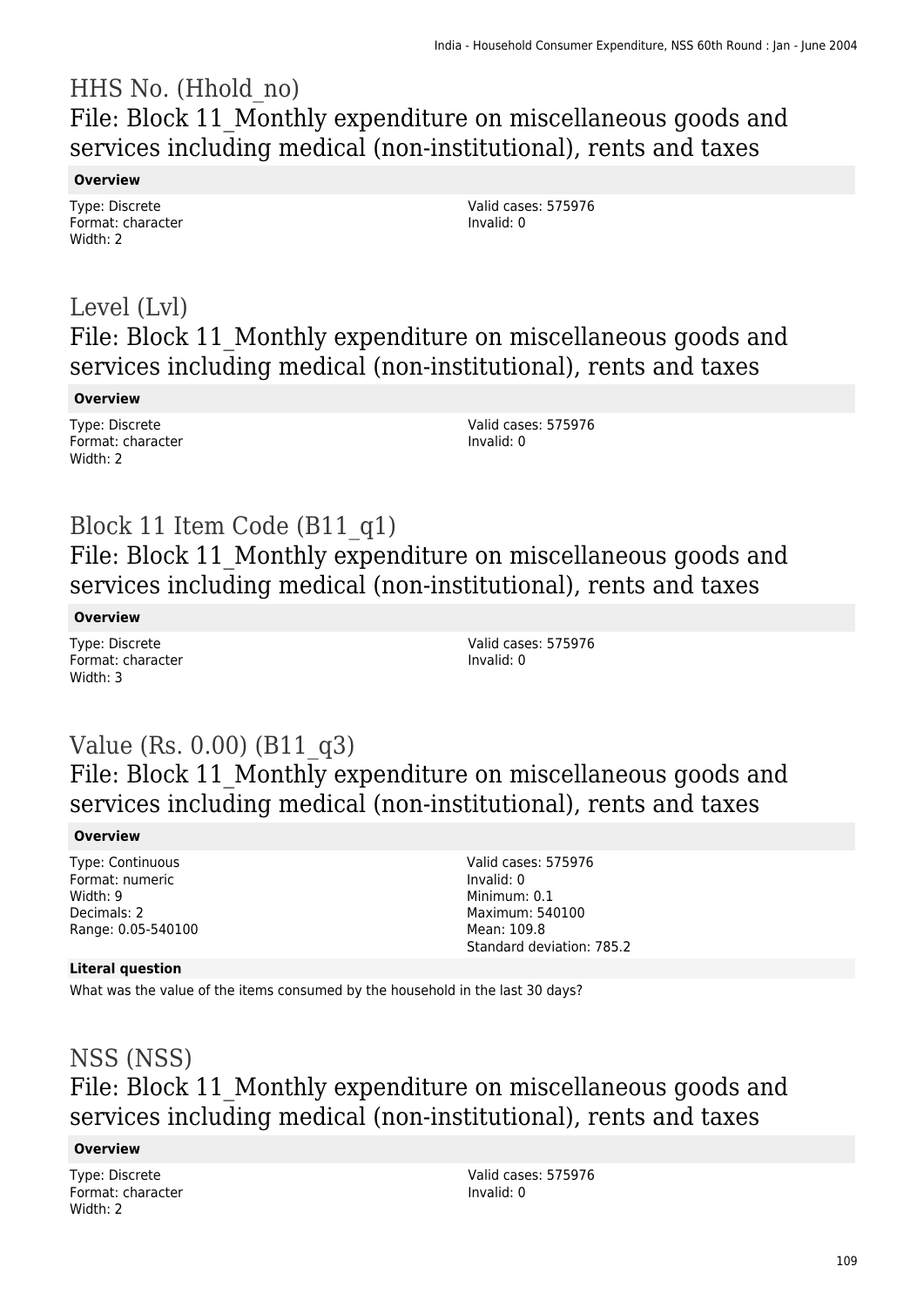## HHS No. (Hhold_no)
## File: Block 11_Monthly expenditure on miscellaneous goods and services including medical (non-institutional), rents and taxes

**Overview**

Type: Discrete
Format: character
Width: 2

Valid cases: 575976
Invalid: 0

## Level (Lvl)
## File: Block 11_Monthly expenditure on miscellaneous goods and services including medical (non-institutional), rents and taxes

**Overview**

Type: Discrete
Format: character
Width: 2

Valid cases: 575976
Invalid: 0

## Block 11 Item Code (B11_q1)
## File: Block 11_Monthly expenditure on miscellaneous goods and services including medical (non-institutional), rents and taxes

**Overview**

Type: Discrete
Format: character
Width: 3

Valid cases: 575976
Invalid: 0

## Value (Rs. 0.00) (B11_q3)
## File: Block 11_Monthly expenditure on miscellaneous goods and services including medical (non-institutional), rents and taxes

**Overview**

Type: Continuous
Format: numeric
Width: 9
Decimals: 2
Range: 0.05-540100

Valid cases: 575976
Invalid: 0
Minimum: 0.1
Maximum: 540100
Mean: 109.8
Standard deviation: 785.2

**Literal question**

What was the value of the items consumed by the household in the last 30 days?

## NSS (NSS)
## File: Block 11_Monthly expenditure on miscellaneous goods and services including medical (non-institutional), rents and taxes

**Overview**

Type: Discrete
Format: character
Width: 2

Valid cases: 575976
Invalid: 0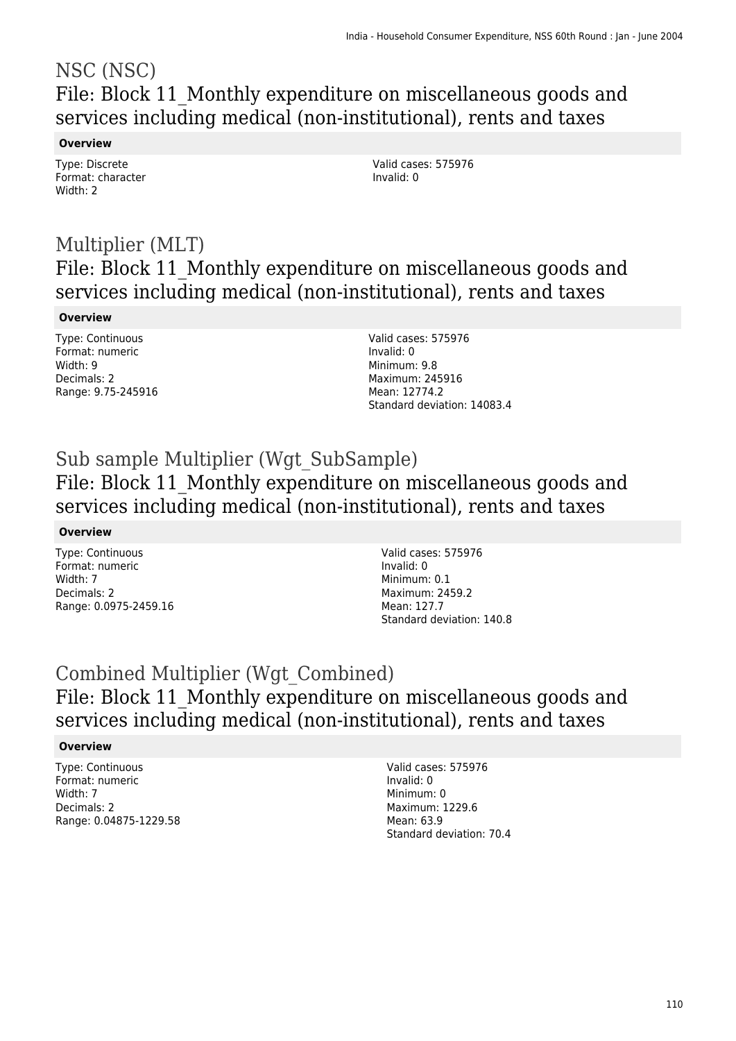# NSC (NSC)

## File: Block 11_Monthly expenditure on miscellaneous goods and services including medical (non-institutional), rents and taxes

**Overview**

Type: Discrete
Format: character
Width: 2

Valid cases: 575976
Invalid: 0

# Multiplier (MLT)

## File: Block 11_Monthly expenditure on miscellaneous goods and services including medical (non-institutional), rents and taxes

**Overview**

Type: Continuous
Format: numeric
Width: 9
Decimals: 2
Range: 9.75-245916

Valid cases: 575976
Invalid: 0
Minimum: 9.8
Maximum: 245916
Mean: 12774.2
Standard deviation: 14083.4

# Sub sample Multiplier (Wgt_SubSample)

## File: Block 11_Monthly expenditure on miscellaneous goods and services including medical (non-institutional), rents and taxes

**Overview**

Type: Continuous
Format: numeric
Width: 7
Decimals: 2
Range: 0.0975-2459.16

Valid cases: 575976
Invalid: 0
Minimum: 0.1
Maximum: 2459.2
Mean: 127.7
Standard deviation: 140.8

# Combined Multiplier (Wgt_Combined)

## File: Block 11_Monthly expenditure on miscellaneous goods and services including medical (non-institutional), rents and taxes

**Overview**

Type: Continuous
Format: numeric
Width: 7
Decimals: 2
Range: 0.04875-1229.58

Valid cases: 575976
Invalid: 0
Minimum: 0
Maximum: 1229.6
Mean: 63.9
Standard deviation: 70.4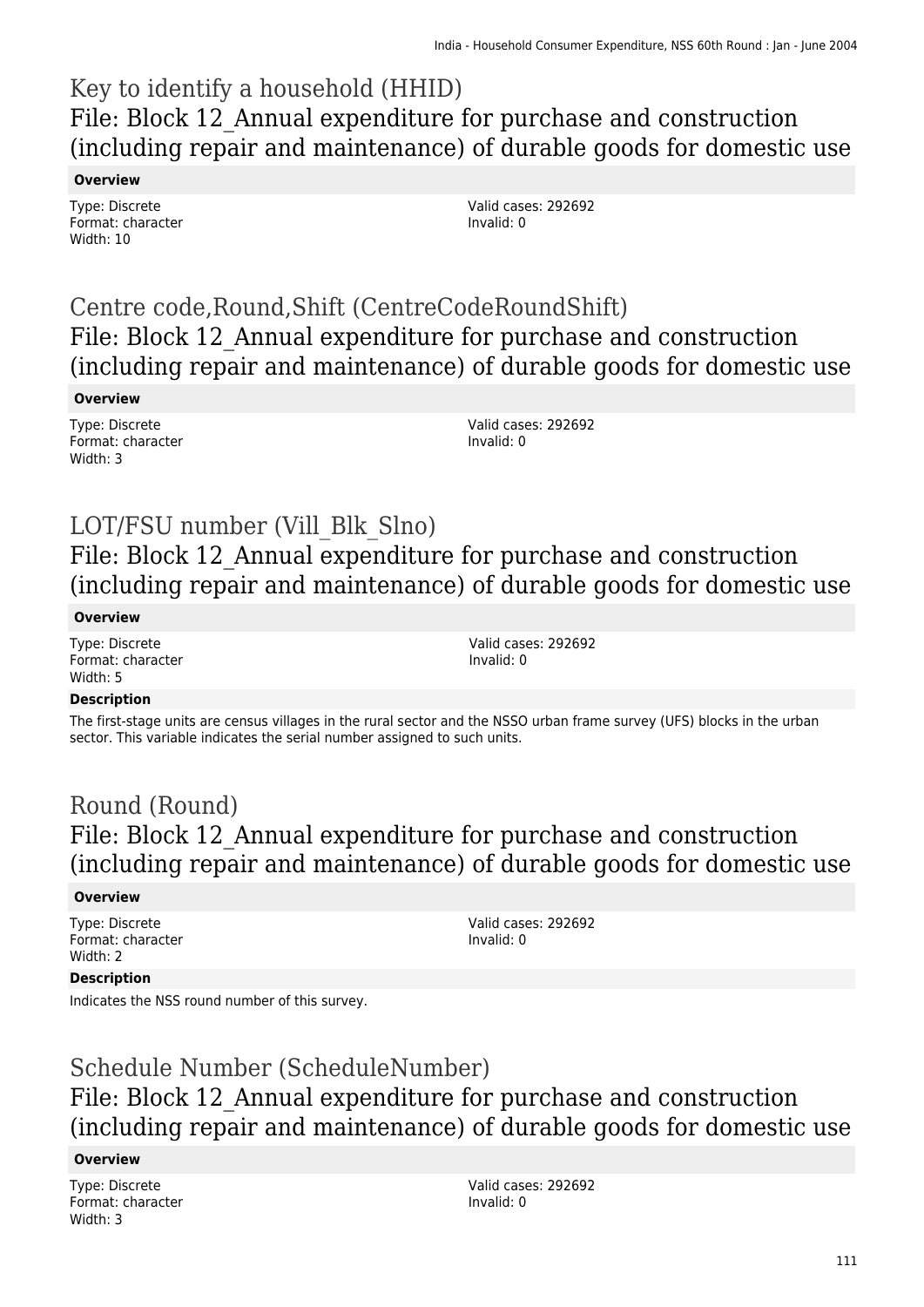## Key to identify a household (HHID)

## File: Block 12_Annual expenditure for purchase and construction (including repair and maintenance) of durable goods for domestic use

**Overview**

Type: Discrete
Format: character
Width: 10

Valid cases: 292692
Invalid: 0

## Centre code,Round,Shift (CentreCodeRoundShift)

## File: Block 12_Annual expenditure for purchase and construction (including repair and maintenance) of durable goods for domestic use

**Overview**

Type: Discrete
Format: character
Width: 3

Valid cases: 292692
Invalid: 0

## LOT/FSU number (Vill_Blk_Slno)

## File: Block 12_Annual expenditure for purchase and construction (including repair and maintenance) of durable goods for domestic use

**Overview**

Type: Discrete
Format: character
Width: 5

Valid cases: 292692
Invalid: 0

**Description**

The first-stage units are census villages in the rural sector and the NSSO urban frame survey (UFS) blocks in the urban sector. This variable indicates the serial number assigned to such units.

## Round (Round)

## File: Block 12_Annual expenditure for purchase and construction (including repair and maintenance) of durable goods for domestic use

**Overview**

Type: Discrete
Format: character
Width: 2

Valid cases: 292692
Invalid: 0

**Description**

Indicates the NSS round number of this survey.

## Schedule Number (ScheduleNumber)

## File: Block 12_Annual expenditure for purchase and construction (including repair and maintenance) of durable goods for domestic use

**Overview**

Type: Discrete
Format: character
Width: 3

Valid cases: 292692
Invalid: 0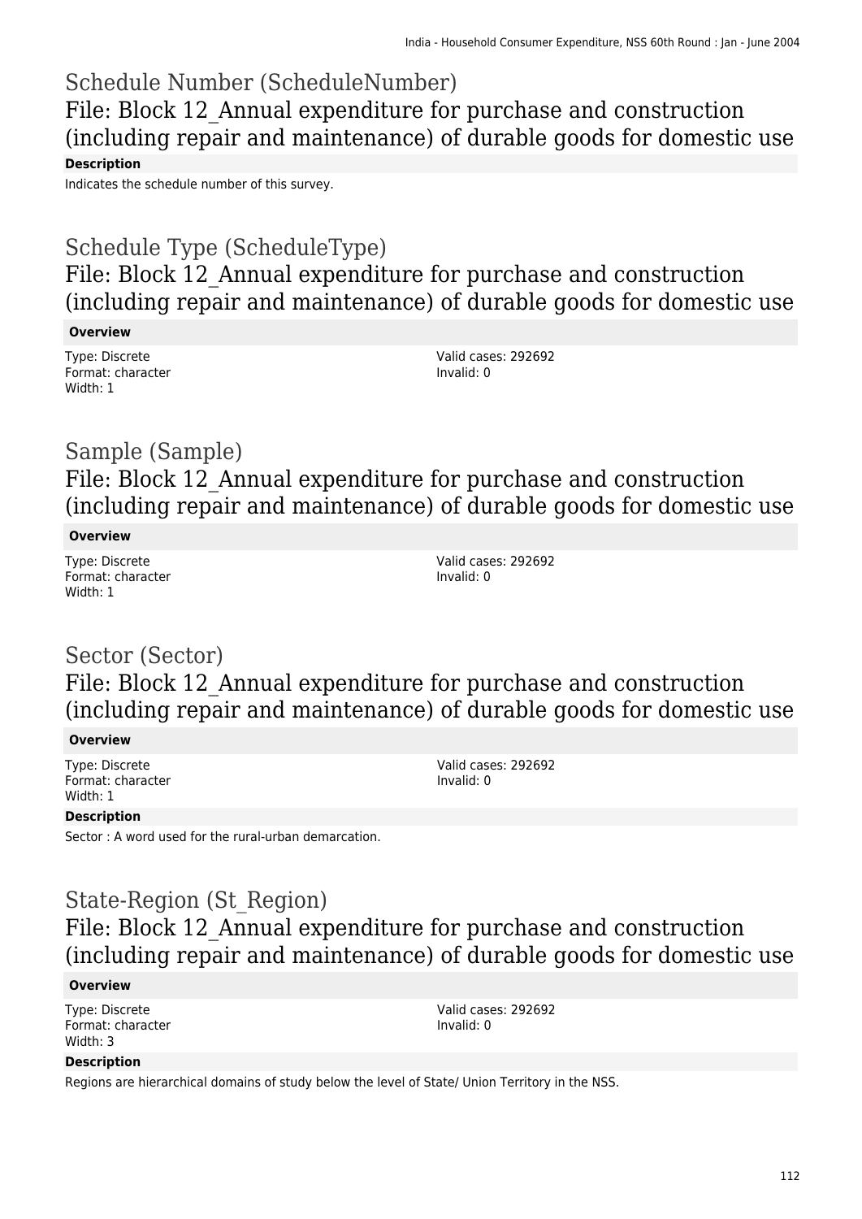## Schedule Number (ScheduleNumber)

### File: Block 12_Annual expenditure for purchase and construction (including repair and maintenance) of durable goods for domestic use

**Description**

Indicates the schedule number of this survey.

## Schedule Type (ScheduleType)

### File: Block 12_Annual expenditure for purchase and construction (including repair and maintenance) of durable goods for domestic use

**Overview**

Type: Discrete
Format: character
Width: 1

Valid cases: 292692
Invalid: 0

## Sample (Sample)

### File: Block 12_Annual expenditure for purchase and construction (including repair and maintenance) of durable goods for domestic use

**Overview**

Type: Discrete
Format: character
Width: 1

Valid cases: 292692
Invalid: 0

## Sector (Sector)

### File: Block 12_Annual expenditure for purchase and construction (including repair and maintenance) of durable goods for domestic use

**Overview**

Type: Discrete
Format: character
Width: 1

Valid cases: 292692
Invalid: 0

**Description**

Sector : A word used for the rural-urban demarcation.

## State-Region (St_Region)

### File: Block 12_Annual expenditure for purchase and construction (including repair and maintenance) of durable goods for domestic use

**Overview**

Type: Discrete
Format: character
Width: 3

Valid cases: 292692
Invalid: 0

**Description**

Regions are hierarchical domains of study below the level of State/ Union Territory in the NSS.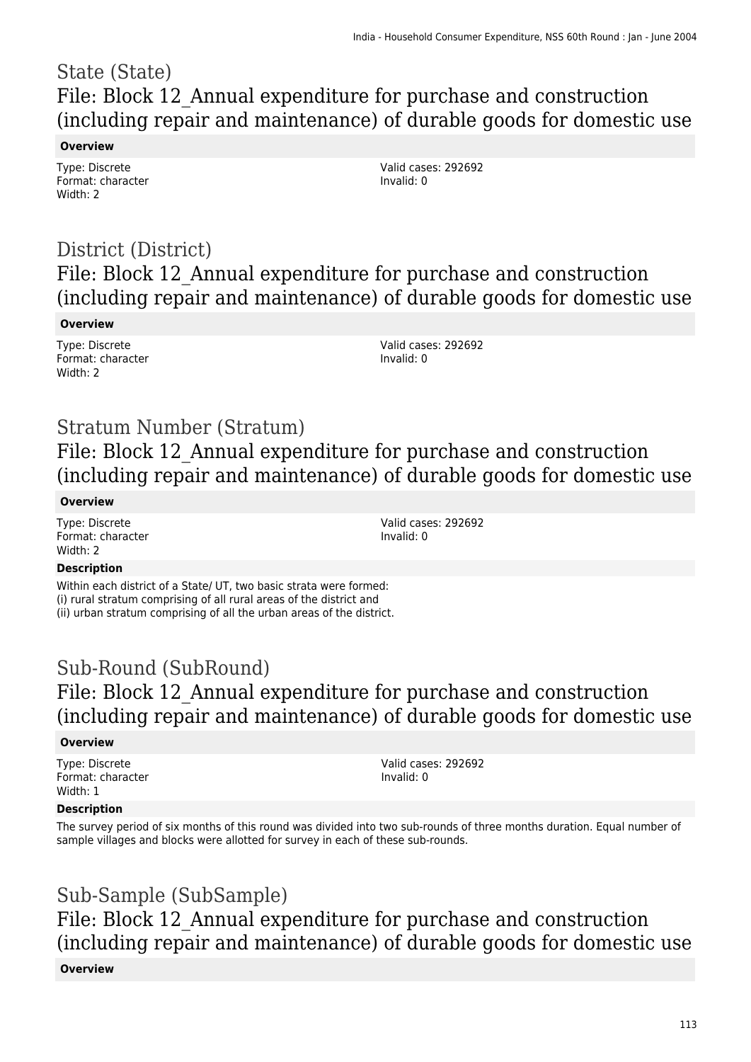# State (State)
## File: Block 12_Annual expenditure for purchase and construction (including repair and maintenance) of durable goods for domestic use

**Overview**

Type: Discrete
Format: character
Width: 2

Valid cases: 292692
Invalid: 0

# District (District)
## File: Block 12_Annual expenditure for purchase and construction (including repair and maintenance) of durable goods for domestic use

**Overview**

Type: Discrete
Format: character
Width: 2

Valid cases: 292692
Invalid: 0

# Stratum Number (Stratum)
## File: Block 12_Annual expenditure for purchase and construction (including repair and maintenance) of durable goods for domestic use

**Overview**

Type: Discrete
Format: character
Width: 2

Valid cases: 292692
Invalid: 0

**Description**

Within each district of a State/ UT, two basic strata were formed:
(i) rural stratum comprising of all rural areas of the district and
(ii) urban stratum comprising of all the urban areas of the district.

# Sub-Round (SubRound)
## File: Block 12_Annual expenditure for purchase and construction (including repair and maintenance) of durable goods for domestic use

**Overview**

Type: Discrete
Format: character
Width: 1

Valid cases: 292692
Invalid: 0

**Description**

The survey period of six months of this round was divided into two sub-rounds of three months duration. Equal number of sample villages and blocks were allotted for survey in each of these sub-rounds.

# Sub-Sample (SubSample)
## File: Block 12_Annual expenditure for purchase and construction (including repair and maintenance) of durable goods for domestic use

**Overview**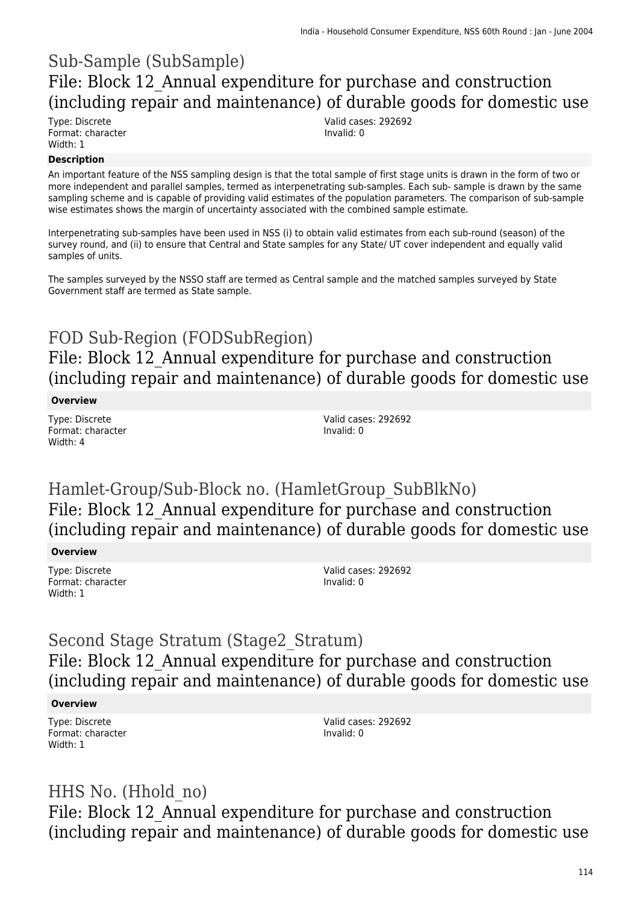# Sub-Sample (SubSample)

## File: Block 12_Annual expenditure for purchase and construction (including repair and maintenance) of durable goods for domestic use

Type: Discrete
Format: character
Width: 1

Valid cases: 292692
Invalid: 0

**Description**

An important feature of the NSS sampling design is that the total sample of first stage units is drawn in the form of two or more independent and parallel samples, termed as interpenetrating sub-samples. Each sub- sample is drawn by the same sampling scheme and is capable of providing valid estimates of the population parameters. The comparison of sub-sample wise estimates shows the margin of uncertainty associated with the combined sample estimate.

Interpenetrating sub-samples have been used in NSS (i) to obtain valid estimates from each sub-round (season) of the survey round, and (ii) to ensure that Central and State samples for any State/ UT cover independent and equally valid samples of units.

The samples surveyed by the NSSO staff are termed as Central sample and the matched samples surveyed by State Government staff are termed as State sample.

# FOD Sub-Region (FODSubRegion)

## File: Block 12_Annual expenditure for purchase and construction (including repair and maintenance) of durable goods for domestic use

**Overview**

Type: Discrete
Format: character
Width: 4

Valid cases: 292692
Invalid: 0

# Hamlet-Group/Sub-Block no. (HamletGroup_SubBlkNo)

## File: Block 12_Annual expenditure for purchase and construction (including repair and maintenance) of durable goods for domestic use

**Overview**

Type: Discrete
Format: character
Width: 1

Valid cases: 292692
Invalid: 0

# Second Stage Stratum (Stage2_Stratum)

## File: Block 12_Annual expenditure for purchase and construction (including repair and maintenance) of durable goods for domestic use

**Overview**

Type: Discrete
Format: character
Width: 1

Valid cases: 292692
Invalid: 0

# HHS No. (Hhold_no)

## File: Block 12_Annual expenditure for purchase and construction (including repair and maintenance) of durable goods for domestic use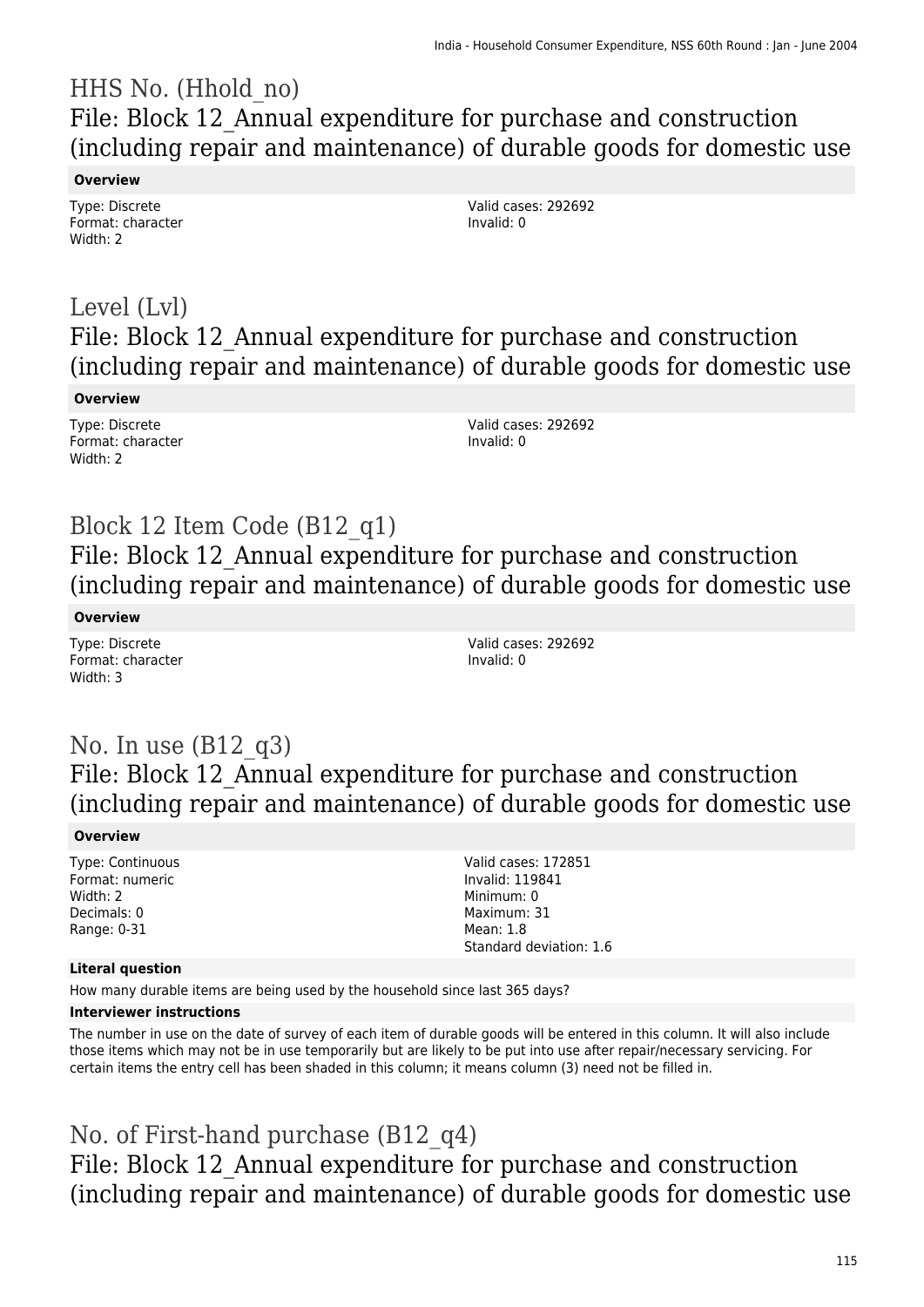# HHS No. (Hhold_no)

## File: Block 12_Annual expenditure for purchase and construction (including repair and maintenance) of durable goods for domestic use

**Overview**

Type: Discrete
Format: character
Width: 2

Valid cases: 292692
Invalid: 0

# Level (Lvl)

## File: Block 12_Annual expenditure for purchase and construction (including repair and maintenance) of durable goods for domestic use

**Overview**

Type: Discrete
Format: character
Width: 2

Valid cases: 292692
Invalid: 0

# Block 12 Item Code (B12_q1)

## File: Block 12_Annual expenditure for purchase and construction (including repair and maintenance) of durable goods for domestic use

**Overview**

Type: Discrete
Format: character
Width: 3

Valid cases: 292692
Invalid: 0

# No. In use (B12_q3)

## File: Block 12_Annual expenditure for purchase and construction (including repair and maintenance) of durable goods for domestic use

**Overview**

Type: Continuous
Format: numeric
Width: 2
Decimals: 0
Range: 0-31

Valid cases: 172851
Invalid: 119841
Minimum: 0
Maximum: 31
Mean: 1.8
Standard deviation: 1.6

**Literal question**

How many durable items are being used by the household since last 365 days?

**Interviewer instructions**

The number in use on the date of survey of each item of durable goods will be entered in this column. It will also include those items which may not be in use temporarily but are likely to be put into use after repair/necessary servicing. For certain items the entry cell has been shaded in this column; it means column (3) need not be filled in.

# No. of First-hand purchase (B12_q4)

## File: Block 12_Annual expenditure for purchase and construction (including repair and maintenance) of durable goods for domestic use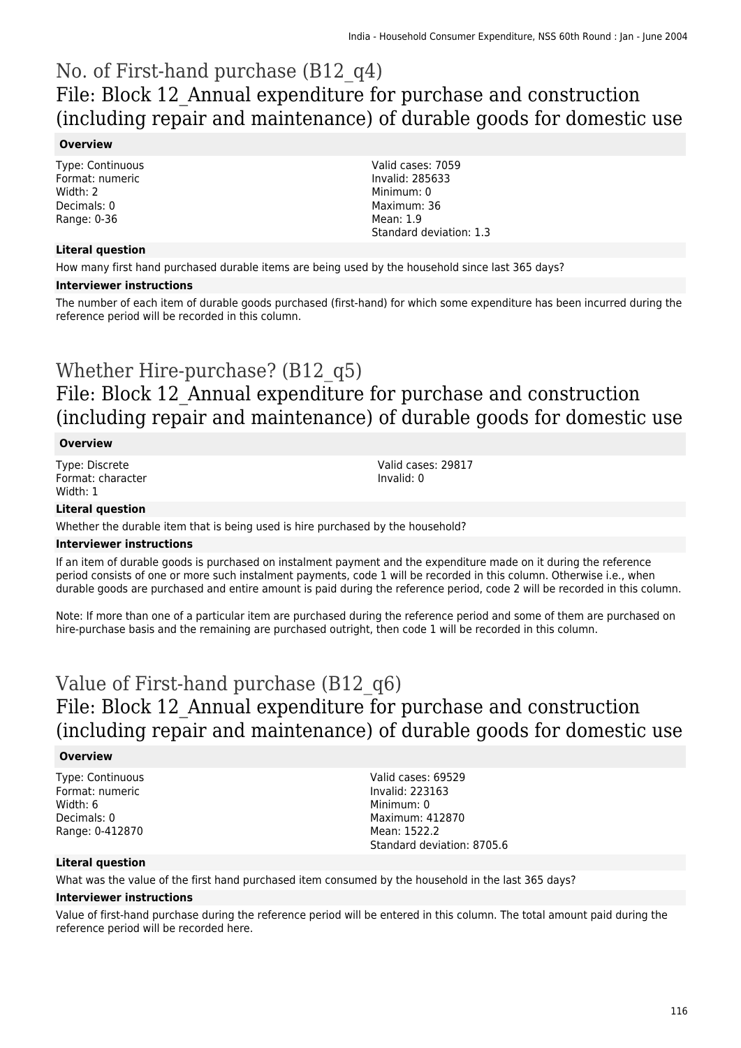# No. of First-hand purchase (B12_q4)
## File: Block 12_Annual expenditure for purchase and construction (including repair and maintenance) of durable goods for domestic use

### Overview

Type: Continuous
Format: numeric
Width: 2
Decimals: 0
Range: 0-36

Valid cases: 7059
Invalid: 285633
Minimum: 0
Maximum: 36
Mean: 1.9
Standard deviation: 1.3

### Literal question

How many first hand purchased durable items are being used by the household since last 365 days?

### Interviewer instructions

The number of each item of durable goods purchased (first-hand) for which some expenditure has been incurred during the reference period will be recorded in this column.

# Whether Hire-purchase? (B12_q5)
## File: Block 12_Annual expenditure for purchase and construction (including repair and maintenance) of durable goods for domestic use

### Overview

Type: Discrete
Format: character
Width: 1

Valid cases: 29817
Invalid: 0

### Literal question

Whether the durable item that is being used is hire purchased by the household?

### Interviewer instructions

If an item of durable goods is purchased on instalment payment and the expenditure made on it during the reference period consists of one or more such instalment payments, code 1 will be recorded in this column. Otherwise i.e., when durable goods are purchased and entire amount is paid during the reference period, code 2 will be recorded in this column.

Note: If more than one of a particular item are purchased during the reference period and some of them are purchased on hire-purchase basis and the remaining are purchased outright, then code 1 will be recorded in this column.

# Value of First-hand purchase (B12_q6)
## File: Block 12_Annual expenditure for purchase and construction (including repair and maintenance) of durable goods for domestic use

### Overview

Type: Continuous
Format: numeric
Width: 6
Decimals: 0
Range: 0-412870

Valid cases: 69529
Invalid: 223163
Minimum: 0
Maximum: 412870
Mean: 1522.2
Standard deviation: 8705.6

### Literal question

What was the value of the first hand purchased item consumed by the household in the last 365 days?

### Interviewer instructions

Value of first-hand purchase during the reference period will be entered in this column. The total amount paid during the reference period will be recorded here.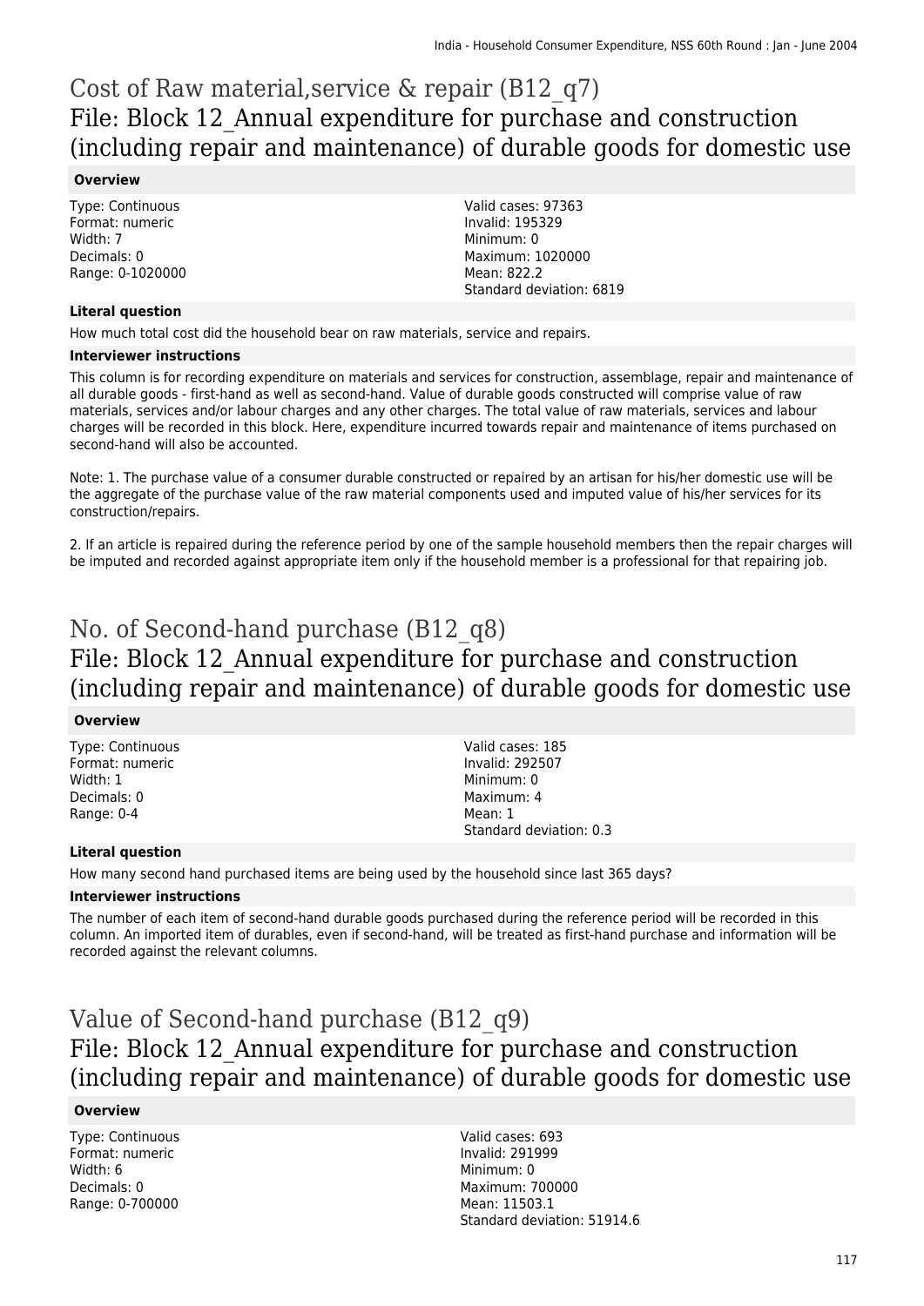# Cost of Raw material,service & repair (B12_q7)

## File: Block 12_Annual expenditure for purchase and construction (including repair and maintenance) of durable goods for domestic use

### Overview

Type: Continuous
Format: numeric
Width: 7
Decimals: 0
Range: 0-1020000

Valid cases: 97363
Invalid: 195329
Minimum: 0
Maximum: 1020000
Mean: 822.2
Standard deviation: 6819

### Literal question

How much total cost did the household bear on raw materials, service and repairs.

### Interviewer instructions

This column is for recording expenditure on materials and services for construction, assemblage, repair and maintenance of all durable goods - first-hand as well as second-hand. Value of durable goods constructed will comprise value of raw materials, services and/or labour charges and any other charges. The total value of raw materials, services and labour charges will be recorded in this block. Here, expenditure incurred towards repair and maintenance of items purchased on second-hand will also be accounted.

Note: 1. The purchase value of a consumer durable constructed or repaired by an artisan for his/her domestic use will be the aggregate of the purchase value of the raw material components used and imputed value of his/her services for its construction/repairs.

2. If an article is repaired during the reference period by one of the sample household members then the repair charges will be imputed and recorded against appropriate item only if the household member is a professional for that repairing job.

# No. of Second-hand purchase (B12_q8)

## File: Block 12_Annual expenditure for purchase and construction (including repair and maintenance) of durable goods for domestic use

### Overview

Type: Continuous
Format: numeric
Width: 1
Decimals: 0
Range: 0-4

Valid cases: 185
Invalid: 292507
Minimum: 0
Maximum: 4
Mean: 1
Standard deviation: 0.3

### Literal question

How many second hand purchased items are being used by the household since last 365 days?

### Interviewer instructions

The number of each item of second-hand durable goods purchased during the reference period will be recorded in this column. An imported item of durables, even if second-hand, will be treated as first-hand purchase and information will be recorded against the relevant columns.

# Value of Second-hand purchase (B12_q9)

## File: Block 12_Annual expenditure for purchase and construction (including repair and maintenance) of durable goods for domestic use

### Overview

Type: Continuous
Format: numeric
Width: 6
Decimals: 0
Range: 0-700000

Valid cases: 693
Invalid: 291999
Minimum: 0
Maximum: 700000
Mean: 11503.1
Standard deviation: 51914.6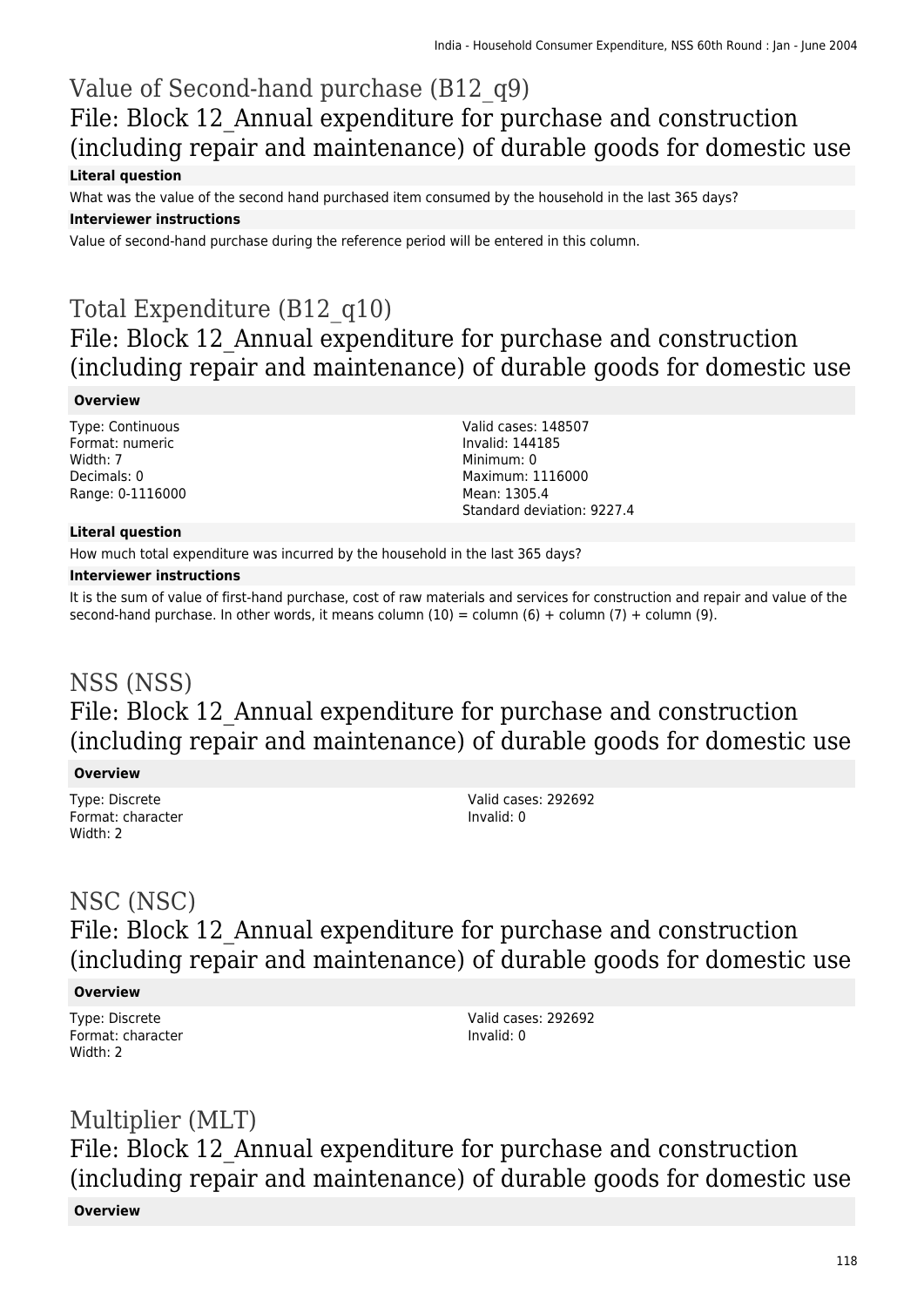# Value of Second-hand purchase (B12_q9)

## File: Block 12_Annual expenditure for purchase and construction (including repair and maintenance) of durable goods for domestic use

**Literal question**

What was the value of the second hand purchased item consumed by the household in the last 365 days?

**Interviewer instructions**

Value of second-hand purchase during the reference period will be entered in this column.

# Total Expenditure (B12_q10)

## File: Block 12_Annual expenditure for purchase and construction (including repair and maintenance) of durable goods for domestic use

**Overview**

Type: Continuous
Format: numeric
Width: 7
Decimals: 0
Range: 0-1116000

Valid cases: 148507
Invalid: 144185
Minimum: 0
Maximum: 1116000
Mean: 1305.4
Standard deviation: 9227.4

**Literal question**

How much total expenditure was incurred by the household in the last 365 days?

**Interviewer instructions**

It is the sum of value of first-hand purchase, cost of raw materials and services for construction and repair and value of the second-hand purchase. In other words, it means column (10) = column (6) + column (7) + column (9).

# NSS (NSS)

## File: Block 12_Annual expenditure for purchase and construction (including repair and maintenance) of durable goods for domestic use

**Overview**

Type: Discrete
Format: character
Width: 2

Valid cases: 292692
Invalid: 0

# NSC (NSC)

## File: Block 12_Annual expenditure for purchase and construction (including repair and maintenance) of durable goods for domestic use

**Overview**

Type: Discrete
Format: character
Width: 2

Valid cases: 292692
Invalid: 0

# Multiplier (MLT)

## File: Block 12_Annual expenditure for purchase and construction (including repair and maintenance) of durable goods for domestic use

**Overview**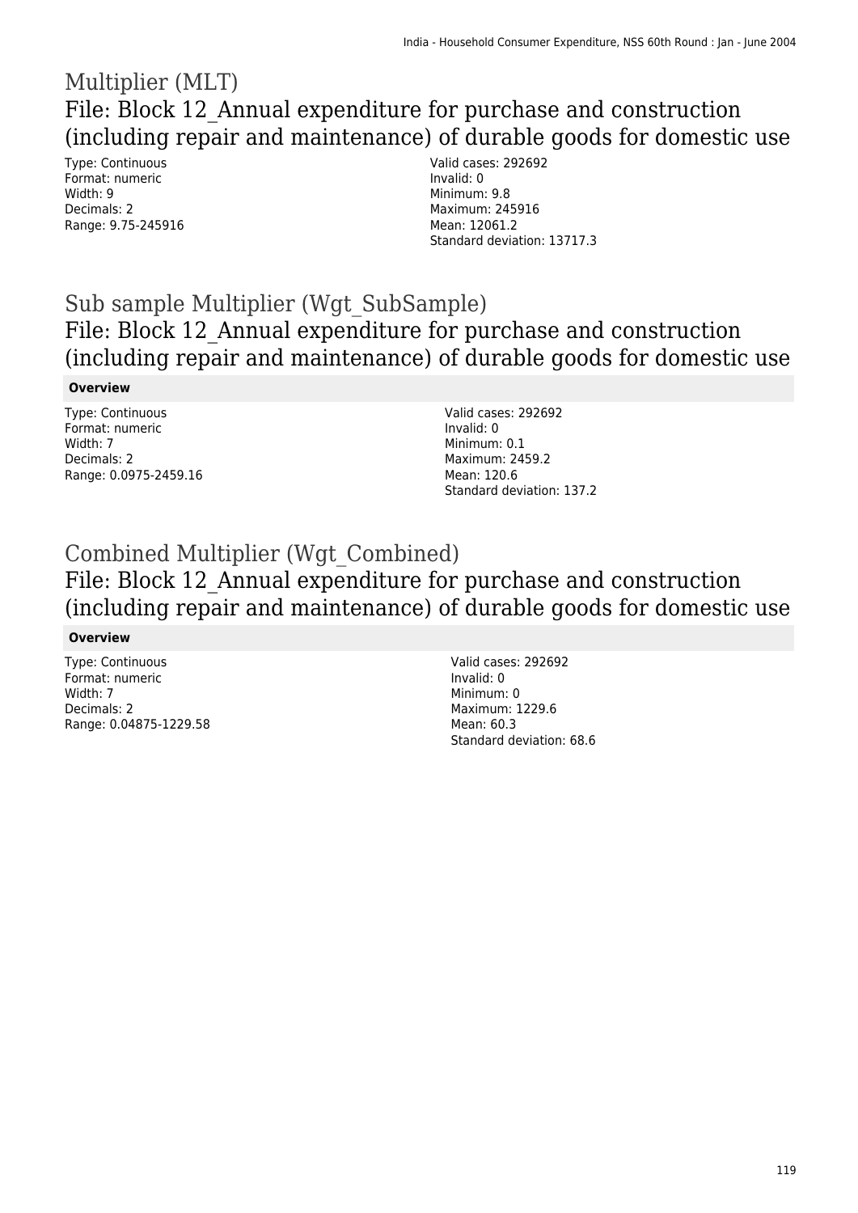# Multiplier (MLT)

## File: Block 12_Annual expenditure for purchase and construction (including repair and maintenance) of durable goods for domestic use

Type: Continuous
Format: numeric
Width: 9
Decimals: 2
Range: 9.75-245916

Valid cases: 292692
Invalid: 0
Minimum: 9.8
Maximum: 245916
Mean: 12061.2
Standard deviation: 13717.3

# Sub sample Multiplier (Wgt_SubSample)

## File: Block 12_Annual expenditure for purchase and construction (including repair and maintenance) of durable goods for domestic use

**Overview**

Type: Continuous
Format: numeric
Width: 7
Decimals: 2
Range: 0.0975-2459.16

Valid cases: 292692
Invalid: 0
Minimum: 0.1
Maximum: 2459.2
Mean: 120.6
Standard deviation: 137.2

# Combined Multiplier (Wgt_Combined)

## File: Block 12_Annual expenditure for purchase and construction (including repair and maintenance) of durable goods for domestic use

**Overview**

Type: Continuous
Format: numeric
Width: 7
Decimals: 2
Range: 0.04875-1229.58

Valid cases: 292692
Invalid: 0
Minimum: 0
Maximum: 1229.6
Mean: 60.3
Standard deviation: 68.6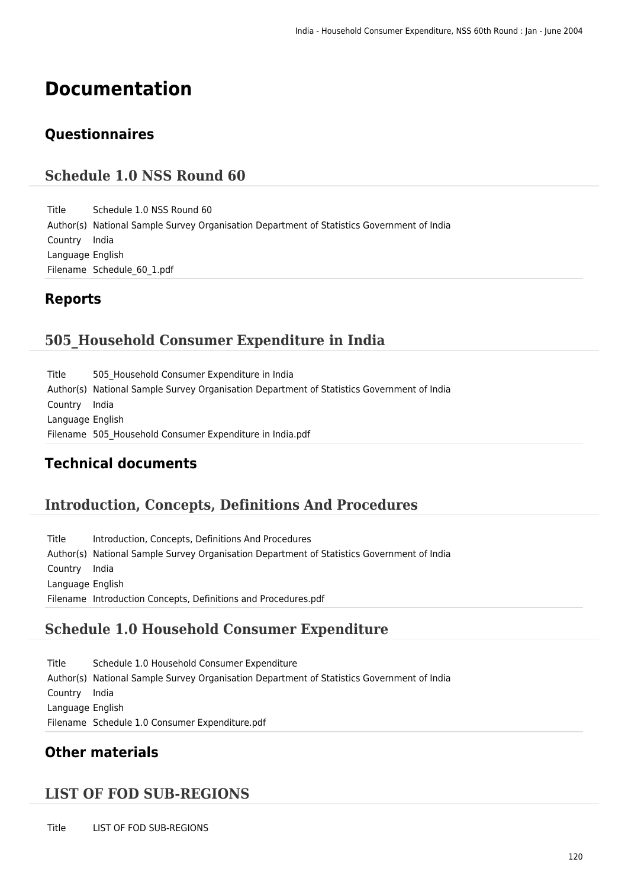# Documentation

## Questionnaires

### Schedule 1.0 NSS Round 60

| | |
|---|---|
| Title | Schedule 1.0 NSS Round 60 |
| Author(s) | National Sample Survey Organisation Department of Statistics Government of India |
| Country | India |
| Language | English |
| Filename | Schedule_60_1.pdf |

## Reports

### 505_Household Consumer Expenditure in India

| | |
|---|---|
| Title | 505_Household Consumer Expenditure in India |
| Author(s) | National Sample Survey Organisation Department of Statistics Government of India |
| Country | India |
| Language | English |
| Filename | 505_Household Consumer Expenditure in India.pdf |

## Technical documents

### Introduction, Concepts, Definitions And Procedures

| | |
|---|---|
| Title | Introduction, Concepts, Definitions And Procedures |
| Author(s) | National Sample Survey Organisation Department of Statistics Government of India |
| Country | India |
| Language | English |
| Filename | Introduction Concepts, Definitions and Procedures.pdf |

### Schedule 1.0 Household Consumer Expenditure

| | |
|---|---|
| Title | Schedule 1.0 Household Consumer Expenditure |
| Author(s) | National Sample Survey Organisation Department of Statistics Government of India |
| Country | India |
| Language | English |
| Filename | Schedule 1.0 Consumer Expenditure.pdf |

## Other materials

### LIST OF FOD SUB-REGIONS

| | |
|---|---|
| Title | LIST OF FOD SUB-REGIONS |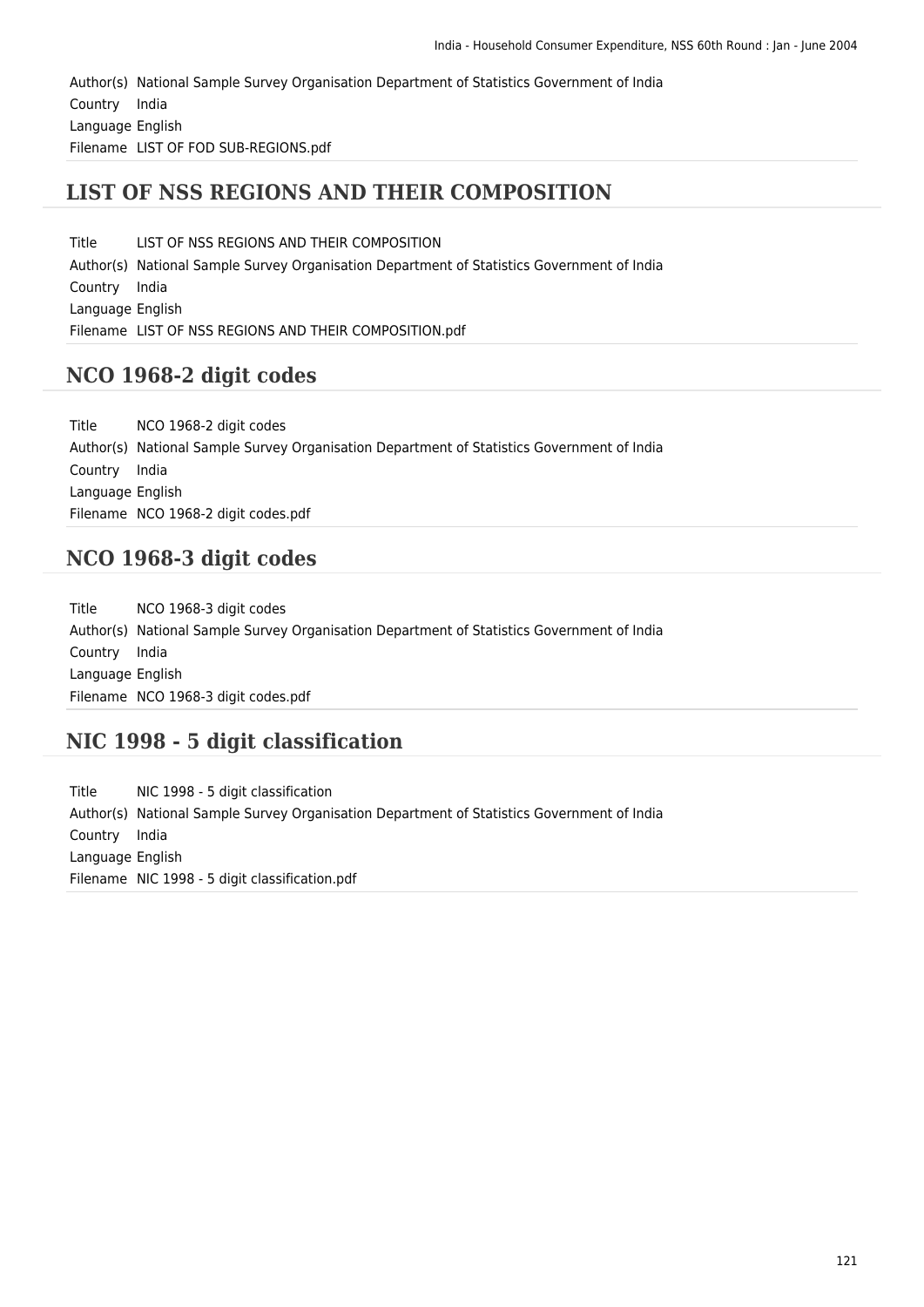| | |
|---|---|
| Author(s) | National Sample Survey Organisation Department of Statistics Government of India |
| Country | India |
| Language | English |
| Filename | LIST OF FOD SUB-REGIONS.pdf |

## LIST OF NSS REGIONS AND THEIR COMPOSITION

| | |
|---|---|
| Title | LIST OF NSS REGIONS AND THEIR COMPOSITION |
| Author(s) | National Sample Survey Organisation Department of Statistics Government of India |
| Country | India |
| Language | English |
| Filename | LIST OF NSS REGIONS AND THEIR COMPOSITION.pdf |

## NCO 1968-2 digit codes

| | |
|---|---|
| Title | NCO 1968-2 digit codes |
| Author(s) | National Sample Survey Organisation Department of Statistics Government of India |
| Country | India |
| Language | English |
| Filename | NCO 1968-2 digit codes.pdf |

## NCO 1968-3 digit codes

| | |
|---|---|
| Title | NCO 1968-3 digit codes |
| Author(s) | National Sample Survey Organisation Department of Statistics Government of India |
| Country | India |
| Language | English |
| Filename | NCO 1968-3 digit codes.pdf |

## NIC 1998 - 5 digit classification

| | |
|---|---|
| Title | NIC 1998 - 5 digit classification |
| Author(s) | National Sample Survey Organisation Department of Statistics Government of India |
| Country | India |
| Language | English |
| Filename | NIC 1998 - 5 digit classification.pdf |